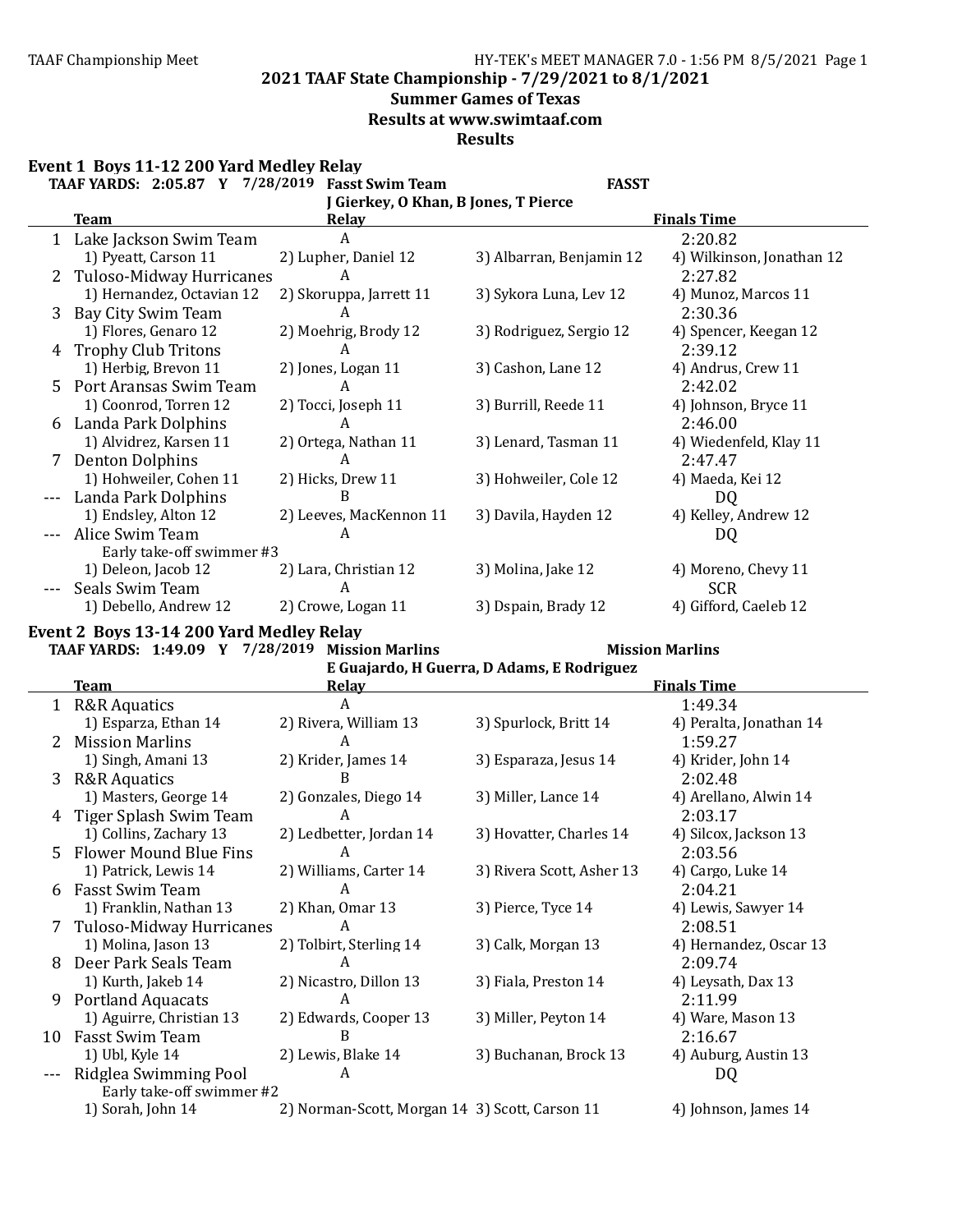**2021 TAAF State Championship - 7/29/2021 to 8/1/2021**

**Summer Games of Texas**

**Results at www.swimtaaf.com**

**Results**

## Event 1 Boys 11-12 200 Yard Medley Relay

**TAAF YARDS: 2:05.87 Y 7/28/2019 Fasst Swim Team FASST**
**J Gierkey, O Khan, B Jones, T Pierce**

| | Team | Relay | | Finals Time |
|---|---|---|---|---|
| 1 | Lake Jackson Swim Team | A | | 2:20.82 |
| | 1) Pyeatt, Carson 11 | 2) Lupher, Daniel 12 | 3) Albarran, Benjamin 12 | 4) Wilkinson, Jonathan 12 |
| 2 | Tuloso-Midway Hurricanes | A | | 2:27.82 |
| | 1) Hernandez, Octavian 12 | 2) Skoruppa, Jarrett 11 | 3) Sykora Luna, Lev 12 | 4) Munoz, Marcos 11 |
| 3 | Bay City Swim Team | A | | 2:30.36 |
| | 1) Flores, Genaro 12 | 2) Moehrig, Brody 12 | 3) Rodriguez, Sergio 12 | 4) Spencer, Keegan 12 |
| 4 | Trophy Club Tritons | A | | 2:39.12 |
| | 1) Herbig, Brevon 11 | 2) Jones, Logan 11 | 3) Cashon, Lane 12 | 4) Andrus, Crew 11 |
| 5 | Port Aransas Swim Team | A | | 2:42.02 |
| | 1) Coonrod, Torren 12 | 2) Tocci, Joseph 11 | 3) Burrill, Reede 11 | 4) Johnson, Bryce 11 |
| 6 | Landa Park Dolphins | A | | 2:46.00 |
| | 1) Alvidrez, Karsen 11 | 2) Ortega, Nathan 11 | 3) Lenard, Tasman 11 | 4) Wiedenfeld, Klay 11 |
| 7 | Denton Dolphins | A | | 2:47.47 |
| | 1) Hohweiler, Cohen 11 | 2) Hicks, Drew 11 | 3) Hohweiler, Cole 12 | 4) Maeda, Kei 12 |
| --- | Landa Park Dolphins | B | | DQ |
| | 1) Endsley, Alton 12 | 2) Leeves, MacKennon 11 | 3) Davila, Hayden 12 | 4) Kelley, Andrew 12 |
| --- | Alice Swim Team | A | | DQ |
| | Early take-off swimmer #3 | | | |
| | 1) Deleon, Jacob 12 | 2) Lara, Christian 12 | 3) Molina, Jake 12 | 4) Moreno, Chevy 11 |
| --- | Seals Swim Team | A | | SCR |
| | 1) Debello, Andrew 12 | 2) Crowe, Logan 11 | 3) Dspain, Brady 12 | 4) Gifford, Caeleb 12 |

## Event 2 Boys 13-14 200 Yard Medley Relay

**TAAF YARDS: 1:49.09 Y 7/28/2019 Mission Marlins Mission Marlins**
**E Guajardo, H Guerra, D Adams, E Rodriguez**

| | Team | Relay | | Finals Time |
|---|---|---|---|---|
| 1 | R&R Aquatics | A | | 1:49.34 |
| | 1) Esparza, Ethan 14 | 2) Rivera, William 13 | 3) Spurlock, Britt 14 | 4) Peralta, Jonathan 14 |
| 2 | Mission Marlins | A | | 1:59.27 |
| | 1) Singh, Amani 13 | 2) Krider, James 14 | 3) Esparaza, Jesus 14 | 4) Krider, John 14 |
| 3 | R&R Aquatics | B | | 2:02.48 |
| | 1) Masters, George 14 | 2) Gonzales, Diego 14 | 3) Miller, Lance 14 | 4) Arellano, Alwin 14 |
| 4 | Tiger Splash Swim Team | A | | 2:03.17 |
| | 1) Collins, Zachary 13 | 2) Ledbetter, Jordan 14 | 3) Hovatter, Charles 14 | 4) Silcox, Jackson 13 |
| 5 | Flower Mound Blue Fins | A | | 2:03.56 |
| | 1) Patrick, Lewis 14 | 2) Williams, Carter 14 | 3) Rivera Scott, Asher 13 | 4) Cargo, Luke 14 |
| 6 | Fasst Swim Team | A | | 2:04.21 |
| | 1) Franklin, Nathan 13 | 2) Khan, Omar 13 | 3) Pierce, Tyce 14 | 4) Lewis, Sawyer 14 |
| 7 | Tuloso-Midway Hurricanes | A | | 2:08.51 |
| | 1) Molina, Jason 13 | 2) Tolbirt, Sterling 14 | 3) Calk, Morgan 13 | 4) Hernandez, Oscar 13 |
| 8 | Deer Park Seals Team | A | | 2:09.74 |
| | 1) Kurth, Jakeb 14 | 2) Nicastro, Dillon 13 | 3) Fiala, Preston 14 | 4) Leysath, Dax 13 |
| 9 | Portland Aquacats | A | | 2:11.99 |
| | 1) Aguirre, Christian 13 | 2) Edwards, Cooper 13 | 3) Miller, Peyton 14 | 4) Ware, Mason 13 |
| 10 | Fasst Swim Team | B | | 2:16.67 |
| | 1) Ubl, Kyle 14 | 2) Lewis, Blake 14 | 3) Buchanan, Brock 13 | 4) Auburg, Austin 13 |
| --- | Ridglea Swimming Pool | A | | DQ |
| | Early take-off swimmer #2 | | | |
| | 1) Sorah, John 14 | 2) Norman-Scott, Morgan 14 | 3) Scott, Carson 11 | 4) Johnson, James 14 |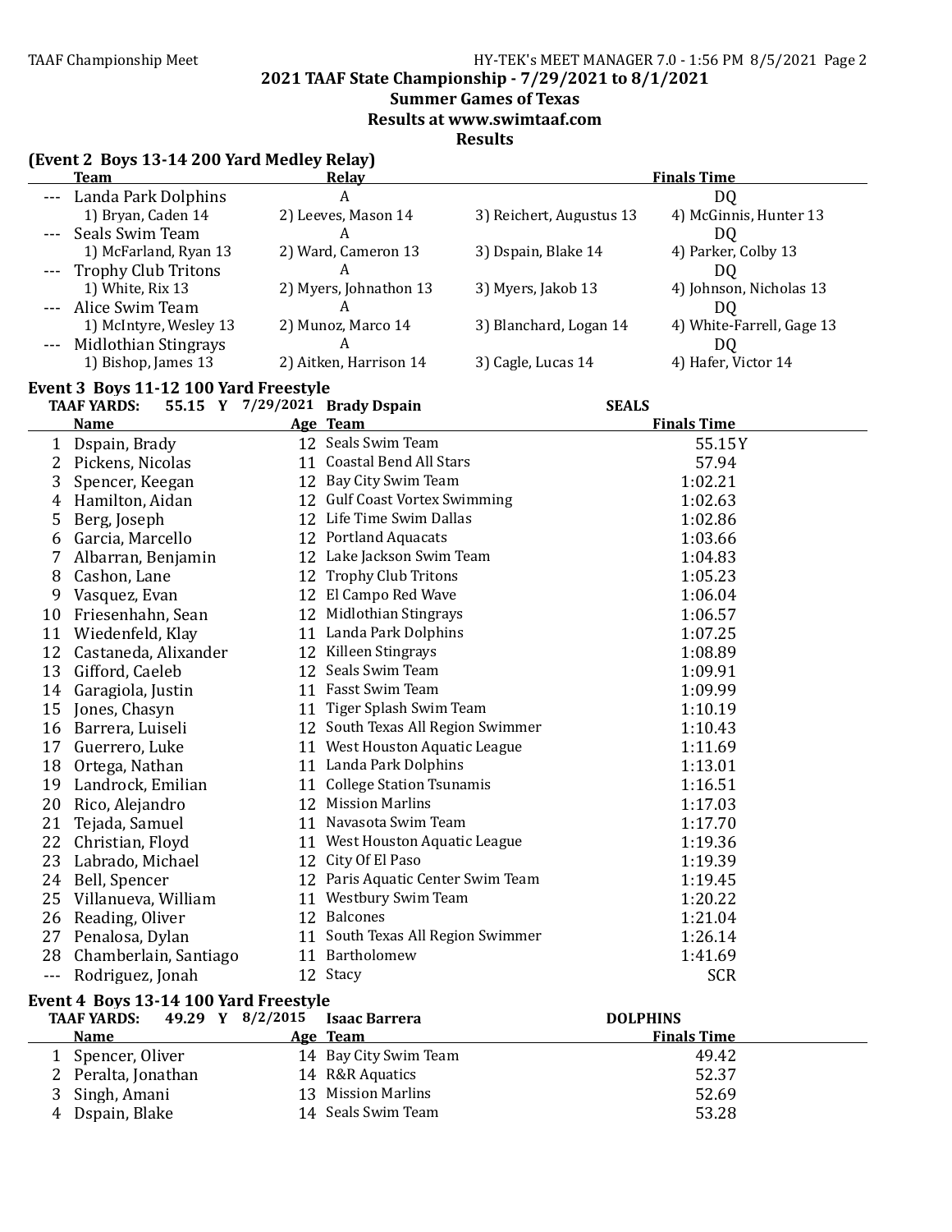## 2021 TAAF State Championship - 7/29/2021 to 8/1/2021

### Summer Games of Texas

### Results at www.swimtaaf.com

### Results

#### (Event 2 Boys 13-14 200 Yard Medley Relay)

| | Team | Relay | | Finals Time |
|---|---|---|---|---|
| --- | Landa Park Dolphins | A | | DQ |
| | 1) Bryan, Caden 14 | 2) Leeves, Mason 14 | 3) Reichert, Augustus 13 | 4) McGinnis, Hunter 13 |
| --- | Seals Swim Team | A | | DQ |
| | 1) McFarland, Ryan 13 | 2) Ward, Cameron 13 | 3) Dspain, Blake 14 | 4) Parker, Colby 13 |
| --- | Trophy Club Tritons | A | | DQ |
| | 1) White, Rix 13 | 2) Myers, Johnathon 13 | 3) Myers, Jakob 13 | 4) Johnson, Nicholas 13 |
| --- | Alice Swim Team | A | | DQ |
| | 1) McIntyre, Wesley 13 | 2) Munoz, Marco 14 | 3) Blanchard, Logan 14 | 4) White-Farrell, Gage 13 |
| --- | Midlothian Stingrays | A | | DQ |
| | 1) Bishop, James 13 | 2) Aitken, Harrison 14 | 3) Cagle, Lucas 14 | 4) Hafer, Victor 14 |

#### Event 3 Boys 11-12 100 Yard Freestyle

TAAF YARDS: 55.15 Y 7/29/2021 Brady Dspain SEALS

| | Name | Age | Team | Finals Time |
|---|---|---|---|---|
| 1 | Dspain, Brady | 12 | Seals Swim Team | 55.15Y |
| 2 | Pickens, Nicolas | 11 | Coastal Bend All Stars | 57.94 |
| 3 | Spencer, Keegan | 12 | Bay City Swim Team | 1:02.21 |
| 4 | Hamilton, Aidan | 12 | Gulf Coast Vortex Swimming | 1:02.63 |
| 5 | Berg, Joseph | 12 | Life Time Swim Dallas | 1:02.86 |
| 6 | Garcia, Marcello | 12 | Portland Aquacats | 1:03.66 |
| 7 | Albarran, Benjamin | 12 | Lake Jackson Swim Team | 1:04.83 |
| 8 | Cashon, Lane | 12 | Trophy Club Tritons | 1:05.23 |
| 9 | Vasquez, Evan | 12 | El Campo Red Wave | 1:06.04 |
| 10 | Friesenhahn, Sean | 12 | Midlothian Stingrays | 1:06.57 |
| 11 | Wiedenfeld, Klay | 11 | Landa Park Dolphins | 1:07.25 |
| 12 | Castaneda, Alixander | 12 | Killeen Stingrays | 1:08.89 |
| 13 | Gifford, Caeleb | 12 | Seals Swim Team | 1:09.91 |
| 14 | Garagiola, Justin | 11 | Fasst Swim Team | 1:09.99 |
| 15 | Jones, Chasyn | 11 | Tiger Splash Swim Team | 1:10.19 |
| 16 | Barrera, Luiseli | 12 | South Texas All Region Swimmer | 1:10.43 |
| 17 | Guerrero, Luke | 11 | West Houston Aquatic League | 1:11.69 |
| 18 | Ortega, Nathan | 11 | Landa Park Dolphins | 1:13.01 |
| 19 | Landrock, Emilian | 11 | College Station Tsunamis | 1:16.51 |
| 20 | Rico, Alejandro | 12 | Mission Marlins | 1:17.03 |
| 21 | Tejada, Samuel | 11 | Navasota Swim Team | 1:17.70 |
| 22 | Christian, Floyd | 11 | West Houston Aquatic League | 1:19.36 |
| 23 | Labrado, Michael | 12 | City Of El Paso | 1:19.39 |
| 24 | Bell, Spencer | 12 | Paris Aquatic Center Swim Team | 1:19.45 |
| 25 | Villanueva, William | 11 | Westbury Swim Team | 1:20.22 |
| 26 | Reading, Oliver | 12 | Balcones | 1:21.04 |
| 27 | Penalosa, Dylan | 11 | South Texas All Region Swimmer | 1:26.14 |
| 28 | Chamberlain, Santiago | 11 | Bartholomew | 1:41.69 |
| --- | Rodriguez, Jonah | 12 | Stacy | SCR |

#### Event 4 Boys 13-14 100 Yard Freestyle

TAAF YARDS: 49.29 Y 8/2/2015 Isaac Barrera DOLPHINS

| | Name | Age | Team | Finals Time |
|---|---|---|---|---|
| 1 | Spencer, Oliver | 14 | Bay City Swim Team | 49.42 |
| 2 | Peralta, Jonathan | 14 | R&R Aquatics | 52.37 |
| 3 | Singh, Amani | 13 | Mission Marlins | 52.69 |
| 4 | Dspain, Blake | 14 | Seals Swim Team | 53.28 |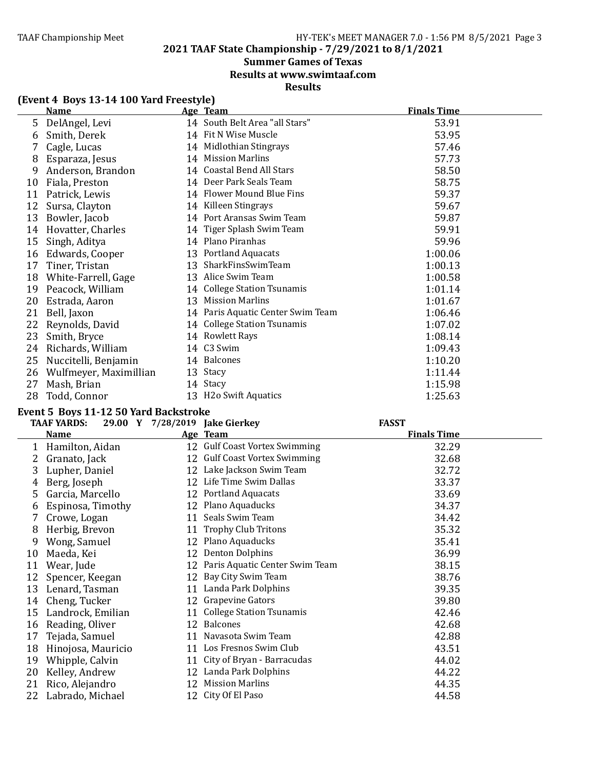## 2021 TAAF State Championship - 7/29/2021 to 8/1/2021

### Summer Games of Texas

### Results at www.swimtaaf.com

### Results

**(Event 4 Boys 13-14 100 Yard Freestyle)**

| | Name | Age | Team | Finals Time |
|---|---|---|---|---|
| 5 | DelAngel, Levi | 14 | South Belt Area "all Stars" | 53.91 |
| 6 | Smith, Derek | 14 | Fit N Wise Muscle | 53.95 |
| 7 | Cagle, Lucas | 14 | Midlothian Stingrays | 57.46 |
| 8 | Esparaza, Jesus | 14 | Mission Marlins | 57.73 |
| 9 | Anderson, Brandon | 14 | Coastal Bend All Stars | 58.50 |
| 10 | Fiala, Preston | 14 | Deer Park Seals Team | 58.75 |
| 11 | Patrick, Lewis | 14 | Flower Mound Blue Fins | 59.37 |
| 12 | Sursa, Clayton | 14 | Killeen Stingrays | 59.67 |
| 13 | Bowler, Jacob | 14 | Port Aransas Swim Team | 59.87 |
| 14 | Hovatter, Charles | 14 | Tiger Splash Swim Team | 59.91 |
| 15 | Singh, Aditya | 14 | Plano Piranhas | 59.96 |
| 16 | Edwards, Cooper | 13 | Portland Aquacats | 1:00.06 |
| 17 | Tiner, Tristan | 13 | SharkFinsSwimTeam | 1:00.13 |
| 18 | White-Farrell, Gage | 13 | Alice Swim Team | 1:00.58 |
| 19 | Peacock, William | 14 | College Station Tsunamis | 1:01.14 |
| 20 | Estrada, Aaron | 13 | Mission Marlins | 1:01.67 |
| 21 | Bell, Jaxon | 14 | Paris Aquatic Center Swim Team | 1:06.46 |
| 22 | Reynolds, David | 14 | College Station Tsunamis | 1:07.02 |
| 23 | Smith, Bryce | 14 | Rowlett Rays | 1:08.14 |
| 24 | Richards, William | 14 | C3 Swim | 1:09.43 |
| 25 | Nuccitelli, Benjamin | 14 | Balcones | 1:10.20 |
| 26 | Wulfmeyer, Maximillian | 13 | Stacy | 1:11.44 |
| 27 | Mash, Brian | 14 | Stacy | 1:15.98 |
| 28 | Todd, Connor | 13 | H2o Swift Aquatics | 1:25.63 |

**Event 5 Boys 11-12 50 Yard Backstroke**

TAAF YARDS: 29.00 Y 7/28/2019 Jake Gierkey FASST

| | Name | Age | Team | Finals Time |
|---|---|---|---|---|
| 1 | Hamilton, Aidan | 12 | Gulf Coast Vortex Swimming | 32.29 |
| 2 | Granato, Jack | 12 | Gulf Coast Vortex Swimming | 32.68 |
| 3 | Lupher, Daniel | 12 | Lake Jackson Swim Team | 32.72 |
| 4 | Berg, Joseph | 12 | Life Time Swim Dallas | 33.37 |
| 5 | Garcia, Marcello | 12 | Portland Aquacats | 33.69 |
| 6 | Espinosa, Timothy | 12 | Plano Aquaducks | 34.37 |
| 7 | Crowe, Logan | 11 | Seals Swim Team | 34.42 |
| 8 | Herbig, Brevon | 11 | Trophy Club Tritons | 35.32 |
| 9 | Wong, Samuel | 12 | Plano Aquaducks | 35.41 |
| 10 | Maeda, Kei | 12 | Denton Dolphins | 36.99 |
| 11 | Wear, Jude | 12 | Paris Aquatic Center Swim Team | 38.15 |
| 12 | Spencer, Keegan | 12 | Bay City Swim Team | 38.76 |
| 13 | Lenard, Tasman | 11 | Landa Park Dolphins | 39.35 |
| 14 | Cheng, Tucker | 12 | Grapevine Gators | 39.80 |
| 15 | Landrock, Emilian | 11 | College Station Tsunamis | 42.46 |
| 16 | Reading, Oliver | 12 | Balcones | 42.68 |
| 17 | Tejada, Samuel | 11 | Navasota Swim Team | 42.88 |
| 18 | Hinojosa, Mauricio | 11 | Los Fresnos Swim Club | 43.51 |
| 19 | Whipple, Calvin | 11 | City of Bryan - Barracudas | 44.02 |
| 20 | Kelley, Andrew | 12 | Landa Park Dolphins | 44.22 |
| 21 | Rico, Alejandro | 12 | Mission Marlins | 44.35 |
| 22 | Labrado, Michael | 12 | City Of El Paso | 44.58 |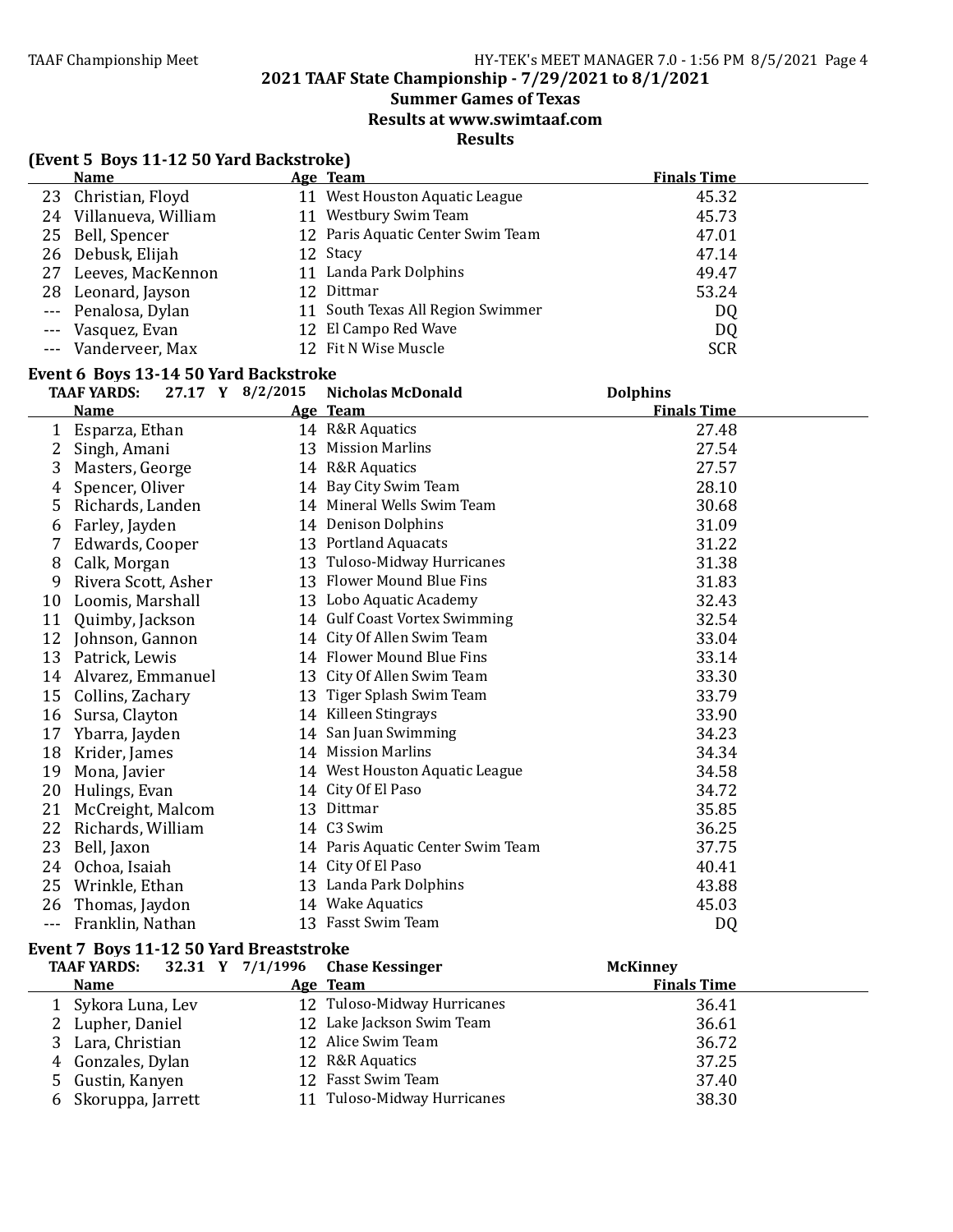## 2021 TAAF State Championship - 7/29/2021 to 8/1/2021

### Summer Games of Texas

### Results at www.swimtaaf.com

### Results

### (Event 5 Boys 11-12 50 Yard Backstroke)

| | Name | Age | Team | Finals Time |
|---|---|---|---|---|
| 23 | Christian, Floyd | 11 | West Houston Aquatic League | 45.32 |
| 24 | Villanueva, William | 11 | Westbury Swim Team | 45.73 |
| 25 | Bell, Spencer | 12 | Paris Aquatic Center Swim Team | 47.01 |
| 26 | Debusk, Elijah | 12 | Stacy | 47.14 |
| 27 | Leeves, MacKennon | 11 | Landa Park Dolphins | 49.47 |
| 28 | Leonard, Jayson | 12 | Dittmar | 53.24 |
| --- | Penalosa, Dylan | 11 | South Texas All Region Swimmer | DQ |
| --- | Vasquez, Evan | 12 | El Campo Red Wave | DQ |
| --- | Vanderveer, Max | 12 | Fit N Wise Muscle | SCR |

### Event 6 Boys 13-14 50 Yard Backstroke

TAAF YARDS: 27.17 Y 8/2/2015 Nicholas McDonald Dolphins

| | Name | Age | Team | Finals Time |
|---|---|---|---|---|
| 1 | Esparza, Ethan | 14 | R&R Aquatics | 27.48 |
| 2 | Singh, Amani | 13 | Mission Marlins | 27.54 |
| 3 | Masters, George | 14 | R&R Aquatics | 27.57 |
| 4 | Spencer, Oliver | 14 | Bay City Swim Team | 28.10 |
| 5 | Richards, Landen | 14 | Mineral Wells Swim Team | 30.68 |
| 6 | Farley, Jayden | 14 | Denison Dolphins | 31.09 |
| 7 | Edwards, Cooper | 13 | Portland Aquacats | 31.22 |
| 8 | Calk, Morgan | 13 | Tuloso-Midway Hurricanes | 31.38 |
| 9 | Rivera Scott, Asher | 13 | Flower Mound Blue Fins | 31.83 |
| 10 | Loomis, Marshall | 13 | Lobo Aquatic Academy | 32.43 |
| 11 | Quimby, Jackson | 14 | Gulf Coast Vortex Swimming | 32.54 |
| 12 | Johnson, Gannon | 14 | City Of Allen Swim Team | 33.04 |
| 13 | Patrick, Lewis | 14 | Flower Mound Blue Fins | 33.14 |
| 14 | Alvarez, Emmanuel | 13 | City Of Allen Swim Team | 33.30 |
| 15 | Collins, Zachary | 13 | Tiger Splash Swim Team | 33.79 |
| 16 | Sursa, Clayton | 14 | Killeen Stingrays | 33.90 |
| 17 | Ybarra, Jayden | 14 | San Juan Swimming | 34.23 |
| 18 | Krider, James | 14 | Mission Marlins | 34.34 |
| 19 | Mona, Javier | 14 | West Houston Aquatic League | 34.58 |
| 20 | Hulings, Evan | 14 | City Of El Paso | 34.72 |
| 21 | McCreight, Malcom | 13 | Dittmar | 35.85 |
| 22 | Richards, William | 14 | C3 Swim | 36.25 |
| 23 | Bell, Jaxon | 14 | Paris Aquatic Center Swim Team | 37.75 |
| 24 | Ochoa, Isaiah | 14 | City Of El Paso | 40.41 |
| 25 | Wrinkle, Ethan | 13 | Landa Park Dolphins | 43.88 |
| 26 | Thomas, Jaydon | 14 | Wake Aquatics | 45.03 |
| --- | Franklin, Nathan | 13 | Fasst Swim Team | DQ |

### Event 7 Boys 11-12 50 Yard Breaststroke

TAAF YARDS: 32.31 Y 7/1/1996 Chase Kessinger McKinney

| | Name | Age | Team | Finals Time |
|---|---|---|---|---|
| 1 | Sykora Luna, Lev | 12 | Tuloso-Midway Hurricanes | 36.41 |
| 2 | Lupher, Daniel | 12 | Lake Jackson Swim Team | 36.61 |
| 3 | Lara, Christian | 12 | Alice Swim Team | 36.72 |
| 4 | Gonzales, Dylan | 12 | R&R Aquatics | 37.25 |
| 5 | Gustin, Kanyen | 12 | Fasst Swim Team | 37.40 |
| 6 | Skoruppa, Jarrett | 11 | Tuloso-Midway Hurricanes | 38.30 |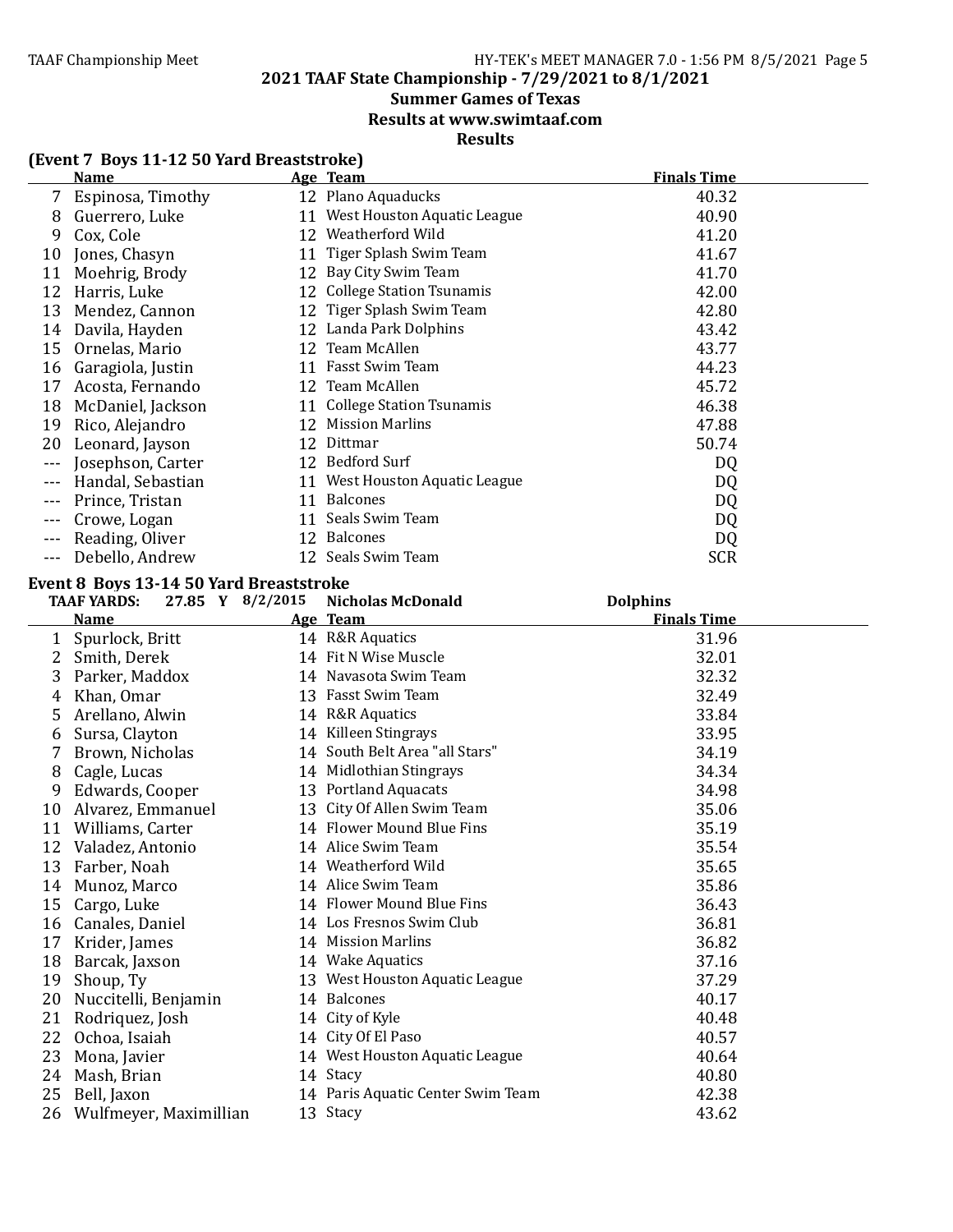## 2021 TAAF State Championship - 7/29/2021 to 8/1/2021

### Summer Games of Texas

### Results at www.swimtaaf.com

### Results

#### (Event 7 Boys 11-12 50 Yard Breaststroke)

| | Name | Age | Team | Finals Time |
|---|---|---|---|---|
| 7 | Espinosa, Timothy | 12 | Plano Aquaducks | 40.32 |
| 8 | Guerrero, Luke | 11 | West Houston Aquatic League | 40.90 |
| 9 | Cox, Cole | 12 | Weatherford Wild | 41.20 |
| 10 | Jones, Chasyn | 11 | Tiger Splash Swim Team | 41.67 |
| 11 | Moehrig, Brody | 12 | Bay City Swim Team | 41.70 |
| 12 | Harris, Luke | 12 | College Station Tsunamis | 42.00 |
| 13 | Mendez, Cannon | 12 | Tiger Splash Swim Team | 42.80 |
| 14 | Davila, Hayden | 12 | Landa Park Dolphins | 43.42 |
| 15 | Ornelas, Mario | 12 | Team McAllen | 43.77 |
| 16 | Garagiola, Justin | 11 | Fasst Swim Team | 44.23 |
| 17 | Acosta, Fernando | 12 | Team McAllen | 45.72 |
| 18 | McDaniel, Jackson | 11 | College Station Tsunamis | 46.38 |
| 19 | Rico, Alejandro | 12 | Mission Marlins | 47.88 |
| 20 | Leonard, Jayson | 12 | Dittmar | 50.74 |
| --- | Josephson, Carter | 12 | Bedford Surf | DQ |
| --- | Handal, Sebastian | 11 | West Houston Aquatic League | DQ |
| --- | Prince, Tristan | 11 | Balcones | DQ |
| --- | Crowe, Logan | 11 | Seals Swim Team | DQ |
| --- | Reading, Oliver | 12 | Balcones | DQ |
| --- | Debello, Andrew | 12 | Seals Swim Team | SCR |

#### Event 8 Boys 13-14 50 Yard Breaststroke

TAAF YARDS: 27.85 Y 8/2/2015 Nicholas McDonald Dolphins

| | Name | Age | Team | Finals Time |
|---|---|---|---|---|
| 1 | Spurlock, Britt | 14 | R&R Aquatics | 31.96 |
| 2 | Smith, Derek | 14 | Fit N Wise Muscle | 32.01 |
| 3 | Parker, Maddox | 14 | Navasota Swim Team | 32.32 |
| 4 | Khan, Omar | 13 | Fasst Swim Team | 32.49 |
| 5 | Arellano, Alwin | 14 | R&R Aquatics | 33.84 |
| 6 | Sursa, Clayton | 14 | Killeen Stingrays | 33.95 |
| 7 | Brown, Nicholas | 14 | South Belt Area "all Stars" | 34.19 |
| 8 | Cagle, Lucas | 14 | Midlothian Stingrays | 34.34 |
| 9 | Edwards, Cooper | 13 | Portland Aquacats | 34.98 |
| 10 | Alvarez, Emmanuel | 13 | City Of Allen Swim Team | 35.06 |
| 11 | Williams, Carter | 14 | Flower Mound Blue Fins | 35.19 |
| 12 | Valadez, Antonio | 14 | Alice Swim Team | 35.54 |
| 13 | Farber, Noah | 14 | Weatherford Wild | 35.65 |
| 14 | Munoz, Marco | 14 | Alice Swim Team | 35.86 |
| 15 | Cargo, Luke | 14 | Flower Mound Blue Fins | 36.43 |
| 16 | Canales, Daniel | 14 | Los Fresnos Swim Club | 36.81 |
| 17 | Krider, James | 14 | Mission Marlins | 36.82 |
| 18 | Barcak, Jaxson | 14 | Wake Aquatics | 37.16 |
| 19 | Shoup, Ty | 13 | West Houston Aquatic League | 37.29 |
| 20 | Nuccitelli, Benjamin | 14 | Balcones | 40.17 |
| 21 | Rodriquez, Josh | 14 | City of Kyle | 40.48 |
| 22 | Ochoa, Isaiah | 14 | City Of El Paso | 40.57 |
| 23 | Mona, Javier | 14 | West Houston Aquatic League | 40.64 |
| 24 | Mash, Brian | 14 | Stacy | 40.80 |
| 25 | Bell, Jaxon | 14 | Paris Aquatic Center Swim Team | 42.38 |
| 26 | Wulfmeyer, Maximillian | 13 | Stacy | 43.62 |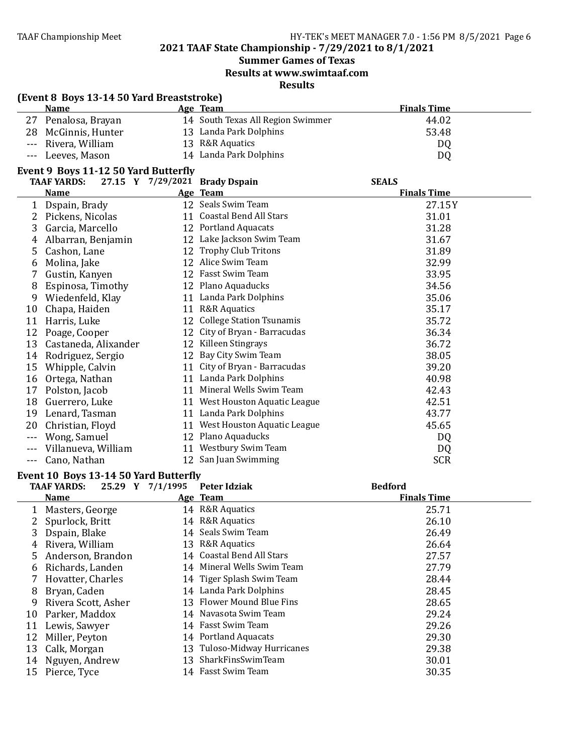## 2021 TAAF State Championship - 7/29/2021 to 8/1/2021
### Summer Games of Texas
### Results at www.swimtaaf.com
### Results

**(Event 8 Boys 13-14 50 Yard Breaststroke)**

| | Name | Age | Team | Finals Time |
|---|---|---|---|---|
| 27 | Penalosa, Brayan | 14 | South Texas All Region Swimmer | 44.02 |
| 28 | McGinnis, Hunter | 13 | Landa Park Dolphins | 53.48 |
| --- | Rivera, William | 13 | R&R Aquatics | DQ |
| --- | Leeves, Mason | 14 | Landa Park Dolphins | DQ |

**Event 9 Boys 11-12 50 Yard Butterfly**

TAAF YARDS: 27.15 Y 7/29/2021 Brady Dspain SEALS

| | Name | Age | Team | Finals Time |
|---|---|---|---|---|
| 1 | Dspain, Brady | 12 | Seals Swim Team | 27.15Y |
| 2 | Pickens, Nicolas | 11 | Coastal Bend All Stars | 31.01 |
| 3 | Garcia, Marcello | 12 | Portland Aquacats | 31.28 |
| 4 | Albarran, Benjamin | 12 | Lake Jackson Swim Team | 31.67 |
| 5 | Cashon, Lane | 12 | Trophy Club Tritons | 31.89 |
| 6 | Molina, Jake | 12 | Alice Swim Team | 32.99 |
| 7 | Gustin, Kanyen | 12 | Fasst Swim Team | 33.95 |
| 8 | Espinosa, Timothy | 12 | Plano Aquaducks | 34.56 |
| 9 | Wiedenfeld, Klay | 11 | Landa Park Dolphins | 35.06 |
| 10 | Chapa, Haiden | 11 | R&R Aquatics | 35.17 |
| 11 | Harris, Luke | 12 | College Station Tsunamis | 35.72 |
| 12 | Poage, Cooper | 12 | City of Bryan - Barracudas | 36.34 |
| 13 | Castaneda, Alixander | 12 | Killeen Stingrays | 36.72 |
| 14 | Rodriguez, Sergio | 12 | Bay City Swim Team | 38.05 |
| 15 | Whipple, Calvin | 11 | City of Bryan - Barracudas | 39.20 |
| 16 | Ortega, Nathan | 11 | Landa Park Dolphins | 40.98 |
| 17 | Polston, Jacob | 11 | Mineral Wells Swim Team | 42.43 |
| 18 | Guerrero, Luke | 11 | West Houston Aquatic League | 42.51 |
| 19 | Lenard, Tasman | 11 | Landa Park Dolphins | 43.77 |
| 20 | Christian, Floyd | 11 | West Houston Aquatic League | 45.65 |
| --- | Wong, Samuel | 12 | Plano Aquaducks | DQ |
| --- | Villanueva, William | 11 | Westbury Swim Team | DQ |
| --- | Cano, Nathan | 12 | San Juan Swimming | SCR |

**Event 10 Boys 13-14 50 Yard Butterfly**

TAAF YARDS: 25.29 Y 7/1/1995 Peter Idziak Bedford

| | Name | Age | Team | Finals Time |
|---|---|---|---|---|
| 1 | Masters, George | 14 | R&R Aquatics | 25.71 |
| 2 | Spurlock, Britt | 14 | R&R Aquatics | 26.10 |
| 3 | Dspain, Blake | 14 | Seals Swim Team | 26.49 |
| 4 | Rivera, William | 13 | R&R Aquatics | 26.64 |
| 5 | Anderson, Brandon | 14 | Coastal Bend All Stars | 27.57 |
| 6 | Richards, Landen | 14 | Mineral Wells Swim Team | 27.79 |
| 7 | Hovatter, Charles | 14 | Tiger Splash Swim Team | 28.44 |
| 8 | Bryan, Caden | 14 | Landa Park Dolphins | 28.45 |
| 9 | Rivera Scott, Asher | 13 | Flower Mound Blue Fins | 28.65 |
| 10 | Parker, Maddox | 14 | Navasota Swim Team | 29.24 |
| 11 | Lewis, Sawyer | 14 | Fasst Swim Team | 29.26 |
| 12 | Miller, Peyton | 14 | Portland Aquacats | 29.30 |
| 13 | Calk, Morgan | 13 | Tuloso-Midway Hurricanes | 29.38 |
| 14 | Nguyen, Andrew | 13 | SharkFinsSwimTeam | 30.01 |
| 15 | Pierce, Tyce | 14 | Fasst Swim Team | 30.35 |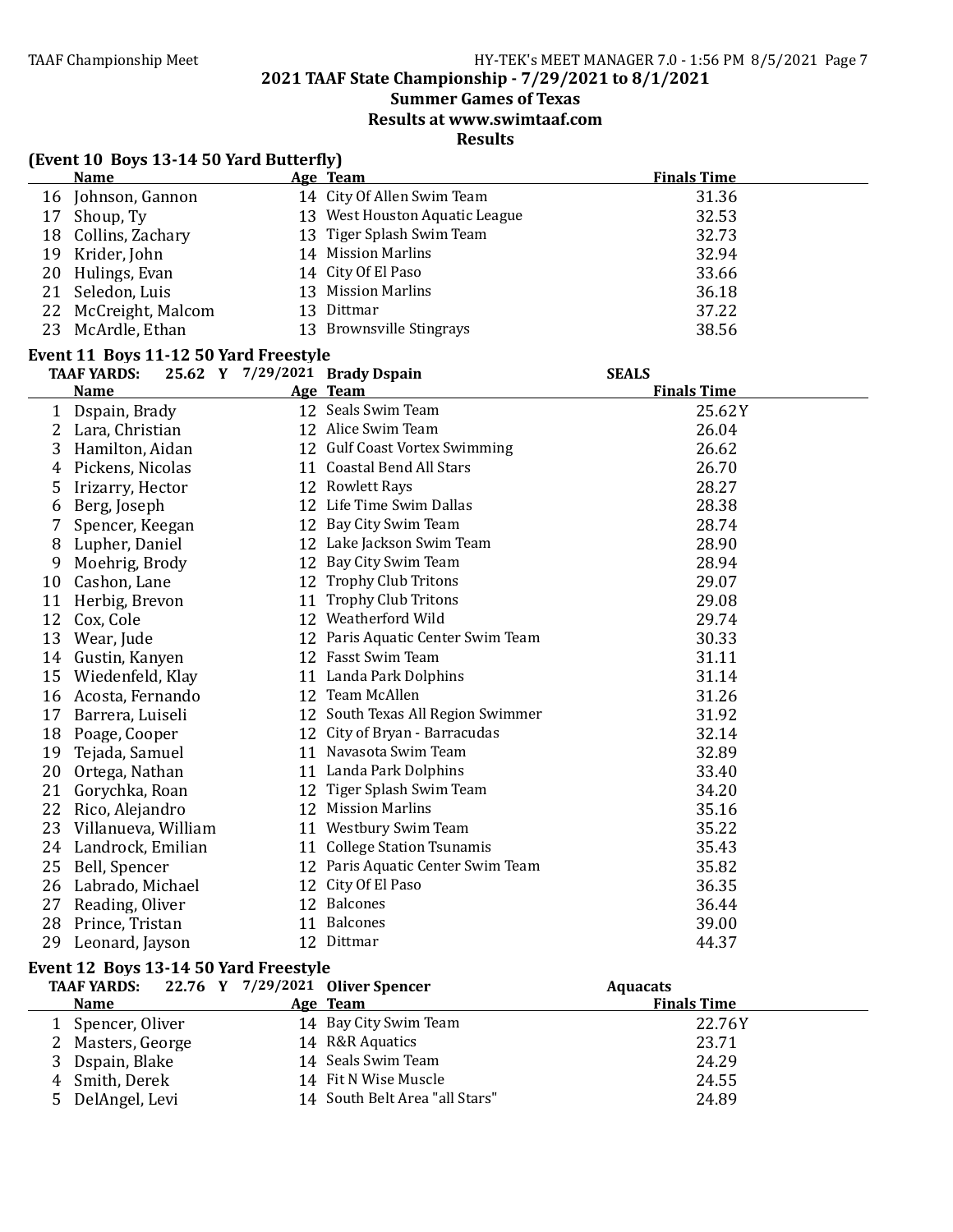## 2021 TAAF State Championship - 7/29/2021 to 8/1/2021

### Summer Games of Texas

### Results at www.swimtaaf.com

### Results

**(Event 10 Boys 13-14 50 Yard Butterfly)**

| | Name | Age | Team | Finals Time |
|---|---|---|---|---|
| 16 | Johnson, Gannon | 14 | City Of Allen Swim Team | 31.36 |
| 17 | Shoup, Ty | 13 | West Houston Aquatic League | 32.53 |
| 18 | Collins, Zachary | 13 | Tiger Splash Swim Team | 32.73 |
| 19 | Krider, John | 14 | Mission Marlins | 32.94 |
| 20 | Hulings, Evan | 14 | City Of El Paso | 33.66 |
| 21 | Seledon, Luis | 13 | Mission Marlins | 36.18 |
| 22 | McCreight, Malcom | 13 | Dittmar | 37.22 |
| 23 | McArdle, Ethan | 13 | Brownsville Stingrays | 38.56 |

**Event 11 Boys 11-12 50 Yard Freestyle**

TAAF YARDS: 25.62 Y 7/29/2021 Brady Dspain SEALS

| | Name | Age | Team | Finals Time |
|---|---|---|---|---|
| 1 | Dspain, Brady | 12 | Seals Swim Team | 25.62Y |
| 2 | Lara, Christian | 12 | Alice Swim Team | 26.04 |
| 3 | Hamilton, Aidan | 12 | Gulf Coast Vortex Swimming | 26.62 |
| 4 | Pickens, Nicolas | 11 | Coastal Bend All Stars | 26.70 |
| 5 | Irizarry, Hector | 12 | Rowlett Rays | 28.27 |
| 6 | Berg, Joseph | 12 | Life Time Swim Dallas | 28.38 |
| 7 | Spencer, Keegan | 12 | Bay City Swim Team | 28.74 |
| 8 | Lupher, Daniel | 12 | Lake Jackson Swim Team | 28.90 |
| 9 | Moehrig, Brody | 12 | Bay City Swim Team | 28.94 |
| 10 | Cashon, Lane | 12 | Trophy Club Tritons | 29.07 |
| 11 | Herbig, Brevon | 11 | Trophy Club Tritons | 29.08 |
| 12 | Cox, Cole | 12 | Weatherford Wild | 29.74 |
| 13 | Wear, Jude | 12 | Paris Aquatic Center Swim Team | 30.33 |
| 14 | Gustin, Kanyen | 12 | Fasst Swim Team | 31.11 |
| 15 | Wiedenfeld, Klay | 11 | Landa Park Dolphins | 31.14 |
| 16 | Acosta, Fernando | 12 | Team McAllen | 31.26 |
| 17 | Barrera, Luiseli | 12 | South Texas All Region Swimmer | 31.92 |
| 18 | Poage, Cooper | 12 | City of Bryan - Barracudas | 32.14 |
| 19 | Tejada, Samuel | 11 | Navasota Swim Team | 32.89 |
| 20 | Ortega, Nathan | 11 | Landa Park Dolphins | 33.40 |
| 21 | Gorychka, Roan | 12 | Tiger Splash Swim Team | 34.20 |
| 22 | Rico, Alejandro | 12 | Mission Marlins | 35.16 |
| 23 | Villanueva, William | 11 | Westbury Swim Team | 35.22 |
| 24 | Landrock, Emilian | 11 | College Station Tsunamis | 35.43 |
| 25 | Bell, Spencer | 12 | Paris Aquatic Center Swim Team | 35.82 |
| 26 | Labrado, Michael | 12 | City Of El Paso | 36.35 |
| 27 | Reading, Oliver | 12 | Balcones | 36.44 |
| 28 | Prince, Tristan | 11 | Balcones | 39.00 |
| 29 | Leonard, Jayson | 12 | Dittmar | 44.37 |

**Event 12 Boys 13-14 50 Yard Freestyle**

TAAF YARDS: 22.76 Y 7/29/2021 Oliver Spencer Aquacats

| | Name | Age | Team | Finals Time |
|---|---|---|---|---|
| 1 | Spencer, Oliver | 14 | Bay City Swim Team | 22.76Y |
| 2 | Masters, George | 14 | R&R Aquatics | 23.71 |
| 3 | Dspain, Blake | 14 | Seals Swim Team | 24.29 |
| 4 | Smith, Derek | 14 | Fit N Wise Muscle | 24.55 |
| 5 | DelAngel, Levi | 14 | South Belt Area "all Stars" | 24.89 |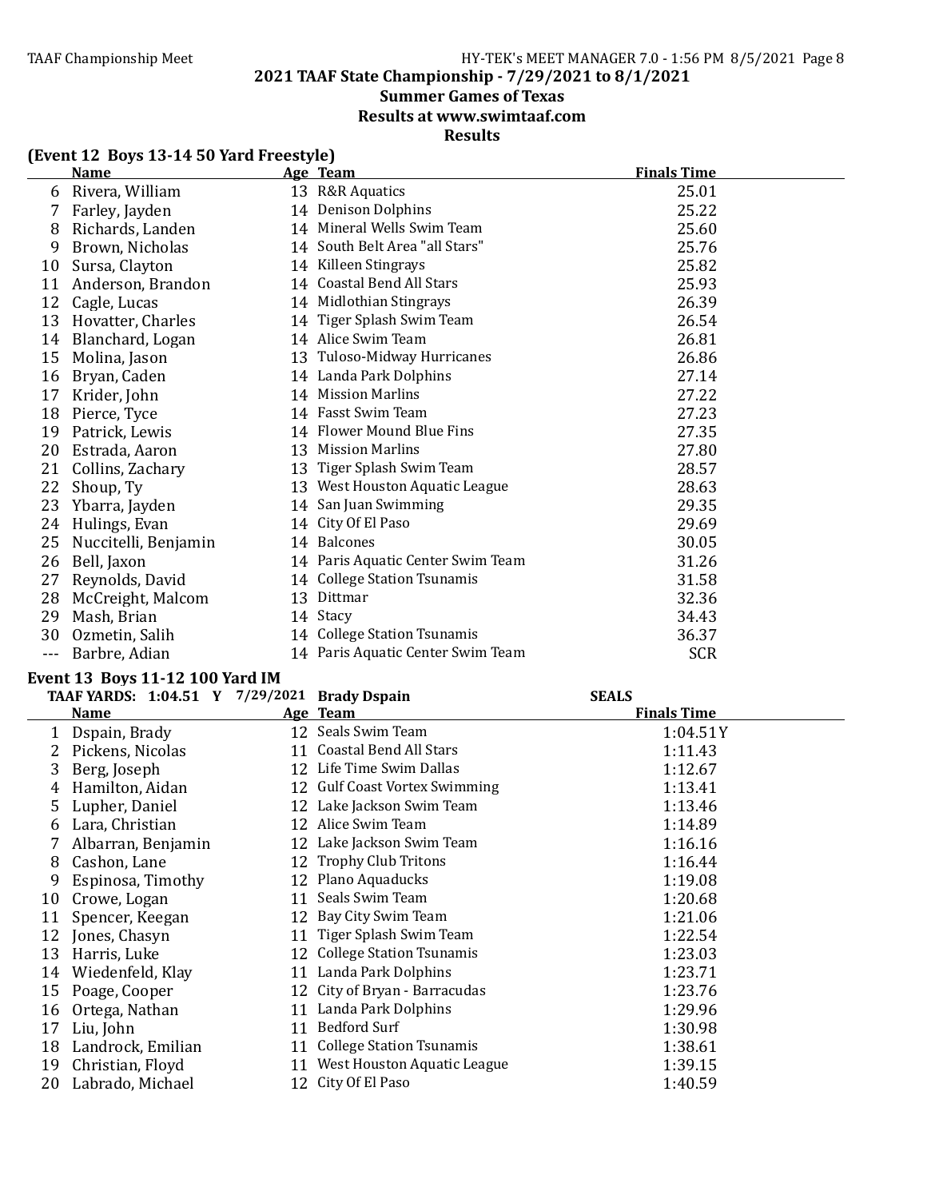## 2021 TAAF State Championship - 7/29/2021 to 8/1/2021

### Summer Games of Texas

### Results at www.swimtaaf.com

### Results

**(Event 12 Boys 13-14 50 Yard Freestyle)**

| | Name | Age | Team | Finals Time |
|---|---|---|---|---|
| 6 | Rivera, William | 13 | R&R Aquatics | 25.01 |
| 7 | Farley, Jayden | 14 | Denison Dolphins | 25.22 |
| 8 | Richards, Landen | 14 | Mineral Wells Swim Team | 25.60 |
| 9 | Brown, Nicholas | 14 | South Belt Area "all Stars" | 25.76 |
| 10 | Sursa, Clayton | 14 | Killeen Stingrays | 25.82 |
| 11 | Anderson, Brandon | 14 | Coastal Bend All Stars | 25.93 |
| 12 | Cagle, Lucas | 14 | Midlothian Stingrays | 26.39 |
| 13 | Hovatter, Charles | 14 | Tiger Splash Swim Team | 26.54 |
| 14 | Blanchard, Logan | 14 | Alice Swim Team | 26.81 |
| 15 | Molina, Jason | 13 | Tuloso-Midway Hurricanes | 26.86 |
| 16 | Bryan, Caden | 14 | Landa Park Dolphins | 27.14 |
| 17 | Krider, John | 14 | Mission Marlins | 27.22 |
| 18 | Pierce, Tyce | 14 | Fasst Swim Team | 27.23 |
| 19 | Patrick, Lewis | 14 | Flower Mound Blue Fins | 27.35 |
| 20 | Estrada, Aaron | 13 | Mission Marlins | 27.80 |
| 21 | Collins, Zachary | 13 | Tiger Splash Swim Team | 28.57 |
| 22 | Shoup, Ty | 13 | West Houston Aquatic League | 28.63 |
| 23 | Ybarra, Jayden | 14 | San Juan Swimming | 29.35 |
| 24 | Hulings, Evan | 14 | City Of El Paso | 29.69 |
| 25 | Nuccitelli, Benjamin | 14 | Balcones | 30.05 |
| 26 | Bell, Jaxon | 14 | Paris Aquatic Center Swim Team | 31.26 |
| 27 | Reynolds, David | 14 | College Station Tsunamis | 31.58 |
| 28 | McCreight, Malcom | 13 | Dittmar | 32.36 |
| 29 | Mash, Brian | 14 | Stacy | 34.43 |
| 30 | Ozmetin, Salih | 14 | College Station Tsunamis | 36.37 |
| --- | Barbre, Adian | 14 | Paris Aquatic Center Swim Team | SCR |

**Event 13 Boys 11-12 100 Yard IM**

TAAF YARDS: 1:04.51 Y 7/29/2021 Brady Dspain SEALS

| | Name | Age | Team | Finals Time |
|---|---|---|---|---|
| 1 | Dspain, Brady | 12 | Seals Swim Team | 1:04.51Y |
| 2 | Pickens, Nicolas | 11 | Coastal Bend All Stars | 1:11.43 |
| 3 | Berg, Joseph | 12 | Life Time Swim Dallas | 1:12.67 |
| 4 | Hamilton, Aidan | 12 | Gulf Coast Vortex Swimming | 1:13.41 |
| 5 | Lupher, Daniel | 12 | Lake Jackson Swim Team | 1:13.46 |
| 6 | Lara, Christian | 12 | Alice Swim Team | 1:14.89 |
| 7 | Albarran, Benjamin | 12 | Lake Jackson Swim Team | 1:16.16 |
| 8 | Cashon, Lane | 12 | Trophy Club Tritons | 1:16.44 |
| 9 | Espinosa, Timothy | 12 | Plano Aquaducks | 1:19.08 |
| 10 | Crowe, Logan | 11 | Seals Swim Team | 1:20.68 |
| 11 | Spencer, Keegan | 12 | Bay City Swim Team | 1:21.06 |
| 12 | Jones, Chasyn | 11 | Tiger Splash Swim Team | 1:22.54 |
| 13 | Harris, Luke | 12 | College Station Tsunamis | 1:23.03 |
| 14 | Wiedenfeld, Klay | 11 | Landa Park Dolphins | 1:23.71 |
| 15 | Poage, Cooper | 12 | City of Bryan - Barracudas | 1:23.76 |
| 16 | Ortega, Nathan | 11 | Landa Park Dolphins | 1:29.96 |
| 17 | Liu, John | 11 | Bedford Surf | 1:30.98 |
| 18 | Landrock, Emilian | 11 | College Station Tsunamis | 1:38.61 |
| 19 | Christian, Floyd | 11 | West Houston Aquatic League | 1:39.15 |
| 20 | Labrado, Michael | 12 | City Of El Paso | 1:40.59 |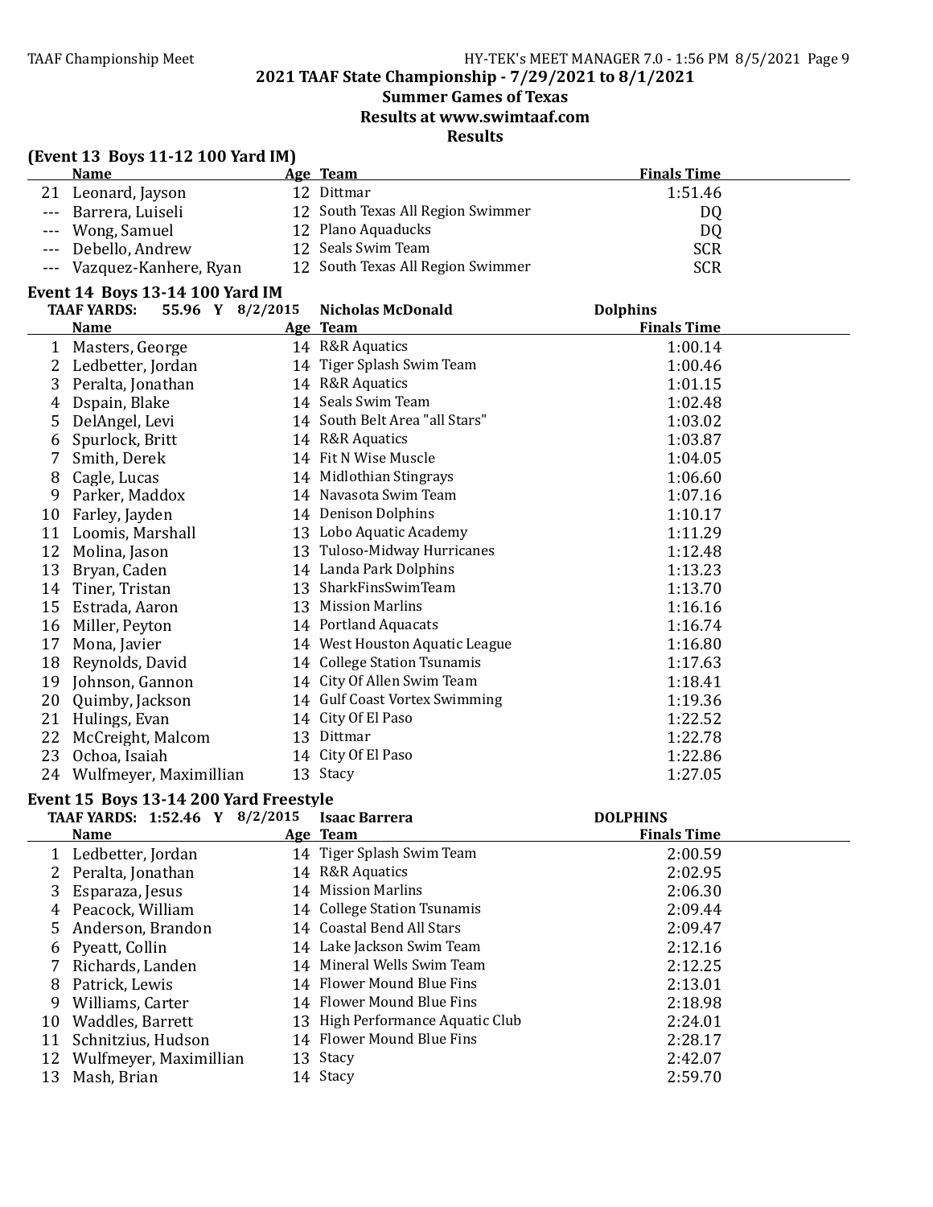## 2021 TAAF State Championship - 7/29/2021 to 8/1/2021

### Summer Games of Texas

### Results at www.swimtaaf.com

### Results

**(Event 13 Boys 11-12 100 Yard IM)**

| | Name | Age | Team | Finals Time |
|---|---|---|---|---|
| 21 | Leonard, Jayson | 12 | Dittmar | 1:51.46 |
| --- | Barrera, Luiseli | 12 | South Texas All Region Swimmer | DQ |
| --- | Wong, Samuel | 12 | Plano Aquaducks | DQ |
| --- | Debello, Andrew | 12 | Seals Swim Team | SCR |
| --- | Vazquez-Kanhere, Ryan | 12 | South Texas All Region Swimmer | SCR |

**Event 14 Boys 13-14 100 Yard IM**

TAAF YARDS: 55.96 Y 8/2/2015 Nicholas McDonald Dolphins

| | Name | Age | Team | Finals Time |
|---|---|---|---|---|
| 1 | Masters, George | 14 | R&R Aquatics | 1:00.14 |
| 2 | Ledbetter, Jordan | 14 | Tiger Splash Swim Team | 1:00.46 |
| 3 | Peralta, Jonathan | 14 | R&R Aquatics | 1:01.15 |
| 4 | Dspain, Blake | 14 | Seals Swim Team | 1:02.48 |
| 5 | DelAngel, Levi | 14 | South Belt Area "all Stars" | 1:03.02 |
| 6 | Spurlock, Britt | 14 | R&R Aquatics | 1:03.87 |
| 7 | Smith, Derek | 14 | Fit N Wise Muscle | 1:04.05 |
| 8 | Cagle, Lucas | 14 | Midlothian Stingrays | 1:06.60 |
| 9 | Parker, Maddox | 14 | Navasota Swim Team | 1:07.16 |
| 10 | Farley, Jayden | 14 | Denison Dolphins | 1:10.17 |
| 11 | Loomis, Marshall | 13 | Lobo Aquatic Academy | 1:11.29 |
| 12 | Molina, Jason | 13 | Tuloso-Midway Hurricanes | 1:12.48 |
| 13 | Bryan, Caden | 14 | Landa Park Dolphins | 1:13.23 |
| 14 | Tiner, Tristan | 13 | SharkFinsSwimTeam | 1:13.70 |
| 15 | Estrada, Aaron | 13 | Mission Marlins | 1:16.16 |
| 16 | Miller, Peyton | 14 | Portland Aquacats | 1:16.74 |
| 17 | Mona, Javier | 14 | West Houston Aquatic League | 1:16.80 |
| 18 | Reynolds, David | 14 | College Station Tsunamis | 1:17.63 |
| 19 | Johnson, Gannon | 14 | City Of Allen Swim Team | 1:18.41 |
| 20 | Quimby, Jackson | 14 | Gulf Coast Vortex Swimming | 1:19.36 |
| 21 | Hulings, Evan | 14 | City Of El Paso | 1:22.52 |
| 22 | McCreight, Malcom | 13 | Dittmar | 1:22.78 |
| 23 | Ochoa, Isaiah | 14 | City Of El Paso | 1:22.86 |
| 24 | Wulfmeyer, Maximillian | 13 | Stacy | 1:27.05 |

**Event 15 Boys 13-14 200 Yard Freestyle**

TAAF YARDS: 1:52.46 Y 8/2/2015 Isaac Barrera DOLPHINS

| | Name | Age | Team | Finals Time |
|---|---|---|---|---|
| 1 | Ledbetter, Jordan | 14 | Tiger Splash Swim Team | 2:00.59 |
| 2 | Peralta, Jonathan | 14 | R&R Aquatics | 2:02.95 |
| 3 | Esparaza, Jesus | 14 | Mission Marlins | 2:06.30 |
| 4 | Peacock, William | 14 | College Station Tsunamis | 2:09.44 |
| 5 | Anderson, Brandon | 14 | Coastal Bend All Stars | 2:09.47 |
| 6 | Pyeatt, Collin | 14 | Lake Jackson Swim Team | 2:12.16 |
| 7 | Richards, Landen | 14 | Mineral Wells Swim Team | 2:12.25 |
| 8 | Patrick, Lewis | 14 | Flower Mound Blue Fins | 2:13.01 |
| 9 | Williams, Carter | 14 | Flower Mound Blue Fins | 2:18.98 |
| 10 | Waddles, Barrett | 13 | High Performance Aquatic Club | 2:24.01 |
| 11 | Schnitzius, Hudson | 14 | Flower Mound Blue Fins | 2:28.17 |
| 12 | Wulfmeyer, Maximillian | 13 | Stacy | 2:42.07 |
| 13 | Mash, Brian | 14 | Stacy | 2:59.70 |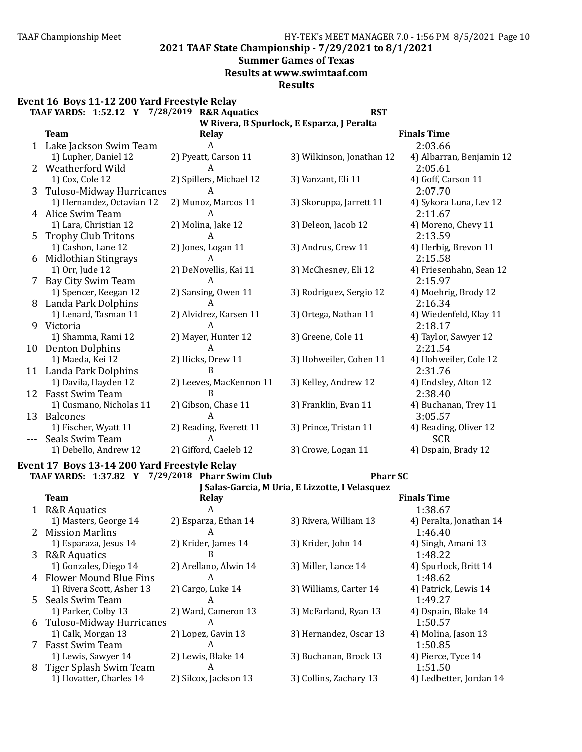## 2021 TAAF State Championship - 7/29/2021 to 8/1/2021

### Summer Games of Texas

### Results at www.swimtaaf.com

### Results

**Event 16 Boys 11-12 200 Yard Freestyle Relay**

**TAAF YARDS: 1:52.12 Y 7/28/2019 R&R Aquatics RST**
**W Rivera, B Spurlock, E Esparza, J Peralta**

| | Team | Relay | | Finals Time |
|---|---|---|---|---|
| 1 | Lake Jackson Swim Team | A | | 2:03.66 |
| | 1) Lupher, Daniel 12 | 2) Pyeatt, Carson 11 | 3) Wilkinson, Jonathan 12 | 4) Albarran, Benjamin 12 |
| 2 | Weatherford Wild | A | | 2:05.61 |
| | 1) Cox, Cole 12 | 2) Spillers, Michael 12 | 3) Vanzant, Eli 11 | 4) Goff, Carson 11 |
| 3 | Tuloso-Midway Hurricanes | A | | 2:07.70 |
| | 1) Hernandez, Octavian 12 | 2) Munoz, Marcos 11 | 3) Skoruppa, Jarrett 11 | 4) Sykora Luna, Lev 12 |
| 4 | Alice Swim Team | A | | 2:11.67 |
| | 1) Lara, Christian 12 | 2) Molina, Jake 12 | 3) Deleon, Jacob 12 | 4) Moreno, Chevy 11 |
| 5 | Trophy Club Tritons | A | | 2:13.59 |
| | 1) Cashon, Lane 12 | 2) Jones, Logan 11 | 3) Andrus, Crew 11 | 4) Herbig, Brevon 11 |
| 6 | Midlothian Stingrays | A | | 2:15.58 |
| | 1) Orr, Jude 12 | 2) DeNovellis, Kai 11 | 3) McChesney, Eli 12 | 4) Friesenhahn, Sean 12 |
| 7 | Bay City Swim Team | A | | 2:15.97 |
| | 1) Spencer, Keegan 12 | 2) Sansing, Owen 11 | 3) Rodriguez, Sergio 12 | 4) Moehrig, Brody 12 |
| 8 | Landa Park Dolphins | A | | 2:16.34 |
| | 1) Lenard, Tasman 11 | 2) Alvidrez, Karsen 11 | 3) Ortega, Nathan 11 | 4) Wiedenfeld, Klay 11 |
| 9 | Victoria | A | | 2:18.17 |
| | 1) Shamma, Rami 12 | 2) Mayer, Hunter 12 | 3) Greene, Cole 11 | 4) Taylor, Sawyer 12 |
| 10 | Denton Dolphins | A | | 2:21.54 |
| | 1) Maeda, Kei 12 | 2) Hicks, Drew 11 | 3) Hohweiler, Cohen 11 | 4) Hohweiler, Cole 12 |
| 11 | Landa Park Dolphins | B | | 2:31.76 |
| | 1) Davila, Hayden 12 | 2) Leeves, MacKennon 11 | 3) Kelley, Andrew 12 | 4) Endsley, Alton 12 |
| 12 | Fasst Swim Team | B | | 2:38.40 |
| | 1) Cusmano, Nicholas 11 | 2) Gibson, Chase 11 | 3) Franklin, Evan 11 | 4) Buchanan, Trey 11 |
| 13 | Balcones | A | | 3:05.57 |
| | 1) Fischer, Wyatt 11 | 2) Reading, Everett 11 | 3) Prince, Tristan 11 | 4) Reading, Oliver 12 |
| --- | Seals Swim Team | A | | SCR |
| | 1) Debello, Andrew 12 | 2) Gifford, Caeleb 12 | 3) Crowe, Logan 11 | 4) Dspain, Brady 12 |

**Event 17 Boys 13-14 200 Yard Freestyle Relay**

**TAAF YARDS: 1:37.82 Y 7/29/2018 Pharr Swim Club Pharr SC**
**J Salas-Garcia, M Uria, E Lizzotte, I Velasquez**

| | Team | Relay | | Finals Time |
|---|---|---|---|---|
| 1 | R&R Aquatics | A | | 1:38.67 |
| | 1) Masters, George 14 | 2) Esparza, Ethan 14 | 3) Rivera, William 13 | 4) Peralta, Jonathan 14 |
| 2 | Mission Marlins | A | | 1:46.40 |
| | 1) Esparaza, Jesus 14 | 2) Krider, James 14 | 3) Krider, John 14 | 4) Singh, Amani 13 |
| 3 | R&R Aquatics | B | | 1:48.22 |
| | 1) Gonzales, Diego 14 | 2) Arellano, Alwin 14 | 3) Miller, Lance 14 | 4) Spurlock, Britt 14 |
| 4 | Flower Mound Blue Fins | A | | 1:48.62 |
| | 1) Rivera Scott, Asher 13 | 2) Cargo, Luke 14 | 3) Williams, Carter 14 | 4) Patrick, Lewis 14 |
| 5 | Seals Swim Team | A | | 1:49.27 |
| | 1) Parker, Colby 13 | 2) Ward, Cameron 13 | 3) McFarland, Ryan 13 | 4) Dspain, Blake 14 |
| 6 | Tuloso-Midway Hurricanes | A | | 1:50.57 |
| | 1) Calk, Morgan 13 | 2) Lopez, Gavin 13 | 3) Hernandez, Oscar 13 | 4) Molina, Jason 13 |
| 7 | Fasst Swim Team | A | | 1:50.85 |
| | 1) Lewis, Sawyer 14 | 2) Lewis, Blake 14 | 3) Buchanan, Brock 13 | 4) Pierce, Tyce 14 |
| 8 | Tiger Splash Swim Team | A | | 1:51.50 |
| | 1) Hovatter, Charles 14 | 2) Silcox, Jackson 13 | 3) Collins, Zachary 13 | 4) Ledbetter, Jordan 14 |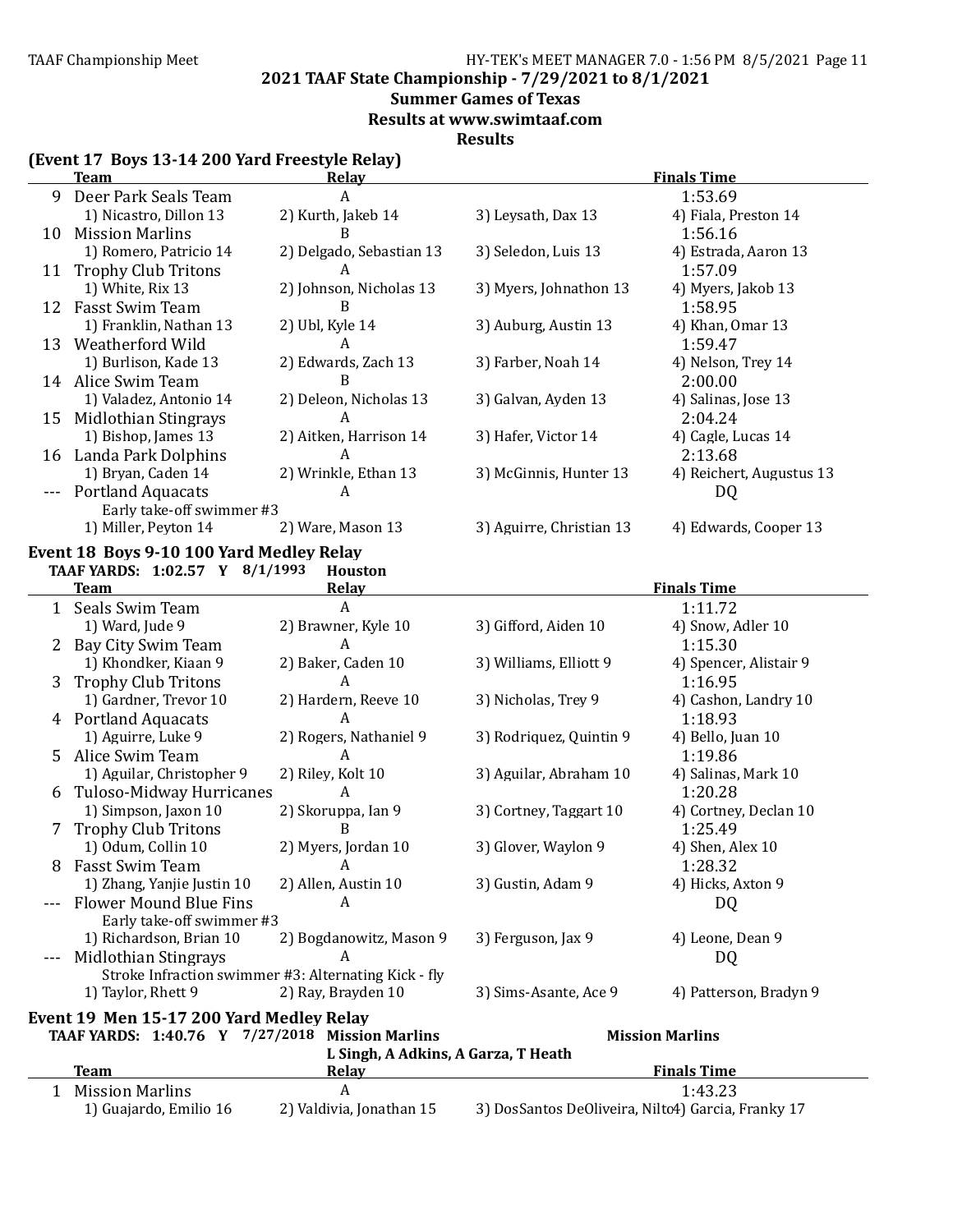## 2021 TAAF State Championship - 7/29/2021 to 8/1/2021

### Summer Games of Texas

### Results at www.swimtaaf.com

### Results

**(Event 17 Boys 13-14 200 Yard Freestyle Relay)**

| | Team | Relay | | Finals Time |
|---|---|---|---|---|
| 9 | Deer Park Seals Team | A | | 1:53.69 |
| | 1) Nicastro, Dillon 13 | 2) Kurth, Jakeb 14 | 3) Leysath, Dax 13 | 4) Fiala, Preston 14 |
| 10 | Mission Marlins | B | | 1:56.16 |
| | 1) Romero, Patricio 14 | 2) Delgado, Sebastian 13 | 3) Seledon, Luis 13 | 4) Estrada, Aaron 13 |
| 11 | Trophy Club Tritons | A | | 1:57.09 |
| | 1) White, Rix 13 | 2) Johnson, Nicholas 13 | 3) Myers, Johnathon 13 | 4) Myers, Jakob 13 |
| 12 | Fasst Swim Team | B | | 1:58.95 |
| | 1) Franklin, Nathan 13 | 2) Ubl, Kyle 14 | 3) Auburg, Austin 13 | 4) Khan, Omar 13 |
| 13 | Weatherford Wild | A | | 1:59.47 |
| | 1) Burlison, Kade 13 | 2) Edwards, Zach 13 | 3) Farber, Noah 14 | 4) Nelson, Trey 14 |
| 14 | Alice Swim Team | B | | 2:00.00 |
| | 1) Valadez, Antonio 14 | 2) Deleon, Nicholas 13 | 3) Galvan, Ayden 13 | 4) Salinas, Jose 13 |
| 15 | Midlothian Stingrays | A | | 2:04.24 |
| | 1) Bishop, James 13 | 2) Aitken, Harrison 14 | 3) Hafer, Victor 14 | 4) Cagle, Lucas 14 |
| 16 | Landa Park Dolphins | A | | 2:13.68 |
| | 1) Bryan, Caden 14 | 2) Wrinkle, Ethan 13 | 3) McGinnis, Hunter 13 | 4) Reichert, Augustus 13 |
| --- | Portland Aquacats | A | | DQ |
| | Early take-off swimmer #3 | | | |
| | 1) Miller, Peyton 14 | 2) Ware, Mason 13 | 3) Aguirre, Christian 13 | 4) Edwards, Cooper 13 |

**Event 18 Boys 9-10 100 Yard Medley Relay**

**TAAF YARDS: 1:02.57 Y 8/1/1993 Houston**

| | Team | Relay | | Finals Time |
|---|---|---|---|---|
| 1 | Seals Swim Team | A | | 1:11.72 |
| | 1) Ward, Jude 9 | 2) Brawner, Kyle 10 | 3) Gifford, Aiden 10 | 4) Snow, Adler 10 |
| 2 | Bay City Swim Team | A | | 1:15.30 |
| | 1) Khondker, Kiaan 9 | 2) Baker, Caden 10 | 3) Williams, Elliott 9 | 4) Spencer, Alistair 9 |
| 3 | Trophy Club Tritons | A | | 1:16.95 |
| | 1) Gardner, Trevor 10 | 2) Hardern, Reeve 10 | 3) Nicholas, Trey 9 | 4) Cashon, Landry 10 |
| 4 | Portland Aquacats | A | | 1:18.93 |
| | 1) Aguirre, Luke 9 | 2) Rogers, Nathaniel 9 | 3) Rodriquez, Quintin 9 | 4) Bello, Juan 10 |
| 5 | Alice Swim Team | A | | 1:19.86 |
| | 1) Aguilar, Christopher 9 | 2) Riley, Kolt 10 | 3) Aguilar, Abraham 10 | 4) Salinas, Mark 10 |
| 6 | Tuloso-Midway Hurricanes | A | | 1:20.28 |
| | 1) Simpson, Jaxon 10 | 2) Skoruppa, Ian 9 | 3) Cortney, Taggart 10 | 4) Cortney, Declan 10 |
| 7 | Trophy Club Tritons | B | | 1:25.49 |
| | 1) Odum, Collin 10 | 2) Myers, Jordan 10 | 3) Glover, Waylon 9 | 4) Shen, Alex 10 |
| 8 | Fasst Swim Team | A | | 1:28.32 |
| | 1) Zhang, Yanjie Justin 10 | 2) Allen, Austin 10 | 3) Gustin, Adam 9 | 4) Hicks, Axton 9 |
| --- | Flower Mound Blue Fins | A | | DQ |
| | Early take-off swimmer #3 | | | |
| | 1) Richardson, Brian 10 | 2) Bogdanowitz, Mason 9 | 3) Ferguson, Jax 9 | 4) Leone, Dean 9 |
| --- | Midlothian Stingrays | A | | DQ |
| | Stroke Infraction swimmer #3: Alternating Kick - fly | | | |
| | 1) Taylor, Rhett 9 | 2) Ray, Brayden 10 | 3) Sims-Asante, Ace 9 | 4) Patterson, Bradyn 9 |

**Event 19 Men 15-17 200 Yard Medley Relay**

**TAAF YARDS: 1:40.76 Y 7/27/2018 Mission Marlins** &nbsp;&nbsp;&nbsp; **Mission Marlins**

**L Singh, A Adkins, A Garza, T Heath**

| | Team | Relay | | Finals Time |
|---|---|---|---|---|
| 1 | Mission Marlins | A | | 1:43.23 |
| | 1) Guajardo, Emilio 16 | 2) Valdivia, Jonathan 15 | 3) DosSantos DeOliveira, Nilto | 4) Garcia, Franky 17 |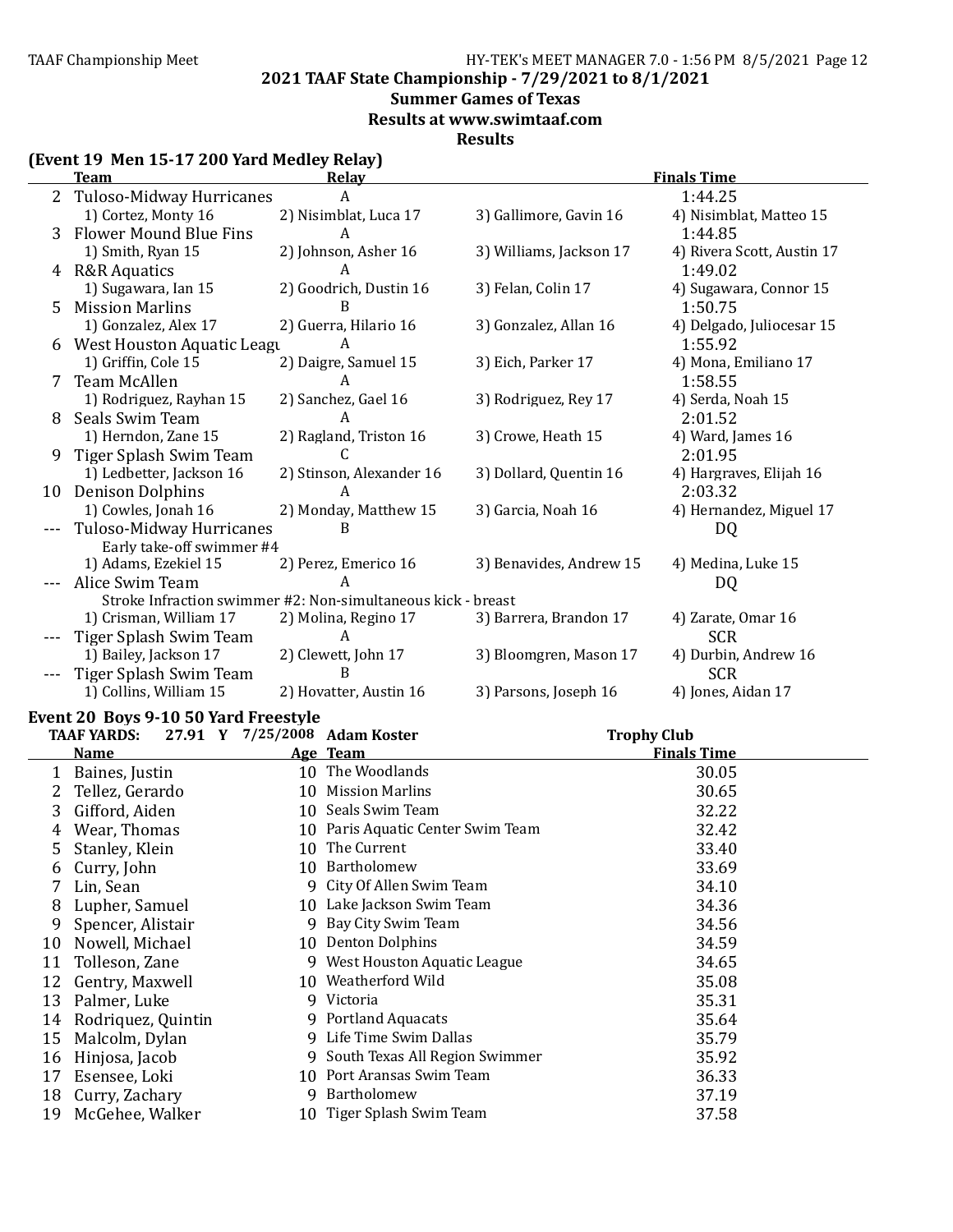## 2021 TAAF State Championship - 7/29/2021 to 8/1/2021

### Summer Games of Texas

### Results at www.swimtaaf.com

### Results

### (Event 19 Men 15-17 200 Yard Medley Relay)

| | Team | Relay | | Finals Time |
|---|---|---|---|---|
| 2 | Tuloso-Midway Hurricanes | A | | 1:44.25 |
| | 1) Cortez, Monty 16 | 2) Nisimblat, Luca 17 | 3) Gallimore, Gavin 16 | 4) Nisimblat, Matteo 15 |
| 3 | Flower Mound Blue Fins | A | | 1:44.85 |
| | 1) Smith, Ryan 15 | 2) Johnson, Asher 16 | 3) Williams, Jackson 17 | 4) Rivera Scott, Austin 17 |
| 4 | R&R Aquatics | A | | 1:49.02 |
| | 1) Sugawara, Ian 15 | 2) Goodrich, Dustin 16 | 3) Felan, Colin 17 | 4) Sugawara, Connor 15 |
| 5 | Mission Marlins | B | | 1:50.75 |
| | 1) Gonzalez, Alex 17 | 2) Guerra, Hilario 16 | 3) Gonzalez, Allan 16 | 4) Delgado, Juliocesar 15 |
| 6 | West Houston Aquatic Leagu | A | | 1:55.92 |
| | 1) Griffin, Cole 15 | 2) Daigre, Samuel 15 | 3) Eich, Parker 17 | 4) Mona, Emiliano 17 |
| 7 | Team McAllen | A | | 1:58.55 |
| | 1) Rodriguez, Rayhan 15 | 2) Sanchez, Gael 16 | 3) Rodriguez, Rey 17 | 4) Serda, Noah 15 |
| 8 | Seals Swim Team | A | | 2:01.52 |
| | 1) Herndon, Zane 15 | 2) Ragland, Triston 16 | 3) Crowe, Heath 15 | 4) Ward, James 16 |
| 9 | Tiger Splash Swim Team | C | | 2:01.95 |
| | 1) Ledbetter, Jackson 16 | 2) Stinson, Alexander 16 | 3) Dollard, Quentin 16 | 4) Hargraves, Elijah 16 |
| 10 | Denison Dolphins | A | | 2:03.32 |
| | 1) Cowles, Jonah 16 | 2) Monday, Matthew 15 | 3) Garcia, Noah 16 | 4) Hernandez, Miguel 17 |
| --- | Tuloso-Midway Hurricanes | B | | DQ |
| | Early take-off swimmer #4 | | | |
| | 1) Adams, Ezekiel 15 | 2) Perez, Emerico 16 | 3) Benavides, Andrew 15 | 4) Medina, Luke 15 |
| --- | Alice Swim Team | A | | DQ |
| | Stroke Infraction swimmer #2: Non-simultaneous kick - breast | | | |
| | 1) Crisman, William 17 | 2) Molina, Regino 17 | 3) Barrera, Brandon 17 | 4) Zarate, Omar 16 |
| --- | Tiger Splash Swim Team | A | | SCR |
| | 1) Bailey, Jackson 17 | 2) Clewett, John 17 | 3) Bloomgren, Mason 17 | 4) Durbin, Andrew 16 |
| --- | Tiger Splash Swim Team | B | | SCR |
| | 1) Collins, William 15 | 2) Hovatter, Austin 16 | 3) Parsons, Joseph 16 | 4) Jones, Aidan 17 |

### Event 20 Boys 9-10 50 Yard Freestyle

TAAF YARDS: 27.91 Y 7/25/2008 Adam Koster — Trophy Club

| | Name | Age | Team | Finals Time |
|---|---|---|---|---|
| 1 | Baines, Justin | 10 | The Woodlands | 30.05 |
| 2 | Tellez, Gerardo | 10 | Mission Marlins | 30.65 |
| 3 | Gifford, Aiden | 10 | Seals Swim Team | 32.22 |
| 4 | Wear, Thomas | 10 | Paris Aquatic Center Swim Team | 32.42 |
| 5 | Stanley, Klein | 10 | The Current | 33.40 |
| 6 | Curry, John | 10 | Bartholomew | 33.69 |
| 7 | Lin, Sean | 9 | City Of Allen Swim Team | 34.10 |
| 8 | Lupher, Samuel | 10 | Lake Jackson Swim Team | 34.36 |
| 9 | Spencer, Alistair | 9 | Bay City Swim Team | 34.56 |
| 10 | Nowell, Michael | 10 | Denton Dolphins | 34.59 |
| 11 | Tolleson, Zane | 9 | West Houston Aquatic League | 34.65 |
| 12 | Gentry, Maxwell | 10 | Weatherford Wild | 35.08 |
| 13 | Palmer, Luke | 9 | Victoria | 35.31 |
| 14 | Rodriquez, Quintin | 9 | Portland Aquacats | 35.64 |
| 15 | Malcolm, Dylan | 9 | Life Time Swim Dallas | 35.79 |
| 16 | Hinjosa, Jacob | 9 | South Texas All Region Swimmer | 35.92 |
| 17 | Esensee, Loki | 10 | Port Aransas Swim Team | 36.33 |
| 18 | Curry, Zachary | 9 | Bartholomew | 37.19 |
| 19 | McGehee, Walker | 10 | Tiger Splash Swim Team | 37.58 |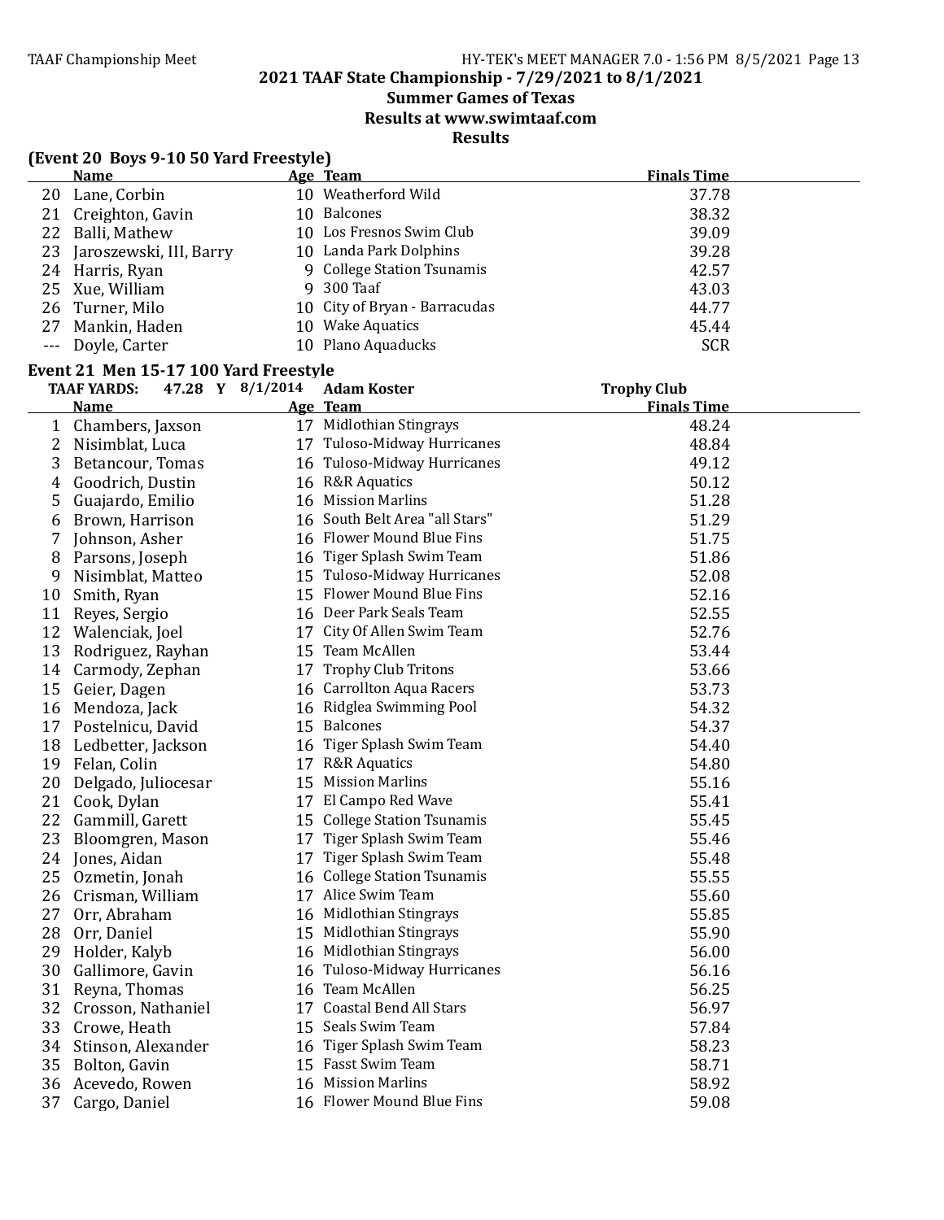## 2021 TAAF State Championship - 7/29/2021 to 8/1/2021

### Summer Games of Texas

### Results at www.swimtaaf.com

### Results

**(Event 20 Boys 9-10 50 Yard Freestyle)**

| | Name | Age | Team | Finals Time |
|---|---|---|---|---|
| 20 | Lane, Corbin | 10 | Weatherford Wild | 37.78 |
| 21 | Creighton, Gavin | 10 | Balcones | 38.32 |
| 22 | Balli, Mathew | 10 | Los Fresnos Swim Club | 39.09 |
| 23 | Jaroszewski, III, Barry | 10 | Landa Park Dolphins | 39.28 |
| 24 | Harris, Ryan | 9 | College Station Tsunamis | 42.57 |
| 25 | Xue, William | 9 | 300 Taaf | 43.03 |
| 26 | Turner, Milo | 10 | City of Bryan - Barracudas | 44.77 |
| 27 | Mankin, Haden | 10 | Wake Aquatics | 45.44 |
| --- | Doyle, Carter | 10 | Plano Aquaducks | SCR |

**Event 21 Men 15-17 100 Yard Freestyle**

TAAF YARDS: 47.28 Y 8/1/2014 Adam Koster Trophy Club

| | Name | Age | Team | Finals Time |
|---|---|---|---|---|
| 1 | Chambers, Jaxson | 17 | Midlothian Stingrays | 48.24 |
| 2 | Nisimblat, Luca | 17 | Tuloso-Midway Hurricanes | 48.84 |
| 3 | Betancour, Tomas | 16 | Tuloso-Midway Hurricanes | 49.12 |
| 4 | Goodrich, Dustin | 16 | R&R Aquatics | 50.12 |
| 5 | Guajardo, Emilio | 16 | Mission Marlins | 51.28 |
| 6 | Brown, Harrison | 16 | South Belt Area "all Stars" | 51.29 |
| 7 | Johnson, Asher | 16 | Flower Mound Blue Fins | 51.75 |
| 8 | Parsons, Joseph | 16 | Tiger Splash Swim Team | 51.86 |
| 9 | Nisimblat, Matteo | 15 | Tuloso-Midway Hurricanes | 52.08 |
| 10 | Smith, Ryan | 15 | Flower Mound Blue Fins | 52.16 |
| 11 | Reyes, Sergio | 16 | Deer Park Seals Team | 52.55 |
| 12 | Walenciak, Joel | 17 | City Of Allen Swim Team | 52.76 |
| 13 | Rodriguez, Rayhan | 15 | Team McAllen | 53.44 |
| 14 | Carmody, Zephan | 17 | Trophy Club Tritons | 53.66 |
| 15 | Geier, Dagen | 16 | Carrollton Aqua Racers | 53.73 |
| 16 | Mendoza, Jack | 16 | Ridglea Swimming Pool | 54.32 |
| 17 | Postelnicu, David | 15 | Balcones | 54.37 |
| 18 | Ledbetter, Jackson | 16 | Tiger Splash Swim Team | 54.40 |
| 19 | Felan, Colin | 17 | R&R Aquatics | 54.80 |
| 20 | Delgado, Juliocesar | 15 | Mission Marlins | 55.16 |
| 21 | Cook, Dylan | 17 | El Campo Red Wave | 55.41 |
| 22 | Gammill, Garett | 15 | College Station Tsunamis | 55.45 |
| 23 | Bloomgren, Mason | 17 | Tiger Splash Swim Team | 55.46 |
| 24 | Jones, Aidan | 17 | Tiger Splash Swim Team | 55.48 |
| 25 | Ozmetin, Jonah | 16 | College Station Tsunamis | 55.55 |
| 26 | Crisman, William | 17 | Alice Swim Team | 55.60 |
| 27 | Orr, Abraham | 16 | Midlothian Stingrays | 55.85 |
| 28 | Orr, Daniel | 15 | Midlothian Stingrays | 55.90 |
| 29 | Holder, Kalyb | 16 | Midlothian Stingrays | 56.00 |
| 30 | Gallimore, Gavin | 16 | Tuloso-Midway Hurricanes | 56.16 |
| 31 | Reyna, Thomas | 16 | Team McAllen | 56.25 |
| 32 | Crosson, Nathaniel | 17 | Coastal Bend All Stars | 56.97 |
| 33 | Crowe, Heath | 15 | Seals Swim Team | 57.84 |
| 34 | Stinson, Alexander | 16 | Tiger Splash Swim Team | 58.23 |
| 35 | Bolton, Gavin | 15 | Fasst Swim Team | 58.71 |
| 36 | Acevedo, Rowen | 16 | Mission Marlins | 58.92 |
| 37 | Cargo, Daniel | 16 | Flower Mound Blue Fins | 59.08 |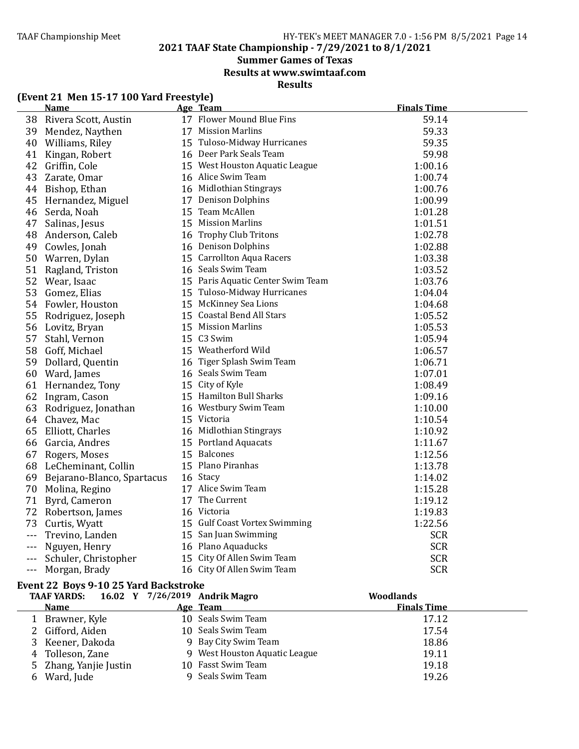## 2021 TAAF State Championship - 7/29/2021 to 8/1/2021

### Summer Games of Texas

### Results at www.swimtaaf.com

### Results

#### (Event 21 Men 15-17 100 Yard Freestyle)

| | Name | Age | Team | Finals Time |
|---|---|---|---|---|
| 38 | Rivera Scott, Austin | 17 | Flower Mound Blue Fins | 59.14 |
| 39 | Mendez, Naythen | 17 | Mission Marlins | 59.33 |
| 40 | Williams, Riley | 15 | Tuloso-Midway Hurricanes | 59.35 |
| 41 | Kingan, Robert | 16 | Deer Park Seals Team | 59.98 |
| 42 | Griffin, Cole | 15 | West Houston Aquatic League | 1:00.16 |
| 43 | Zarate, Omar | 16 | Alice Swim Team | 1:00.74 |
| 44 | Bishop, Ethan | 16 | Midlothian Stingrays | 1:00.76 |
| 45 | Hernandez, Miguel | 17 | Denison Dolphins | 1:00.99 |
| 46 | Serda, Noah | 15 | Team McAllen | 1:01.28 |
| 47 | Salinas, Jesus | 15 | Mission Marlins | 1:01.51 |
| 48 | Anderson, Caleb | 16 | Trophy Club Tritons | 1:02.78 |
| 49 | Cowles, Jonah | 16 | Denison Dolphins | 1:02.88 |
| 50 | Warren, Dylan | 15 | Carrollton Aqua Racers | 1:03.38 |
| 51 | Ragland, Triston | 16 | Seals Swim Team | 1:03.52 |
| 52 | Wear, Isaac | 15 | Paris Aquatic Center Swim Team | 1:03.76 |
| 53 | Gomez, Elias | 15 | Tuloso-Midway Hurricanes | 1:04.04 |
| 54 | Fowler, Houston | 15 | McKinney Sea Lions | 1:04.68 |
| 55 | Rodriguez, Joseph | 15 | Coastal Bend All Stars | 1:05.52 |
| 56 | Lovitz, Bryan | 15 | Mission Marlins | 1:05.53 |
| 57 | Stahl, Vernon | 15 | C3 Swim | 1:05.94 |
| 58 | Goff, Michael | 15 | Weatherford Wild | 1:06.57 |
| 59 | Dollard, Quentin | 16 | Tiger Splash Swim Team | 1:06.71 |
| 60 | Ward, James | 16 | Seals Swim Team | 1:07.01 |
| 61 | Hernandez, Tony | 15 | City of Kyle | 1:08.49 |
| 62 | Ingram, Cason | 15 | Hamilton Bull Sharks | 1:09.16 |
| 63 | Rodriguez, Jonathan | 16 | Westbury Swim Team | 1:10.00 |
| 64 | Chavez, Mac | 15 | Victoria | 1:10.54 |
| 65 | Elliott, Charles | 16 | Midlothian Stingrays | 1:10.92 |
| 66 | Garcia, Andres | 15 | Portland Aquacats | 1:11.67 |
| 67 | Rogers, Moses | 15 | Balcones | 1:12.56 |
| 68 | LeCheminant, Collin | 15 | Plano Piranhas | 1:13.78 |
| 69 | Bejarano-Blanco, Spartacus | 16 | Stacy | 1:14.02 |
| 70 | Molina, Regino | 17 | Alice Swim Team | 1:15.28 |
| 71 | Byrd, Cameron | 17 | The Current | 1:19.12 |
| 72 | Robertson, James | 16 | Victoria | 1:19.83 |
| 73 | Curtis, Wyatt | 15 | Gulf Coast Vortex Swimming | 1:22.56 |
| --- | Trevino, Landen | 15 | San Juan Swimming | SCR |
| --- | Nguyen, Henry | 16 | Plano Aquaducks | SCR |
| --- | Schuler, Christopher | 15 | City Of Allen Swim Team | SCR |
| --- | Morgan, Brady | 16 | City Of Allen Swim Team | SCR |

#### Event 22 Boys 9-10 25 Yard Backstroke

TAAF YARDS: 16.02 Y 7/26/2019 Andrik Magro — Woodlands

| | Name | Age | Team | Finals Time |
|---|---|---|---|---|
| 1 | Brawner, Kyle | 10 | Seals Swim Team | 17.12 |
| 2 | Gifford, Aiden | 10 | Seals Swim Team | 17.54 |
| 3 | Keener, Dakoda | 9 | Bay City Swim Team | 18.86 |
| 4 | Tolleson, Zane | 9 | West Houston Aquatic League | 19.11 |
| 5 | Zhang, Yanjie Justin | 10 | Fasst Swim Team | 19.18 |
| 6 | Ward, Jude | 9 | Seals Swim Team | 19.26 |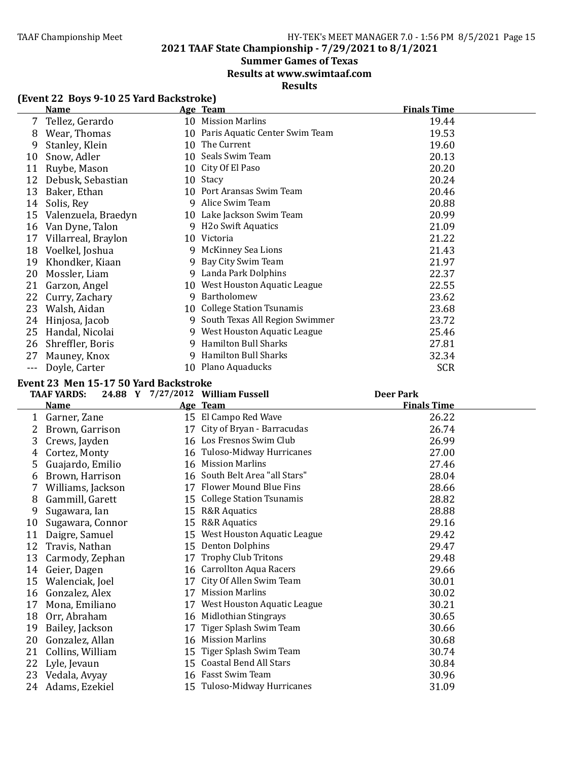## 2021 TAAF State Championship - 7/29/2021 to 8/1/2021

### Summer Games of Texas

### Results at www.swimtaaf.com

### Results

**(Event 22 Boys 9-10 25 Yard Backstroke)**

| | Name | Age | Team | Finals Time |
|---|---|---|---|---|
| 7 | Tellez, Gerardo | 10 | Mission Marlins | 19.44 |
| 8 | Wear, Thomas | 10 | Paris Aquatic Center Swim Team | 19.53 |
| 9 | Stanley, Klein | 10 | The Current | 19.60 |
| 10 | Snow, Adler | 10 | Seals Swim Team | 20.13 |
| 11 | Ruybe, Mason | 10 | City Of El Paso | 20.20 |
| 12 | Debusk, Sebastian | 10 | Stacy | 20.24 |
| 13 | Baker, Ethan | 10 | Port Aransas Swim Team | 20.46 |
| 14 | Solis, Rey | 9 | Alice Swim Team | 20.88 |
| 15 | Valenzuela, Braedyn | 10 | Lake Jackson Swim Team | 20.99 |
| 16 | Van Dyne, Talon | 9 | H2o Swift Aquatics | 21.09 |
| 17 | Villarreal, Braylon | 10 | Victoria | 21.22 |
| 18 | Voelkel, Joshua | 9 | McKinney Sea Lions | 21.43 |
| 19 | Khondker, Kiaan | 9 | Bay City Swim Team | 21.97 |
| 20 | Mossler, Liam | 9 | Landa Park Dolphins | 22.37 |
| 21 | Garzon, Angel | 10 | West Houston Aquatic League | 22.55 |
| 22 | Curry, Zachary | 9 | Bartholomew | 23.62 |
| 23 | Walsh, Aidan | 10 | College Station Tsunamis | 23.68 |
| 24 | Hinjosa, Jacob | 9 | South Texas All Region Swimmer | 23.72 |
| 25 | Handal, Nicolai | 9 | West Houston Aquatic League | 25.46 |
| 26 | Shreffler, Boris | 9 | Hamilton Bull Sharks | 27.81 |
| 27 | Mauney, Knox | 9 | Hamilton Bull Sharks | 32.34 |
| --- | Doyle, Carter | 10 | Plano Aquaducks | SCR |

**Event 23 Men 15-17 50 Yard Backstroke**

TAAF YARDS: 24.88 Y 7/27/2012 William Fussell Deer Park

| | Name | Age | Team | Finals Time |
|---|---|---|---|---|
| 1 | Garner, Zane | 15 | El Campo Red Wave | 26.22 |
| 2 | Brown, Garrison | 17 | City of Bryan - Barracudas | 26.74 |
| 3 | Crews, Jayden | 16 | Los Fresnos Swim Club | 26.99 |
| 4 | Cortez, Monty | 16 | Tuloso-Midway Hurricanes | 27.00 |
| 5 | Guajardo, Emilio | 16 | Mission Marlins | 27.46 |
| 6 | Brown, Harrison | 16 | South Belt Area "all Stars" | 28.04 |
| 7 | Williams, Jackson | 17 | Flower Mound Blue Fins | 28.66 |
| 8 | Gammill, Garett | 15 | College Station Tsunamis | 28.82 |
| 9 | Sugawara, Ian | 15 | R&R Aquatics | 28.88 |
| 10 | Sugawara, Connor | 15 | R&R Aquatics | 29.16 |
| 11 | Daigre, Samuel | 15 | West Houston Aquatic League | 29.42 |
| 12 | Travis, Nathan | 15 | Denton Dolphins | 29.47 |
| 13 | Carmody, Zephan | 17 | Trophy Club Tritons | 29.48 |
| 14 | Geier, Dagen | 16 | Carrollton Aqua Racers | 29.66 |
| 15 | Walenciak, Joel | 17 | City Of Allen Swim Team | 30.01 |
| 16 | Gonzalez, Alex | 17 | Mission Marlins | 30.02 |
| 17 | Mona, Emiliano | 17 | West Houston Aquatic League | 30.21 |
| 18 | Orr, Abraham | 16 | Midlothian Stingrays | 30.65 |
| 19 | Bailey, Jackson | 17 | Tiger Splash Swim Team | 30.66 |
| 20 | Gonzalez, Allan | 16 | Mission Marlins | 30.68 |
| 21 | Collins, William | 15 | Tiger Splash Swim Team | 30.74 |
| 22 | Lyle, Jevaun | 15 | Coastal Bend All Stars | 30.84 |
| 23 | Vedala, Avyay | 16 | Fasst Swim Team | 30.96 |
| 24 | Adams, Ezekiel | 15 | Tuloso-Midway Hurricanes | 31.09 |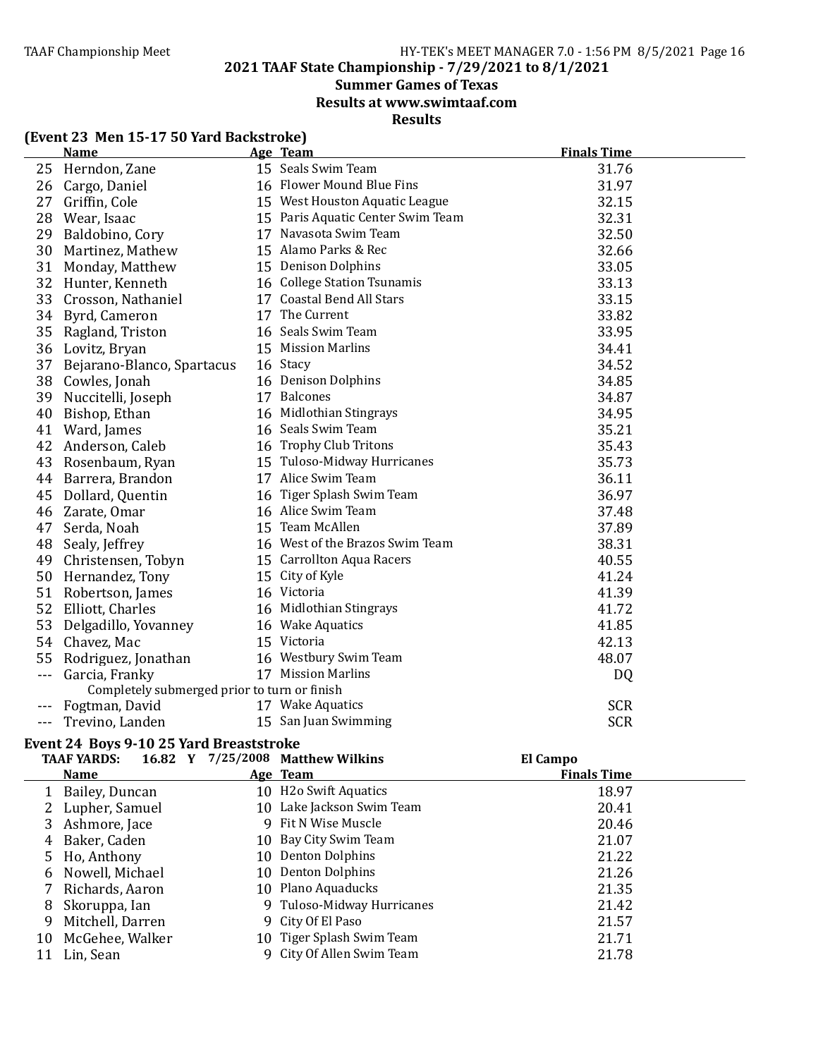## 2021 TAAF State Championship - 7/29/2021 to 8/1/2021
## Summer Games of Texas
## Results at www.swimtaaf.com
## Results

### (Event 23 Men 15-17 50 Yard Backstroke)

| | Name | Age | Team | Finals Time |
|---|---|---|---|---|
| 25 | Herndon, Zane | 15 | Seals Swim Team | 31.76 |
| 26 | Cargo, Daniel | 16 | Flower Mound Blue Fins | 31.97 |
| 27 | Griffin, Cole | 15 | West Houston Aquatic League | 32.15 |
| 28 | Wear, Isaac | 15 | Paris Aquatic Center Swim Team | 32.31 |
| 29 | Baldobino, Cory | 17 | Navasota Swim Team | 32.50 |
| 30 | Martinez, Mathew | 15 | Alamo Parks & Rec | 32.66 |
| 31 | Monday, Matthew | 15 | Denison Dolphins | 33.05 |
| 32 | Hunter, Kenneth | 16 | College Station Tsunamis | 33.13 |
| 33 | Crosson, Nathaniel | 17 | Coastal Bend All Stars | 33.15 |
| 34 | Byrd, Cameron | 17 | The Current | 33.82 |
| 35 | Ragland, Triston | 16 | Seals Swim Team | 33.95 |
| 36 | Lovitz, Bryan | 15 | Mission Marlins | 34.41 |
| 37 | Bejarano-Blanco, Spartacus | 16 | Stacy | 34.52 |
| 38 | Cowles, Jonah | 16 | Denison Dolphins | 34.85 |
| 39 | Nuccitelli, Joseph | 17 | Balcones | 34.87 |
| 40 | Bishop, Ethan | 16 | Midlothian Stingrays | 34.95 |
| 41 | Ward, James | 16 | Seals Swim Team | 35.21 |
| 42 | Anderson, Caleb | 16 | Trophy Club Tritons | 35.43 |
| 43 | Rosenbaum, Ryan | 15 | Tuloso-Midway Hurricanes | 35.73 |
| 44 | Barrera, Brandon | 17 | Alice Swim Team | 36.11 |
| 45 | Dollard, Quentin | 16 | Tiger Splash Swim Team | 36.97 |
| 46 | Zarate, Omar | 16 | Alice Swim Team | 37.48 |
| 47 | Serda, Noah | 15 | Team McAllen | 37.89 |
| 48 | Sealy, Jeffrey | 16 | West of the Brazos Swim Team | 38.31 |
| 49 | Christensen, Tobyn | 15 | Carrollton Aqua Racers | 40.55 |
| 50 | Hernandez, Tony | 15 | City of Kyle | 41.24 |
| 51 | Robertson, James | 16 | Victoria | 41.39 |
| 52 | Elliott, Charles | 16 | Midlothian Stingrays | 41.72 |
| 53 | Delgadillo, Yovanney | 16 | Wake Aquatics | 41.85 |
| 54 | Chavez, Mac | 15 | Victoria | 42.13 |
| 55 | Rodriguez, Jonathan | 16 | Westbury Swim Team | 48.07 |
| --- | Garcia, Franky | 17 | Mission Marlins | DQ |
| | Completely submerged prior to turn or finish | | | |
| --- | Fogtman, David | 17 | Wake Aquatics | SCR |
| --- | Trevino, Landen | 15 | San Juan Swimming | SCR |

### Event 24 Boys 9-10 25 Yard Breaststroke

TAAF YARDS: 16.82 Y 7/25/2008 Matthew Wilkins El Campo

| | Name | Age | Team | Finals Time |
|---|---|---|---|---|
| 1 | Bailey, Duncan | 10 | H2o Swift Aquatics | 18.97 |
| 2 | Lupher, Samuel | 10 | Lake Jackson Swim Team | 20.41 |
| 3 | Ashmore, Jace | 9 | Fit N Wise Muscle | 20.46 |
| 4 | Baker, Caden | 10 | Bay City Swim Team | 21.07 |
| 5 | Ho, Anthony | 10 | Denton Dolphins | 21.22 |
| 6 | Nowell, Michael | 10 | Denton Dolphins | 21.26 |
| 7 | Richards, Aaron | 10 | Plano Aquaducks | 21.35 |
| 8 | Skoruppa, Ian | 9 | Tuloso-Midway Hurricanes | 21.42 |
| 9 | Mitchell, Darren | 9 | City Of El Paso | 21.57 |
| 10 | McGehee, Walker | 10 | Tiger Splash Swim Team | 21.71 |
| 11 | Lin, Sean | 9 | City Of Allen Swim Team | 21.78 |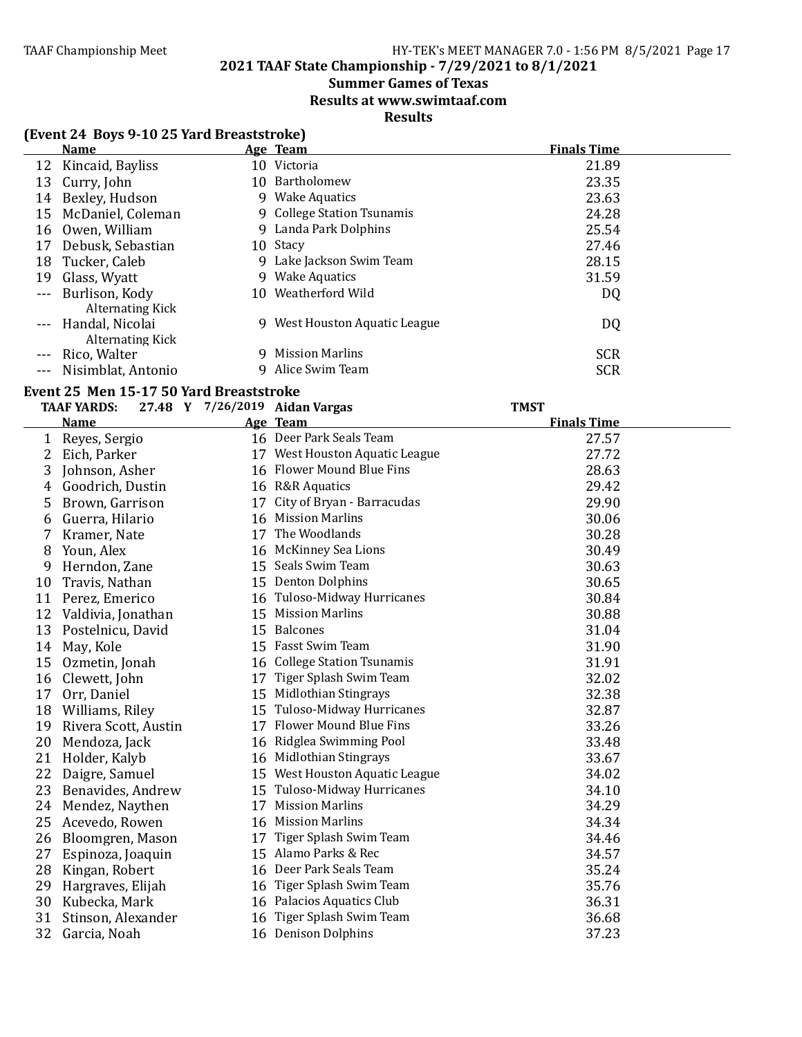## 2021 TAAF State Championship - 7/29/2021 to 8/1/2021

### Summer Games of Texas

### Results at www.swimtaaf.com

### Results

**(Event 24 Boys 9-10 25 Yard Breaststroke)**

| | Name | Age | Team | Finals Time |
|---|---|---|---|---|
| 12 | Kincaid, Bayliss | 10 | Victoria | 21.89 |
| 13 | Curry, John | 10 | Bartholomew | 23.35 |
| 14 | Bexley, Hudson | 9 | Wake Aquatics | 23.63 |
| 15 | McDaniel, Coleman | 9 | College Station Tsunamis | 24.28 |
| 16 | Owen, William | 9 | Landa Park Dolphins | 25.54 |
| 17 | Debusk, Sebastian | 10 | Stacy | 27.46 |
| 18 | Tucker, Caleb | 9 | Lake Jackson Swim Team | 28.15 |
| 19 | Glass, Wyatt | 9 | Wake Aquatics | 31.59 |
| --- | Burlison, Kody<br>Alternating Kick | 10 | Weatherford Wild | DQ |
| --- | Handal, Nicolai<br>Alternating Kick | 9 | West Houston Aquatic League | DQ |
| --- | Rico, Walter | 9 | Mission Marlins | SCR |
| --- | Nisimblat, Antonio | 9 | Alice Swim Team | SCR |

**Event 25 Men 15-17 50 Yard Breaststroke**

TAAF YARDS: 27.48 Y 7/26/2019 Aidan Vargas TMST

| | Name | Age | Team | Finals Time |
|---|---|---|---|---|
| 1 | Reyes, Sergio | 16 | Deer Park Seals Team | 27.57 |
| 2 | Eich, Parker | 17 | West Houston Aquatic League | 27.72 |
| 3 | Johnson, Asher | 16 | Flower Mound Blue Fins | 28.63 |
| 4 | Goodrich, Dustin | 16 | R&R Aquatics | 29.42 |
| 5 | Brown, Garrison | 17 | City of Bryan - Barracudas | 29.90 |
| 6 | Guerra, Hilario | 16 | Mission Marlins | 30.06 |
| 7 | Kramer, Nate | 17 | The Woodlands | 30.28 |
| 8 | Youn, Alex | 16 | McKinney Sea Lions | 30.49 |
| 9 | Herndon, Zane | 15 | Seals Swim Team | 30.63 |
| 10 | Travis, Nathan | 15 | Denton Dolphins | 30.65 |
| 11 | Perez, Emerico | 16 | Tuloso-Midway Hurricanes | 30.84 |
| 12 | Valdivia, Jonathan | 15 | Mission Marlins | 30.88 |
| 13 | Postelnicu, David | 15 | Balcones | 31.04 |
| 14 | May, Kole | 15 | Fasst Swim Team | 31.90 |
| 15 | Ozmetin, Jonah | 16 | College Station Tsunamis | 31.91 |
| 16 | Clewett, John | 17 | Tiger Splash Swim Team | 32.02 |
| 17 | Orr, Daniel | 15 | Midlothian Stingrays | 32.38 |
| 18 | Williams, Riley | 15 | Tuloso-Midway Hurricanes | 32.87 |
| 19 | Rivera Scott, Austin | 17 | Flower Mound Blue Fins | 33.26 |
| 20 | Mendoza, Jack | 16 | Ridglea Swimming Pool | 33.48 |
| 21 | Holder, Kalyb | 16 | Midlothian Stingrays | 33.67 |
| 22 | Daigre, Samuel | 15 | West Houston Aquatic League | 34.02 |
| 23 | Benavides, Andrew | 15 | Tuloso-Midway Hurricanes | 34.10 |
| 24 | Mendez, Naythen | 17 | Mission Marlins | 34.29 |
| 25 | Acevedo, Rowen | 16 | Mission Marlins | 34.34 |
| 26 | Bloomgren, Mason | 17 | Tiger Splash Swim Team | 34.46 |
| 27 | Espinoza, Joaquin | 15 | Alamo Parks & Rec | 34.57 |
| 28 | Kingan, Robert | 16 | Deer Park Seals Team | 35.24 |
| 29 | Hargraves, Elijah | 16 | Tiger Splash Swim Team | 35.76 |
| 30 | Kubecka, Mark | 16 | Palacios Aquatics Club | 36.31 |
| 31 | Stinson, Alexander | 16 | Tiger Splash Swim Team | 36.68 |
| 32 | Garcia, Noah | 16 | Denison Dolphins | 37.23 |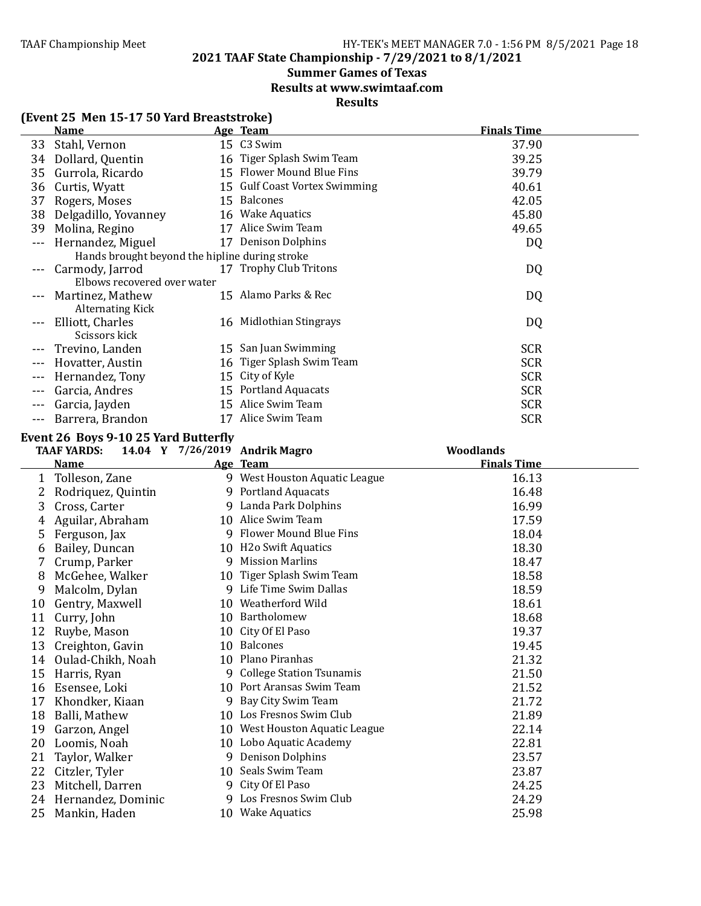## 2021 TAAF State Championship - 7/29/2021 to 8/1/2021

### Summer Games of Texas

### Results at www.swimtaaf.com

### Results

**(Event 25 Men 15-17 50 Yard Breaststroke)**

| | Name | Age | Team | Finals Time |
|---|---|---|---|---|
| 33 | Stahl, Vernon | 15 | C3 Swim | 37.90 |
| 34 | Dollard, Quentin | 16 | Tiger Splash Swim Team | 39.25 |
| 35 | Gurrola, Ricardo | 15 | Flower Mound Blue Fins | 39.79 |
| 36 | Curtis, Wyatt | 15 | Gulf Coast Vortex Swimming | 40.61 |
| 37 | Rogers, Moses | 15 | Balcones | 42.05 |
| 38 | Delgadillo, Yovanney | 16 | Wake Aquatics | 45.80 |
| 39 | Molina, Regino | 17 | Alice Swim Team | 49.65 |
| --- | Hernandez, Miguel | 17 | Denison Dolphins | DQ |
| | Hands brought beyond the hipline during stroke | | | |
| --- | Carmody, Jarrod | 17 | Trophy Club Tritons | DQ |
| | Elbows recovered over water | | | |
| --- | Martinez, Mathew | 15 | Alamo Parks & Rec | DQ |
| | Alternating Kick | | | |
| --- | Elliott, Charles | 16 | Midlothian Stingrays | DQ |
| | Scissors kick | | | |
| --- | Trevino, Landen | 15 | San Juan Swimming | SCR |
| --- | Hovatter, Austin | 16 | Tiger Splash Swim Team | SCR |
| --- | Hernandez, Tony | 15 | City of Kyle | SCR |
| --- | Garcia, Andres | 15 | Portland Aquacats | SCR |
| --- | Garcia, Jayden | 15 | Alice Swim Team | SCR |
| --- | Barrera, Brandon | 17 | Alice Swim Team | SCR |

**Event 26 Boys 9-10 25 Yard Butterfly**

**TAAF YARDS: 14.04 Y 7/26/2019 Andrik Magro — Woodlands**

| | Name | Age | Team | Finals Time |
|---|---|---|---|---|
| 1 | Tolleson, Zane | 9 | West Houston Aquatic League | 16.13 |
| 2 | Rodriquez, Quintin | 9 | Portland Aquacats | 16.48 |
| 3 | Cross, Carter | 9 | Landa Park Dolphins | 16.99 |
| 4 | Aguilar, Abraham | 10 | Alice Swim Team | 17.59 |
| 5 | Ferguson, Jax | 9 | Flower Mound Blue Fins | 18.04 |
| 6 | Bailey, Duncan | 10 | H2o Swift Aquatics | 18.30 |
| 7 | Crump, Parker | 9 | Mission Marlins | 18.47 |
| 8 | McGehee, Walker | 10 | Tiger Splash Swim Team | 18.58 |
| 9 | Malcolm, Dylan | 9 | Life Time Swim Dallas | 18.59 |
| 10 | Gentry, Maxwell | 10 | Weatherford Wild | 18.61 |
| 11 | Curry, John | 10 | Bartholomew | 18.68 |
| 12 | Ruybe, Mason | 10 | City Of El Paso | 19.37 |
| 13 | Creighton, Gavin | 10 | Balcones | 19.45 |
| 14 | Oulad-Chikh, Noah | 10 | Plano Piranhas | 21.32 |
| 15 | Harris, Ryan | 9 | College Station Tsunamis | 21.50 |
| 16 | Esensee, Loki | 10 | Port Aransas Swim Team | 21.52 |
| 17 | Khondker, Kiaan | 9 | Bay City Swim Team | 21.72 |
| 18 | Balli, Mathew | 10 | Los Fresnos Swim Club | 21.89 |
| 19 | Garzon, Angel | 10 | West Houston Aquatic League | 22.14 |
| 20 | Loomis, Noah | 10 | Lobo Aquatic Academy | 22.81 |
| 21 | Taylor, Walker | 9 | Denison Dolphins | 23.57 |
| 22 | Citzler, Tyler | 10 | Seals Swim Team | 23.87 |
| 23 | Mitchell, Darren | 9 | City Of El Paso | 24.25 |
| 24 | Hernandez, Dominic | 9 | Los Fresnos Swim Club | 24.29 |
| 25 | Mankin, Haden | 10 | Wake Aquatics | 25.98 |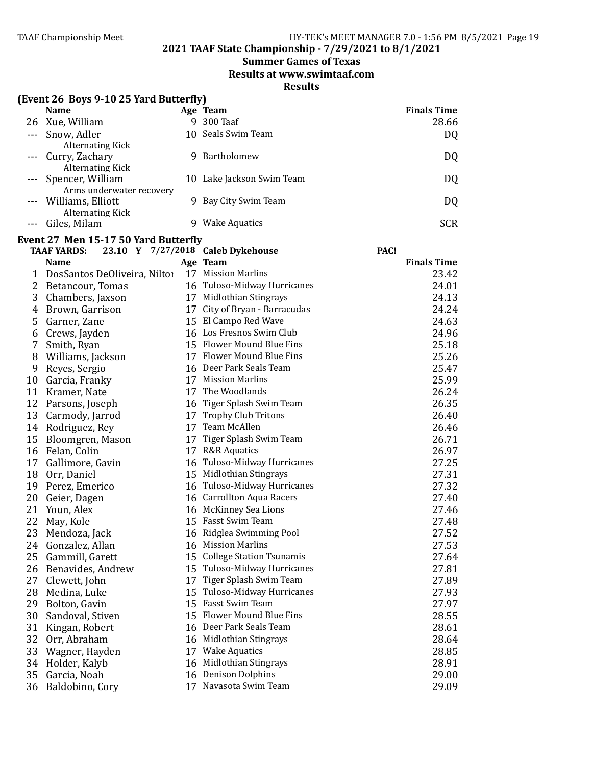## 2021 TAAF State Championship - 7/29/2021 to 8/1/2021

### Summer Games of Texas

### Results at www.swimtaaf.com

### Results

**(Event 26 Boys 9-10 25 Yard Butterfly)**

| | Name | Age | Team | Finals Time |
|---|---|---|---|---|
| 26 | Xue, William | 9 | 300 Taaf | 28.66 |
| --- | Snow, Adler | 10 | Seals Swim Team | DQ |
| | Alternating Kick | | | |
| --- | Curry, Zachary | 9 | Bartholomew | DQ |
| | Alternating Kick | | | |
| --- | Spencer, William | 10 | Lake Jackson Swim Team | DQ |
| | Arms underwater recovery | | | |
| --- | Williams, Elliott | 9 | Bay City Swim Team | DQ |
| | Alternating Kick | | | |
| --- | Giles, Milam | 9 | Wake Aquatics | SCR |

**Event 27 Men 15-17 50 Yard Butterfly**

TAAF YARDS: 23.10 Y 7/27/2018 Caleb Dykehouse PAC!

| | Name | Age | Team | Finals Time |
|---|---|---|---|---|
| 1 | DosSantos DeOliveira, Niltor | 17 | Mission Marlins | 23.42 |
| 2 | Betancour, Tomas | 16 | Tuloso-Midway Hurricanes | 24.01 |
| 3 | Chambers, Jaxson | 17 | Midlothian Stingrays | 24.13 |
| 4 | Brown, Garrison | 17 | City of Bryan - Barracudas | 24.24 |
| 5 | Garner, Zane | 15 | El Campo Red Wave | 24.63 |
| 6 | Crews, Jayden | 16 | Los Fresnos Swim Club | 24.96 |
| 7 | Smith, Ryan | 15 | Flower Mound Blue Fins | 25.18 |
| 8 | Williams, Jackson | 17 | Flower Mound Blue Fins | 25.26 |
| 9 | Reyes, Sergio | 16 | Deer Park Seals Team | 25.47 |
| 10 | Garcia, Franky | 17 | Mission Marlins | 25.99 |
| 11 | Kramer, Nate | 17 | The Woodlands | 26.24 |
| 12 | Parsons, Joseph | 16 | Tiger Splash Swim Team | 26.35 |
| 13 | Carmody, Jarrod | 17 | Trophy Club Tritons | 26.40 |
| 14 | Rodriguez, Rey | 17 | Team McAllen | 26.46 |
| 15 | Bloomgren, Mason | 17 | Tiger Splash Swim Team | 26.71 |
| 16 | Felan, Colin | 17 | R&R Aquatics | 26.97 |
| 17 | Gallimore, Gavin | 16 | Tuloso-Midway Hurricanes | 27.25 |
| 18 | Orr, Daniel | 15 | Midlothian Stingrays | 27.31 |
| 19 | Perez, Emerico | 16 | Tuloso-Midway Hurricanes | 27.32 |
| 20 | Geier, Dagen | 16 | Carrollton Aqua Racers | 27.40 |
| 21 | Youn, Alex | 16 | McKinney Sea Lions | 27.46 |
| 22 | May, Kole | 15 | Fasst Swim Team | 27.48 |
| 23 | Mendoza, Jack | 16 | Ridglea Swimming Pool | 27.52 |
| 24 | Gonzalez, Allan | 16 | Mission Marlins | 27.53 |
| 25 | Gammill, Garett | 15 | College Station Tsunamis | 27.64 |
| 26 | Benavides, Andrew | 15 | Tuloso-Midway Hurricanes | 27.81 |
| 27 | Clewett, John | 17 | Tiger Splash Swim Team | 27.89 |
| 28 | Medina, Luke | 15 | Tuloso-Midway Hurricanes | 27.93 |
| 29 | Bolton, Gavin | 15 | Fasst Swim Team | 27.97 |
| 30 | Sandoval, Stiven | 15 | Flower Mound Blue Fins | 28.55 |
| 31 | Kingan, Robert | 16 | Deer Park Seals Team | 28.61 |
| 32 | Orr, Abraham | 16 | Midlothian Stingrays | 28.64 |
| 33 | Wagner, Hayden | 17 | Wake Aquatics | 28.85 |
| 34 | Holder, Kalyb | 16 | Midlothian Stingrays | 28.91 |
| 35 | Garcia, Noah | 16 | Denison Dolphins | 29.00 |
| 36 | Baldobino, Cory | 17 | Navasota Swim Team | 29.09 |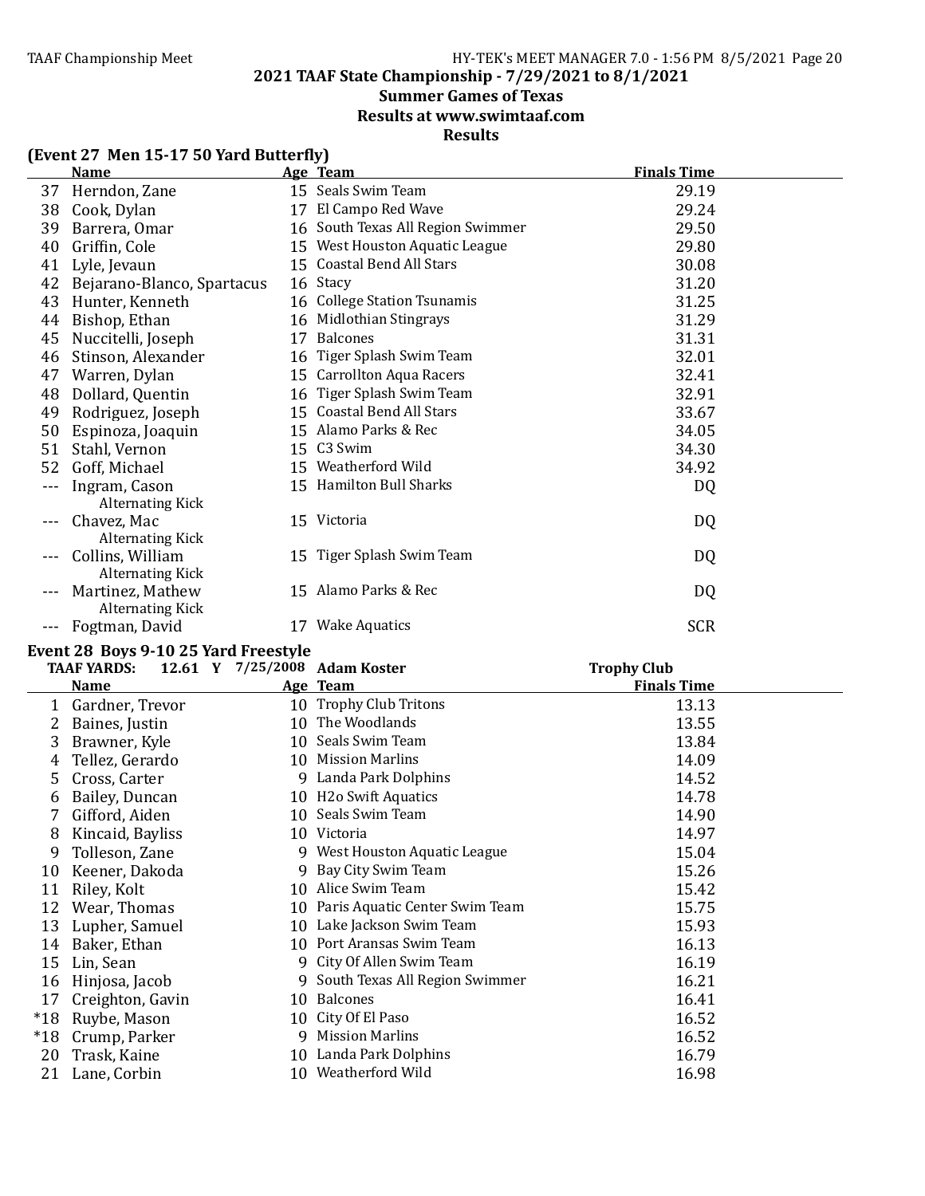## 2021 TAAF State Championship - 7/29/2021 to 8/1/2021

### Summer Games of Texas

### Results at www.swimtaaf.com

### Results

**(Event 27 Men 15-17 50 Yard Butterfly)**

| | Name | Age | Team | Finals Time |
|---|---|---|---|---|
| 37 | Herndon, Zane | 15 | Seals Swim Team | 29.19 |
| 38 | Cook, Dylan | 17 | El Campo Red Wave | 29.24 |
| 39 | Barrera, Omar | 16 | South Texas All Region Swimmer | 29.50 |
| 40 | Griffin, Cole | 15 | West Houston Aquatic League | 29.80 |
| 41 | Lyle, Jevaun | 15 | Coastal Bend All Stars | 30.08 |
| 42 | Bejarano-Blanco, Spartacus | 16 | Stacy | 31.20 |
| 43 | Hunter, Kenneth | 16 | College Station Tsunamis | 31.25 |
| 44 | Bishop, Ethan | 16 | Midlothian Stingrays | 31.29 |
| 45 | Nuccitelli, Joseph | 17 | Balcones | 31.31 |
| 46 | Stinson, Alexander | 16 | Tiger Splash Swim Team | 32.01 |
| 47 | Warren, Dylan | 15 | Carrollton Aqua Racers | 32.41 |
| 48 | Dollard, Quentin | 16 | Tiger Splash Swim Team | 32.91 |
| 49 | Rodriguez, Joseph | 15 | Coastal Bend All Stars | 33.67 |
| 50 | Espinoza, Joaquin | 15 | Alamo Parks & Rec | 34.05 |
| 51 | Stahl, Vernon | 15 | C3 Swim | 34.30 |
| 52 | Goff, Michael | 15 | Weatherford Wild | 34.92 |
| --- | Ingram, Cason<br>Alternating Kick | 15 | Hamilton Bull Sharks | DQ |
| --- | Chavez, Mac<br>Alternating Kick | 15 | Victoria | DQ |
| --- | Collins, William<br>Alternating Kick | 15 | Tiger Splash Swim Team | DQ |
| --- | Martinez, Mathew<br>Alternating Kick | 15 | Alamo Parks & Rec | DQ |
| --- | Fogtman, David | 17 | Wake Aquatics | SCR |

**Event 28 Boys 9-10 25 Yard Freestyle**

TAAF YARDS: 12.61 Y 7/25/2008 Adam Koster — Trophy Club

| | Name | Age | Team | Finals Time |
|---|---|---|---|---|
| 1 | Gardner, Trevor | 10 | Trophy Club Tritons | 13.13 |
| 2 | Baines, Justin | 10 | The Woodlands | 13.55 |
| 3 | Brawner, Kyle | 10 | Seals Swim Team | 13.84 |
| 4 | Tellez, Gerardo | 10 | Mission Marlins | 14.09 |
| 5 | Cross, Carter | 9 | Landa Park Dolphins | 14.52 |
| 6 | Bailey, Duncan | 10 | H2o Swift Aquatics | 14.78 |
| 7 | Gifford, Aiden | 10 | Seals Swim Team | 14.90 |
| 8 | Kincaid, Bayliss | 10 | Victoria | 14.97 |
| 9 | Tolleson, Zane | 9 | West Houston Aquatic League | 15.04 |
| 10 | Keener, Dakoda | 9 | Bay City Swim Team | 15.26 |
| 11 | Riley, Kolt | 10 | Alice Swim Team | 15.42 |
| 12 | Wear, Thomas | 10 | Paris Aquatic Center Swim Team | 15.75 |
| 13 | Lupher, Samuel | 10 | Lake Jackson Swim Team | 15.93 |
| 14 | Baker, Ethan | 10 | Port Aransas Swim Team | 16.13 |
| 15 | Lin, Sean | 9 | City Of Allen Swim Team | 16.19 |
| 16 | Hinjosa, Jacob | 9 | South Texas All Region Swimmer | 16.21 |
| 17 | Creighton, Gavin | 10 | Balcones | 16.41 |
| *18 | Ruybe, Mason | 10 | City Of El Paso | 16.52 |
| *18 | Crump, Parker | 9 | Mission Marlins | 16.52 |
| 20 | Trask, Kaine | 10 | Landa Park Dolphins | 16.79 |
| 21 | Lane, Corbin | 10 | Weatherford Wild | 16.98 |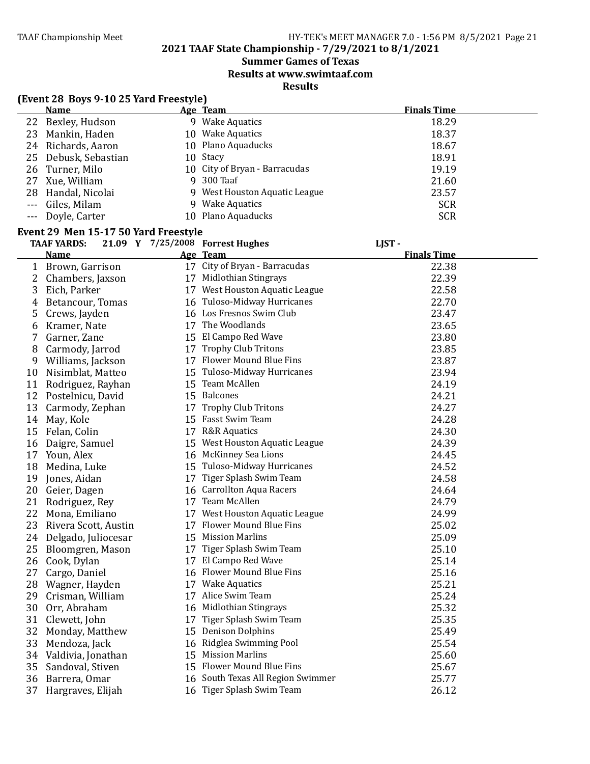## 2021 TAAF State Championship - 7/29/2021 to 8/1/2021

### Summer Games of Texas

### Results at www.swimtaaf.com

### Results

**(Event 28 Boys 9-10 25 Yard Freestyle)**

| | Name | Age | Team | Finals Time |
|---|---|---|---|---|
| 22 | Bexley, Hudson | 9 | Wake Aquatics | 18.29 |
| 23 | Mankin, Haden | 10 | Wake Aquatics | 18.37 |
| 24 | Richards, Aaron | 10 | Plano Aquaducks | 18.67 |
| 25 | Debusk, Sebastian | 10 | Stacy | 18.91 |
| 26 | Turner, Milo | 10 | City of Bryan - Barracudas | 19.19 |
| 27 | Xue, William | 9 | 300 Taaf | 21.60 |
| 28 | Handal, Nicolai | 9 | West Houston Aquatic League | 23.57 |
| --- | Giles, Milam | 9 | Wake Aquatics | SCR |
| --- | Doyle, Carter | 10 | Plano Aquaducks | SCR |

**Event 29 Men 15-17 50 Yard Freestyle**

TAAF YARDS: 21.09 Y 7/25/2008 Forrest Hughes LJST -

| | Name | Age | Team | Finals Time |
|---|---|---|---|---|
| 1 | Brown, Garrison | 17 | City of Bryan - Barracudas | 22.38 |
| 2 | Chambers, Jaxson | 17 | Midlothian Stingrays | 22.39 |
| 3 | Eich, Parker | 17 | West Houston Aquatic League | 22.58 |
| 4 | Betancour, Tomas | 16 | Tuloso-Midway Hurricanes | 22.70 |
| 5 | Crews, Jayden | 16 | Los Fresnos Swim Club | 23.47 |
| 6 | Kramer, Nate | 17 | The Woodlands | 23.65 |
| 7 | Garner, Zane | 15 | El Campo Red Wave | 23.80 |
| 8 | Carmody, Jarrod | 17 | Trophy Club Tritons | 23.85 |
| 9 | Williams, Jackson | 17 | Flower Mound Blue Fins | 23.87 |
| 10 | Nisimblat, Matteo | 15 | Tuloso-Midway Hurricanes | 23.94 |
| 11 | Rodriguez, Rayhan | 15 | Team McAllen | 24.19 |
| 12 | Postelnicu, David | 15 | Balcones | 24.21 |
| 13 | Carmody, Zephan | 17 | Trophy Club Tritons | 24.27 |
| 14 | May, Kole | 15 | Fasst Swim Team | 24.28 |
| 15 | Felan, Colin | 17 | R&R Aquatics | 24.30 |
| 16 | Daigre, Samuel | 15 | West Houston Aquatic League | 24.39 |
| 17 | Youn, Alex | 16 | McKinney Sea Lions | 24.45 |
| 18 | Medina, Luke | 15 | Tuloso-Midway Hurricanes | 24.52 |
| 19 | Jones, Aidan | 17 | Tiger Splash Swim Team | 24.58 |
| 20 | Geier, Dagen | 16 | Carrollton Aqua Racers | 24.64 |
| 21 | Rodriguez, Rey | 17 | Team McAllen | 24.79 |
| 22 | Mona, Emiliano | 17 | West Houston Aquatic League | 24.99 |
| 23 | Rivera Scott, Austin | 17 | Flower Mound Blue Fins | 25.02 |
| 24 | Delgado, Juliocesar | 15 | Mission Marlins | 25.09 |
| 25 | Bloomgren, Mason | 17 | Tiger Splash Swim Team | 25.10 |
| 26 | Cook, Dylan | 17 | El Campo Red Wave | 25.14 |
| 27 | Cargo, Daniel | 16 | Flower Mound Blue Fins | 25.16 |
| 28 | Wagner, Hayden | 17 | Wake Aquatics | 25.21 |
| 29 | Crisman, William | 17 | Alice Swim Team | 25.24 |
| 30 | Orr, Abraham | 16 | Midlothian Stingrays | 25.32 |
| 31 | Clewett, John | 17 | Tiger Splash Swim Team | 25.35 |
| 32 | Monday, Matthew | 15 | Denison Dolphins | 25.49 |
| 33 | Mendoza, Jack | 16 | Ridglea Swimming Pool | 25.54 |
| 34 | Valdivia, Jonathan | 15 | Mission Marlins | 25.60 |
| 35 | Sandoval, Stiven | 15 | Flower Mound Blue Fins | 25.67 |
| 36 | Barrera, Omar | 16 | South Texas All Region Swimmer | 25.77 |
| 37 | Hargraves, Elijah | 16 | Tiger Splash Swim Team | 26.12 |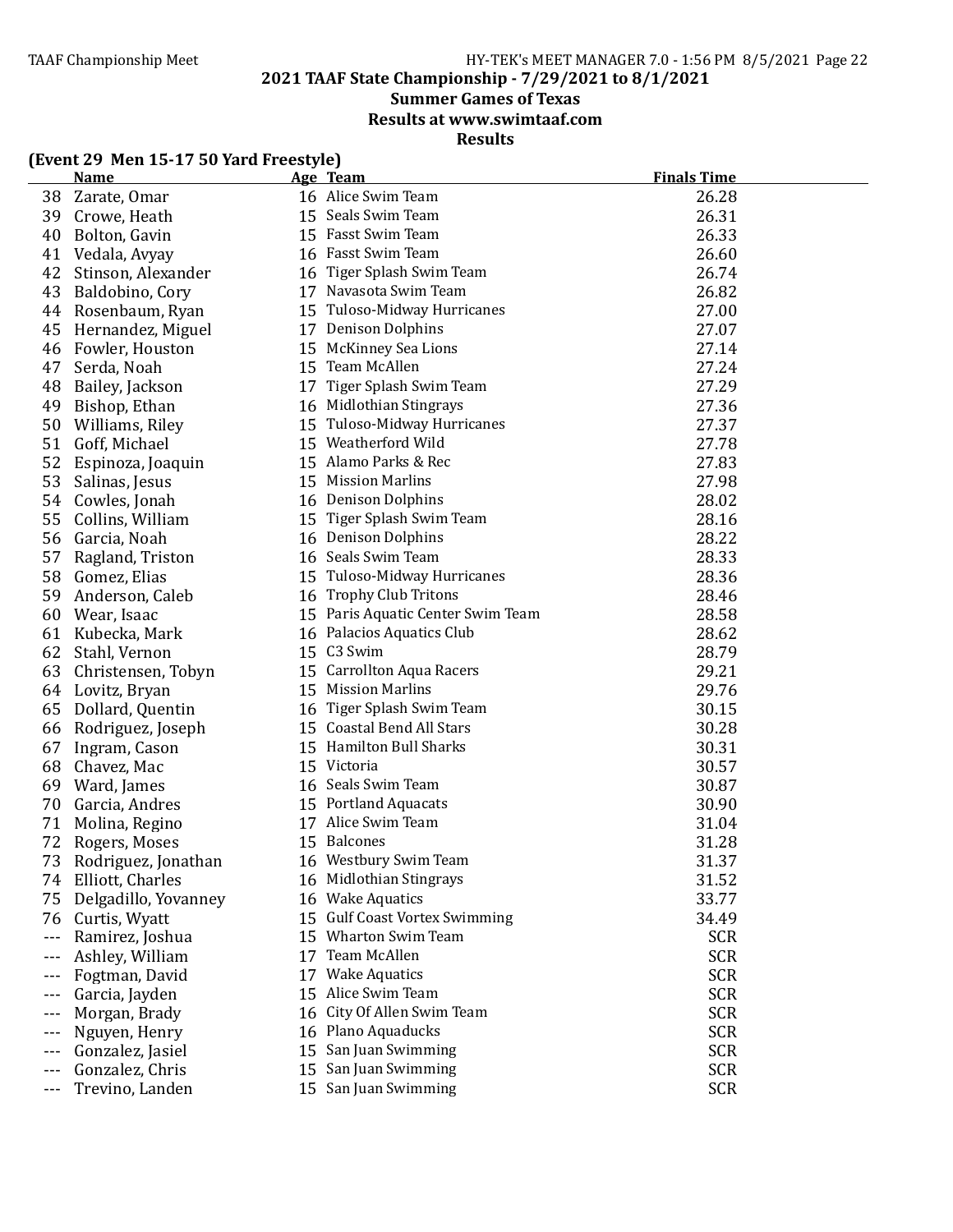## 2021 TAAF State Championship - 7/29/2021 to 8/1/2021

### Summer Games of Texas

### Results at www.swimtaaf.com

### Results

**(Event 29 Men 15-17 50 Yard Freestyle)**

| | Name | Age | Team | Finals Time |
|---|---|---|---|---|
| 38 | Zarate, Omar | 16 | Alice Swim Team | 26.28 |
| 39 | Crowe, Heath | 15 | Seals Swim Team | 26.31 |
| 40 | Bolton, Gavin | 15 | Fasst Swim Team | 26.33 |
| 41 | Vedala, Avyay | 16 | Fasst Swim Team | 26.60 |
| 42 | Stinson, Alexander | 16 | Tiger Splash Swim Team | 26.74 |
| 43 | Baldobino, Cory | 17 | Navasota Swim Team | 26.82 |
| 44 | Rosenbaum, Ryan | 15 | Tuloso-Midway Hurricanes | 27.00 |
| 45 | Hernandez, Miguel | 17 | Denison Dolphins | 27.07 |
| 46 | Fowler, Houston | 15 | McKinney Sea Lions | 27.14 |
| 47 | Serda, Noah | 15 | Team McAllen | 27.24 |
| 48 | Bailey, Jackson | 17 | Tiger Splash Swim Team | 27.29 |
| 49 | Bishop, Ethan | 16 | Midlothian Stingrays | 27.36 |
| 50 | Williams, Riley | 15 | Tuloso-Midway Hurricanes | 27.37 |
| 51 | Goff, Michael | 15 | Weatherford Wild | 27.78 |
| 52 | Espinoza, Joaquin | 15 | Alamo Parks & Rec | 27.83 |
| 53 | Salinas, Jesus | 15 | Mission Marlins | 27.98 |
| 54 | Cowles, Jonah | 16 | Denison Dolphins | 28.02 |
| 55 | Collins, William | 15 | Tiger Splash Swim Team | 28.16 |
| 56 | Garcia, Noah | 16 | Denison Dolphins | 28.22 |
| 57 | Ragland, Triston | 16 | Seals Swim Team | 28.33 |
| 58 | Gomez, Elias | 15 | Tuloso-Midway Hurricanes | 28.36 |
| 59 | Anderson, Caleb | 16 | Trophy Club Tritons | 28.46 |
| 60 | Wear, Isaac | 15 | Paris Aquatic Center Swim Team | 28.58 |
| 61 | Kubecka, Mark | 16 | Palacios Aquatics Club | 28.62 |
| 62 | Stahl, Vernon | 15 | C3 Swim | 28.79 |
| 63 | Christensen, Tobyn | 15 | Carrollton Aqua Racers | 29.21 |
| 64 | Lovitz, Bryan | 15 | Mission Marlins | 29.76 |
| 65 | Dollard, Quentin | 16 | Tiger Splash Swim Team | 30.15 |
| 66 | Rodriguez, Joseph | 15 | Coastal Bend All Stars | 30.28 |
| 67 | Ingram, Cason | 15 | Hamilton Bull Sharks | 30.31 |
| 68 | Chavez, Mac | 15 | Victoria | 30.57 |
| 69 | Ward, James | 16 | Seals Swim Team | 30.87 |
| 70 | Garcia, Andres | 15 | Portland Aquacats | 30.90 |
| 71 | Molina, Regino | 17 | Alice Swim Team | 31.04 |
| 72 | Rogers, Moses | 15 | Balcones | 31.28 |
| 73 | Rodriguez, Jonathan | 16 | Westbury Swim Team | 31.37 |
| 74 | Elliott, Charles | 16 | Midlothian Stingrays | 31.52 |
| 75 | Delgadillo, Yovanney | 16 | Wake Aquatics | 33.77 |
| 76 | Curtis, Wyatt | 15 | Gulf Coast Vortex Swimming | 34.49 |
| --- | Ramirez, Joshua | 15 | Wharton Swim Team | SCR |
| --- | Ashley, William | 17 | Team McAllen | SCR |
| --- | Fogtman, David | 17 | Wake Aquatics | SCR |
| --- | Garcia, Jayden | 15 | Alice Swim Team | SCR |
| --- | Morgan, Brady | 16 | City Of Allen Swim Team | SCR |
| --- | Nguyen, Henry | 16 | Plano Aquaducks | SCR |
| --- | Gonzalez, Jasiel | 15 | San Juan Swimming | SCR |
| --- | Gonzalez, Chris | 15 | San Juan Swimming | SCR |
| --- | Trevino, Landen | 15 | San Juan Swimming | SCR |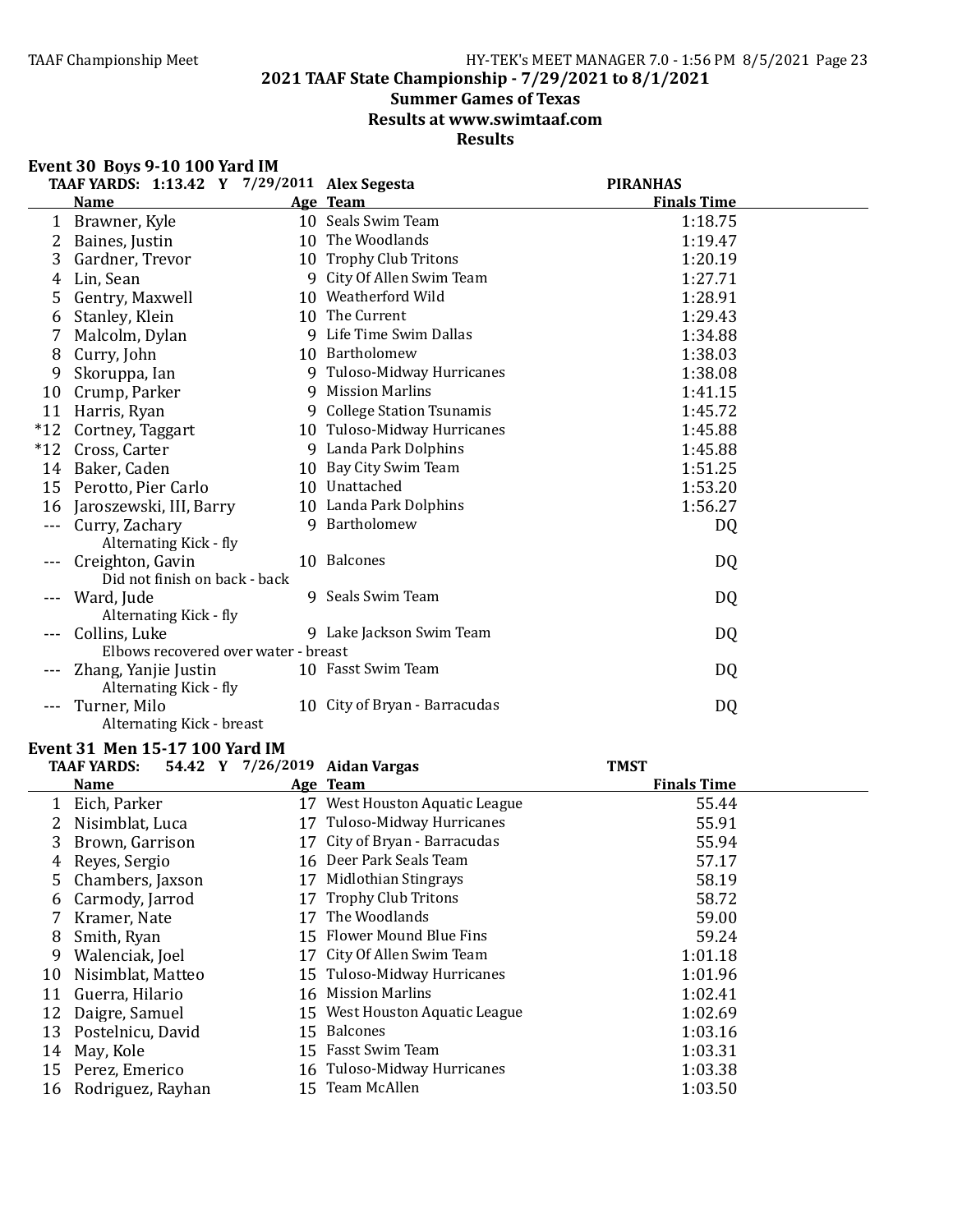## 2021 TAAF State Championship - 7/29/2021 to 8/1/2021

### Summer Games of Texas

### Results at www.swimtaaf.com

### Results

### Event 30 Boys 9-10 100 Yard IM

TAAF YARDS: 1:13.42 Y 7/29/2011 Alex Segesta PIRANHAS

| | Name | Age | Team | Finals Time |
|---|---|---|---|---|
| 1 | Brawner, Kyle | 10 | Seals Swim Team | 1:18.75 |
| 2 | Baines, Justin | 10 | The Woodlands | 1:19.47 |
| 3 | Gardner, Trevor | 10 | Trophy Club Tritons | 1:20.19 |
| 4 | Lin, Sean | 9 | City Of Allen Swim Team | 1:27.71 |
| 5 | Gentry, Maxwell | 10 | Weatherford Wild | 1:28.91 |
| 6 | Stanley, Klein | 10 | The Current | 1:29.43 |
| 7 | Malcolm, Dylan | 9 | Life Time Swim Dallas | 1:34.88 |
| 8 | Curry, John | 10 | Bartholomew | 1:38.03 |
| 9 | Skoruppa, Ian | 9 | Tuloso-Midway Hurricanes | 1:38.08 |
| 10 | Crump, Parker | 9 | Mission Marlins | 1:41.15 |
| 11 | Harris, Ryan | 9 | College Station Tsunamis | 1:45.72 |
| *12 | Cortney, Taggart | 10 | Tuloso-Midway Hurricanes | 1:45.88 |
| *12 | Cross, Carter | 9 | Landa Park Dolphins | 1:45.88 |
| 14 | Baker, Caden | 10 | Bay City Swim Team | 1:51.25 |
| 15 | Perotto, Pier Carlo | 10 | Unattached | 1:53.20 |
| 16 | Jaroszewski, III, Barry | 10 | Landa Park Dolphins | 1:56.27 |
| --- | Curry, Zachary<br>Alternating Kick - fly | 9 | Bartholomew | DQ |
| --- | Creighton, Gavin<br>Did not finish on back - back | 10 | Balcones | DQ |
| --- | Ward, Jude<br>Alternating Kick - fly | 9 | Seals Swim Team | DQ |
| --- | Collins, Luke<br>Elbows recovered over water - breast | 9 | Lake Jackson Swim Team | DQ |
| --- | Zhang, Yanjie Justin<br>Alternating Kick - fly | 10 | Fasst Swim Team | DQ |
| --- | Turner, Milo<br>Alternating Kick - breast | 10 | City of Bryan - Barracudas | DQ |

### Event 31 Men 15-17 100 Yard IM

TAAF YARDS: 54.42 Y 7/26/2019 Aidan Vargas TMST

| | Name | Age | Team | Finals Time |
|---|---|---|---|---|
| 1 | Eich, Parker | 17 | West Houston Aquatic League | 55.44 |
| 2 | Nisimblat, Luca | 17 | Tuloso-Midway Hurricanes | 55.91 |
| 3 | Brown, Garrison | 17 | City of Bryan - Barracudas | 55.94 |
| 4 | Reyes, Sergio | 16 | Deer Park Seals Team | 57.17 |
| 5 | Chambers, Jaxson | 17 | Midlothian Stingrays | 58.19 |
| 6 | Carmody, Jarrod | 17 | Trophy Club Tritons | 58.72 |
| 7 | Kramer, Nate | 17 | The Woodlands | 59.00 |
| 8 | Smith, Ryan | 15 | Flower Mound Blue Fins | 59.24 |
| 9 | Walenciak, Joel | 17 | City Of Allen Swim Team | 1:01.18 |
| 10 | Nisimblat, Matteo | 15 | Tuloso-Midway Hurricanes | 1:01.96 |
| 11 | Guerra, Hilario | 16 | Mission Marlins | 1:02.41 |
| 12 | Daigre, Samuel | 15 | West Houston Aquatic League | 1:02.69 |
| 13 | Postelnicu, David | 15 | Balcones | 1:03.16 |
| 14 | May, Kole | 15 | Fasst Swim Team | 1:03.31 |
| 15 | Perez, Emerico | 16 | Tuloso-Midway Hurricanes | 1:03.38 |
| 16 | Rodriguez, Rayhan | 15 | Team McAllen | 1:03.50 |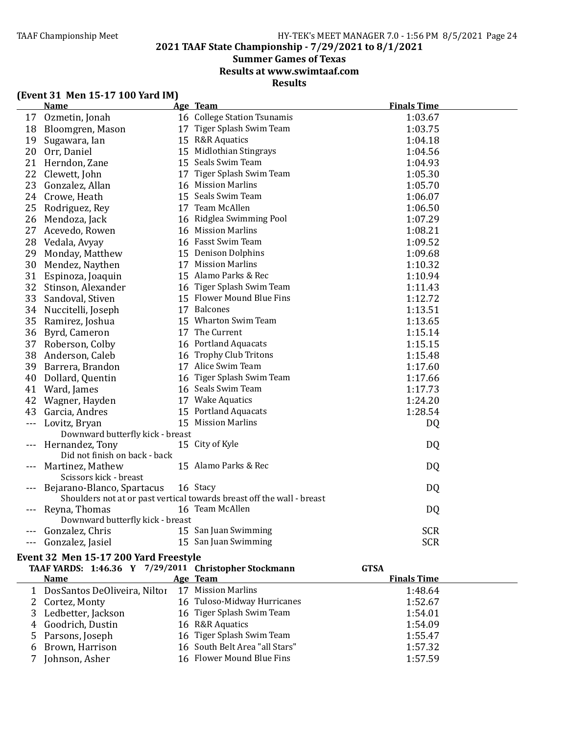## 2021 TAAF State Championship - 7/29/2021 to 8/1/2021

## Summer Games of Texas

## Results at www.swimtaaf.com

## Results

### (Event 31 Men 15-17 100 Yard IM)

| | Name | Age | Team | Finals Time |
|---|---|---|---|---|
| 17 | Ozmetin, Jonah | 16 | College Station Tsunamis | 1:03.67 |
| 18 | Bloomgren, Mason | 17 | Tiger Splash Swim Team | 1:03.75 |
| 19 | Sugawara, Ian | 15 | R&R Aquatics | 1:04.18 |
| 20 | Orr, Daniel | 15 | Midlothian Stingrays | 1:04.56 |
| 21 | Herndon, Zane | 15 | Seals Swim Team | 1:04.93 |
| 22 | Clewett, John | 17 | Tiger Splash Swim Team | 1:05.30 |
| 23 | Gonzalez, Allan | 16 | Mission Marlins | 1:05.70 |
| 24 | Crowe, Heath | 15 | Seals Swim Team | 1:06.07 |
| 25 | Rodriguez, Rey | 17 | Team McAllen | 1:06.50 |
| 26 | Mendoza, Jack | 16 | Ridglea Swimming Pool | 1:07.29 |
| 27 | Acevedo, Rowen | 16 | Mission Marlins | 1:08.21 |
| 28 | Vedala, Avyay | 16 | Fasst Swim Team | 1:09.52 |
| 29 | Monday, Matthew | 15 | Denison Dolphins | 1:09.68 |
| 30 | Mendez, Naythen | 17 | Mission Marlins | 1:10.32 |
| 31 | Espinoza, Joaquin | 15 | Alamo Parks & Rec | 1:10.94 |
| 32 | Stinson, Alexander | 16 | Tiger Splash Swim Team | 1:11.43 |
| 33 | Sandoval, Stiven | 15 | Flower Mound Blue Fins | 1:12.72 |
| 34 | Nuccitelli, Joseph | 17 | Balcones | 1:13.51 |
| 35 | Ramirez, Joshua | 15 | Wharton Swim Team | 1:13.65 |
| 36 | Byrd, Cameron | 17 | The Current | 1:15.14 |
| 37 | Roberson, Colby | 16 | Portland Aquacats | 1:15.15 |
| 38 | Anderson, Caleb | 16 | Trophy Club Tritons | 1:15.48 |
| 39 | Barrera, Brandon | 17 | Alice Swim Team | 1:17.60 |
| 40 | Dollard, Quentin | 16 | Tiger Splash Swim Team | 1:17.66 |
| 41 | Ward, James | 16 | Seals Swim Team | 1:17.73 |
| 42 | Wagner, Hayden | 17 | Wake Aquatics | 1:24.20 |
| 43 | Garcia, Andres | 15 | Portland Aquacats | 1:28.54 |
| --- | Lovitz, Bryan | 15 | Mission Marlins | DQ |
| | Downward butterfly kick - breast | | | |
| --- | Hernandez, Tony | 15 | City of Kyle | DQ |
| | Did not finish on back - back | | | |
| --- | Martinez, Mathew | 15 | Alamo Parks & Rec | DQ |
| | Scissors kick - breast | | | |
| --- | Bejarano-Blanco, Spartacus | 16 | Stacy | DQ |
| | Shoulders not at or past vertical towards breast off the wall - breast | | | |
| --- | Reyna, Thomas | 16 | Team McAllen | DQ |
| | Downward butterfly kick - breast | | | |
| --- | Gonzalez, Chris | 15 | San Juan Swimming | SCR |
| --- | Gonzalez, Jasiel | 15 | San Juan Swimming | SCR |

### Event 32 Men 15-17 200 Yard Freestyle

**TAAF YARDS: 1:46.36 Y 7/29/2011 Christopher Stockmann GTSA**

| | Name | Age | Team | Finals Time |
|---|---|---|---|---|
| 1 | DosSantos DeOliveira, Niltor | 17 | Mission Marlins | 1:48.64 |
| 2 | Cortez, Monty | 16 | Tuloso-Midway Hurricanes | 1:52.67 |
| 3 | Ledbetter, Jackson | 16 | Tiger Splash Swim Team | 1:54.01 |
| 4 | Goodrich, Dustin | 16 | R&R Aquatics | 1:54.09 |
| 5 | Parsons, Joseph | 16 | Tiger Splash Swim Team | 1:55.47 |
| 6 | Brown, Harrison | 16 | South Belt Area "all Stars" | 1:57.32 |
| 7 | Johnson, Asher | 16 | Flower Mound Blue Fins | 1:57.59 |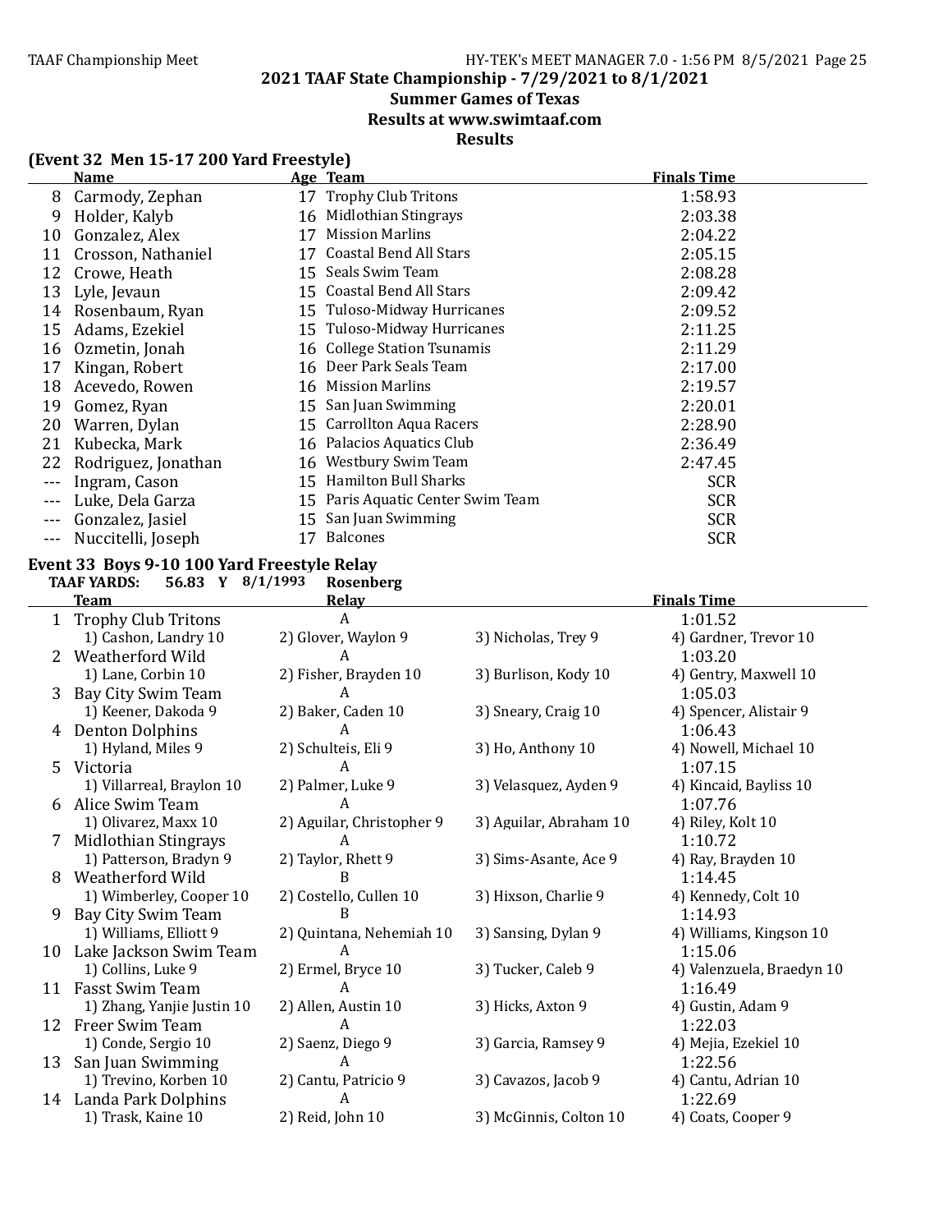## 2021 TAAF State Championship - 7/29/2021 to 8/1/2021

### Summer Games of Texas

### Results at www.swimtaaf.com

### Results

**(Event 32 Men 15-17 200 Yard Freestyle)**

| | Name | Age | Team | Finals Time |
|---|---|---|---|---|
| 8 | Carmody, Zephan | 17 | Trophy Club Tritons | 1:58.93 |
| 9 | Holder, Kalyb | 16 | Midlothian Stingrays | 2:03.38 |
| 10 | Gonzalez, Alex | 17 | Mission Marlins | 2:04.22 |
| 11 | Crosson, Nathaniel | 17 | Coastal Bend All Stars | 2:05.15 |
| 12 | Crowe, Heath | 15 | Seals Swim Team | 2:08.28 |
| 13 | Lyle, Jevaun | 15 | Coastal Bend All Stars | 2:09.42 |
| 14 | Rosenbaum, Ryan | 15 | Tuloso-Midway Hurricanes | 2:09.52 |
| 15 | Adams, Ezekiel | 15 | Tuloso-Midway Hurricanes | 2:11.25 |
| 16 | Ozmetin, Jonah | 16 | College Station Tsunamis | 2:11.29 |
| 17 | Kingan, Robert | 16 | Deer Park Seals Team | 2:17.00 |
| 18 | Acevedo, Rowen | 16 | Mission Marlins | 2:19.57 |
| 19 | Gomez, Ryan | 15 | San Juan Swimming | 2:20.01 |
| 20 | Warren, Dylan | 15 | Carrollton Aqua Racers | 2:28.90 |
| 21 | Kubecka, Mark | 16 | Palacios Aquatics Club | 2:36.49 |
| 22 | Rodriguez, Jonathan | 16 | Westbury Swim Team | 2:47.45 |
| --- | Ingram, Cason | 15 | Hamilton Bull Sharks | SCR |
| --- | Luke, Dela Garza | 15 | Paris Aquatic Center Swim Team | SCR |
| --- | Gonzalez, Jasiel | 15 | San Juan Swimming | SCR |
| --- | Nuccitelli, Joseph | 17 | Balcones | SCR |

**Event 33 Boys 9-10 100 Yard Freestyle Relay**

**TAAF YARDS: 56.83 Y 8/1/1993 Rosenberg**

| | Team | Relay | | Finals Time |
|---|---|---|---|---|
| 1 | Trophy Club Tritons | A | | 1:01.52 |
| | 1) Cashon, Landry 10 | 2) Glover, Waylon 9 | 3) Nicholas, Trey 9 | 4) Gardner, Trevor 10 |
| 2 | Weatherford Wild | A | | 1:03.20 |
| | 1) Lane, Corbin 10 | 2) Fisher, Brayden 10 | 3) Burlison, Kody 10 | 4) Gentry, Maxwell 10 |
| 3 | Bay City Swim Team | A | | 1:05.03 |
| | 1) Keener, Dakoda 9 | 2) Baker, Caden 10 | 3) Sneary, Craig 10 | 4) Spencer, Alistair 9 |
| 4 | Denton Dolphins | A | | 1:06.43 |
| | 1) Hyland, Miles 9 | 2) Schulteis, Eli 9 | 3) Ho, Anthony 10 | 4) Nowell, Michael 10 |
| 5 | Victoria | A | | 1:07.15 |
| | 1) Villarreal, Braylon 10 | 2) Palmer, Luke 9 | 3) Velasquez, Ayden 9 | 4) Kincaid, Bayliss 10 |
| 6 | Alice Swim Team | A | | 1:07.76 |
| | 1) Olivarez, Maxx 10 | 2) Aguilar, Christopher 9 | 3) Aguilar, Abraham 10 | 4) Riley, Kolt 10 |
| 7 | Midlothian Stingrays | A | | 1:10.72 |
| | 1) Patterson, Bradyn 9 | 2) Taylor, Rhett 9 | 3) Sims-Asante, Ace 9 | 4) Ray, Brayden 10 |
| 8 | Weatherford Wild | B | | 1:14.45 |
| | 1) Wimberley, Cooper 10 | 2) Costello, Cullen 10 | 3) Hixson, Charlie 9 | 4) Kennedy, Colt 10 |
| 9 | Bay City Swim Team | B | | 1:14.93 |
| | 1) Williams, Elliott 9 | 2) Quintana, Nehemiah 10 | 3) Sansing, Dylan 9 | 4) Williams, Kingson 10 |
| 10 | Lake Jackson Swim Team | A | | 1:15.06 |
| | 1) Collins, Luke 9 | 2) Ermel, Bryce 10 | 3) Tucker, Caleb 9 | 4) Valenzuela, Braedyn 10 |
| 11 | Fasst Swim Team | A | | 1:16.49 |
| | 1) Zhang, Yanjie Justin 10 | 2) Allen, Austin 10 | 3) Hicks, Axton 9 | 4) Gustin, Adam 9 |
| 12 | Freer Swim Team | A | | 1:22.03 |
| | 1) Conde, Sergio 10 | 2) Saenz, Diego 9 | 3) Garcia, Ramsey 9 | 4) Mejia, Ezekiel 10 |
| 13 | San Juan Swimming | A | | 1:22.56 |
| | 1) Trevino, Korben 10 | 2) Cantu, Patricio 9 | 3) Cavazos, Jacob 9 | 4) Cantu, Adrian 10 |
| 14 | Landa Park Dolphins | A | | 1:22.69 |
| | 1) Trask, Kaine 10 | 2) Reid, John 10 | 3) McGinnis, Colton 10 | 4) Coats, Cooper 9 |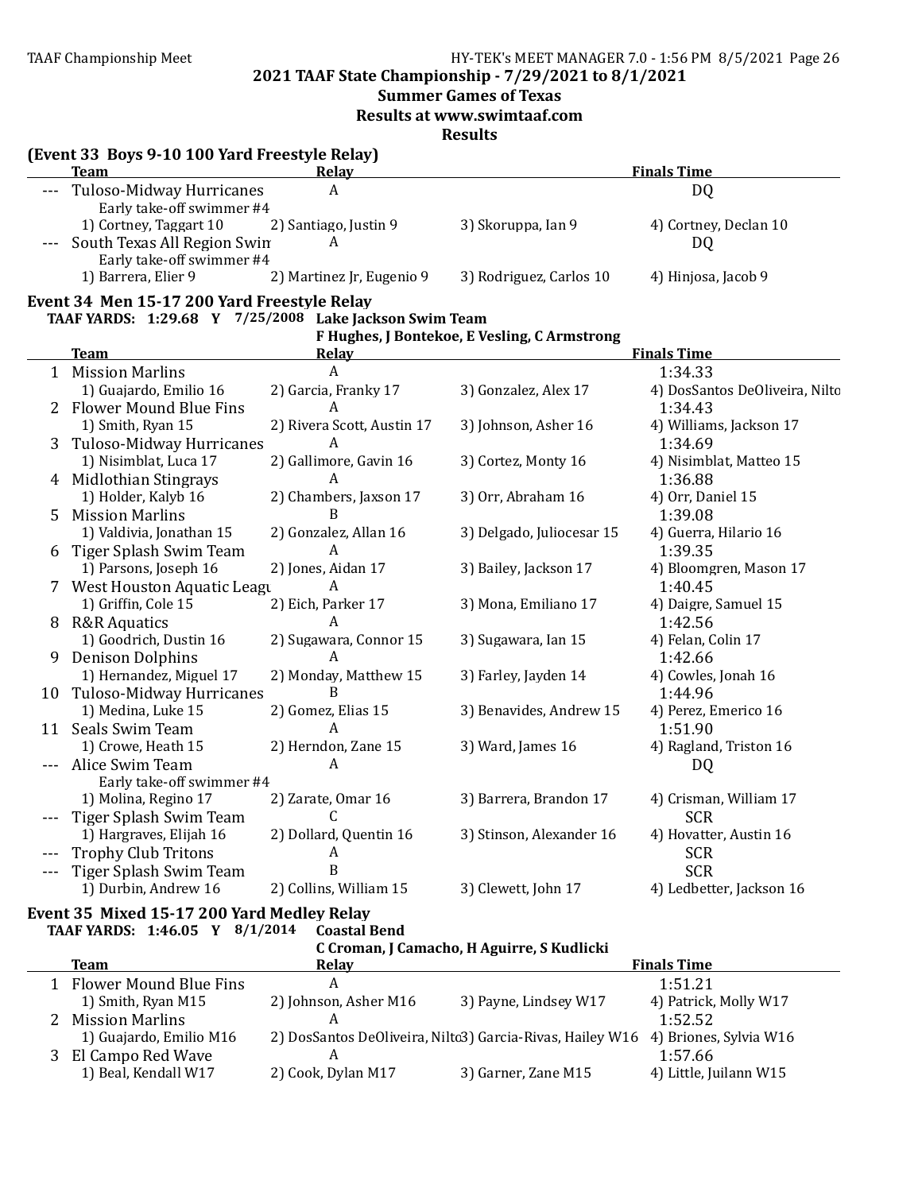## 2021 TAAF State Championship - 7/29/2021 to 8/1/2021

**Summer Games of Texas**

**Results at www.swimtaaf.com**

**Results**

### (Event 33 Boys 9-10 100 Yard Freestyle Relay)

| | Team | Relay | | Finals Time |
|---|---|---|---|---|
| --- | Tuloso-Midway Hurricanes | A | | DQ |
| | Early take-off swimmer #4 | | | |
| | 1) Cortney, Taggart 10 | 2) Santiago, Justin 9 | 3) Skoruppa, Ian 9 | 4) Cortney, Declan 10 |
| --- | South Texas All Region Swim | A | | DQ |
| | Early take-off swimmer #4 | | | |
| | 1) Barrera, Elier 9 | 2) Martinez Jr, Eugenio 9 | 3) Rodriguez, Carlos 10 | 4) Hinjosa, Jacob 9 |

### Event 34 Men 15-17 200 Yard Freestyle Relay

**TAAF YARDS: 1:29.68 Y 7/25/2008 Lake Jackson Swim Team**
**F Hughes, J Bontekoe, E Vesling, C Armstrong**

| | Team | Relay | | Finals Time |
|---|---|---|---|---|
| 1 | Mission Marlins | A | | 1:34.33 |
| | 1) Guajardo, Emilio 16 | 2) Garcia, Franky 17 | 3) Gonzalez, Alex 17 | 4) DosSantos DeOliveira, Nilto |
| 2 | Flower Mound Blue Fins | A | | 1:34.43 |
| | 1) Smith, Ryan 15 | 2) Rivera Scott, Austin 17 | 3) Johnson, Asher 16 | 4) Williams, Jackson 17 |
| 3 | Tuloso-Midway Hurricanes | A | | 1:34.69 |
| | 1) Nisimblat, Luca 17 | 2) Gallimore, Gavin 16 | 3) Cortez, Monty 16 | 4) Nisimblat, Matteo 15 |
| 4 | Midlothian Stingrays | A | | 1:36.88 |
| | 1) Holder, Kalyb 16 | 2) Chambers, Jaxson 17 | 3) Orr, Abraham 16 | 4) Orr, Daniel 15 |
| 5 | Mission Marlins | B | | 1:39.08 |
| | 1) Valdivia, Jonathan 15 | 2) Gonzalez, Allan 16 | 3) Delgado, Juliocesar 15 | 4) Guerra, Hilario 16 |
| 6 | Tiger Splash Swim Team | A | | 1:39.35 |
| | 1) Parsons, Joseph 16 | 2) Jones, Aidan 17 | 3) Bailey, Jackson 17 | 4) Bloomgren, Mason 17 |
| 7 | West Houston Aquatic Leagu | A | | 1:40.45 |
| | 1) Griffin, Cole 15 | 2) Eich, Parker 17 | 3) Mona, Emiliano 17 | 4) Daigre, Samuel 15 |
| 8 | R&R Aquatics | A | | 1:42.56 |
| | 1) Goodrich, Dustin 16 | 2) Sugawara, Connor 15 | 3) Sugawara, Ian 15 | 4) Felan, Colin 17 |
| 9 | Denison Dolphins | A | | 1:42.66 |
| | 1) Hernandez, Miguel 17 | 2) Monday, Matthew 15 | 3) Farley, Jayden 14 | 4) Cowles, Jonah 16 |
| 10 | Tuloso-Midway Hurricanes | B | | 1:44.96 |
| | 1) Medina, Luke 15 | 2) Gomez, Elias 15 | 3) Benavides, Andrew 15 | 4) Perez, Emerico 16 |
| 11 | Seals Swim Team | A | | 1:51.90 |
| | 1) Crowe, Heath 15 | 2) Herndon, Zane 15 | 3) Ward, James 16 | 4) Ragland, Triston 16 |
| --- | Alice Swim Team | A | | DQ |
| | Early take-off swimmer #4 | | | |
| | 1) Molina, Regino 17 | 2) Zarate, Omar 16 | 3) Barrera, Brandon 17 | 4) Crisman, William 17 |
| --- | Tiger Splash Swim Team | C | | SCR |
| | 1) Hargraves, Elijah 16 | 2) Dollard, Quentin 16 | 3) Stinson, Alexander 16 | 4) Hovatter, Austin 16 |
| --- | Trophy Club Tritons | A | | SCR |
| --- | Tiger Splash Swim Team | B | | SCR |
| | 1) Durbin, Andrew 16 | 2) Collins, William 15 | 3) Clewett, John 17 | 4) Ledbetter, Jackson 16 |

### Event 35 Mixed 15-17 200 Yard Medley Relay

**TAAF YARDS: 1:46.05 Y 8/1/2014 Coastal Bend**
**C Croman, J Camacho, H Aguirre, S Kudlicki**

| | Team | Relay | | Finals Time |
|---|---|---|---|---|
| 1 | Flower Mound Blue Fins | A | | 1:51.21 |
| | 1) Smith, Ryan M15 | 2) Johnson, Asher M16 | 3) Payne, Lindsey W17 | 4) Patrick, Molly W17 |
| 2 | Mission Marlins | A | | 1:52.52 |
| | 1) Guajardo, Emilio M16 | 2) DosSantos DeOliveira, Nilto | 3) Garcia-Rivas, Hailey W16 | 4) Briones, Sylvia W16 |
| 3 | El Campo Red Wave | A | | 1:57.66 |
| | 1) Beal, Kendall W17 | 2) Cook, Dylan M17 | 3) Garner, Zane M15 | 4) Little, Juilann W15 |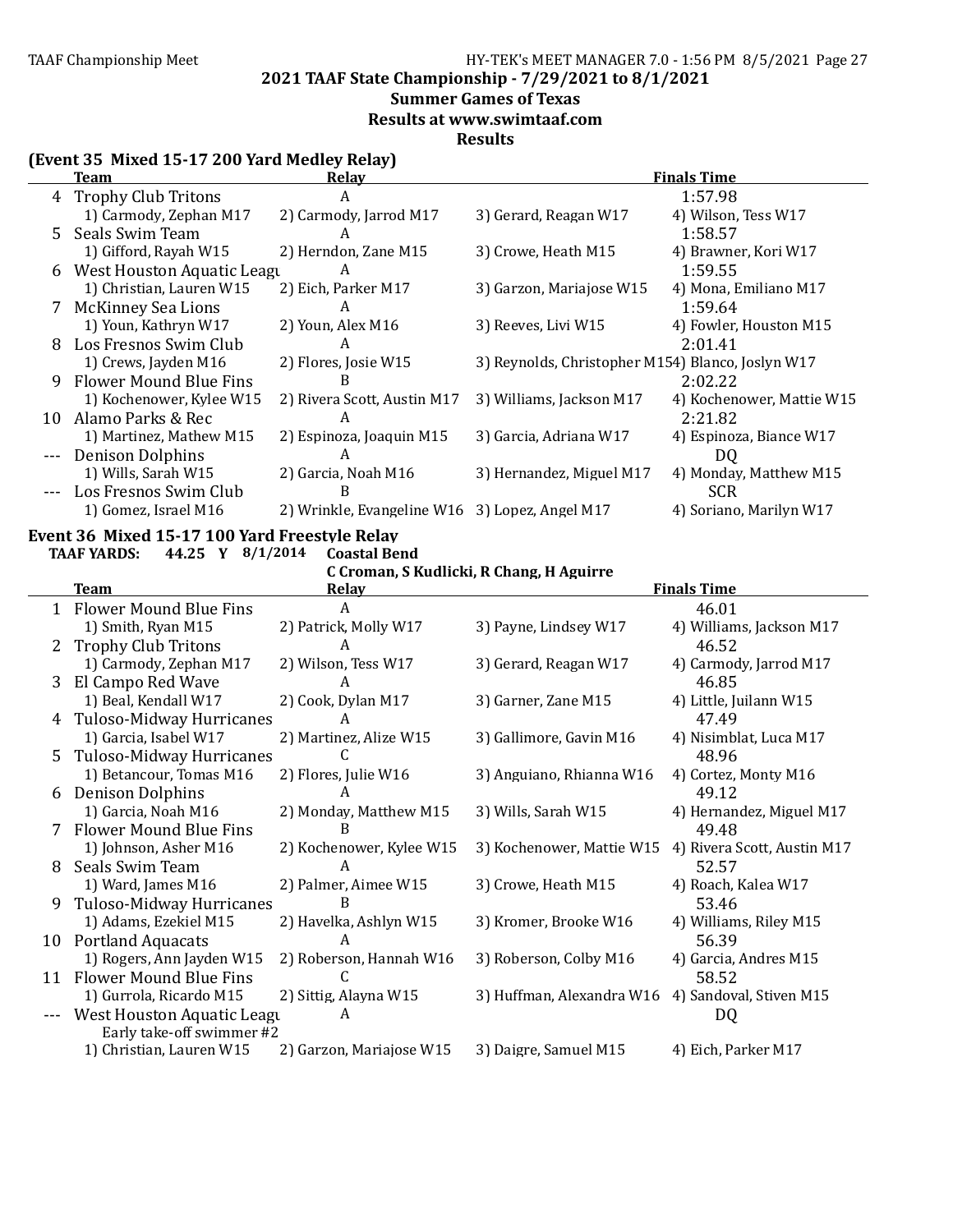## 2021 TAAF State Championship - 7/29/2021 to 8/1/2021

### Summer Games of Texas

### Results at www.swimtaaf.com

### Results

**(Event 35 Mixed 15-17 200 Yard Medley Relay)**

| | Team | Relay | | Finals Time |
|---|---|---|---|---|
| 4 | Trophy Club Tritons | A | | 1:57.98 |
| | 1) Carmody, Zephan M17 | 2) Carmody, Jarrod M17 | 3) Gerard, Reagan W17 | 4) Wilson, Tess W17 |
| 5 | Seals Swim Team | A | | 1:58.57 |
| | 1) Gifford, Rayah W15 | 2) Herndon, Zane M15 | 3) Crowe, Heath M15 | 4) Brawner, Kori W17 |
| 6 | West Houston Aquatic League | A | | 1:59.55 |
| | 1) Christian, Lauren W15 | 2) Eich, Parker M17 | 3) Garzon, Mariajose W15 | 4) Mona, Emiliano M17 |
| 7 | McKinney Sea Lions | A | | 1:59.64 |
| | 1) Youn, Kathryn W17 | 2) Youn, Alex M16 | 3) Reeves, Livi W15 | 4) Fowler, Houston M15 |
| 8 | Los Fresnos Swim Club | A | | 2:01.41 |
| | 1) Crews, Jayden M16 | 2) Flores, Josie W15 | 3) Reynolds, Christopher M15 | 4) Blanco, Joslyn W17 |
| 9 | Flower Mound Blue Fins | B | | 2:02.22 |
| | 1) Kochenower, Kylee W15 | 2) Rivera Scott, Austin M17 | 3) Williams, Jackson M17 | 4) Kochenower, Mattie W15 |
| 10 | Alamo Parks & Rec | A | | 2:21.82 |
| | 1) Martinez, Mathew M15 | 2) Espinoza, Joaquin M15 | 3) Garcia, Adriana W17 | 4) Espinoza, Biance W17 |
| --- | Denison Dolphins | A | | DQ |
| | 1) Wills, Sarah W15 | 2) Garcia, Noah M16 | 3) Hernandez, Miguel M17 | 4) Monday, Matthew M15 |
| --- | Los Fresnos Swim Club | B | | SCR |
| | 1) Gomez, Israel M16 | 2) Wrinkle, Evangeline W16 | 3) Lopez, Angel M17 | 4) Soriano, Marilyn W17 |

**Event 36 Mixed 15-17 100 Yard Freestyle Relay**

**TAAF YARDS: 44.25 Y 8/1/2014 Coastal Bend**
**C Croman, S Kudlicki, R Chang, H Aguirre**

| | Team | Relay | | Finals Time |
|---|---|---|---|---|
| 1 | Flower Mound Blue Fins | A | | 46.01 |
| | 1) Smith, Ryan M15 | 2) Patrick, Molly W17 | 3) Payne, Lindsey W17 | 4) Williams, Jackson M17 |
| 2 | Trophy Club Tritons | A | | 46.52 |
| | 1) Carmody, Zephan M17 | 2) Wilson, Tess W17 | 3) Gerard, Reagan W17 | 4) Carmody, Jarrod M17 |
| 3 | El Campo Red Wave | A | | 46.85 |
| | 1) Beal, Kendall W17 | 2) Cook, Dylan M17 | 3) Garner, Zane M15 | 4) Little, Juilann W15 |
| 4 | Tuloso-Midway Hurricanes | A | | 47.49 |
| | 1) Garcia, Isabel W17 | 2) Martinez, Alize W15 | 3) Gallimore, Gavin M16 | 4) Nisimblat, Luca M17 |
| 5 | Tuloso-Midway Hurricanes | C | | 48.96 |
| | 1) Betancour, Tomas M16 | 2) Flores, Julie W16 | 3) Anguiano, Rhianna W16 | 4) Cortez, Monty M16 |
| 6 | Denison Dolphins | A | | 49.12 |
| | 1) Garcia, Noah M16 | 2) Monday, Matthew M15 | 3) Wills, Sarah W15 | 4) Hernandez, Miguel M17 |
| 7 | Flower Mound Blue Fins | B | | 49.48 |
| | 1) Johnson, Asher M16 | 2) Kochenower, Kylee W15 | 3) Kochenower, Mattie W15 | 4) Rivera Scott, Austin M17 |
| 8 | Seals Swim Team | A | | 52.57 |
| | 1) Ward, James M16 | 2) Palmer, Aimee W15 | 3) Crowe, Heath M15 | 4) Roach, Kalea W17 |
| 9 | Tuloso-Midway Hurricanes | B | | 53.46 |
| | 1) Adams, Ezekiel M15 | 2) Havelka, Ashlyn W15 | 3) Kromer, Brooke W16 | 4) Williams, Riley M15 |
| 10 | Portland Aquacats | A | | 56.39 |
| | 1) Rogers, Ann Jayden W15 | 2) Roberson, Hannah W16 | 3) Roberson, Colby M16 | 4) Garcia, Andres M15 |
| 11 | Flower Mound Blue Fins | C | | 58.52 |
| | 1) Gurrola, Ricardo M15 | 2) Sittig, Alayna W15 | 3) Huffman, Alexandra W16 | 4) Sandoval, Stiven M15 |
| --- | West Houston Aquatic League | A | | DQ |
| | Early take-off swimmer #2 | | | |
| | 1) Christian, Lauren W15 | 2) Garzon, Mariajose W15 | 3) Daigre, Samuel M15 | 4) Eich, Parker M17 |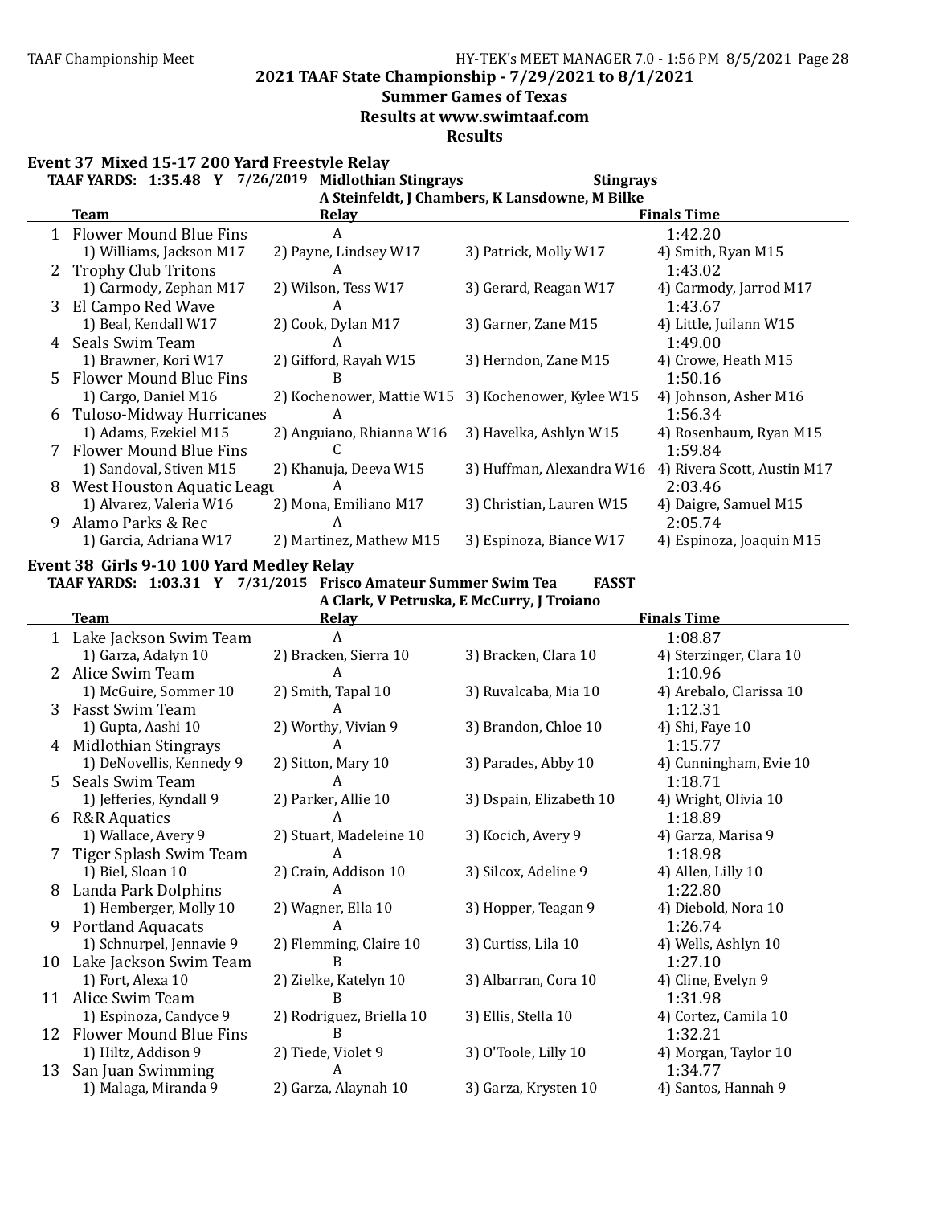## 2021 TAAF State Championship - 7/29/2021 to 8/1/2021

### Summer Games of Texas

### Results at www.swimtaaf.com

### Results

#### Event 37 Mixed 15-17 200 Yard Freestyle Relay

**TAAF YARDS: 1:35.48 Y 7/26/2019 Midlothian Stingrays Stingrays**
**A Steinfeldt, J Chambers, K Lansdowne, M Bilke**

| | Team | Relay | | Finals Time |
|---|---|---|---|---|
| 1 | Flower Mound Blue Fins | A | | 1:42.20 |
| | 1) Williams, Jackson M17 | 2) Payne, Lindsey W17 | 3) Patrick, Molly W17 | 4) Smith, Ryan M15 |
| 2 | Trophy Club Tritons | A | | 1:43.02 |
| | 1) Carmody, Zephan M17 | 2) Wilson, Tess W17 | 3) Gerard, Reagan W17 | 4) Carmody, Jarrod M17 |
| 3 | El Campo Red Wave | A | | 1:43.67 |
| | 1) Beal, Kendall W17 | 2) Cook, Dylan M17 | 3) Garner, Zane M15 | 4) Little, Juilann W15 |
| 4 | Seals Swim Team | A | | 1:49.00 |
| | 1) Brawner, Kori W17 | 2) Gifford, Rayah W15 | 3) Herndon, Zane M15 | 4) Crowe, Heath M15 |
| 5 | Flower Mound Blue Fins | B | | 1:50.16 |
| | 1) Cargo, Daniel M16 | 2) Kochenower, Mattie W15 | 3) Kochenower, Kylee W15 | 4) Johnson, Asher M16 |
| 6 | Tuloso-Midway Hurricanes | A | | 1:56.34 |
| | 1) Adams, Ezekiel M15 | 2) Anguiano, Rhianna W16 | 3) Havelka, Ashlyn W15 | 4) Rosenbaum, Ryan M15 |
| 7 | Flower Mound Blue Fins | C | | 1:59.84 |
| | 1) Sandoval, Stiven M15 | 2) Khanuja, Deeva W15 | 3) Huffman, Alexandra W16 | 4) Rivera Scott, Austin M17 |
| 8 | West Houston Aquatic Leagu | A | | 2:03.46 |
| | 1) Alvarez, Valeria W16 | 2) Mona, Emiliano M17 | 3) Christian, Lauren W15 | 4) Daigre, Samuel M15 |
| 9 | Alamo Parks & Rec | A | | 2:05.74 |
| | 1) Garcia, Adriana W17 | 2) Martinez, Mathew M15 | 3) Espinoza, Biance W17 | 4) Espinoza, Joaquin M15 |

#### Event 38 Girls 9-10 100 Yard Medley Relay

**TAAF YARDS: 1:03.31 Y 7/31/2015 Frisco Amateur Summer Swim Tea FASST**
**A Clark, V Petruska, E McCurry, J Troiano**

| | Team | Relay | | Finals Time |
|---|---|---|---|---|
| 1 | Lake Jackson Swim Team | A | | 1:08.87 |
| | 1) Garza, Adalyn 10 | 2) Bracken, Sierra 10 | 3) Bracken, Clara 10 | 4) Sterzinger, Clara 10 |
| 2 | Alice Swim Team | A | | 1:10.96 |
| | 1) McGuire, Sommer 10 | 2) Smith, Tapal 10 | 3) Ruvalcaba, Mia 10 | 4) Arebalo, Clarissa 10 |
| 3 | Fasst Swim Team | A | | 1:12.31 |
| | 1) Gupta, Aashi 10 | 2) Worthy, Vivian 9 | 3) Brandon, Chloe 10 | 4) Shi, Faye 10 |
| 4 | Midlothian Stingrays | A | | 1:15.77 |
| | 1) DeNovellis, Kennedy 9 | 2) Sitton, Mary 10 | 3) Parades, Abby 10 | 4) Cunningham, Evie 10 |
| 5 | Seals Swim Team | A | | 1:18.71 |
| | 1) Jefferies, Kyndall 9 | 2) Parker, Allie 10 | 3) Dspain, Elizabeth 10 | 4) Wright, Olivia 10 |
| 6 | R&R Aquatics | A | | 1:18.89 |
| | 1) Wallace, Avery 9 | 2) Stuart, Madeleine 10 | 3) Kocich, Avery 9 | 4) Garza, Marisa 9 |
| 7 | Tiger Splash Swim Team | A | | 1:18.98 |
| | 1) Biel, Sloan 10 | 2) Crain, Addison 10 | 3) Silcox, Adeline 9 | 4) Allen, Lilly 10 |
| 8 | Landa Park Dolphins | A | | 1:22.80 |
| | 1) Hemberger, Molly 10 | 2) Wagner, Ella 10 | 3) Hopper, Teagan 9 | 4) Diebold, Nora 10 |
| 9 | Portland Aquacats | A | | 1:26.74 |
| | 1) Schnurpel, Jennavie 9 | 2) Flemming, Claire 10 | 3) Curtiss, Lila 10 | 4) Wells, Ashlyn 10 |
| 10 | Lake Jackson Swim Team | B | | 1:27.10 |
| | 1) Fort, Alexa 10 | 2) Zielke, Katelyn 10 | 3) Albarran, Cora 10 | 4) Cline, Evelyn 9 |
| 11 | Alice Swim Team | B | | 1:31.98 |
| | 1) Espinoza, Candyce 9 | 2) Rodriguez, Briella 10 | 3) Ellis, Stella 10 | 4) Cortez, Camila 10 |
| 12 | Flower Mound Blue Fins | B | | 1:32.21 |
| | 1) Hiltz, Addison 9 | 2) Tiede, Violet 9 | 3) O'Toole, Lilly 10 | 4) Morgan, Taylor 10 |
| 13 | San Juan Swimming | A | | 1:34.77 |
| | 1) Malaga, Miranda 9 | 2) Garza, Alaynah 10 | 3) Garza, Krysten 10 | 4) Santos, Hannah 9 |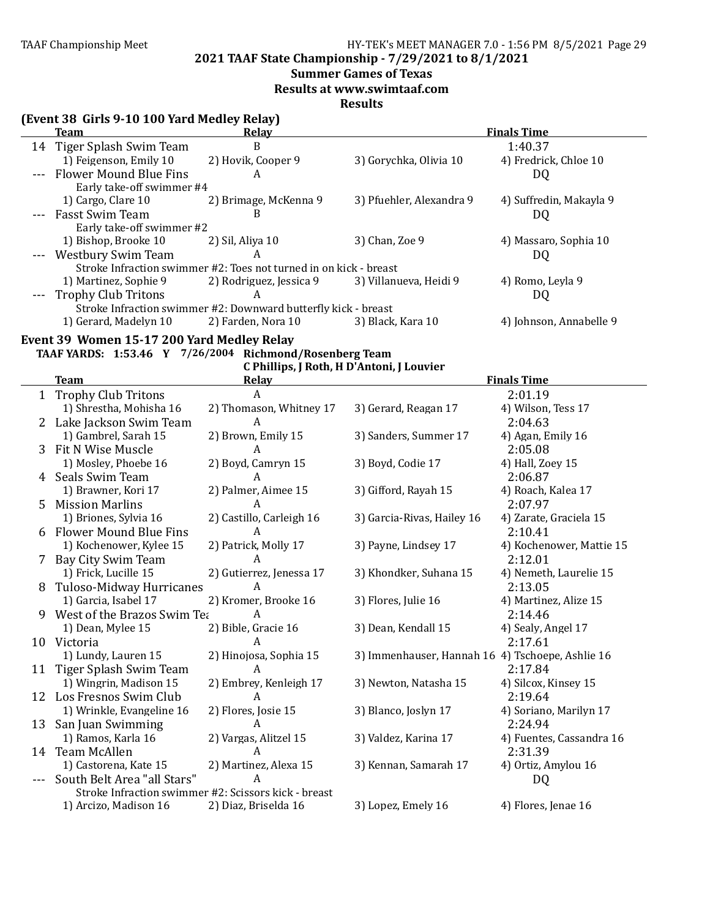2021 TAAF State Championship - 7/29/2021 to 8/1/2021

Summer Games of Texas

Results at www.swimtaaf.com

Results

## (Event 38 Girls 9-10 100 Yard Medley Relay)

| | Team | Relay | | Finals Time |
|---|---|---|---|---|
| 14 | Tiger Splash Swim Team | B | | 1:40.37 |
| | 1) Feigenson, Emily 10 | 2) Hovik, Cooper 9 | 3) Gorychka, Olivia 10 | 4) Fredrick, Chloe 10 |
| --- | Flower Mound Blue Fins | A | | DQ |
| | Early take-off swimmer #4 | | | |
| | 1) Cargo, Clare 10 | 2) Brimage, McKenna 9 | 3) Pfuehler, Alexandra 9 | 4) Suffredin, Makayla 9 |
| --- | Fasst Swim Team | B | | DQ |
| | Early take-off swimmer #2 | | | |
| | 1) Bishop, Brooke 10 | 2) Sil, Aliya 10 | 3) Chan, Zoe 9 | 4) Massaro, Sophia 10 |
| --- | Westbury Swim Team | A | | DQ |
| | Stroke Infraction swimmer #2: Toes not turned in on kick - breast | | | |
| | 1) Martinez, Sophie 9 | 2) Rodriguez, Jessica 9 | 3) Villanueva, Heidi 9 | 4) Romo, Leyla 9 |
| --- | Trophy Club Tritons | A | | DQ |
| | Stroke Infraction swimmer #2: Downward butterfly kick - breast | | | |
| | 1) Gerard, Madelyn 10 | 2) Farden, Nora 10 | 3) Black, Kara 10 | 4) Johnson, Annabelle 9 |

## Event 39 Women 15-17 200 Yard Medley Relay

**TAAF YARDS: 1:53.46 Y 7/26/2004 Richmond/Rosenberg Team**
**C Phillips, J Roth, H D'Antoni, J Louvier**

| | Team | Relay | | Finals Time |
|---|---|---|---|---|
| 1 | Trophy Club Tritons | A | | 2:01.19 |
| | 1) Shrestha, Mohisha 16 | 2) Thomason, Whitney 17 | 3) Gerard, Reagan 17 | 4) Wilson, Tess 17 |
| 2 | Lake Jackson Swim Team | A | | 2:04.63 |
| | 1) Gambrel, Sarah 15 | 2) Brown, Emily 15 | 3) Sanders, Summer 17 | 4) Agan, Emily 16 |
| 3 | Fit N Wise Muscle | A | | 2:05.08 |
| | 1) Mosley, Phoebe 16 | 2) Boyd, Camryn 15 | 3) Boyd, Codie 17 | 4) Hall, Zoey 15 |
| 4 | Seals Swim Team | A | | 2:06.87 |
| | 1) Brawner, Kori 17 | 2) Palmer, Aimee 15 | 3) Gifford, Rayah 15 | 4) Roach, Kalea 17 |
| 5 | Mission Marlins | A | | 2:07.97 |
| | 1) Briones, Sylvia 16 | 2) Castillo, Carleigh 16 | 3) Garcia-Rivas, Hailey 16 | 4) Zarate, Graciela 15 |
| 6 | Flower Mound Blue Fins | A | | 2:10.41 |
| | 1) Kochenower, Kylee 15 | 2) Patrick, Molly 17 | 3) Payne, Lindsey 17 | 4) Kochenower, Mattie 15 |
| 7 | Bay City Swim Team | A | | 2:12.01 |
| | 1) Frick, Lucille 15 | 2) Gutierrez, Jenessa 17 | 3) Khondker, Suhana 15 | 4) Nemeth, Laurelie 15 |
| 8 | Tuloso-Midway Hurricanes | A | | 2:13.05 |
| | 1) Garcia, Isabel 17 | 2) Kromer, Brooke 16 | 3) Flores, Julie 16 | 4) Martinez, Alize 15 |
| 9 | West of the Brazos Swim Tea | A | | 2:14.46 |
| | 1) Dean, Mylee 15 | 2) Bible, Gracie 16 | 3) Dean, Kendall 15 | 4) Sealy, Angel 17 |
| 10 | Victoria | A | | 2:17.61 |
| | 1) Lundy, Lauren 15 | 2) Hinojosa, Sophia 15 | 3) Immenhauser, Hannah 16 | 4) Tschoepe, Ashlie 16 |
| 11 | Tiger Splash Swim Team | A | | 2:17.84 |
| | 1) Wingrin, Madison 15 | 2) Embrey, Kenleigh 17 | 3) Newton, Natasha 15 | 4) Silcox, Kinsey 15 |
| 12 | Los Fresnos Swim Club | A | | 2:19.64 |
| | 1) Wrinkle, Evangeline 16 | 2) Flores, Josie 15 | 3) Blanco, Joslyn 17 | 4) Soriano, Marilyn 17 |
| 13 | San Juan Swimming | A | | 2:24.94 |
| | 1) Ramos, Karla 16 | 2) Vargas, Alitzel 15 | 3) Valdez, Karina 17 | 4) Fuentes, Cassandra 16 |
| 14 | Team McAllen | A | | 2:31.39 |
| | 1) Castorena, Kate 15 | 2) Martinez, Alexa 15 | 3) Kennan, Samarah 17 | 4) Ortiz, Amylou 16 |
| --- | South Belt Area "all Stars" | A | | DQ |
| | Stroke Infraction swimmer #2: Scissors kick - breast | | | |
| | 1) Arcizo, Madison 16 | 2) Diaz, Briselda 16 | 3) Lopez, Emely 16 | 4) Flores, Jenae 16 |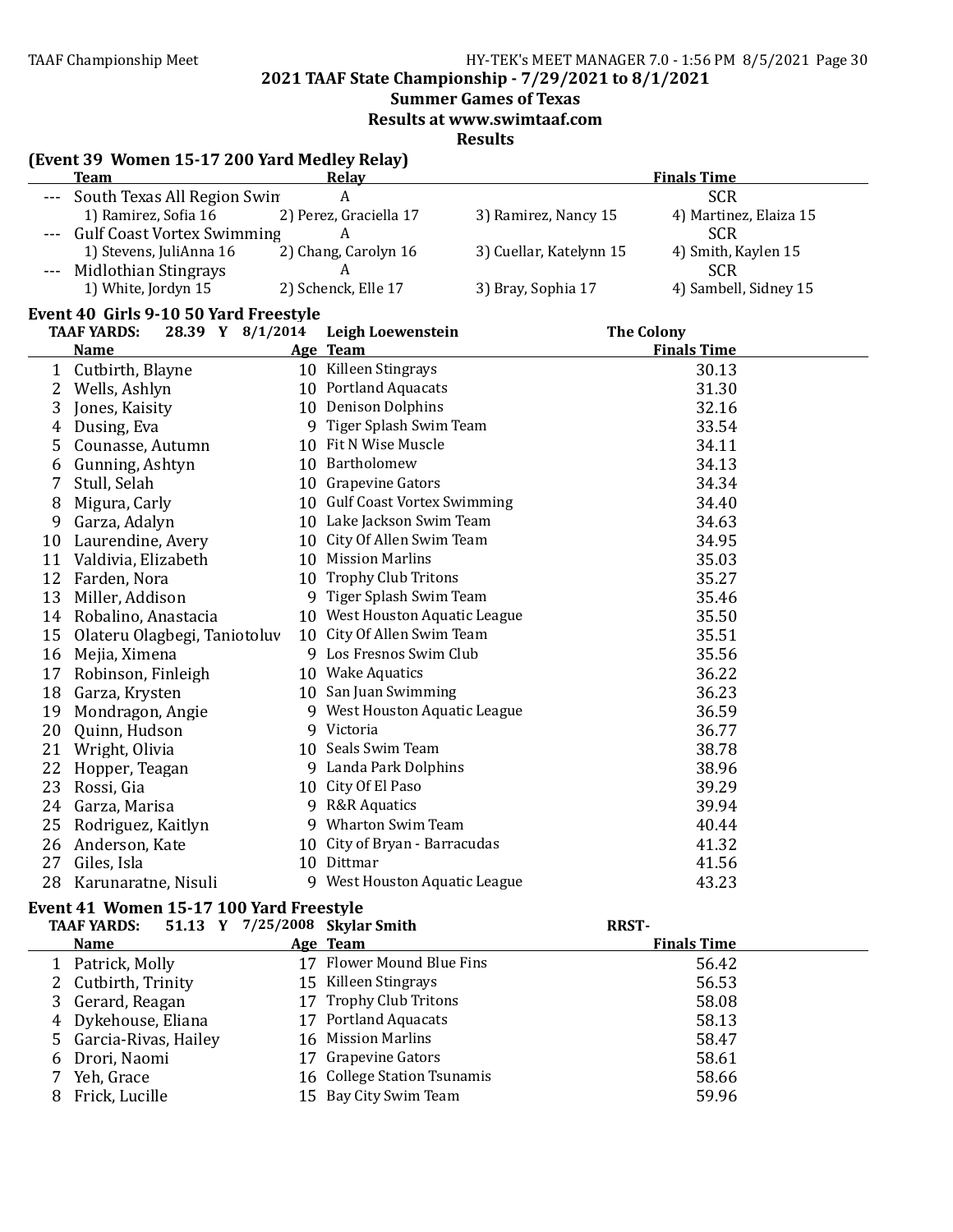## 2021 TAAF State Championship - 7/29/2021 to 8/1/2021

### Summer Games of Texas

### Results at www.swimtaaf.com

### Results

**(Event 39 Women 15-17 200 Yard Medley Relay)**

| | Team | Relay | | Finals Time |
|---|---|---|---|---|
| --- | South Texas All Region Swim | A | | SCR |
| | 1) Ramirez, Sofia 16 | 2) Perez, Graciella 17 | 3) Ramirez, Nancy 15 | 4) Martinez, Elaiza 15 |
| --- | Gulf Coast Vortex Swimming | A | | SCR |
| | 1) Stevens, JuliAnna 16 | 2) Chang, Carolyn 16 | 3) Cuellar, Katelynn 15 | 4) Smith, Kaylen 15 |
| --- | Midlothian Stingrays | A | | SCR |
| | 1) White, Jordyn 15 | 2) Schenck, Elle 17 | 3) Bray, Sophia 17 | 4) Sambell, Sidney 15 |

**Event 40 Girls 9-10 50 Yard Freestyle**

TAAF YARDS: 28.39 Y 8/1/2014 Leigh Loewenstein The Colony

| | Name | Age | Team | Finals Time |
|---|---|---|---|---|
| 1 | Cutbirth, Blayne | 10 | Killeen Stingrays | 30.13 |
| 2 | Wells, Ashlyn | 10 | Portland Aquacats | 31.30 |
| 3 | Jones, Kaisity | 10 | Denison Dolphins | 32.16 |
| 4 | Dusing, Eva | 9 | Tiger Splash Swim Team | 33.54 |
| 5 | Counasse, Autumn | 10 | Fit N Wise Muscle | 34.11 |
| 6 | Gunning, Ashtyn | 10 | Bartholomew | 34.13 |
| 7 | Stull, Selah | 10 | Grapevine Gators | 34.34 |
| 8 | Migura, Carly | 10 | Gulf Coast Vortex Swimming | 34.40 |
| 9 | Garza, Adalyn | 10 | Lake Jackson Swim Team | 34.63 |
| 10 | Laurendine, Avery | 10 | City Of Allen Swim Team | 34.95 |
| 11 | Valdivia, Elizabeth | 10 | Mission Marlins | 35.03 |
| 12 | Farden, Nora | 10 | Trophy Club Tritons | 35.27 |
| 13 | Miller, Addison | 9 | Tiger Splash Swim Team | 35.46 |
| 14 | Robalino, Anastacia | 10 | West Houston Aquatic League | 35.50 |
| 15 | Olateru Olagbegi, Taniotoluv | 10 | City Of Allen Swim Team | 35.51 |
| 16 | Mejia, Ximena | 9 | Los Fresnos Swim Club | 35.56 |
| 17 | Robinson, Finleigh | 10 | Wake Aquatics | 36.22 |
| 18 | Garza, Krysten | 10 | San Juan Swimming | 36.23 |
| 19 | Mondragon, Angie | 9 | West Houston Aquatic League | 36.59 |
| 20 | Quinn, Hudson | 9 | Victoria | 36.77 |
| 21 | Wright, Olivia | 10 | Seals Swim Team | 38.78 |
| 22 | Hopper, Teagan | 9 | Landa Park Dolphins | 38.96 |
| 23 | Rossi, Gia | 10 | City Of El Paso | 39.29 |
| 24 | Garza, Marisa | 9 | R&R Aquatics | 39.94 |
| 25 | Rodriguez, Kaitlyn | 9 | Wharton Swim Team | 40.44 |
| 26 | Anderson, Kate | 10 | City of Bryan - Barracudas | 41.32 |
| 27 | Giles, Isla | 10 | Dittmar | 41.56 |
| 28 | Karunaratne, Nisuli | 9 | West Houston Aquatic League | 43.23 |

**Event 41 Women 15-17 100 Yard Freestyle**

TAAF YARDS: 51.13 Y 7/25/2008 Skylar Smith RRST-

| | Name | Age | Team | Finals Time |
|---|---|---|---|---|
| 1 | Patrick, Molly | 17 | Flower Mound Blue Fins | 56.42 |
| 2 | Cutbirth, Trinity | 15 | Killeen Stingrays | 56.53 |
| 3 | Gerard, Reagan | 17 | Trophy Club Tritons | 58.08 |
| 4 | Dykehouse, Eliana | 17 | Portland Aquacats | 58.13 |
| 5 | Garcia-Rivas, Hailey | 16 | Mission Marlins | 58.47 |
| 6 | Drori, Naomi | 17 | Grapevine Gators | 58.61 |
| 7 | Yeh, Grace | 16 | College Station Tsunamis | 58.66 |
| 8 | Frick, Lucille | 15 | Bay City Swim Team | 59.96 |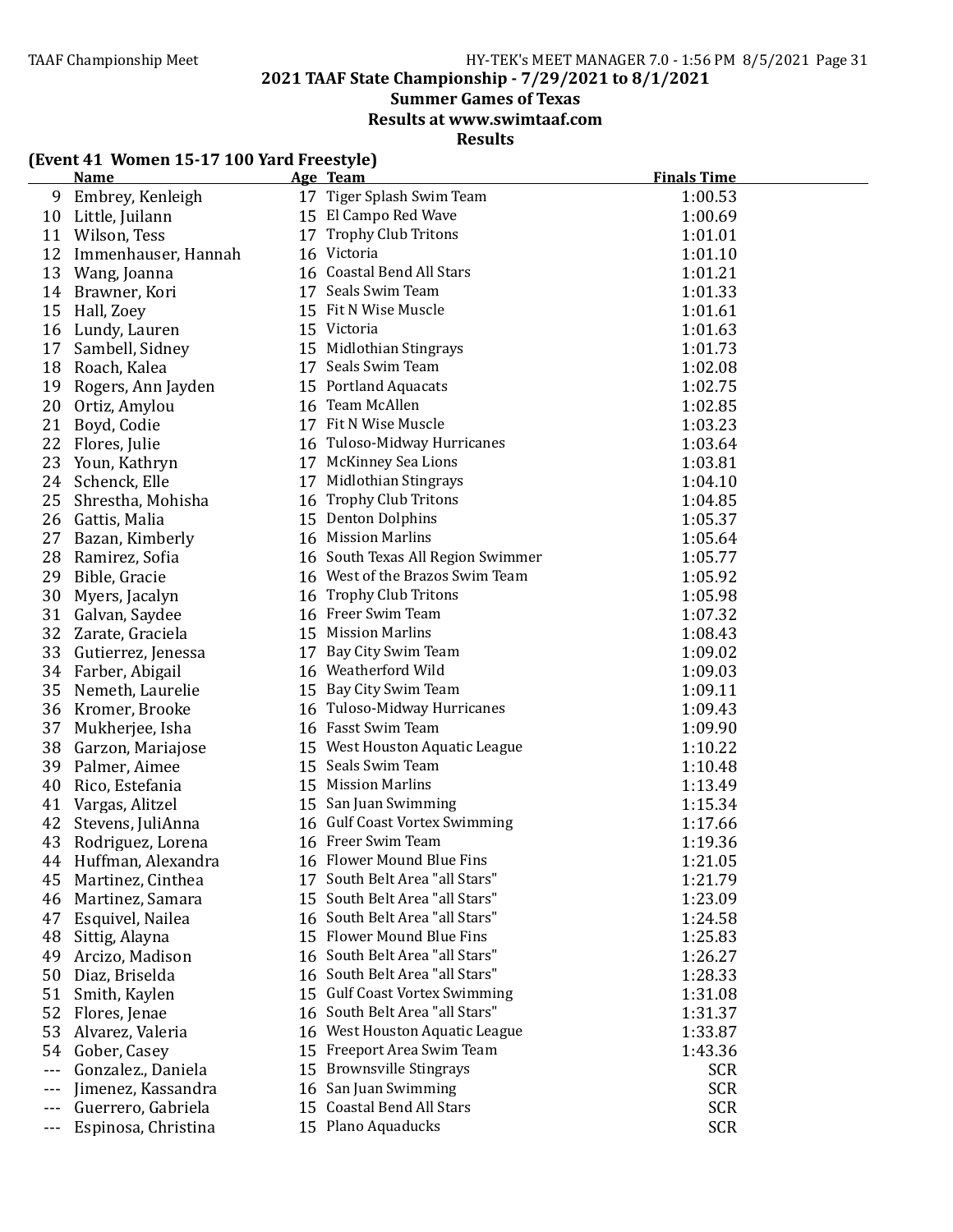## 2021 TAAF State Championship - 7/29/2021 to 8/1/2021

### Summer Games of Texas

### Results at www.swimtaaf.com

### Results

**(Event 41 Women 15-17 100 Yard Freestyle)**

| | Name | Age | Team | Finals Time |
|---|---|---|---|---|
| 9 | Embrey, Kenleigh | 17 | Tiger Splash Swim Team | 1:00.53 |
| 10 | Little, Juilann | 15 | El Campo Red Wave | 1:00.69 |
| 11 | Wilson, Tess | 17 | Trophy Club Tritons | 1:01.01 |
| 12 | Immenhauser, Hannah | 16 | Victoria | 1:01.10 |
| 13 | Wang, Joanna | 16 | Coastal Bend All Stars | 1:01.21 |
| 14 | Brawner, Kori | 17 | Seals Swim Team | 1:01.33 |
| 15 | Hall, Zoey | 15 | Fit N Wise Muscle | 1:01.61 |
| 16 | Lundy, Lauren | 15 | Victoria | 1:01.63 |
| 17 | Sambell, Sidney | 15 | Midlothian Stingrays | 1:01.73 |
| 18 | Roach, Kalea | 17 | Seals Swim Team | 1:02.08 |
| 19 | Rogers, Ann Jayden | 15 | Portland Aquacats | 1:02.75 |
| 20 | Ortiz, Amylou | 16 | Team McAllen | 1:02.85 |
| 21 | Boyd, Codie | 17 | Fit N Wise Muscle | 1:03.23 |
| 22 | Flores, Julie | 16 | Tuloso-Midway Hurricanes | 1:03.64 |
| 23 | Youn, Kathryn | 17 | McKinney Sea Lions | 1:03.81 |
| 24 | Schenck, Elle | 17 | Midlothian Stingrays | 1:04.10 |
| 25 | Shrestha, Mohisha | 16 | Trophy Club Tritons | 1:04.85 |
| 26 | Gattis, Malia | 15 | Denton Dolphins | 1:05.37 |
| 27 | Bazan, Kimberly | 16 | Mission Marlins | 1:05.64 |
| 28 | Ramirez, Sofia | 16 | South Texas All Region Swimmer | 1:05.77 |
| 29 | Bible, Gracie | 16 | West of the Brazos Swim Team | 1:05.92 |
| 30 | Myers, Jacalyn | 16 | Trophy Club Tritons | 1:05.98 |
| 31 | Galvan, Saydee | 16 | Freer Swim Team | 1:07.32 |
| 32 | Zarate, Graciela | 15 | Mission Marlins | 1:08.43 |
| 33 | Gutierrez, Jenessa | 17 | Bay City Swim Team | 1:09.02 |
| 34 | Farber, Abigail | 16 | Weatherford Wild | 1:09.03 |
| 35 | Nemeth, Laurelie | 15 | Bay City Swim Team | 1:09.11 |
| 36 | Kromer, Brooke | 16 | Tuloso-Midway Hurricanes | 1:09.43 |
| 37 | Mukherjee, Isha | 16 | Fasst Swim Team | 1:09.90 |
| 38 | Garzon, Mariajose | 15 | West Houston Aquatic League | 1:10.22 |
| 39 | Palmer, Aimee | 15 | Seals Swim Team | 1:10.48 |
| 40 | Rico, Estefania | 15 | Mission Marlins | 1:13.49 |
| 41 | Vargas, Alitzel | 15 | San Juan Swimming | 1:15.34 |
| 42 | Stevens, JuliAnna | 16 | Gulf Coast Vortex Swimming | 1:17.66 |
| 43 | Rodriguez, Lorena | 16 | Freer Swim Team | 1:19.36 |
| 44 | Huffman, Alexandra | 16 | Flower Mound Blue Fins | 1:21.05 |
| 45 | Martinez, Cinthea | 17 | South Belt Area "all Stars" | 1:21.79 |
| 46 | Martinez, Samara | 15 | South Belt Area "all Stars" | 1:23.09 |
| 47 | Esquivel, Nailea | 16 | South Belt Area "all Stars" | 1:24.58 |
| 48 | Sittig, Alayna | 15 | Flower Mound Blue Fins | 1:25.83 |
| 49 | Arcizo, Madison | 16 | South Belt Area "all Stars" | 1:26.27 |
| 50 | Diaz, Briselda | 16 | South Belt Area "all Stars" | 1:28.33 |
| 51 | Smith, Kaylen | 15 | Gulf Coast Vortex Swimming | 1:31.08 |
| 52 | Flores, Jenae | 16 | South Belt Area "all Stars" | 1:31.37 |
| 53 | Alvarez, Valeria | 16 | West Houston Aquatic League | 1:33.87 |
| 54 | Gober, Casey | 15 | Freeport Area Swim Team | 1:43.36 |
| --- | Gonzalez., Daniela | 15 | Brownsville Stingrays | SCR |
| --- | Jimenez, Kassandra | 16 | San Juan Swimming | SCR |
| --- | Guerrero, Gabriela | 15 | Coastal Bend All Stars | SCR |
| --- | Espinosa, Christina | 15 | Plano Aquaducks | SCR |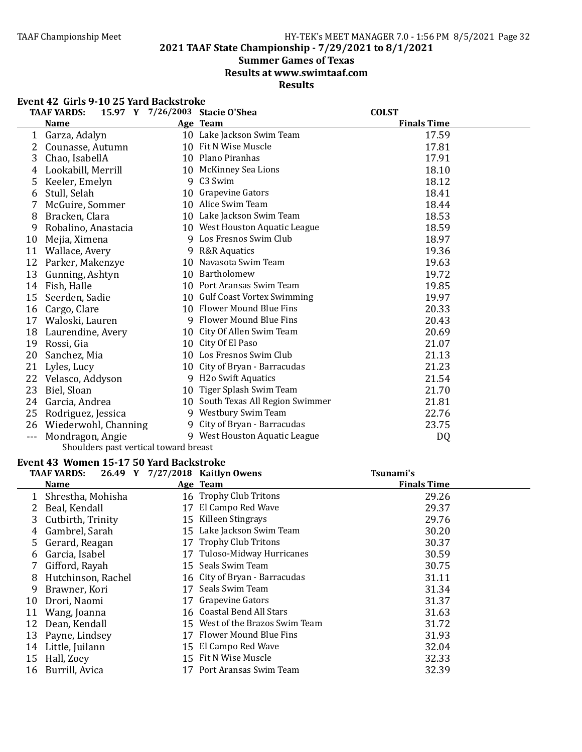## 2021 TAAF State Championship - 7/29/2021 to 8/1/2021

### Summer Games of Texas

### Results at www.swimtaaf.com

### Results

#### Event 42 Girls 9-10 25 Yard Backstroke

TAAF YARDS: 15.97 Y 7/26/2003 Stacie O'Shea COLST

| | Name | Age | Team | Finals Time |
|---|---|---|---|---|
| 1 | Garza, Adalyn | 10 | Lake Jackson Swim Team | 17.59 |
| 2 | Counasse, Autumn | 10 | Fit N Wise Muscle | 17.81 |
| 3 | Chao, IsabellA | 10 | Plano Piranhas | 17.91 |
| 4 | Lookabill, Merrill | 10 | McKinney Sea Lions | 18.10 |
| 5 | Keeler, Emelyn | 9 | C3 Swim | 18.12 |
| 6 | Stull, Selah | 10 | Grapevine Gators | 18.41 |
| 7 | McGuire, Sommer | 10 | Alice Swim Team | 18.44 |
| 8 | Bracken, Clara | 10 | Lake Jackson Swim Team | 18.53 |
| 9 | Robalino, Anastacia | 10 | West Houston Aquatic League | 18.59 |
| 10 | Mejia, Ximena | 9 | Los Fresnos Swim Club | 18.97 |
| 11 | Wallace, Avery | 9 | R&R Aquatics | 19.36 |
| 12 | Parker, Makenzye | 10 | Navasota Swim Team | 19.63 |
| 13 | Gunning, Ashtyn | 10 | Bartholomew | 19.72 |
| 14 | Fish, Halle | 10 | Port Aransas Swim Team | 19.85 |
| 15 | Seerden, Sadie | 10 | Gulf Coast Vortex Swimming | 19.97 |
| 16 | Cargo, Clare | 10 | Flower Mound Blue Fins | 20.33 |
| 17 | Waloski, Lauren | 9 | Flower Mound Blue Fins | 20.43 |
| 18 | Laurendine, Avery | 10 | City Of Allen Swim Team | 20.69 |
| 19 | Rossi, Gia | 10 | City Of El Paso | 21.07 |
| 20 | Sanchez, Mia | 10 | Los Fresnos Swim Club | 21.13 |
| 21 | Lyles, Lucy | 10 | City of Bryan - Barracudas | 21.23 |
| 22 | Velasco, Addyson | 9 | H2o Swift Aquatics | 21.54 |
| 23 | Biel, Sloan | 10 | Tiger Splash Swim Team | 21.70 |
| 24 | Garcia, Andrea | 10 | South Texas All Region Swimmer | 21.81 |
| 25 | Rodriguez, Jessica | 9 | Westbury Swim Team | 22.76 |
| 26 | Wiederwohl, Channing | 9 | City of Bryan - Barracudas | 23.75 |
| --- | Mondragon, Angie | 9 | West Houston Aquatic League | DQ |

Shoulders past vertical toward breast

#### Event 43 Women 15-17 50 Yard Backstroke

TAAF YARDS: 26.49 Y 7/27/2018 Kaitlyn Owens Tsunami's

| | Name | Age | Team | Finals Time |
|---|---|---|---|---|
| 1 | Shrestha, Mohisha | 16 | Trophy Club Tritons | 29.26 |
| 2 | Beal, Kendall | 17 | El Campo Red Wave | 29.37 |
| 3 | Cutbirth, Trinity | 15 | Killeen Stingrays | 29.76 |
| 4 | Gambrel, Sarah | 15 | Lake Jackson Swim Team | 30.20 |
| 5 | Gerard, Reagan | 17 | Trophy Club Tritons | 30.37 |
| 6 | Garcia, Isabel | 17 | Tuloso-Midway Hurricanes | 30.59 |
| 7 | Gifford, Rayah | 15 | Seals Swim Team | 30.75 |
| 8 | Hutchinson, Rachel | 16 | City of Bryan - Barracudas | 31.11 |
| 9 | Brawner, Kori | 17 | Seals Swim Team | 31.34 |
| 10 | Drori, Naomi | 17 | Grapevine Gators | 31.37 |
| 11 | Wang, Joanna | 16 | Coastal Bend All Stars | 31.63 |
| 12 | Dean, Kendall | 15 | West of the Brazos Swim Team | 31.72 |
| 13 | Payne, Lindsey | 17 | Flower Mound Blue Fins | 31.93 |
| 14 | Little, Juilann | 15 | El Campo Red Wave | 32.04 |
| 15 | Hall, Zoey | 15 | Fit N Wise Muscle | 32.33 |
| 16 | Burrill, Avica | 17 | Port Aransas Swim Team | 32.39 |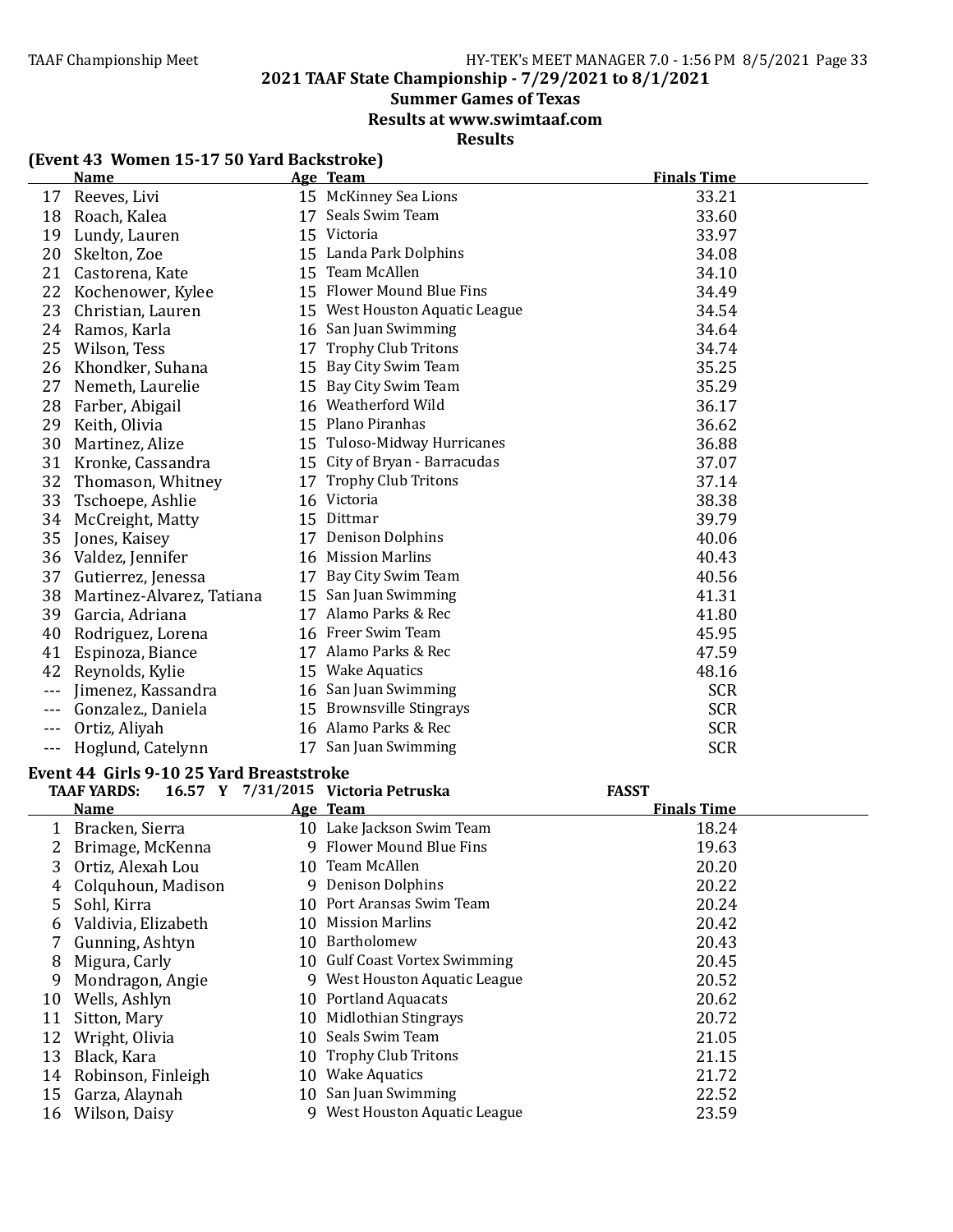## 2021 TAAF State Championship - 7/29/2021 to 8/1/2021

### Summer Games of Texas

### Results at www.swimtaaf.com

### Results

#### (Event 43 Women 15-17 50 Yard Backstroke)

| | Name | Age | Team | Finals Time |
|---|---|---|---|---|
| 17 | Reeves, Livi | 15 | McKinney Sea Lions | 33.21 |
| 18 | Roach, Kalea | 17 | Seals Swim Team | 33.60 |
| 19 | Lundy, Lauren | 15 | Victoria | 33.97 |
| 20 | Skelton, Zoe | 15 | Landa Park Dolphins | 34.08 |
| 21 | Castorena, Kate | 15 | Team McAllen | 34.10 |
| 22 | Kochenower, Kylee | 15 | Flower Mound Blue Fins | 34.49 |
| 23 | Christian, Lauren | 15 | West Houston Aquatic League | 34.54 |
| 24 | Ramos, Karla | 16 | San Juan Swimming | 34.64 |
| 25 | Wilson, Tess | 17 | Trophy Club Tritons | 34.74 |
| 26 | Khondker, Suhana | 15 | Bay City Swim Team | 35.25 |
| 27 | Nemeth, Laurelie | 15 | Bay City Swim Team | 35.29 |
| 28 | Farber, Abigail | 16 | Weatherford Wild | 36.17 |
| 29 | Keith, Olivia | 15 | Plano Piranhas | 36.62 |
| 30 | Martinez, Alize | 15 | Tuloso-Midway Hurricanes | 36.88 |
| 31 | Kronke, Cassandra | 15 | City of Bryan - Barracudas | 37.07 |
| 32 | Thomason, Whitney | 17 | Trophy Club Tritons | 37.14 |
| 33 | Tschoepe, Ashlie | 16 | Victoria | 38.38 |
| 34 | McCreight, Matty | 15 | Dittmar | 39.79 |
| 35 | Jones, Kaisey | 17 | Denison Dolphins | 40.06 |
| 36 | Valdez, Jennifer | 16 | Mission Marlins | 40.43 |
| 37 | Gutierrez, Jenessa | 17 | Bay City Swim Team | 40.56 |
| 38 | Martinez-Alvarez, Tatiana | 15 | San Juan Swimming | 41.31 |
| 39 | Garcia, Adriana | 17 | Alamo Parks & Rec | 41.80 |
| 40 | Rodriguez, Lorena | 16 | Freer Swim Team | 45.95 |
| 41 | Espinoza, Biance | 17 | Alamo Parks & Rec | 47.59 |
| 42 | Reynolds, Kylie | 15 | Wake Aquatics | 48.16 |
| --- | Jimenez, Kassandra | 16 | San Juan Swimming | SCR |
| --- | Gonzalez., Daniela | 15 | Brownsville Stingrays | SCR |
| --- | Ortiz, Aliyah | 16 | Alamo Parks & Rec | SCR |
| --- | Hoglund, Catelynn | 17 | San Juan Swimming | SCR |

#### Event 44 Girls 9-10 25 Yard Breaststroke

TAAF YARDS: 16.57 Y 7/31/2015 Victoria Petruska FASST

| | Name | Age | Team | Finals Time |
|---|---|---|---|---|
| 1 | Bracken, Sierra | 10 | Lake Jackson Swim Team | 18.24 |
| 2 | Brimage, McKenna | 9 | Flower Mound Blue Fins | 19.63 |
| 3 | Ortiz, Alexah Lou | 10 | Team McAllen | 20.20 |
| 4 | Colquhoun, Madison | 9 | Denison Dolphins | 20.22 |
| 5 | Sohl, Kirra | 10 | Port Aransas Swim Team | 20.24 |
| 6 | Valdivia, Elizabeth | 10 | Mission Marlins | 20.42 |
| 7 | Gunning, Ashtyn | 10 | Bartholomew | 20.43 |
| 8 | Migura, Carly | 10 | Gulf Coast Vortex Swimming | 20.45 |
| 9 | Mondragon, Angie | 9 | West Houston Aquatic League | 20.52 |
| 10 | Wells, Ashlyn | 10 | Portland Aquacats | 20.62 |
| 11 | Sitton, Mary | 10 | Midlothian Stingrays | 20.72 |
| 12 | Wright, Olivia | 10 | Seals Swim Team | 21.05 |
| 13 | Black, Kara | 10 | Trophy Club Tritons | 21.15 |
| 14 | Robinson, Finleigh | 10 | Wake Aquatics | 21.72 |
| 15 | Garza, Alaynah | 10 | San Juan Swimming | 22.52 |
| 16 | Wilson, Daisy | 9 | West Houston Aquatic League | 23.59 |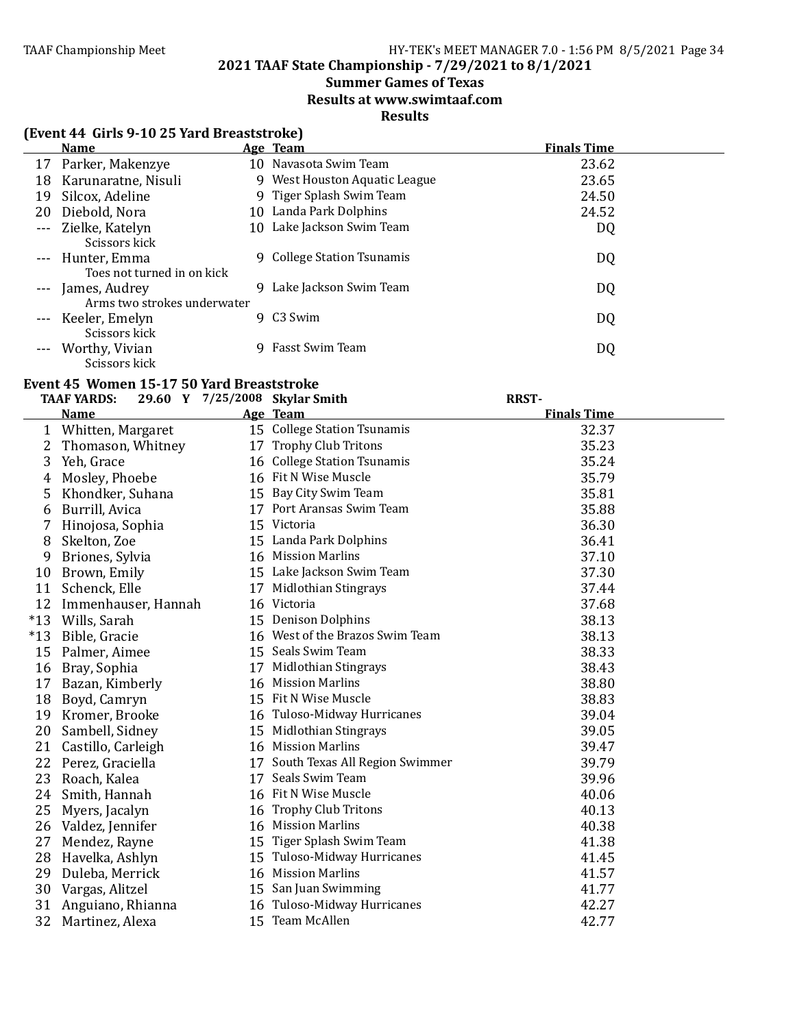## 2021 TAAF State Championship - 7/29/2021 to 8/1/2021

### Summer Games of Texas

### Results at www.swimtaaf.com

### Results

#### (Event 44 Girls 9-10 25 Yard Breaststroke)

| | Name | Age | Team | Finals Time |
|---|---|---|---|---|
| 17 | Parker, Makenzye | 10 | Navasota Swim Team | 23.62 |
| 18 | Karunaratne, Nisuli | 9 | West Houston Aquatic League | 23.65 |
| 19 | Silcox, Adeline | 9 | Tiger Splash Swim Team | 24.50 |
| 20 | Diebold, Nora | 10 | Landa Park Dolphins | 24.52 |
| --- | Zielke, Katelyn<br>Scissors kick | 10 | Lake Jackson Swim Team | DQ |
| --- | Hunter, Emma<br>Toes not turned in on kick | 9 | College Station Tsunamis | DQ |
| --- | James, Audrey<br>Arms two strokes underwater | 9 | Lake Jackson Swim Team | DQ |
| --- | Keeler, Emelyn<br>Scissors kick | 9 | C3 Swim | DQ |
| --- | Worthy, Vivian<br>Scissors kick | 9 | Fasst Swim Team | DQ |

#### Event 45 Women 15-17 50 Yard Breaststroke

TAAF YARDS: 29.60 Y 7/25/2008 Skylar Smith RRST-

| | Name | Age | Team | Finals Time |
|---|---|---|---|---|
| 1 | Whitten, Margaret | 15 | College Station Tsunamis | 32.37 |
| 2 | Thomason, Whitney | 17 | Trophy Club Tritons | 35.23 |
| 3 | Yeh, Grace | 16 | College Station Tsunamis | 35.24 |
| 4 | Mosley, Phoebe | 16 | Fit N Wise Muscle | 35.79 |
| 5 | Khondker, Suhana | 15 | Bay City Swim Team | 35.81 |
| 6 | Burrill, Avica | 17 | Port Aransas Swim Team | 35.88 |
| 7 | Hinojosa, Sophia | 15 | Victoria | 36.30 |
| 8 | Skelton, Zoe | 15 | Landa Park Dolphins | 36.41 |
| 9 | Briones, Sylvia | 16 | Mission Marlins | 37.10 |
| 10 | Brown, Emily | 15 | Lake Jackson Swim Team | 37.30 |
| 11 | Schenck, Elle | 17 | Midlothian Stingrays | 37.44 |
| 12 | Immenhauser, Hannah | 16 | Victoria | 37.68 |
| *13 | Wills, Sarah | 15 | Denison Dolphins | 38.13 |
| *13 | Bible, Gracie | 16 | West of the Brazos Swim Team | 38.13 |
| 15 | Palmer, Aimee | 15 | Seals Swim Team | 38.33 |
| 16 | Bray, Sophia | 17 | Midlothian Stingrays | 38.43 |
| 17 | Bazan, Kimberly | 16 | Mission Marlins | 38.80 |
| 18 | Boyd, Camryn | 15 | Fit N Wise Muscle | 38.83 |
| 19 | Kromer, Brooke | 16 | Tuloso-Midway Hurricanes | 39.04 |
| 20 | Sambell, Sidney | 15 | Midlothian Stingrays | 39.05 |
| 21 | Castillo, Carleigh | 16 | Mission Marlins | 39.47 |
| 22 | Perez, Graciella | 17 | South Texas All Region Swimmer | 39.79 |
| 23 | Roach, Kalea | 17 | Seals Swim Team | 39.96 |
| 24 | Smith, Hannah | 16 | Fit N Wise Muscle | 40.06 |
| 25 | Myers, Jacalyn | 16 | Trophy Club Tritons | 40.13 |
| 26 | Valdez, Jennifer | 16 | Mission Marlins | 40.38 |
| 27 | Mendez, Rayne | 15 | Tiger Splash Swim Team | 41.38 |
| 28 | Havelka, Ashlyn | 15 | Tuloso-Midway Hurricanes | 41.45 |
| 29 | Duleba, Merrick | 16 | Mission Marlins | 41.57 |
| 30 | Vargas, Alitzel | 15 | San Juan Swimming | 41.77 |
| 31 | Anguiano, Rhianna | 16 | Tuloso-Midway Hurricanes | 42.27 |
| 32 | Martinez, Alexa | 15 | Team McAllen | 42.77 |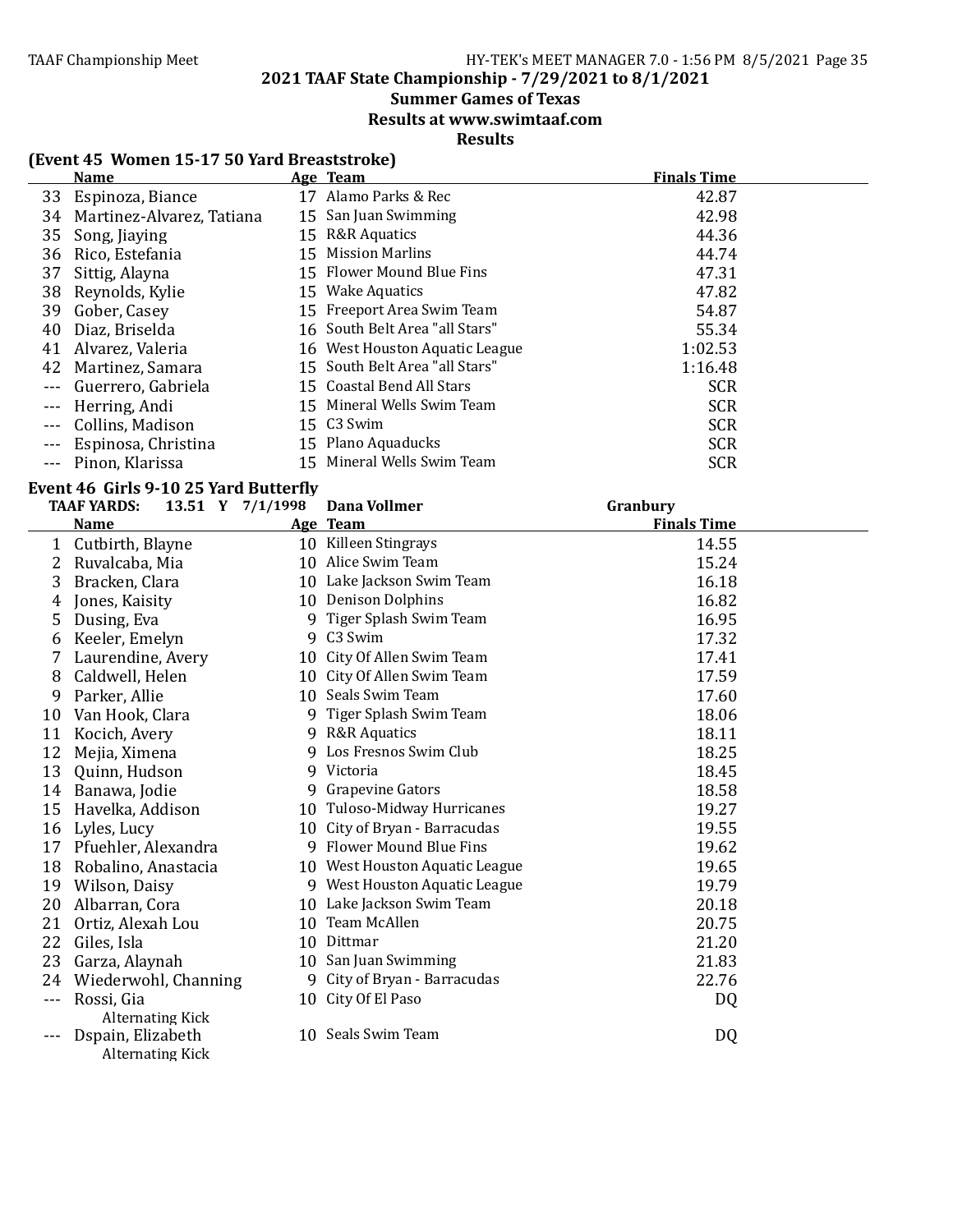## 2021 TAAF State Championship - 7/29/2021 to 8/1/2021

### Summer Games of Texas

### Results at www.swimtaaf.com

### Results

**(Event 45 Women 15-17 50 Yard Breaststroke)**

| | Name | Age | Team | Finals Time |
|---|---|---|---|---|
| 33 | Espinoza, Biance | 17 | Alamo Parks & Rec | 42.87 |
| 34 | Martinez-Alvarez, Tatiana | 15 | San Juan Swimming | 42.98 |
| 35 | Song, Jiaying | 15 | R&R Aquatics | 44.36 |
| 36 | Rico, Estefania | 15 | Mission Marlins | 44.74 |
| 37 | Sittig, Alayna | 15 | Flower Mound Blue Fins | 47.31 |
| 38 | Reynolds, Kylie | 15 | Wake Aquatics | 47.82 |
| 39 | Gober, Casey | 15 | Freeport Area Swim Team | 54.87 |
| 40 | Diaz, Briselda | 16 | South Belt Area "all Stars" | 55.34 |
| 41 | Alvarez, Valeria | 16 | West Houston Aquatic League | 1:02.53 |
| 42 | Martinez, Samara | 15 | South Belt Area "all Stars" | 1:16.48 |
| --- | Guerrero, Gabriela | 15 | Coastal Bend All Stars | SCR |
| --- | Herring, Andi | 15 | Mineral Wells Swim Team | SCR |
| --- | Collins, Madison | 15 | C3 Swim | SCR |
| --- | Espinosa, Christina | 15 | Plano Aquaducks | SCR |
| --- | Pinon, Klarissa | 15 | Mineral Wells Swim Team | SCR |

**Event 46 Girls 9-10 25 Yard Butterfly**

TAAF YARDS: 13.51 Y 7/1/1998 Dana Vollmer Granbury

| | Name | Age | Team | Finals Time |
|---|---|---|---|---|
| 1 | Cutbirth, Blayne | 10 | Killeen Stingrays | 14.55 |
| 2 | Ruvalcaba, Mia | 10 | Alice Swim Team | 15.24 |
| 3 | Bracken, Clara | 10 | Lake Jackson Swim Team | 16.18 |
| 4 | Jones, Kaisity | 10 | Denison Dolphins | 16.82 |
| 5 | Dusing, Eva | 9 | Tiger Splash Swim Team | 16.95 |
| 6 | Keeler, Emelyn | 9 | C3 Swim | 17.32 |
| 7 | Laurendine, Avery | 10 | City Of Allen Swim Team | 17.41 |
| 8 | Caldwell, Helen | 10 | City Of Allen Swim Team | 17.59 |
| 9 | Parker, Allie | 10 | Seals Swim Team | 17.60 |
| 10 | Van Hook, Clara | 9 | Tiger Splash Swim Team | 18.06 |
| 11 | Kocich, Avery | 9 | R&R Aquatics | 18.11 |
| 12 | Mejia, Ximena | 9 | Los Fresnos Swim Club | 18.25 |
| 13 | Quinn, Hudson | 9 | Victoria | 18.45 |
| 14 | Banawa, Jodie | 9 | Grapevine Gators | 18.58 |
| 15 | Havelka, Addison | 10 | Tuloso-Midway Hurricanes | 19.27 |
| 16 | Lyles, Lucy | 10 | City of Bryan - Barracudas | 19.55 |
| 17 | Pfuehler, Alexandra | 9 | Flower Mound Blue Fins | 19.62 |
| 18 | Robalino, Anastacia | 10 | West Houston Aquatic League | 19.65 |
| 19 | Wilson, Daisy | 9 | West Houston Aquatic League | 19.79 |
| 20 | Albarran, Cora | 10 | Lake Jackson Swim Team | 20.18 |
| 21 | Ortiz, Alexah Lou | 10 | Team McAllen | 20.75 |
| 22 | Giles, Isla | 10 | Dittmar | 21.20 |
| 23 | Garza, Alaynah | 10 | San Juan Swimming | 21.83 |
| 24 | Wiederwohl, Channing | 9 | City of Bryan - Barracudas | 22.76 |
| --- | Rossi, Gia<br>Alternating Kick | 10 | City Of El Paso | DQ |
| --- | Dspain, Elizabeth<br>Alternating Kick | 10 | Seals Swim Team | DQ |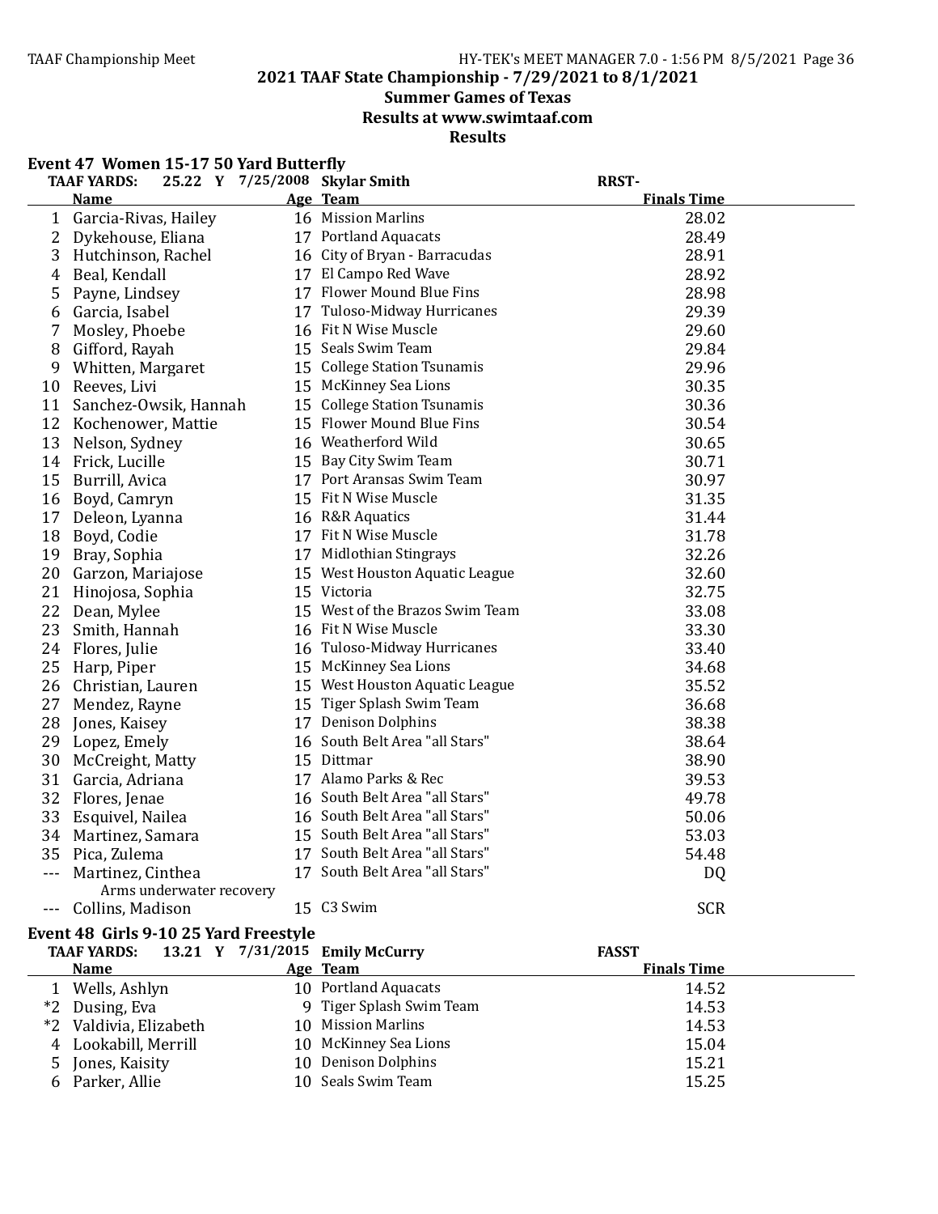# 2021 TAAF State Championship - 7/29/2021 to 8/1/2021

## Summer Games of Texas

## Results at www.swimtaaf.com

## Results

### Event 47 Women 15-17 50 Yard Butterfly

TAAF YARDS: 25.22 Y 7/25/2008 Skylar Smith RRST-

| | Name | Age | Team | Finals Time |
|---|---|---|---|---|
| 1 | Garcia-Rivas, Hailey | 16 | Mission Marlins | 28.02 |
| 2 | Dykehouse, Eliana | 17 | Portland Aquacats | 28.49 |
| 3 | Hutchinson, Rachel | 16 | City of Bryan - Barracudas | 28.91 |
| 4 | Beal, Kendall | 17 | El Campo Red Wave | 28.92 |
| 5 | Payne, Lindsey | 17 | Flower Mound Blue Fins | 28.98 |
| 6 | Garcia, Isabel | 17 | Tuloso-Midway Hurricanes | 29.39 |
| 7 | Mosley, Phoebe | 16 | Fit N Wise Muscle | 29.60 |
| 8 | Gifford, Rayah | 15 | Seals Swim Team | 29.84 |
| 9 | Whitten, Margaret | 15 | College Station Tsunamis | 29.96 |
| 10 | Reeves, Livi | 15 | McKinney Sea Lions | 30.35 |
| 11 | Sanchez-Owsik, Hannah | 15 | College Station Tsunamis | 30.36 |
| 12 | Kochenower, Mattie | 15 | Flower Mound Blue Fins | 30.54 |
| 13 | Nelson, Sydney | 16 | Weatherford Wild | 30.65 |
| 14 | Frick, Lucille | 15 | Bay City Swim Team | 30.71 |
| 15 | Burrill, Avica | 17 | Port Aransas Swim Team | 30.97 |
| 16 | Boyd, Camryn | 15 | Fit N Wise Muscle | 31.35 |
| 17 | Deleon, Lyanna | 16 | R&R Aquatics | 31.44 |
| 18 | Boyd, Codie | 17 | Fit N Wise Muscle | 31.78 |
| 19 | Bray, Sophia | 17 | Midlothian Stingrays | 32.26 |
| 20 | Garzon, Mariajose | 15 | West Houston Aquatic League | 32.60 |
| 21 | Hinojosa, Sophia | 15 | Victoria | 32.75 |
| 22 | Dean, Mylee | 15 | West of the Brazos Swim Team | 33.08 |
| 23 | Smith, Hannah | 16 | Fit N Wise Muscle | 33.30 |
| 24 | Flores, Julie | 16 | Tuloso-Midway Hurricanes | 33.40 |
| 25 | Harp, Piper | 15 | McKinney Sea Lions | 34.68 |
| 26 | Christian, Lauren | 15 | West Houston Aquatic League | 35.52 |
| 27 | Mendez, Rayne | 15 | Tiger Splash Swim Team | 36.68 |
| 28 | Jones, Kaisey | 17 | Denison Dolphins | 38.38 |
| 29 | Lopez, Emely | 16 | South Belt Area "all Stars" | 38.64 |
| 30 | McCreight, Matty | 15 | Dittmar | 38.90 |
| 31 | Garcia, Adriana | 17 | Alamo Parks & Rec | 39.53 |
| 32 | Flores, Jenae | 16 | South Belt Area "all Stars" | 49.78 |
| 33 | Esquivel, Nailea | 16 | South Belt Area "all Stars" | 50.06 |
| 34 | Martinez, Samara | 15 | South Belt Area "all Stars" | 53.03 |
| 35 | Pica, Zulema | 17 | South Belt Area "all Stars" | 54.48 |
| --- | Martinez, Cinthea | 17 | South Belt Area "all Stars" | DQ |
| | Arms underwater recovery | | | |
| --- | Collins, Madison | 15 | C3 Swim | SCR |

### Event 48 Girls 9-10 25 Yard Freestyle

TAAF YARDS: 13.21 Y 7/31/2015 Emily McCurry FASST

| | Name | Age | Team | Finals Time |
|---|---|---|---|---|
| 1 | Wells, Ashlyn | 10 | Portland Aquacats | 14.52 |
| *2 | Dusing, Eva | 9 | Tiger Splash Swim Team | 14.53 |
| *2 | Valdivia, Elizabeth | 10 | Mission Marlins | 14.53 |
| 4 | Lookabill, Merrill | 10 | McKinney Sea Lions | 15.04 |
| 5 | Jones, Kaisity | 10 | Denison Dolphins | 15.21 |
| 6 | Parker, Allie | 10 | Seals Swim Team | 15.25 |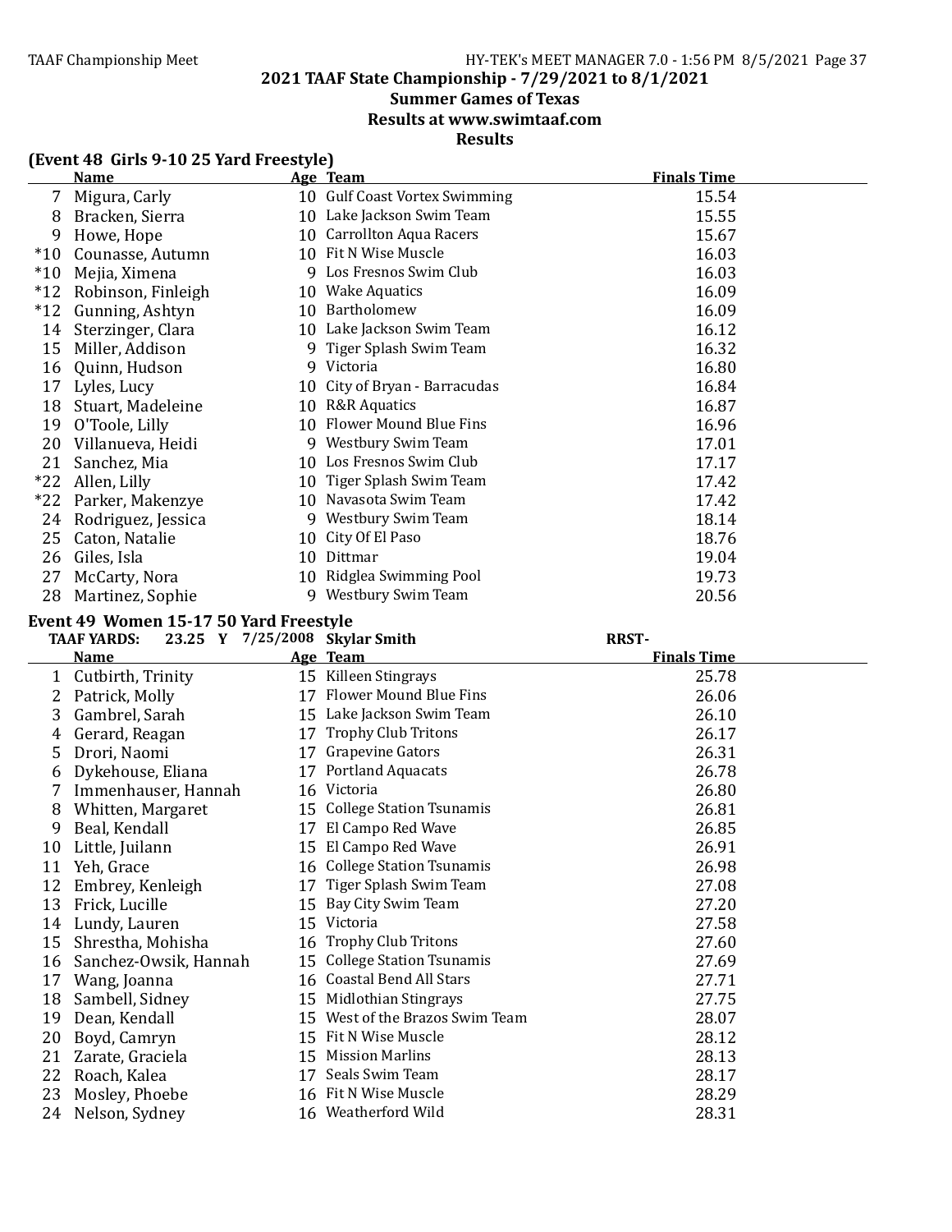## 2021 TAAF State Championship - 7/29/2021 to 8/1/2021

## Summer Games of Texas

## Results at www.swimtaaf.com

## Results

### (Event 48 Girls 9-10 25 Yard Freestyle)

| | Name | Age | Team | Finals Time |
|---|---|---|---|---|
| 7 | Migura, Carly | 10 | Gulf Coast Vortex Swimming | 15.54 |
| 8 | Bracken, Sierra | 10 | Lake Jackson Swim Team | 15.55 |
| 9 | Howe, Hope | 10 | Carrollton Aqua Racers | 15.67 |
| *10 | Counasse, Autumn | 10 | Fit N Wise Muscle | 16.03 |
| *10 | Mejia, Ximena | 9 | Los Fresnos Swim Club | 16.03 |
| *12 | Robinson, Finleigh | 10 | Wake Aquatics | 16.09 |
| *12 | Gunning, Ashtyn | 10 | Bartholomew | 16.09 |
| 14 | Sterzinger, Clara | 10 | Lake Jackson Swim Team | 16.12 |
| 15 | Miller, Addison | 9 | Tiger Splash Swim Team | 16.32 |
| 16 | Quinn, Hudson | 9 | Victoria | 16.80 |
| 17 | Lyles, Lucy | 10 | City of Bryan - Barracudas | 16.84 |
| 18 | Stuart, Madeleine | 10 | R&R Aquatics | 16.87 |
| 19 | O'Toole, Lilly | 10 | Flower Mound Blue Fins | 16.96 |
| 20 | Villanueva, Heidi | 9 | Westbury Swim Team | 17.01 |
| 21 | Sanchez, Mia | 10 | Los Fresnos Swim Club | 17.17 |
| *22 | Allen, Lilly | 10 | Tiger Splash Swim Team | 17.42 |
| *22 | Parker, Makenzye | 10 | Navasota Swim Team | 17.42 |
| 24 | Rodriguez, Jessica | 9 | Westbury Swim Team | 18.14 |
| 25 | Caton, Natalie | 10 | City Of El Paso | 18.76 |
| 26 | Giles, Isla | 10 | Dittmar | 19.04 |
| 27 | McCarty, Nora | 10 | Ridglea Swimming Pool | 19.73 |
| 28 | Martinez, Sophie | 9 | Westbury Swim Team | 20.56 |

### Event 49 Women 15-17 50 Yard Freestyle

TAAF YARDS: 23.25 Y 7/25/2008 Skylar Smith RRST-

| | Name | Age | Team | Finals Time |
|---|---|---|---|---|
| 1 | Cutbirth, Trinity | 15 | Killeen Stingrays | 25.78 |
| 2 | Patrick, Molly | 17 | Flower Mound Blue Fins | 26.06 |
| 3 | Gambrel, Sarah | 15 | Lake Jackson Swim Team | 26.10 |
| 4 | Gerard, Reagan | 17 | Trophy Club Tritons | 26.17 |
| 5 | Drori, Naomi | 17 | Grapevine Gators | 26.31 |
| 6 | Dykehouse, Eliana | 17 | Portland Aquacats | 26.78 |
| 7 | Immenhauser, Hannah | 16 | Victoria | 26.80 |
| 8 | Whitten, Margaret | 15 | College Station Tsunamis | 26.81 |
| 9 | Beal, Kendall | 17 | El Campo Red Wave | 26.85 |
| 10 | Little, Juilann | 15 | El Campo Red Wave | 26.91 |
| 11 | Yeh, Grace | 16 | College Station Tsunamis | 26.98 |
| 12 | Embrey, Kenleigh | 17 | Tiger Splash Swim Team | 27.08 |
| 13 | Frick, Lucille | 15 | Bay City Swim Team | 27.20 |
| 14 | Lundy, Lauren | 15 | Victoria | 27.58 |
| 15 | Shrestha, Mohisha | 16 | Trophy Club Tritons | 27.60 |
| 16 | Sanchez-Owsik, Hannah | 15 | College Station Tsunamis | 27.69 |
| 17 | Wang, Joanna | 16 | Coastal Bend All Stars | 27.71 |
| 18 | Sambell, Sidney | 15 | Midlothian Stingrays | 27.75 |
| 19 | Dean, Kendall | 15 | West of the Brazos Swim Team | 28.07 |
| 20 | Boyd, Camryn | 15 | Fit N Wise Muscle | 28.12 |
| 21 | Zarate, Graciela | 15 | Mission Marlins | 28.13 |
| 22 | Roach, Kalea | 17 | Seals Swim Team | 28.17 |
| 23 | Mosley, Phoebe | 16 | Fit N Wise Muscle | 28.29 |
| 24 | Nelson, Sydney | 16 | Weatherford Wild | 28.31 |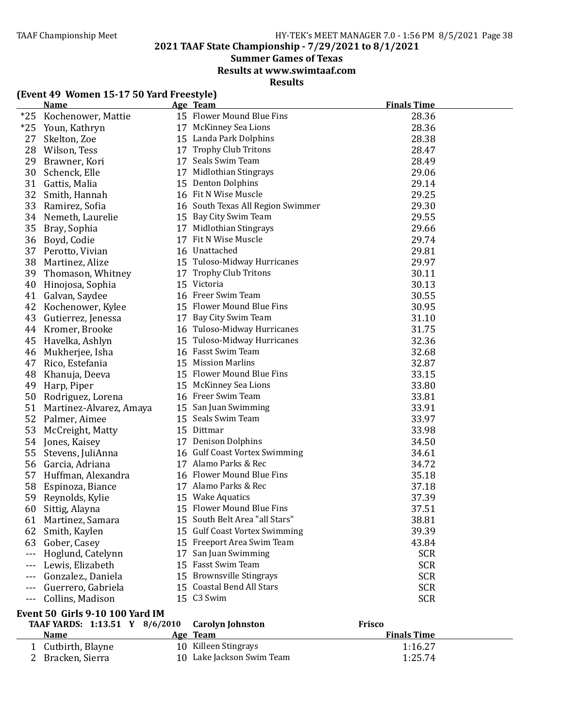# 2021 TAAF State Championship - 7/29/2021 to 8/1/2021

## Summer Games of Texas

### Results at www.swimtaaf.com

### Results

**(Event 49 Women 15-17 50 Yard Freestyle)**

| | Name | Age | Team | Finals Time |
|---|---|---|---|---|
| *25 | Kochenower, Mattie | 15 | Flower Mound Blue Fins | 28.36 |
| *25 | Youn, Kathryn | 17 | McKinney Sea Lions | 28.36 |
| 27 | Skelton, Zoe | 15 | Landa Park Dolphins | 28.38 |
| 28 | Wilson, Tess | 17 | Trophy Club Tritons | 28.47 |
| 29 | Brawner, Kori | 17 | Seals Swim Team | 28.49 |
| 30 | Schenck, Elle | 17 | Midlothian Stingrays | 29.06 |
| 31 | Gattis, Malia | 15 | Denton Dolphins | 29.14 |
| 32 | Smith, Hannah | 16 | Fit N Wise Muscle | 29.25 |
| 33 | Ramirez, Sofia | 16 | South Texas All Region Swimmer | 29.30 |
| 34 | Nemeth, Laurelie | 15 | Bay City Swim Team | 29.55 |
| 35 | Bray, Sophia | 17 | Midlothian Stingrays | 29.66 |
| 36 | Boyd, Codie | 17 | Fit N Wise Muscle | 29.74 |
| 37 | Perotto, Vivian | 16 | Unattached | 29.81 |
| 38 | Martinez, Alize | 15 | Tuloso-Midway Hurricanes | 29.97 |
| 39 | Thomason, Whitney | 17 | Trophy Club Tritons | 30.11 |
| 40 | Hinojosa, Sophia | 15 | Victoria | 30.13 |
| 41 | Galvan, Saydee | 16 | Freer Swim Team | 30.55 |
| 42 | Kochenower, Kylee | 15 | Flower Mound Blue Fins | 30.95 |
| 43 | Gutierrez, Jenessa | 17 | Bay City Swim Team | 31.10 |
| 44 | Kromer, Brooke | 16 | Tuloso-Midway Hurricanes | 31.75 |
| 45 | Havelka, Ashlyn | 15 | Tuloso-Midway Hurricanes | 32.36 |
| 46 | Mukherjee, Isha | 16 | Fasst Swim Team | 32.68 |
| 47 | Rico, Estefania | 15 | Mission Marlins | 32.87 |
| 48 | Khanuja, Deeva | 15 | Flower Mound Blue Fins | 33.15 |
| 49 | Harp, Piper | 15 | McKinney Sea Lions | 33.80 |
| 50 | Rodriguez, Lorena | 16 | Freer Swim Team | 33.81 |
| 51 | Martinez-Alvarez, Amaya | 15 | San Juan Swimming | 33.91 |
| 52 | Palmer, Aimee | 15 | Seals Swim Team | 33.97 |
| 53 | McCreight, Matty | 15 | Dittmar | 33.98 |
| 54 | Jones, Kaisey | 17 | Denison Dolphins | 34.50 |
| 55 | Stevens, JuliAnna | 16 | Gulf Coast Vortex Swimming | 34.61 |
| 56 | Garcia, Adriana | 17 | Alamo Parks & Rec | 34.72 |
| 57 | Huffman, Alexandra | 16 | Flower Mound Blue Fins | 35.18 |
| 58 | Espinoza, Biance | 17 | Alamo Parks & Rec | 37.18 |
| 59 | Reynolds, Kylie | 15 | Wake Aquatics | 37.39 |
| 60 | Sittig, Alayna | 15 | Flower Mound Blue Fins | 37.51 |
| 61 | Martinez, Samara | 15 | South Belt Area "all Stars" | 38.81 |
| 62 | Smith, Kaylen | 15 | Gulf Coast Vortex Swimming | 39.39 |
| 63 | Gober, Casey | 15 | Freeport Area Swim Team | 43.84 |
| --- | Hoglund, Catelynn | 17 | San Juan Swimming | SCR |
| --- | Lewis, Elizabeth | 15 | Fasst Swim Team | SCR |
| --- | Gonzalez., Daniela | 15 | Brownsville Stingrays | SCR |
| --- | Guerrero, Gabriela | 15 | Coastal Bend All Stars | SCR |
| --- | Collins, Madison | 15 | C3 Swim | SCR |

**Event 50 Girls 9-10 100 Yard IM**

TAAF YARDS: 1:13.51 Y 8/6/2010 Carolyn Johnston Frisco

| | Name | Age | Team | Finals Time |
|---|---|---|---|---|
| 1 | Cutbirth, Blayne | 10 | Killeen Stingrays | 1:16.27 |
| 2 | Bracken, Sierra | 10 | Lake Jackson Swim Team | 1:25.74 |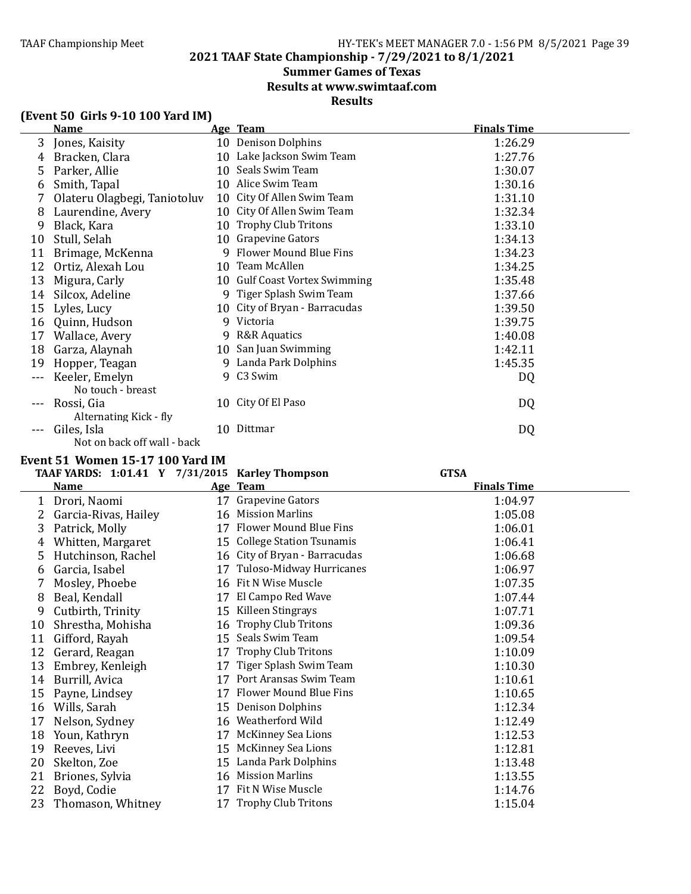## 2021 TAAF State Championship - 7/29/2021 to 8/1/2021

### Summer Games of Texas

### Results at www.swimtaaf.com

### Results

**(Event 50 Girls 9-10 100 Yard IM)**

| | Name | Age | Team | Finals Time |
|---|---|---|---|---|
| 3 | Jones, Kaisity | 10 | Denison Dolphins | 1:26.29 |
| 4 | Bracken, Clara | 10 | Lake Jackson Swim Team | 1:27.76 |
| 5 | Parker, Allie | 10 | Seals Swim Team | 1:30.07 |
| 6 | Smith, Tapal | 10 | Alice Swim Team | 1:30.16 |
| 7 | Olateru Olagbegi, Taniotoluv | 10 | City Of Allen Swim Team | 1:31.10 |
| 8 | Laurendine, Avery | 10 | City Of Allen Swim Team | 1:32.34 |
| 9 | Black, Kara | 10 | Trophy Club Tritons | 1:33.10 |
| 10 | Stull, Selah | 10 | Grapevine Gators | 1:34.13 |
| 11 | Brimage, McKenna | 9 | Flower Mound Blue Fins | 1:34.23 |
| 12 | Ortiz, Alexah Lou | 10 | Team McAllen | 1:34.25 |
| 13 | Migura, Carly | 10 | Gulf Coast Vortex Swimming | 1:35.48 |
| 14 | Silcox, Adeline | 9 | Tiger Splash Swim Team | 1:37.66 |
| 15 | Lyles, Lucy | 10 | City of Bryan - Barracudas | 1:39.50 |
| 16 | Quinn, Hudson | 9 | Victoria | 1:39.75 |
| 17 | Wallace, Avery | 9 | R&R Aquatics | 1:40.08 |
| 18 | Garza, Alaynah | 10 | San Juan Swimming | 1:42.11 |
| 19 | Hopper, Teagan | 9 | Landa Park Dolphins | 1:45.35 |
| --- | Keeler, Emelyn | 9 | C3 Swim | DQ |
| | No touch - breast | | | |
| --- | Rossi, Gia | 10 | City Of El Paso | DQ |
| | Alternating Kick - fly | | | |
| --- | Giles, Isla | 10 | Dittmar | DQ |
| | Not on back off wall - back | | | |

**Event 51 Women 15-17 100 Yard IM**

TAAF YARDS: 1:01.41 Y 7/31/2015 Karley Thompson GTSA

| | Name | Age | Team | Finals Time |
|---|---|---|---|---|
| 1 | Drori, Naomi | 17 | Grapevine Gators | 1:04.97 |
| 2 | Garcia-Rivas, Hailey | 16 | Mission Marlins | 1:05.08 |
| 3 | Patrick, Molly | 17 | Flower Mound Blue Fins | 1:06.01 |
| 4 | Whitten, Margaret | 15 | College Station Tsunamis | 1:06.41 |
| 5 | Hutchinson, Rachel | 16 | City of Bryan - Barracudas | 1:06.68 |
| 6 | Garcia, Isabel | 17 | Tuloso-Midway Hurricanes | 1:06.97 |
| 7 | Mosley, Phoebe | 16 | Fit N Wise Muscle | 1:07.35 |
| 8 | Beal, Kendall | 17 | El Campo Red Wave | 1:07.44 |
| 9 | Cutbirth, Trinity | 15 | Killeen Stingrays | 1:07.71 |
| 10 | Shrestha, Mohisha | 16 | Trophy Club Tritons | 1:09.36 |
| 11 | Gifford, Rayah | 15 | Seals Swim Team | 1:09.54 |
| 12 | Gerard, Reagan | 17 | Trophy Club Tritons | 1:10.09 |
| 13 | Embrey, Kenleigh | 17 | Tiger Splash Swim Team | 1:10.30 |
| 14 | Burrill, Avica | 17 | Port Aransas Swim Team | 1:10.61 |
| 15 | Payne, Lindsey | 17 | Flower Mound Blue Fins | 1:10.65 |
| 16 | Wills, Sarah | 15 | Denison Dolphins | 1:12.34 |
| 17 | Nelson, Sydney | 16 | Weatherford Wild | 1:12.49 |
| 18 | Youn, Kathryn | 17 | McKinney Sea Lions | 1:12.53 |
| 19 | Reeves, Livi | 15 | McKinney Sea Lions | 1:12.81 |
| 20 | Skelton, Zoe | 15 | Landa Park Dolphins | 1:13.48 |
| 21 | Briones, Sylvia | 16 | Mission Marlins | 1:13.55 |
| 22 | Boyd, Codie | 17 | Fit N Wise Muscle | 1:14.76 |
| 23 | Thomason, Whitney | 17 | Trophy Club Tritons | 1:15.04 |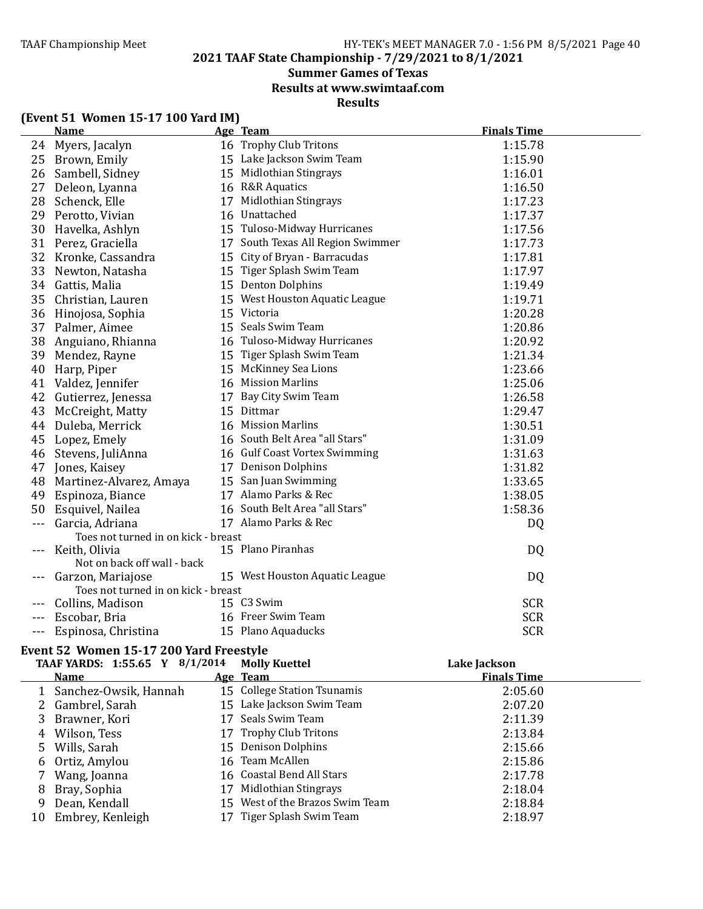# 2021 TAAF State Championship - 7/29/2021 to 8/1/2021

## Summer Games of Texas

## Results at www.swimtaaf.com

## Results

### (Event 51 Women 15-17 100 Yard IM)

| | Name | Age | Team | Finals Time |
|---|---|---|---|---|
| 24 | Myers, Jacalyn | 16 | Trophy Club Tritons | 1:15.78 |
| 25 | Brown, Emily | 15 | Lake Jackson Swim Team | 1:15.90 |
| 26 | Sambell, Sidney | 15 | Midlothian Stingrays | 1:16.01 |
| 27 | Deleon, Lyanna | 16 | R&R Aquatics | 1:16.50 |
| 28 | Schenck, Elle | 17 | Midlothian Stingrays | 1:17.23 |
| 29 | Perotto, Vivian | 16 | Unattached | 1:17.37 |
| 30 | Havelka, Ashlyn | 15 | Tuloso-Midway Hurricanes | 1:17.56 |
| 31 | Perez, Graciella | 17 | South Texas All Region Swimmer | 1:17.73 |
| 32 | Kronke, Cassandra | 15 | City of Bryan - Barracudas | 1:17.81 |
| 33 | Newton, Natasha | 15 | Tiger Splash Swim Team | 1:17.97 |
| 34 | Gattis, Malia | 15 | Denton Dolphins | 1:19.49 |
| 35 | Christian, Lauren | 15 | West Houston Aquatic League | 1:19.71 |
| 36 | Hinojosa, Sophia | 15 | Victoria | 1:20.28 |
| 37 | Palmer, Aimee | 15 | Seals Swim Team | 1:20.86 |
| 38 | Anguiano, Rhianna | 16 | Tuloso-Midway Hurricanes | 1:20.92 |
| 39 | Mendez, Rayne | 15 | Tiger Splash Swim Team | 1:21.34 |
| 40 | Harp, Piper | 15 | McKinney Sea Lions | 1:23.66 |
| 41 | Valdez, Jennifer | 16 | Mission Marlins | 1:25.06 |
| 42 | Gutierrez, Jenessa | 17 | Bay City Swim Team | 1:26.58 |
| 43 | McCreight, Matty | 15 | Dittmar | 1:29.47 |
| 44 | Duleba, Merrick | 16 | Mission Marlins | 1:30.51 |
| 45 | Lopez, Emely | 16 | South Belt Area "all Stars" | 1:31.09 |
| 46 | Stevens, JuliAnna | 16 | Gulf Coast Vortex Swimming | 1:31.63 |
| 47 | Jones, Kaisey | 17 | Denison Dolphins | 1:31.82 |
| 48 | Martinez-Alvarez, Amaya | 15 | San Juan Swimming | 1:33.65 |
| 49 | Espinoza, Biance | 17 | Alamo Parks & Rec | 1:38.05 |
| 50 | Esquivel, Nailea | 16 | South Belt Area "all Stars" | 1:58.36 |
| --- | Garcia, Adriana | 17 | Alamo Parks & Rec | DQ |
| | Toes not turned in on kick - breast | | | |
| --- | Keith, Olivia | 15 | Plano Piranhas | DQ |
| | Not on back off wall - back | | | |
| --- | Garzon, Mariajose | 15 | West Houston Aquatic League | DQ |
| | Toes not turned in on kick - breast | | | |
| --- | Collins, Madison | 15 | C3 Swim | SCR |
| --- | Escobar, Bria | 16 | Freer Swim Team | SCR |
| --- | Espinosa, Christina | 15 | Plano Aquaducks | SCR |

### Event 52 Women 15-17 200 Yard Freestyle

TAAF YARDS: 1:55.65 Y 8/1/2014 Molly Kuettel Lake Jackson

| | Name | Age | Team | Finals Time |
|---|---|---|---|---|
| 1 | Sanchez-Owsik, Hannah | 15 | College Station Tsunamis | 2:05.60 |
| 2 | Gambrel, Sarah | 15 | Lake Jackson Swim Team | 2:07.20 |
| 3 | Brawner, Kori | 17 | Seals Swim Team | 2:11.39 |
| 4 | Wilson, Tess | 17 | Trophy Club Tritons | 2:13.84 |
| 5 | Wills, Sarah | 15 | Denison Dolphins | 2:15.66 |
| 6 | Ortiz, Amylou | 16 | Team McAllen | 2:15.86 |
| 7 | Wang, Joanna | 16 | Coastal Bend All Stars | 2:17.78 |
| 8 | Bray, Sophia | 17 | Midlothian Stingrays | 2:18.04 |
| 9 | Dean, Kendall | 15 | West of the Brazos Swim Team | 2:18.84 |
| 10 | Embrey, Kenleigh | 17 | Tiger Splash Swim Team | 2:18.97 |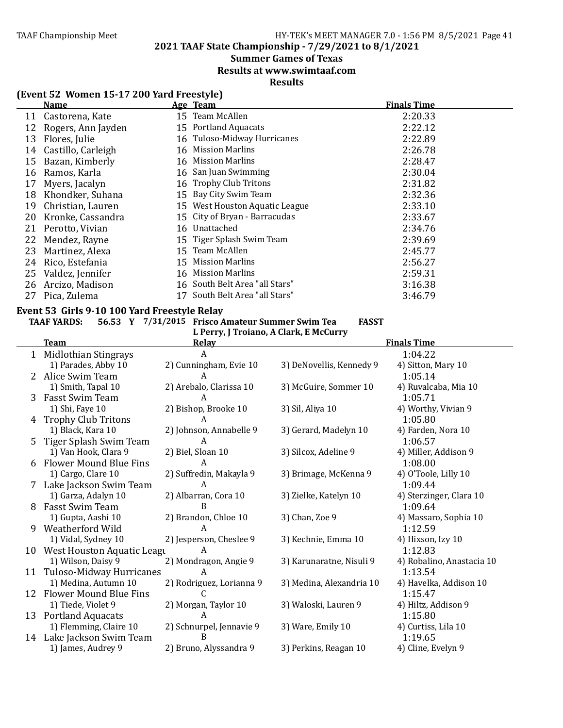## 2021 TAAF State Championship - 7/29/2021 to 8/1/2021

### Summer Games of Texas

### Results at www.swimtaaf.com

### Results

**(Event 52 Women 15-17 200 Yard Freestyle)**

| | Name | Age | Team | Finals Time |
|---|---|---|---|---|
| 11 | Castorena, Kate | 15 | Team McAllen | 2:20.33 |
| 12 | Rogers, Ann Jayden | 15 | Portland Aquacats | 2:22.12 |
| 13 | Flores, Julie | 16 | Tuloso-Midway Hurricanes | 2:22.89 |
| 14 | Castillo, Carleigh | 16 | Mission Marlins | 2:26.78 |
| 15 | Bazan, Kimberly | 16 | Mission Marlins | 2:28.47 |
| 16 | Ramos, Karla | 16 | San Juan Swimming | 2:30.04 |
| 17 | Myers, Jacalyn | 16 | Trophy Club Tritons | 2:31.82 |
| 18 | Khondker, Suhana | 15 | Bay City Swim Team | 2:32.36 |
| 19 | Christian, Lauren | 15 | West Houston Aquatic League | 2:33.10 |
| 20 | Kronke, Cassandra | 15 | City of Bryan - Barracudas | 2:33.67 |
| 21 | Perotto, Vivian | 16 | Unattached | 2:34.76 |
| 22 | Mendez, Rayne | 15 | Tiger Splash Swim Team | 2:39.69 |
| 23 | Martinez, Alexa | 15 | Team McAllen | 2:45.77 |
| 24 | Rico, Estefania | 15 | Mission Marlins | 2:56.27 |
| 25 | Valdez, Jennifer | 16 | Mission Marlins | 2:59.31 |
| 26 | Arcizo, Madison | 16 | South Belt Area "all Stars" | 3:16.38 |
| 27 | Pica, Zulema | 17 | South Belt Area "all Stars" | 3:46.79 |

**Event 53 Girls 9-10 100 Yard Freestyle Relay**

TAAF YARDS: 56.53 Y 7/31/2015 Frisco Amateur Summer Swim Tea FASST
L Perry, J Troiano, A Clark, E McCurry

| | Team | Relay | | Finals Time |
|---|---|---|---|---|
| 1 | Midlothian Stingrays | A | | 1:04.22 |
| | 1) Parades, Abby 10 | 2) Cunningham, Evie 10 | 3) DeNovellis, Kennedy 9 | 4) Sitton, Mary 10 |
| 2 | Alice Swim Team | A | | 1:05.14 |
| | 1) Smith, Tapal 10 | 2) Arebalo, Clarissa 10 | 3) McGuire, Sommer 10 | 4) Ruvalcaba, Mia 10 |
| 3 | Fasst Swim Team | A | | 1:05.71 |
| | 1) Shi, Faye 10 | 2) Bishop, Brooke 10 | 3) Sil, Aliya 10 | 4) Worthy, Vivian 9 |
| 4 | Trophy Club Tritons | A | | 1:05.80 |
| | 1) Black, Kara 10 | 2) Johnson, Annabelle 9 | 3) Gerard, Madelyn 10 | 4) Farden, Nora 10 |
| 5 | Tiger Splash Swim Team | A | | 1:06.57 |
| | 1) Van Hook, Clara 9 | 2) Biel, Sloan 10 | 3) Silcox, Adeline 9 | 4) Miller, Addison 9 |
| 6 | Flower Mound Blue Fins | A | | 1:08.00 |
| | 1) Cargo, Clare 10 | 2) Suffredin, Makayla 9 | 3) Brimage, McKenna 9 | 4) O'Toole, Lilly 10 |
| 7 | Lake Jackson Swim Team | A | | 1:09.44 |
| | 1) Garza, Adalyn 10 | 2) Albarran, Cora 10 | 3) Zielke, Katelyn 10 | 4) Sterzinger, Clara 10 |
| 8 | Fasst Swim Team | B | | 1:09.64 |
| | 1) Gupta, Aashi 10 | 2) Brandon, Chloe 10 | 3) Chan, Zoe 9 | 4) Massaro, Sophia 10 |
| 9 | Weatherford Wild | A | | 1:12.59 |
| | 1) Vidal, Sydney 10 | 2) Jesperson, Cheslee 9 | 3) Kechnie, Emma 10 | 4) Hixson, Izy 10 |
| 10 | West Houston Aquatic Leagu | A | | 1:12.83 |
| | 1) Wilson, Daisy 9 | 2) Mondragon, Angie 9 | 3) Karunaratne, Nisuli 9 | 4) Robalino, Anastacia 10 |
| 11 | Tuloso-Midway Hurricanes | A | | 1:13.54 |
| | 1) Medina, Autumn 10 | 2) Rodriguez, Lorianna 9 | 3) Medina, Alexandria 10 | 4) Havelka, Addison 10 |
| 12 | Flower Mound Blue Fins | C | | 1:15.47 |
| | 1) Tiede, Violet 9 | 2) Morgan, Taylor 10 | 3) Waloski, Lauren 9 | 4) Hiltz, Addison 9 |
| 13 | Portland Aquacats | A | | 1:15.80 |
| | 1) Flemming, Claire 10 | 2) Schnurpel, Jennavie 9 | 3) Ware, Emily 10 | 4) Curtiss, Lila 10 |
| 14 | Lake Jackson Swim Team | B | | 1:19.65 |
| | 1) James, Audrey 9 | 2) Bruno, Alyssandra 9 | 3) Perkins, Reagan 10 | 4) Cline, Evelyn 9 |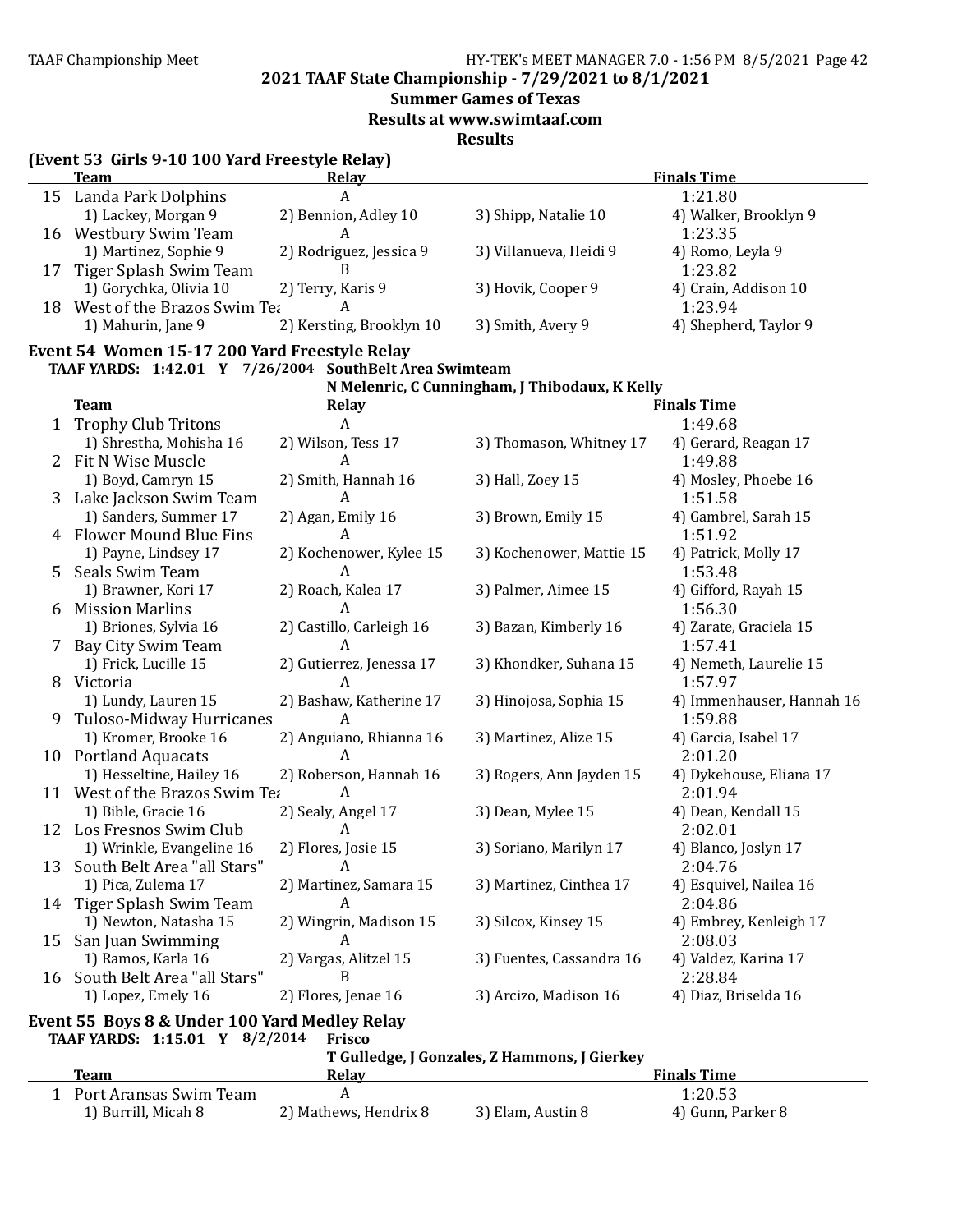2021 TAAF State Championship - 7/29/2021 to 8/1/2021

Summer Games of Texas

Results at www.swimtaaf.com

Results

### (Event 53 Girls 9-10 100 Yard Freestyle Relay)

| | Team | Relay | | Finals Time |
|---|---|---|---|---|
| 15 | Landa Park Dolphins | A | | 1:21.80 |
| | 1) Lackey, Morgan 9 | 2) Bennion, Adley 10 | 3) Shipp, Natalie 10 | 4) Walker, Brooklyn 9 |
| 16 | Westbury Swim Team | A | | 1:23.35 |
| | 1) Martinez, Sophie 9 | 2) Rodriguez, Jessica 9 | 3) Villanueva, Heidi 9 | 4) Romo, Leyla 9 |
| 17 | Tiger Splash Swim Team | B | | 1:23.82 |
| | 1) Gorychka, Olivia 10 | 2) Terry, Karis 9 | 3) Hovik, Cooper 9 | 4) Crain, Addison 10 |
| 18 | West of the Brazos Swim Tea | A | | 1:23.94 |
| | 1) Mahurin, Jane 9 | 2) Kersting, Brooklyn 10 | 3) Smith, Avery 9 | 4) Shepherd, Taylor 9 |

### Event 54 Women 15-17 200 Yard Freestyle Relay

**TAAF YARDS: 1:42.01 Y 7/26/2004 SouthBelt Area Swimteam**

**N Melenric, C Cunningham, J Thibodaux, K Kelly**

| | Team | Relay | | Finals Time |
|---|---|---|---|---|
| 1 | Trophy Club Tritons | A | | 1:49.68 |
| | 1) Shrestha, Mohisha 16 | 2) Wilson, Tess 17 | 3) Thomason, Whitney 17 | 4) Gerard, Reagan 17 |
| 2 | Fit N Wise Muscle | A | | 1:49.88 |
| | 1) Boyd, Camryn 15 | 2) Smith, Hannah 16 | 3) Hall, Zoey 15 | 4) Mosley, Phoebe 16 |
| 3 | Lake Jackson Swim Team | A | | 1:51.58 |
| | 1) Sanders, Summer 17 | 2) Agan, Emily 16 | 3) Brown, Emily 15 | 4) Gambrel, Sarah 15 |
| 4 | Flower Mound Blue Fins | A | | 1:51.92 |
| | 1) Payne, Lindsey 17 | 2) Kochenower, Kylee 15 | 3) Kochenower, Mattie 15 | 4) Patrick, Molly 17 |
| 5 | Seals Swim Team | A | | 1:53.48 |
| | 1) Brawner, Kori 17 | 2) Roach, Kalea 17 | 3) Palmer, Aimee 15 | 4) Gifford, Rayah 15 |
| 6 | Mission Marlins | A | | 1:56.30 |
| | 1) Briones, Sylvia 16 | 2) Castillo, Carleigh 16 | 3) Bazan, Kimberly 16 | 4) Zarate, Graciela 15 |
| 7 | Bay City Swim Team | A | | 1:57.41 |
| | 1) Frick, Lucille 15 | 2) Gutierrez, Jenessa 17 | 3) Khondker, Suhana 15 | 4) Nemeth, Laurelie 15 |
| 8 | Victoria | A | | 1:57.97 |
| | 1) Lundy, Lauren 15 | 2) Bashaw, Katherine 17 | 3) Hinojosa, Sophia 15 | 4) Immenhauser, Hannah 16 |
| 9 | Tuloso-Midway Hurricanes | A | | 1:59.88 |
| | 1) Kromer, Brooke 16 | 2) Anguiano, Rhianna 16 | 3) Martinez, Alize 15 | 4) Garcia, Isabel 17 |
| 10 | Portland Aquacats | A | | 2:01.20 |
| | 1) Hesseltine, Hailey 16 | 2) Roberson, Hannah 16 | 3) Rogers, Ann Jayden 15 | 4) Dykehouse, Eliana 17 |
| 11 | West of the Brazos Swim Tea | A | | 2:01.94 |
| | 1) Bible, Gracie 16 | 2) Sealy, Angel 17 | 3) Dean, Mylee 15 | 4) Dean, Kendall 15 |
| 12 | Los Fresnos Swim Club | A | | 2:02.01 |
| | 1) Wrinkle, Evangeline 16 | 2) Flores, Josie 15 | 3) Soriano, Marilyn 17 | 4) Blanco, Joslyn 17 |
| 13 | South Belt Area "all Stars" | A | | 2:04.76 |
| | 1) Pica, Zulema 17 | 2) Martinez, Samara 15 | 3) Martinez, Cinthea 17 | 4) Esquivel, Nailea 16 |
| 14 | Tiger Splash Swim Team | A | | 2:04.86 |
| | 1) Newton, Natasha 15 | 2) Wingrin, Madison 15 | 3) Silcox, Kinsey 15 | 4) Embrey, Kenleigh 17 |
| 15 | San Juan Swimming | A | | 2:08.03 |
| | 1) Ramos, Karla 16 | 2) Vargas, Alitzel 15 | 3) Fuentes, Cassandra 16 | 4) Valdez, Karina 17 |
| 16 | South Belt Area "all Stars" | B | | 2:28.84 |
| | 1) Lopez, Emely 16 | 2) Flores, Jenae 16 | 3) Arcizo, Madison 16 | 4) Diaz, Briselda 16 |

### Event 55 Boys 8 & Under 100 Yard Medley Relay

**TAAF YARDS: 1:15.01 Y 8/2/2014 Frisco**

**T Gulledge, J Gonzales, Z Hammons, J Gierkey**

| | Team | Relay | | Finals Time |
|---|---|---|---|---|
| 1 | Port Aransas Swim Team | A | | 1:20.53 |
| | 1) Burrill, Micah 8 | 2) Mathews, Hendrix 8 | 3) Elam, Austin 8 | 4) Gunn, Parker 8 |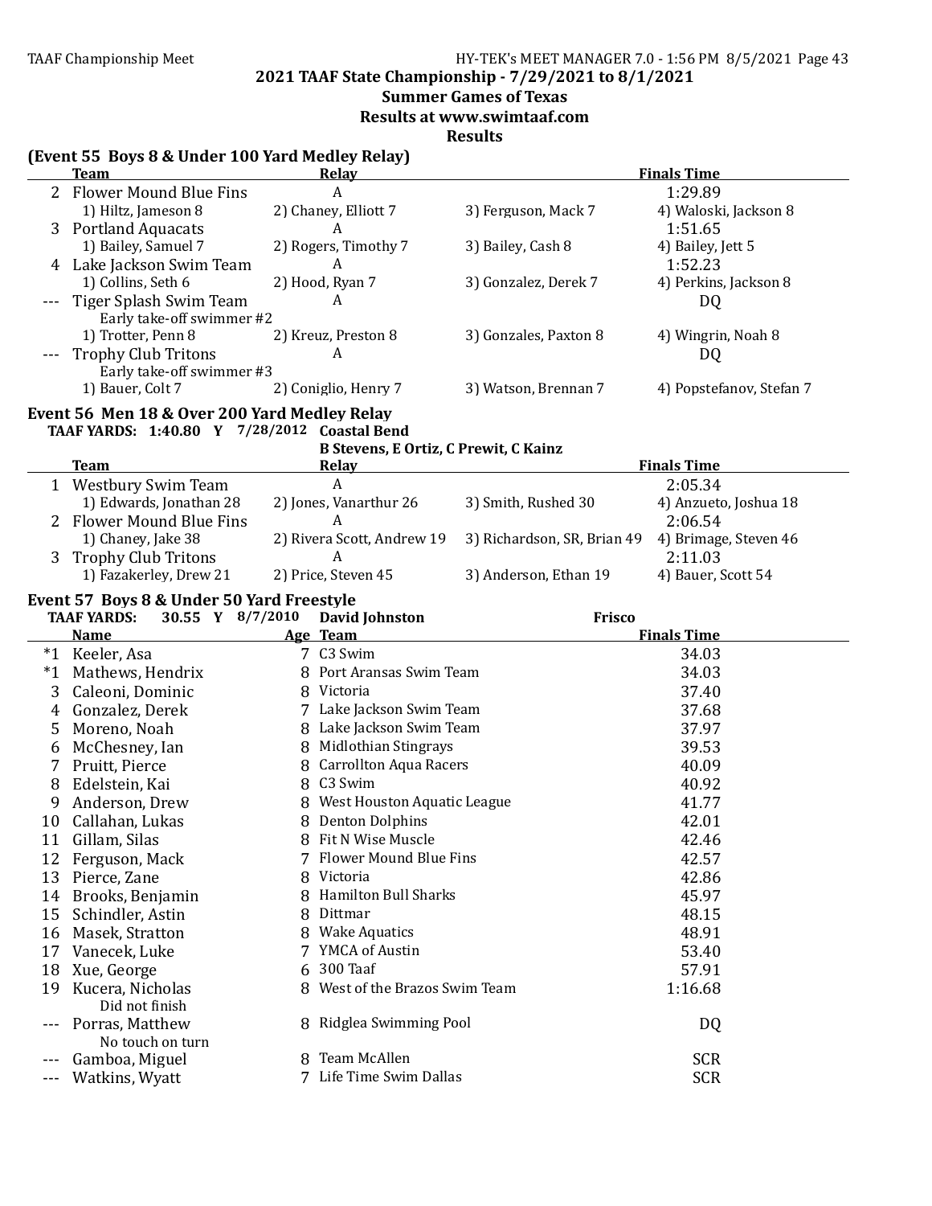## 2021 TAAF State Championship - 7/29/2021 to 8/1/2021

### Summer Games of Texas

### Results at www.swimtaaf.com

### Results

### (Event 55 Boys 8 & Under 100 Yard Medley Relay)

| | Team | Relay | | Finals Time |
|---|---|---|---|---|
| 2 | Flower Mound Blue Fins | A | | 1:29.89 |
| | 1) Hiltz, Jameson 8 | 2) Chaney, Elliott 7 | 3) Ferguson, Mack 7 | 4) Waloski, Jackson 8 |
| 3 | Portland Aquacats | A | | 1:51.65 |
| | 1) Bailey, Samuel 7 | 2) Rogers, Timothy 7 | 3) Bailey, Cash 8 | 4) Bailey, Jett 5 |
| 4 | Lake Jackson Swim Team | A | | 1:52.23 |
| | 1) Collins, Seth 6 | 2) Hood, Ryan 7 | 3) Gonzalez, Derek 7 | 4) Perkins, Jackson 8 |
| --- | Tiger Splash Swim Team | A | | DQ |
| | Early take-off swimmer #2 | | | |
| | 1) Trotter, Penn 8 | 2) Kreuz, Preston 8 | 3) Gonzales, Paxton 8 | 4) Wingrin, Noah 8 |
| --- | Trophy Club Tritons | A | | DQ |
| | Early take-off swimmer #3 | | | |
| | 1) Bauer, Colt 7 | 2) Coniglio, Henry 7 | 3) Watson, Brennan 7 | 4) Popstefanov, Stefan 7 |

### Event 56 Men 18 & Over 200 Yard Medley Relay

**TAAF YARDS: 1:40.80 Y 7/28/2012 Coastal Bend**
**B Stevens, E Ortiz, C Prewit, C Kainz**

| | Team | Relay | | Finals Time |
|---|---|---|---|---|
| 1 | Westbury Swim Team | A | | 2:05.34 |
| | 1) Edwards, Jonathan 28 | 2) Jones, Vanarthur 26 | 3) Smith, Rushed 30 | 4) Anzueto, Joshua 18 |
| 2 | Flower Mound Blue Fins | A | | 2:06.54 |
| | 1) Chaney, Jake 38 | 2) Rivera Scott, Andrew 19 | 3) Richardson, SR, Brian 49 | 4) Brimage, Steven 46 |
| 3 | Trophy Club Tritons | A | | 2:11.03 |
| | 1) Fazakerley, Drew 21 | 2) Price, Steven 45 | 3) Anderson, Ethan 19 | 4) Bauer, Scott 54 |

### Event 57 Boys 8 & Under 50 Yard Freestyle

**TAAF YARDS: 30.55 Y 8/7/2010 David Johnston Frisco**

| | Name | Age | Team | Finals Time |
|---|---|---|---|---|
| *1 | Keeler, Asa | 7 | C3 Swim | 34.03 |
| *1 | Mathews, Hendrix | 8 | Port Aransas Swim Team | 34.03 |
| 3 | Caleoni, Dominic | 8 | Victoria | 37.40 |
| 4 | Gonzalez, Derek | 7 | Lake Jackson Swim Team | 37.68 |
| 5 | Moreno, Noah | 8 | Lake Jackson Swim Team | 37.97 |
| 6 | McChesney, Ian | 8 | Midlothian Stingrays | 39.53 |
| 7 | Pruitt, Pierce | 8 | Carrollton Aqua Racers | 40.09 |
| 8 | Edelstein, Kai | 8 | C3 Swim | 40.92 |
| 9 | Anderson, Drew | 8 | West Houston Aquatic League | 41.77 |
| 10 | Callahan, Lukas | 8 | Denton Dolphins | 42.01 |
| 11 | Gillam, Silas | 8 | Fit N Wise Muscle | 42.46 |
| 12 | Ferguson, Mack | 7 | Flower Mound Blue Fins | 42.57 |
| 13 | Pierce, Zane | 8 | Victoria | 42.86 |
| 14 | Brooks, Benjamin | 8 | Hamilton Bull Sharks | 45.97 |
| 15 | Schindler, Astin | 8 | Dittmar | 48.15 |
| 16 | Masek, Stratton | 8 | Wake Aquatics | 48.91 |
| 17 | Vanecek, Luke | 7 | YMCA of Austin | 53.40 |
| 18 | Xue, George | 6 | 300 Taaf | 57.91 |
| 19 | Kucera, Nicholas | 8 | West of the Brazos Swim Team | 1:16.68 |
| | Did not finish | | | |
| --- | Porras, Matthew | 8 | Ridglea Swimming Pool | DQ |
| | No touch on turn | | | |
| --- | Gamboa, Miguel | 8 | Team McAllen | SCR |
| --- | Watkins, Wyatt | 7 | Life Time Swim Dallas | SCR |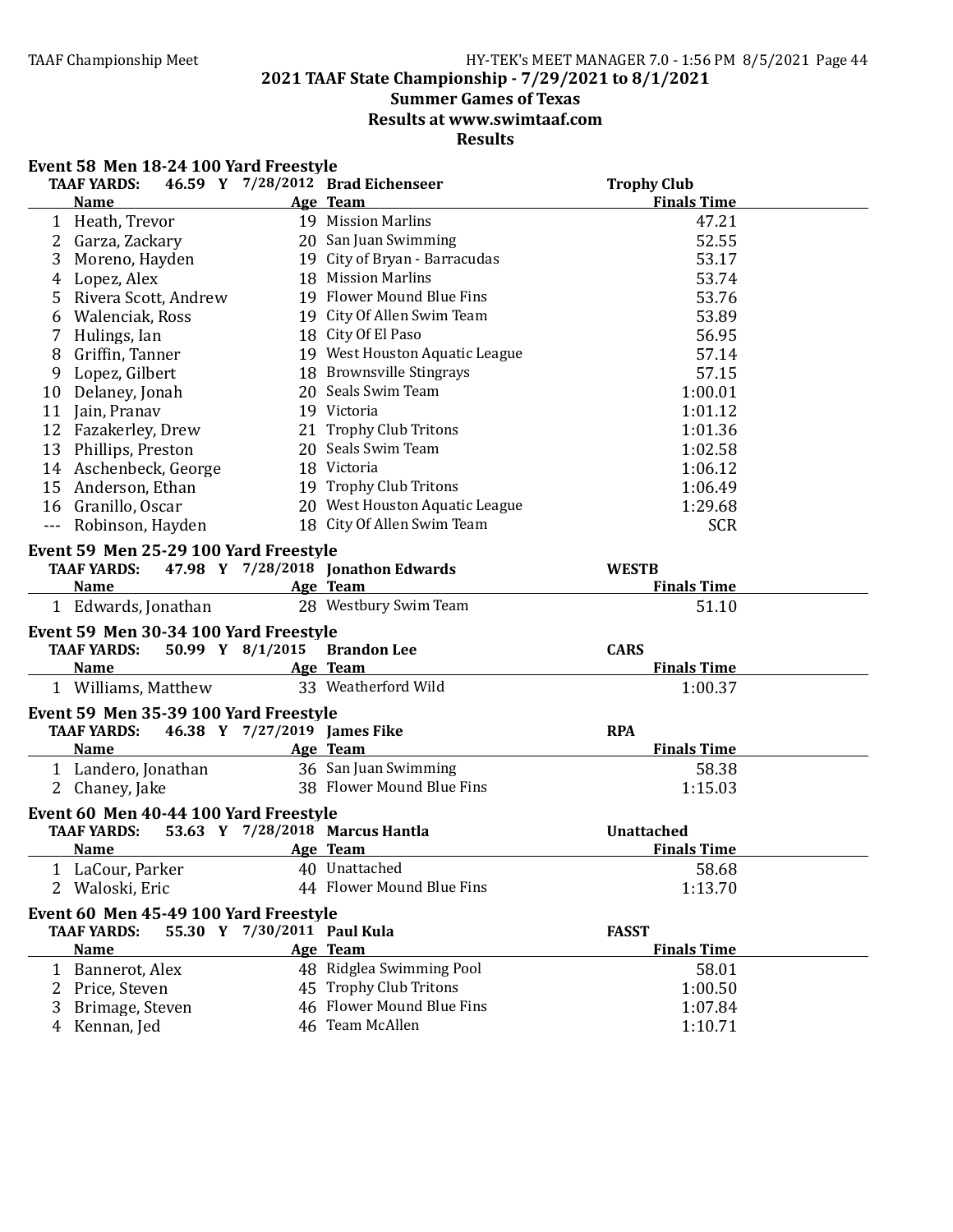# 2021 TAAF State Championship - 7/29/2021 to 8/1/2021

## Summer Games of Texas

## Results at www.swimtaaf.com

## Results

### Event 58 Men 18-24 100 Yard Freestyle

TAAF YARDS: 46.59 Y 7/28/2012 Brad Eichenseer — Trophy Club

| | Name | Age | Team | Finals Time |
|---|---|---|---|---|
| 1 | Heath, Trevor | 19 | Mission Marlins | 47.21 |
| 2 | Garza, Zackary | 20 | San Juan Swimming | 52.55 |
| 3 | Moreno, Hayden | 19 | City of Bryan - Barracudas | 53.17 |
| 4 | Lopez, Alex | 18 | Mission Marlins | 53.74 |
| 5 | Rivera Scott, Andrew | 19 | Flower Mound Blue Fins | 53.76 |
| 6 | Walenciak, Ross | 19 | City Of Allen Swim Team | 53.89 |
| 7 | Hulings, Ian | 18 | City Of El Paso | 56.95 |
| 8 | Griffin, Tanner | 19 | West Houston Aquatic League | 57.14 |
| 9 | Lopez, Gilbert | 18 | Brownsville Stingrays | 57.15 |
| 10 | Delaney, Jonah | 20 | Seals Swim Team | 1:00.01 |
| 11 | Jain, Pranav | 19 | Victoria | 1:01.12 |
| 12 | Fazakerley, Drew | 21 | Trophy Club Tritons | 1:01.36 |
| 13 | Phillips, Preston | 20 | Seals Swim Team | 1:02.58 |
| 14 | Aschenbeck, George | 18 | Victoria | 1:06.12 |
| 15 | Anderson, Ethan | 19 | Trophy Club Tritons | 1:06.49 |
| 16 | Granillo, Oscar | 20 | West Houston Aquatic League | 1:29.68 |
| --- | Robinson, Hayden | 18 | City Of Allen Swim Team | SCR |

### Event 59 Men 25-29 100 Yard Freestyle

TAAF YARDS: 47.98 Y 7/28/2018 Jonathon Edwards — WESTB

| | Name | Age | Team | Finals Time |
|---|---|---|---|---|
| 1 | Edwards, Jonathan | 28 | Westbury Swim Team | 51.10 |

### Event 59 Men 30-34 100 Yard Freestyle

TAAF YARDS: 50.99 Y 8/1/2015 Brandon Lee — CARS

| | Name | Age | Team | Finals Time |
|---|---|---|---|---|
| 1 | Williams, Matthew | 33 | Weatherford Wild | 1:00.37 |

### Event 59 Men 35-39 100 Yard Freestyle

TAAF YARDS: 46.38 Y 7/27/2019 James Fike — RPA

| | Name | Age | Team | Finals Time |
|---|---|---|---|---|
| 1 | Landero, Jonathan | 36 | San Juan Swimming | 58.38 |
| 2 | Chaney, Jake | 38 | Flower Mound Blue Fins | 1:15.03 |

### Event 60 Men 40-44 100 Yard Freestyle

TAAF YARDS: 53.63 Y 7/28/2018 Marcus Hantla — Unattached

| | Name | Age | Team | Finals Time |
|---|---|---|---|---|
| 1 | LaCour, Parker | 40 | Unattached | 58.68 |
| 2 | Waloski, Eric | 44 | Flower Mound Blue Fins | 1:13.70 |

### Event 60 Men 45-49 100 Yard Freestyle

TAAF YARDS: 55.30 Y 7/30/2011 Paul Kula — FASST

| | Name | Age | Team | Finals Time |
|---|---|---|---|---|
| 1 | Bannerot, Alex | 48 | Ridglea Swimming Pool | 58.01 |
| 2 | Price, Steven | 45 | Trophy Club Tritons | 1:00.50 |
| 3 | Brimage, Steven | 46 | Flower Mound Blue Fins | 1:07.84 |
| 4 | Kennan, Jed | 46 | Team McAllen | 1:10.71 |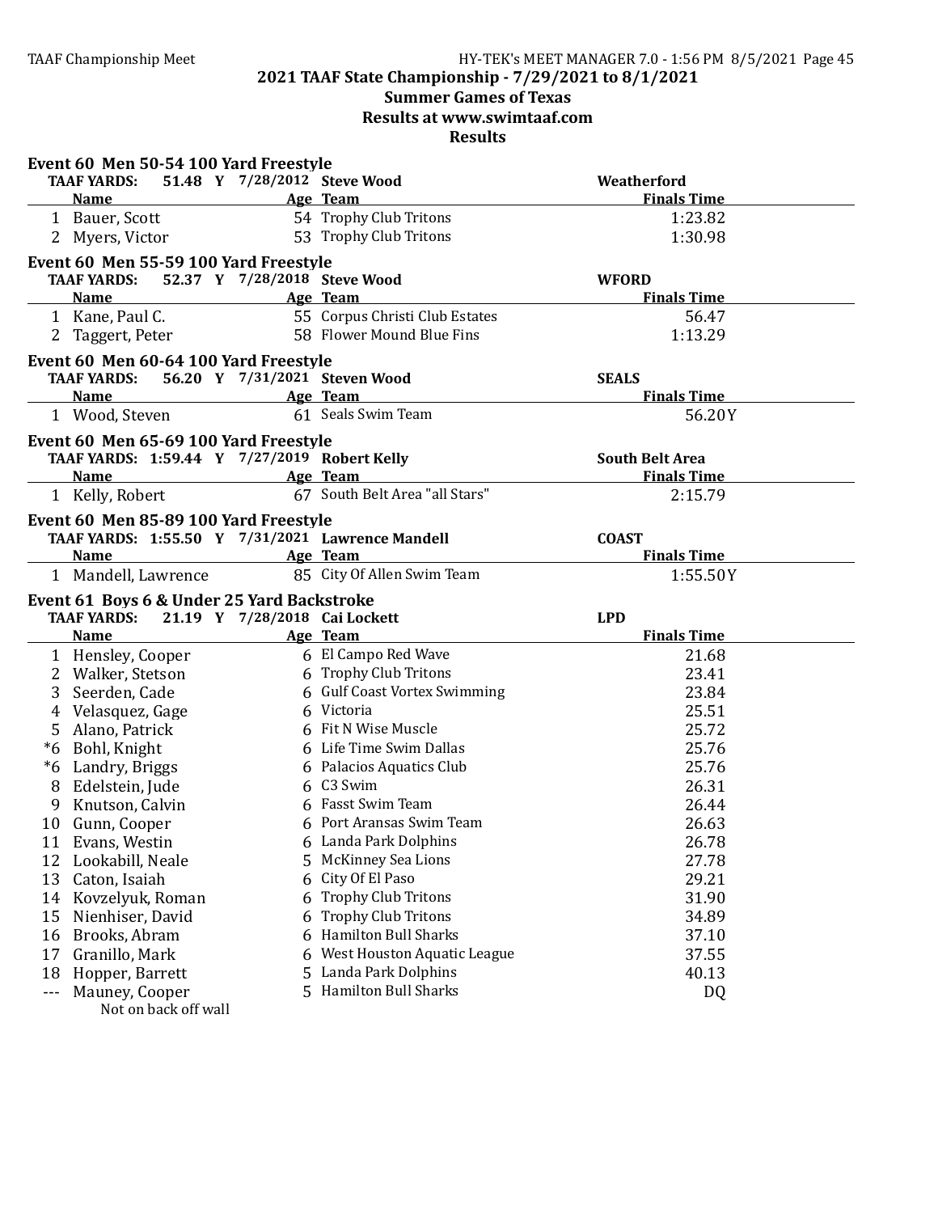# 2021 TAAF State Championship - 7/29/2021 to 8/1/2021

## Summer Games of Texas

## Results at www.swimtaaf.com

## Results

### Event 60 Men 50-54 100 Yard Freestyle

TAAF YARDS: 51.48 Y 7/28/2012 Steve Wood — Weatherford

| | Name | Age | Team | Finals Time |
|---|---|---|---|---|
| 1 | Bauer, Scott | 54 | Trophy Club Tritons | 1:23.82 |
| 2 | Myers, Victor | 53 | Trophy Club Tritons | 1:30.98 |

### Event 60 Men 55-59 100 Yard Freestyle

TAAF YARDS: 52.37 Y 7/28/2018 Steve Wood — WFORD

| | Name | Age | Team | Finals Time |
|---|---|---|---|---|
| 1 | Kane, Paul C. | 55 | Corpus Christi Club Estates | 56.47 |
| 2 | Taggert, Peter | 58 | Flower Mound Blue Fins | 1:13.29 |

### Event 60 Men 60-64 100 Yard Freestyle

TAAF YARDS: 56.20 Y 7/31/2021 Steven Wood — SEALS

| | Name | Age | Team | Finals Time |
|---|---|---|---|---|
| 1 | Wood, Steven | 61 | Seals Swim Team | 56.20Y |

### Event 60 Men 65-69 100 Yard Freestyle

TAAF YARDS: 1:59.44 Y 7/27/2019 Robert Kelly — South Belt Area

| | Name | Age | Team | Finals Time |
|---|---|---|---|---|
| 1 | Kelly, Robert | 67 | South Belt Area "all Stars" | 2:15.79 |

### Event 60 Men 85-89 100 Yard Freestyle

TAAF YARDS: 1:55.50 Y 7/31/2021 Lawrence Mandell — COAST

| | Name | Age | Team | Finals Time |
|---|---|---|---|---|
| 1 | Mandell, Lawrence | 85 | City Of Allen Swim Team | 1:55.50Y |

### Event 61 Boys 6 & Under 25 Yard Backstroke

TAAF YARDS: 21.19 Y 7/28/2018 Cai Lockett — LPD

| | Name | Age | Team | Finals Time |
|---|---|---|---|---|
| 1 | Hensley, Cooper | 6 | El Campo Red Wave | 21.68 |
| 2 | Walker, Stetson | 6 | Trophy Club Tritons | 23.41 |
| 3 | Seerden, Cade | 6 | Gulf Coast Vortex Swimming | 23.84 |
| 4 | Velasquez, Gage | 6 | Victoria | 25.51 |
| 5 | Alano, Patrick | 6 | Fit N Wise Muscle | 25.72 |
| *6 | Bohl, Knight | 6 | Life Time Swim Dallas | 25.76 |
| *6 | Landry, Briggs | 6 | Palacios Aquatics Club | 25.76 |
| 8 | Edelstein, Jude | 6 | C3 Swim | 26.31 |
| 9 | Knutson, Calvin | 6 | Fasst Swim Team | 26.44 |
| 10 | Gunn, Cooper | 6 | Port Aransas Swim Team | 26.63 |
| 11 | Evans, Westin | 6 | Landa Park Dolphins | 26.78 |
| 12 | Lookabill, Neale | 5 | McKinney Sea Lions | 27.78 |
| 13 | Caton, Isaiah | 6 | City Of El Paso | 29.21 |
| 14 | Kovzelyuk, Roman | 6 | Trophy Club Tritons | 31.90 |
| 15 | Nienhiser, David | 6 | Trophy Club Tritons | 34.89 |
| 16 | Brooks, Abram | 6 | Hamilton Bull Sharks | 37.10 |
| 17 | Granillo, Mark | 6 | West Houston Aquatic League | 37.55 |
| 18 | Hopper, Barrett | 5 | Landa Park Dolphins | 40.13 |
| --- | Mauney, Cooper | 5 | Hamilton Bull Sharks | DQ |
| | Not on back off wall | | | |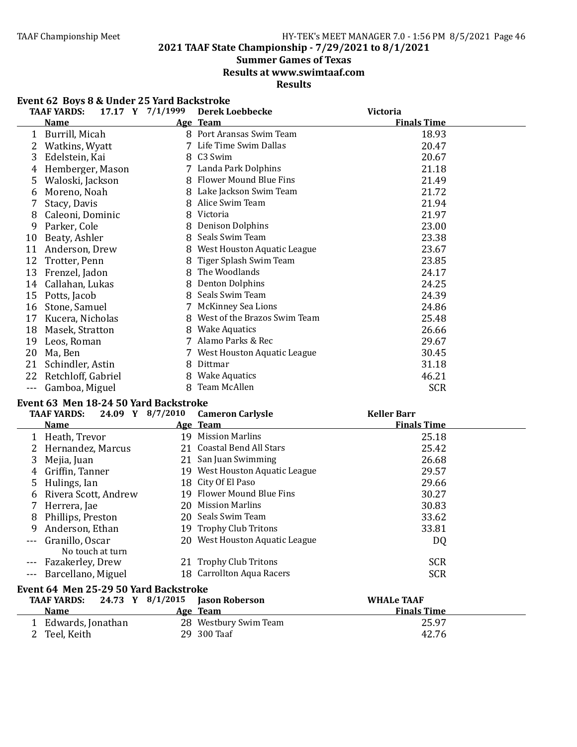## 2021 TAAF State Championship - 7/29/2021 to 8/1/2021

## Summer Games of Texas

## Results at www.swimtaaf.com

## Results

### Event 62 Boys 8 & Under 25 Yard Backstroke

TAAF YARDS: 17.17 Y 7/1/1999 Derek Loebbecke Victoria

| | Name | Age | Team | Finals Time |
|---|---|---|---|---|
| 1 | Burrill, Micah | 8 | Port Aransas Swim Team | 18.93 |
| 2 | Watkins, Wyatt | 7 | Life Time Swim Dallas | 20.47 |
| 3 | Edelstein, Kai | 8 | C3 Swim | 20.67 |
| 4 | Hemberger, Mason | 7 | Landa Park Dolphins | 21.18 |
| 5 | Waloski, Jackson | 8 | Flower Mound Blue Fins | 21.49 |
| 6 | Moreno, Noah | 8 | Lake Jackson Swim Team | 21.72 |
| 7 | Stacy, Davis | 8 | Alice Swim Team | 21.94 |
| 8 | Caleoni, Dominic | 8 | Victoria | 21.97 |
| 9 | Parker, Cole | 8 | Denison Dolphins | 23.00 |
| 10 | Beaty, Ashler | 8 | Seals Swim Team | 23.38 |
| 11 | Anderson, Drew | 8 | West Houston Aquatic League | 23.67 |
| 12 | Trotter, Penn | 8 | Tiger Splash Swim Team | 23.85 |
| 13 | Frenzel, Jadon | 8 | The Woodlands | 24.17 |
| 14 | Callahan, Lukas | 8 | Denton Dolphins | 24.25 |
| 15 | Potts, Jacob | 8 | Seals Swim Team | 24.39 |
| 16 | Stone, Samuel | 7 | McKinney Sea Lions | 24.86 |
| 17 | Kucera, Nicholas | 8 | West of the Brazos Swim Team | 25.48 |
| 18 | Masek, Stratton | 8 | Wake Aquatics | 26.66 |
| 19 | Leos, Roman | 7 | Alamo Parks & Rec | 29.67 |
| 20 | Ma, Ben | 7 | West Houston Aquatic League | 30.45 |
| 21 | Schindler, Astin | 8 | Dittmar | 31.18 |
| 22 | Retchloff, Gabriel | 8 | Wake Aquatics | 46.21 |
| --- | Gamboa, Miguel | 8 | Team McAllen | SCR |

### Event 63 Men 18-24 50 Yard Backstroke

TAAF YARDS: 24.09 Y 8/7/2010 Cameron Carlysle Keller Barr

| | Name | Age | Team | Finals Time |
|---|---|---|---|---|
| 1 | Heath, Trevor | 19 | Mission Marlins | 25.18 |
| 2 | Hernandez, Marcus | 21 | Coastal Bend All Stars | 25.42 |
| 3 | Mejia, Juan | 21 | San Juan Swimming | 26.68 |
| 4 | Griffin, Tanner | 19 | West Houston Aquatic League | 29.57 |
| 5 | Hulings, Ian | 18 | City Of El Paso | 29.66 |
| 6 | Rivera Scott, Andrew | 19 | Flower Mound Blue Fins | 30.27 |
| 7 | Herrera, Jae | 20 | Mission Marlins | 30.83 |
| 8 | Phillips, Preston | 20 | Seals Swim Team | 33.62 |
| 9 | Anderson, Ethan | 19 | Trophy Club Tritons | 33.81 |
| --- | Granillo, Oscar<br>No touch at turn | 20 | West Houston Aquatic League | DQ |
| --- | Fazakerley, Drew | 21 | Trophy Club Tritons | SCR |
| --- | Barcellano, Miguel | 18 | Carrollton Aqua Racers | SCR |

### Event 64 Men 25-29 50 Yard Backstroke

TAAF YARDS: 24.73 Y 8/1/2015 Jason Roberson WHALe TAAF

| | Name | Age | Team | Finals Time |
|---|---|---|---|---|
| 1 | Edwards, Jonathan | 28 | Westbury Swim Team | 25.97 |
| 2 | Teel, Keith | 29 | 300 Taaf | 42.76 |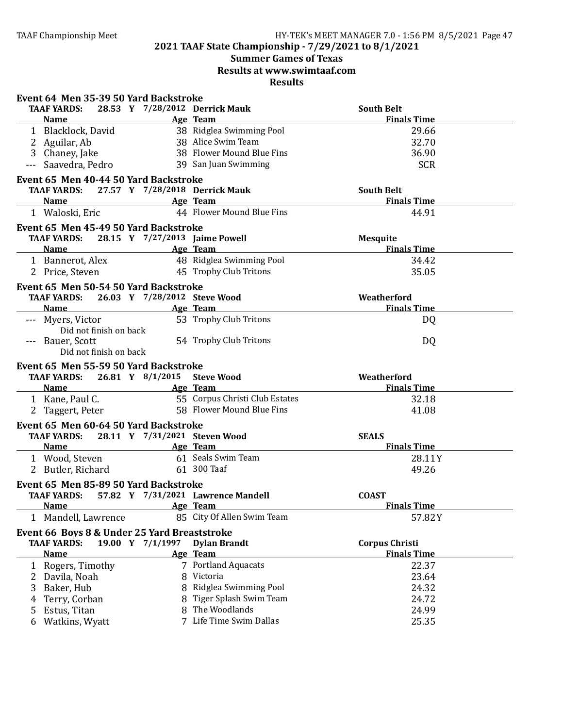# 2021 TAAF State Championship - 7/29/2021 to 8/1/2021

## Summer Games of Texas

## Results at www.swimtaaf.com

## Results

### Event 64 Men 35-39 50 Yard Backstroke

TAAF YARDS: 28.53 Y 7/28/2012 Derrick Mauk — South Belt

| | Name | Age | Team | Finals Time |
|---|---|---|---|---|
| 1 | Blacklock, David | 38 | Ridglea Swimming Pool | 29.66 |
| 2 | Aguilar, Ab | 38 | Alice Swim Team | 32.70 |
| 3 | Chaney, Jake | 38 | Flower Mound Blue Fins | 36.90 |
| --- | Saavedra, Pedro | 39 | San Juan Swimming | SCR |

### Event 65 Men 40-44 50 Yard Backstroke

TAAF YARDS: 27.57 Y 7/28/2018 Derrick Mauk — South Belt

| | Name | Age | Team | Finals Time |
|---|---|---|---|---|
| 1 | Waloski, Eric | 44 | Flower Mound Blue Fins | 44.91 |

### Event 65 Men 45-49 50 Yard Backstroke

TAAF YARDS: 28.15 Y 7/27/2013 Jaime Powell — Mesquite

| | Name | Age | Team | Finals Time |
|---|---|---|---|---|
| 1 | Bannerot, Alex | 48 | Ridglea Swimming Pool | 34.42 |
| 2 | Price, Steven | 45 | Trophy Club Tritons | 35.05 |

### Event 65 Men 50-54 50 Yard Backstroke

TAAF YARDS: 26.03 Y 7/28/2012 Steve Wood — Weatherford

| | Name | Age | Team | Finals Time |
|---|---|---|---|---|
| --- | Myers, Victor<br>Did not finish on back | 53 | Trophy Club Tritons | DQ |
| --- | Bauer, Scott<br>Did not finish on back | 54 | Trophy Club Tritons | DQ |

### Event 65 Men 55-59 50 Yard Backstroke

TAAF YARDS: 26.81 Y 8/1/2015 Steve Wood — Weatherford

| | Name | Age | Team | Finals Time |
|---|---|---|---|---|
| 1 | Kane, Paul C. | 55 | Corpus Christi Club Estates | 32.18 |
| 2 | Taggert, Peter | 58 | Flower Mound Blue Fins | 41.08 |

### Event 65 Men 60-64 50 Yard Backstroke

TAAF YARDS: 28.11 Y 7/31/2021 Steven Wood — SEALS

| | Name | Age | Team | Finals Time |
|---|---|---|---|---|
| 1 | Wood, Steven | 61 | Seals Swim Team | 28.11Y |
| 2 | Butler, Richard | 61 | 300 Taaf | 49.26 |

### Event 65 Men 85-89 50 Yard Backstroke

TAAF YARDS: 57.82 Y 7/31/2021 Lawrence Mandell — COAST

| | Name | Age | Team | Finals Time |
|---|---|---|---|---|
| 1 | Mandell, Lawrence | 85 | City Of Allen Swim Team | 57.82Y |

### Event 66 Boys 8 & Under 25 Yard Breaststroke

TAAF YARDS: 19.00 Y 7/1/1997 Dylan Brandt — Corpus Christi

| | Name | Age | Team | Finals Time |
|---|---|---|---|---|
| 1 | Rogers, Timothy | 7 | Portland Aquacats | 22.37 |
| 2 | Davila, Noah | 8 | Victoria | 23.64 |
| 3 | Baker, Hub | 8 | Ridglea Swimming Pool | 24.32 |
| 4 | Terry, Corban | 8 | Tiger Splash Swim Team | 24.72 |
| 5 | Estus, Titan | 8 | The Woodlands | 24.99 |
| 6 | Watkins, Wyatt | 7 | Life Time Swim Dallas | 25.35 |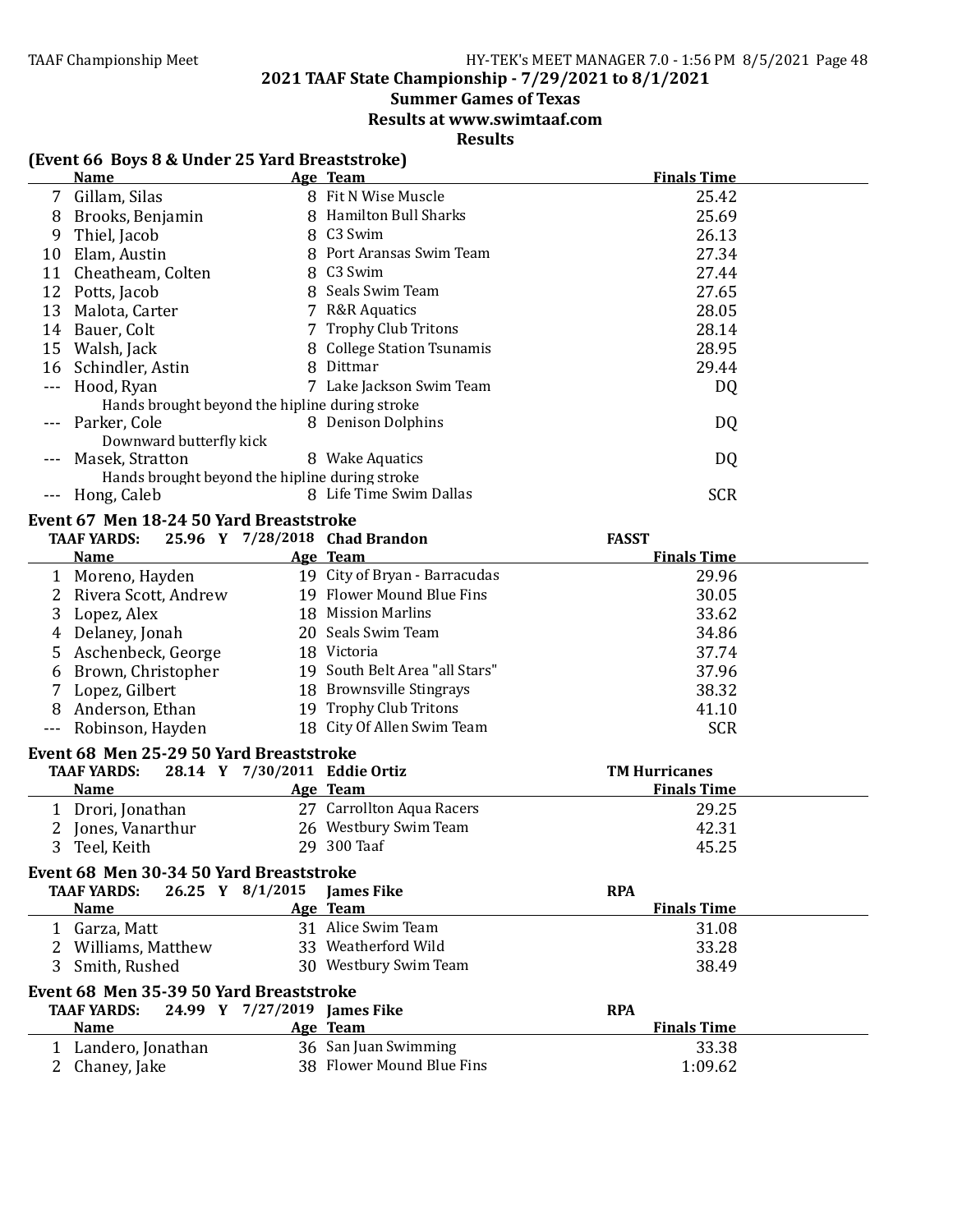## 2021 TAAF State Championship - 7/29/2021 to 8/1/2021

### Summer Games of Texas

### Results at www.swimtaaf.com

### Results

#### (Event 66 Boys 8 & Under 25 Yard Breaststroke)

| | Name | Age | Team | Finals Time |
|---|---|---|---|---|
| 7 | Gillam, Silas | 8 | Fit N Wise Muscle | 25.42 |
| 8 | Brooks, Benjamin | 8 | Hamilton Bull Sharks | 25.69 |
| 9 | Thiel, Jacob | 8 | C3 Swim | 26.13 |
| 10 | Elam, Austin | 8 | Port Aransas Swim Team | 27.34 |
| 11 | Cheatheam, Colten | 8 | C3 Swim | 27.44 |
| 12 | Potts, Jacob | 8 | Seals Swim Team | 27.65 |
| 13 | Malota, Carter | 7 | R&R Aquatics | 28.05 |
| 14 | Bauer, Colt | 7 | Trophy Club Tritons | 28.14 |
| 15 | Walsh, Jack | 8 | College Station Tsunamis | 28.95 |
| 16 | Schindler, Astin | 8 | Dittmar | 29.44 |
| --- | Hood, Ryan | 7 | Lake Jackson Swim Team | DQ |
| | Hands brought beyond the hipline during stroke | | | |
| --- | Parker, Cole | 8 | Denison Dolphins | DQ |
| | Downward butterfly kick | | | |
| --- | Masek, Stratton | 8 | Wake Aquatics | DQ |
| | Hands brought beyond the hipline during stroke | | | |
| --- | Hong, Caleb | 8 | Life Time Swim Dallas | SCR |

#### Event 67 Men 18-24 50 Yard Breaststroke

TAAF YARDS: 25.96 Y 7/28/2018 Chad Brandon FASST

| | Name | Age | Team | Finals Time |
|---|---|---|---|---|
| 1 | Moreno, Hayden | 19 | City of Bryan - Barracudas | 29.96 |
| 2 | Rivera Scott, Andrew | 19 | Flower Mound Blue Fins | 30.05 |
| 3 | Lopez, Alex | 18 | Mission Marlins | 33.62 |
| 4 | Delaney, Jonah | 20 | Seals Swim Team | 34.86 |
| 5 | Aschenbeck, George | 18 | Victoria | 37.74 |
| 6 | Brown, Christopher | 19 | South Belt Area "all Stars" | 37.96 |
| 7 | Lopez, Gilbert | 18 | Brownsville Stingrays | 38.32 |
| 8 | Anderson, Ethan | 19 | Trophy Club Tritons | 41.10 |
| --- | Robinson, Hayden | 18 | City Of Allen Swim Team | SCR |

#### Event 68 Men 25-29 50 Yard Breaststroke

TAAF YARDS: 28.14 Y 7/30/2011 Eddie Ortiz TM Hurricanes

| | Name | Age | Team | Finals Time |
|---|---|---|---|---|
| 1 | Drori, Jonathan | 27 | Carrollton Aqua Racers | 29.25 |
| 2 | Jones, Vanarthur | 26 | Westbury Swim Team | 42.31 |
| 3 | Teel, Keith | 29 | 300 Taaf | 45.25 |

#### Event 68 Men 30-34 50 Yard Breaststroke

TAAF YARDS: 26.25 Y 8/1/2015 James Fike RPA

| | Name | Age | Team | Finals Time |
|---|---|---|---|---|
| 1 | Garza, Matt | 31 | Alice Swim Team | 31.08 |
| 2 | Williams, Matthew | 33 | Weatherford Wild | 33.28 |
| 3 | Smith, Rushed | 30 | Westbury Swim Team | 38.49 |

#### Event 68 Men 35-39 50 Yard Breaststroke

TAAF YARDS: 24.99 Y 7/27/2019 James Fike RPA

| | Name | Age | Team | Finals Time |
|---|---|---|---|---|
| 1 | Landero, Jonathan | 36 | San Juan Swimming | 33.38 |
| 2 | Chaney, Jake | 38 | Flower Mound Blue Fins | 1:09.62 |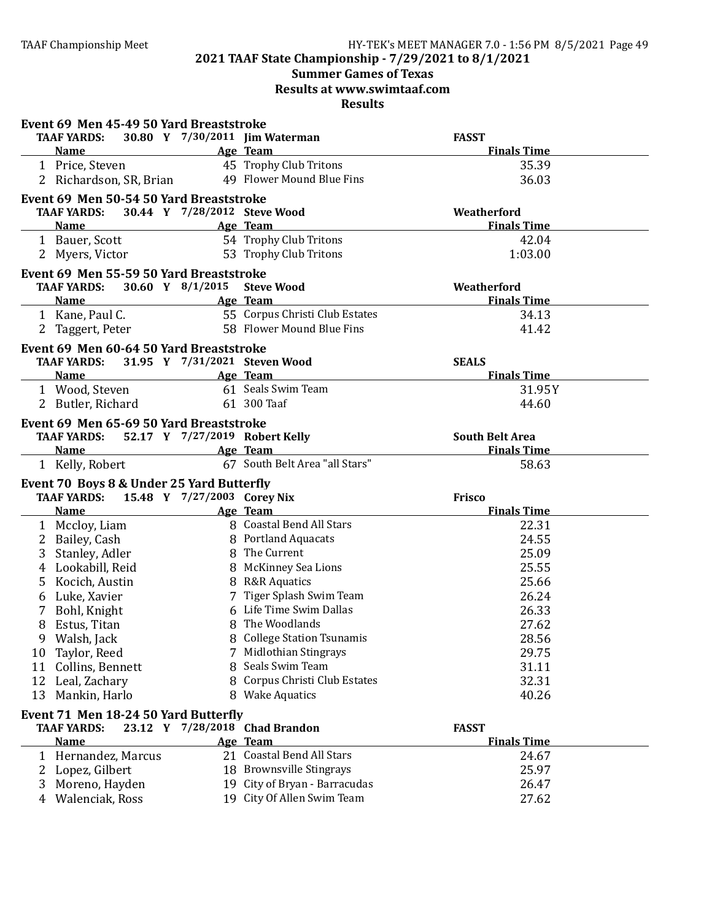## 2021 TAAF State Championship - 7/29/2021 to 8/1/2021

### Summer Games of Texas

### Results at www.swimtaaf.com

### Results

**Event 69 Men 45-49 50 Yard Breaststroke**

TAAF YARDS: 30.80 Y 7/30/2011 Jim Waterman FASST

| | Name | Age | Team | Finals Time |
|---|---|---|---|---|
| 1 | Price, Steven | 45 | Trophy Club Tritons | 35.39 |
| 2 | Richardson, SR, Brian | 49 | Flower Mound Blue Fins | 36.03 |

**Event 69 Men 50-54 50 Yard Breaststroke**

TAAF YARDS: 30.44 Y 7/28/2012 Steve Wood Weatherford

| | Name | Age | Team | Finals Time |
|---|---|---|---|---|
| 1 | Bauer, Scott | 54 | Trophy Club Tritons | 42.04 |
| 2 | Myers, Victor | 53 | Trophy Club Tritons | 1:03.00 |

**Event 69 Men 55-59 50 Yard Breaststroke**

TAAF YARDS: 30.60 Y 8/1/2015 Steve Wood Weatherford

| | Name | Age | Team | Finals Time |
|---|---|---|---|---|
| 1 | Kane, Paul C. | 55 | Corpus Christi Club Estates | 34.13 |
| 2 | Taggert, Peter | 58 | Flower Mound Blue Fins | 41.42 |

**Event 69 Men 60-64 50 Yard Breaststroke**

TAAF YARDS: 31.95 Y 7/31/2021 Steven Wood SEALS

| | Name | Age | Team | Finals Time |
|---|---|---|---|---|
| 1 | Wood, Steven | 61 | Seals Swim Team | 31.95Y |
| 2 | Butler, Richard | 61 | 300 Taaf | 44.60 |

**Event 69 Men 65-69 50 Yard Breaststroke**

TAAF YARDS: 52.17 Y 7/27/2019 Robert Kelly South Belt Area

| | Name | Age | Team | Finals Time |
|---|---|---|---|---|
| 1 | Kelly, Robert | 67 | South Belt Area "all Stars" | 58.63 |

**Event 70 Boys 8 & Under 25 Yard Butterfly**

TAAF YARDS: 15.48 Y 7/27/2003 Corey Nix Frisco

| | Name | Age | Team | Finals Time |
|---|---|---|---|---|
| 1 | Mccloy, Liam | 8 | Coastal Bend All Stars | 22.31 |
| 2 | Bailey, Cash | 8 | Portland Aquacats | 24.55 |
| 3 | Stanley, Adler | 8 | The Current | 25.09 |
| 4 | Lookabill, Reid | 8 | McKinney Sea Lions | 25.55 |
| 5 | Kocich, Austin | 8 | R&R Aquatics | 25.66 |
| 6 | Luke, Xavier | 7 | Tiger Splash Swim Team | 26.24 |
| 7 | Bohl, Knight | 6 | Life Time Swim Dallas | 26.33 |
| 8 | Estus, Titan | 8 | The Woodlands | 27.62 |
| 9 | Walsh, Jack | 8 | College Station Tsunamis | 28.56 |
| 10 | Taylor, Reed | 7 | Midlothian Stingrays | 29.75 |
| 11 | Collins, Bennett | 8 | Seals Swim Team | 31.11 |
| 12 | Leal, Zachary | 8 | Corpus Christi Club Estates | 32.31 |
| 13 | Mankin, Harlo | 8 | Wake Aquatics | 40.26 |

**Event 71 Men 18-24 50 Yard Butterfly**

TAAF YARDS: 23.12 Y 7/28/2018 Chad Brandon FASST

| | Name | Age | Team | Finals Time |
|---|---|---|---|---|
| 1 | Hernandez, Marcus | 21 | Coastal Bend All Stars | 24.67 |
| 2 | Lopez, Gilbert | 18 | Brownsville Stingrays | 25.97 |
| 3 | Moreno, Hayden | 19 | City of Bryan - Barracudas | 26.47 |
| 4 | Walenciak, Ross | 19 | City Of Allen Swim Team | 27.62 |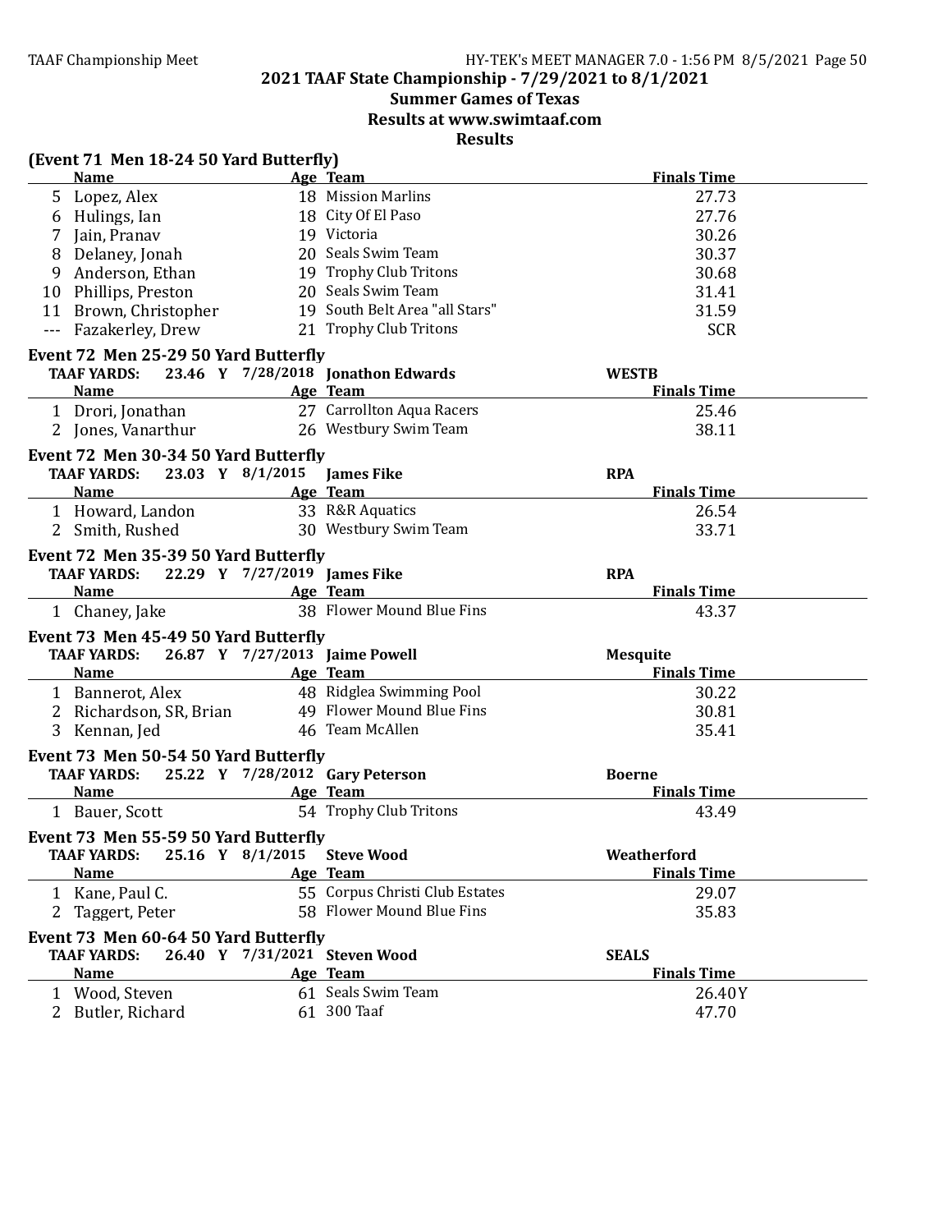## 2021 TAAF State Championship - 7/29/2021 to 8/1/2021

### Summer Games of Texas

### Results at www.swimtaaf.com

### Results

**(Event 71 Men 18-24 50 Yard Butterfly)**

| | Name | Age | Team | Finals Time |
|---|---|---|---|---|
| 5 | Lopez, Alex | 18 | Mission Marlins | 27.73 |
| 6 | Hulings, Ian | 18 | City Of El Paso | 27.76 |
| 7 | Jain, Pranav | 19 | Victoria | 30.26 |
| 8 | Delaney, Jonah | 20 | Seals Swim Team | 30.37 |
| 9 | Anderson, Ethan | 19 | Trophy Club Tritons | 30.68 |
| 10 | Phillips, Preston | 20 | Seals Swim Team | 31.41 |
| 11 | Brown, Christopher | 19 | South Belt Area "all Stars" | 31.59 |
| --- | Fazakerley, Drew | 21 | Trophy Club Tritons | SCR |

**Event 72 Men 25-29 50 Yard Butterfly**

TAAF YARDS: 23.46 Y 7/28/2018 Jonathon Edwards WESTB

| | Name | Age | Team | Finals Time |
|---|---|---|---|---|
| 1 | Drori, Jonathan | 27 | Carrollton Aqua Racers | 25.46 |
| 2 | Jones, Vanarthur | 26 | Westbury Swim Team | 38.11 |

**Event 72 Men 30-34 50 Yard Butterfly**

TAAF YARDS: 23.03 Y 8/1/2015 James Fike RPA

| | Name | Age | Team | Finals Time |
|---|---|---|---|---|
| 1 | Howard, Landon | 33 | R&R Aquatics | 26.54 |
| 2 | Smith, Rushed | 30 | Westbury Swim Team | 33.71 |

**Event 72 Men 35-39 50 Yard Butterfly**

TAAF YARDS: 22.29 Y 7/27/2019 James Fike RPA

| | Name | Age | Team | Finals Time |
|---|---|---|---|---|
| 1 | Chaney, Jake | 38 | Flower Mound Blue Fins | 43.37 |

**Event 73 Men 45-49 50 Yard Butterfly**

TAAF YARDS: 26.87 Y 7/27/2013 Jaime Powell Mesquite

| | Name | Age | Team | Finals Time |
|---|---|---|---|---|
| 1 | Bannerot, Alex | 48 | Ridglea Swimming Pool | 30.22 |
| 2 | Richardson, SR, Brian | 49 | Flower Mound Blue Fins | 30.81 |
| 3 | Kennan, Jed | 46 | Team McAllen | 35.41 |

**Event 73 Men 50-54 50 Yard Butterfly**

TAAF YARDS: 25.22 Y 7/28/2012 Gary Peterson Boerne

| | Name | Age | Team | Finals Time |
|---|---|---|---|---|
| 1 | Bauer, Scott | 54 | Trophy Club Tritons | 43.49 |

**Event 73 Men 55-59 50 Yard Butterfly**

TAAF YARDS: 25.16 Y 8/1/2015 Steve Wood Weatherford

| | Name | Age | Team | Finals Time |
|---|---|---|---|---|
| 1 | Kane, Paul C. | 55 | Corpus Christi Club Estates | 29.07 |
| 2 | Taggert, Peter | 58 | Flower Mound Blue Fins | 35.83 |

**Event 73 Men 60-64 50 Yard Butterfly**

TAAF YARDS: 26.40 Y 7/31/2021 Steven Wood SEALS

| | Name | Age | Team | Finals Time |
|---|---|---|---|---|
| 1 | Wood, Steven | 61 | Seals Swim Team | 26.40Y |
| 2 | Butler, Richard | 61 | 300 Taaf | 47.70 |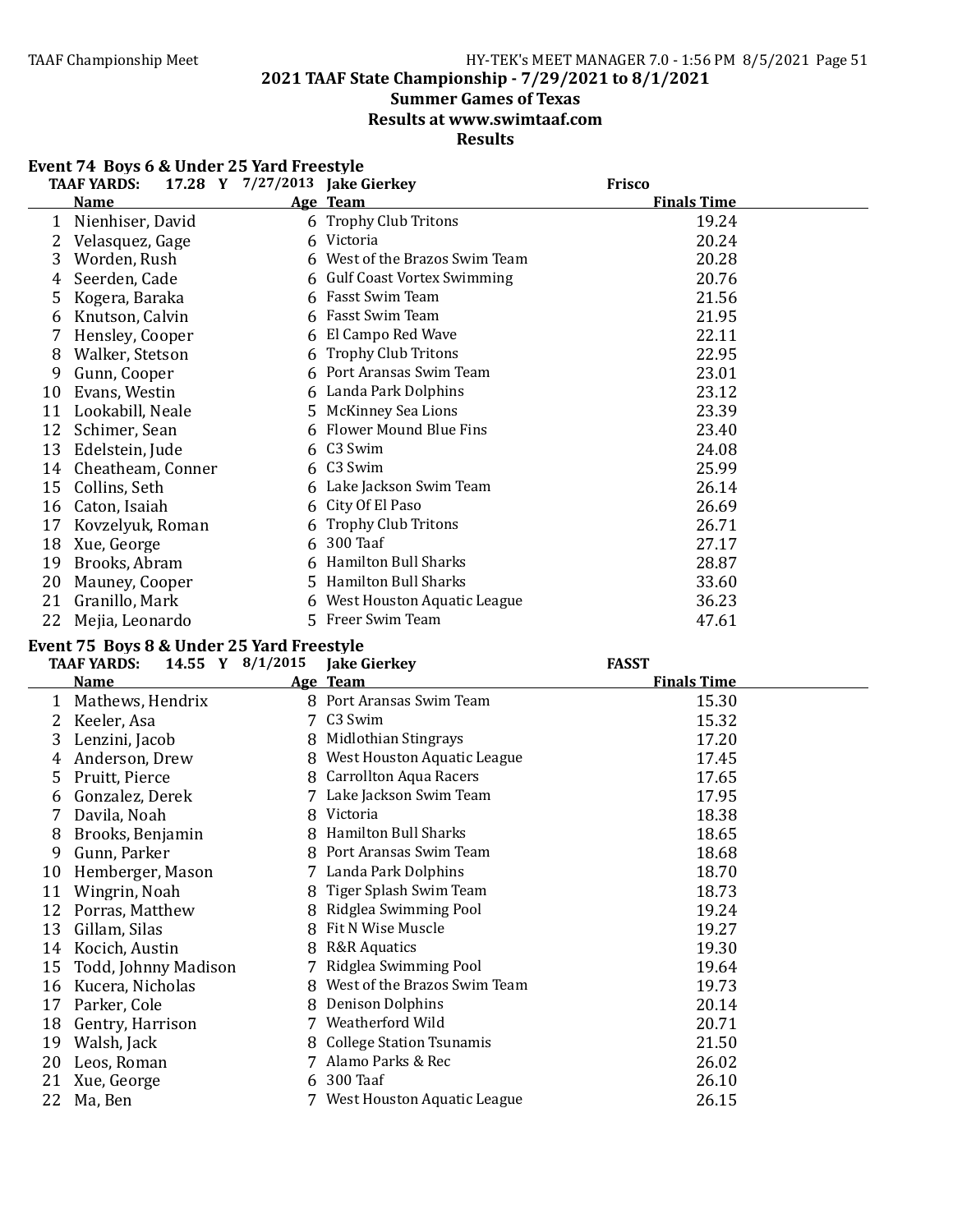## 2021 TAAF State Championship - 7/29/2021 to 8/1/2021
## Summer Games of Texas
## Results at www.swimtaaf.com
## Results

### Event 74 Boys 6 & Under 25 Yard Freestyle

TAAF YARDS: 17.28 Y 7/27/2013 Jake Gierkey Frisco

| | Name | Age | Team | Finals Time |
|---|---|---|---|---|
| 1 | Nienhiser, David | 6 | Trophy Club Tritons | 19.24 |
| 2 | Velasquez, Gage | 6 | Victoria | 20.24 |
| 3 | Worden, Rush | 6 | West of the Brazos Swim Team | 20.28 |
| 4 | Seerden, Cade | 6 | Gulf Coast Vortex Swimming | 20.76 |
| 5 | Kogera, Baraka | 6 | Fasst Swim Team | 21.56 |
| 6 | Knutson, Calvin | 6 | Fasst Swim Team | 21.95 |
| 7 | Hensley, Cooper | 6 | El Campo Red Wave | 22.11 |
| 8 | Walker, Stetson | 6 | Trophy Club Tritons | 22.95 |
| 9 | Gunn, Cooper | 6 | Port Aransas Swim Team | 23.01 |
| 10 | Evans, Westin | 6 | Landa Park Dolphins | 23.12 |
| 11 | Lookabill, Neale | 5 | McKinney Sea Lions | 23.39 |
| 12 | Schimer, Sean | 6 | Flower Mound Blue Fins | 23.40 |
| 13 | Edelstein, Jude | 6 | C3 Swim | 24.08 |
| 14 | Cheatheam, Conner | 6 | C3 Swim | 25.99 |
| 15 | Collins, Seth | 6 | Lake Jackson Swim Team | 26.14 |
| 16 | Caton, Isaiah | 6 | City Of El Paso | 26.69 |
| 17 | Kovzelyuk, Roman | 6 | Trophy Club Tritons | 26.71 |
| 18 | Xue, George | 6 | 300 Taaf | 27.17 |
| 19 | Brooks, Abram | 6 | Hamilton Bull Sharks | 28.87 |
| 20 | Mauney, Cooper | 5 | Hamilton Bull Sharks | 33.60 |
| 21 | Granillo, Mark | 6 | West Houston Aquatic League | 36.23 |
| 22 | Mejia, Leonardo | 5 | Freer Swim Team | 47.61 |

### Event 75 Boys 8 & Under 25 Yard Freestyle

TAAF YARDS: 14.55 Y 8/1/2015 Jake Gierkey FASST

| | Name | Age | Team | Finals Time |
|---|---|---|---|---|
| 1 | Mathews, Hendrix | 8 | Port Aransas Swim Team | 15.30 |
| 2 | Keeler, Asa | 7 | C3 Swim | 15.32 |
| 3 | Lenzini, Jacob | 8 | Midlothian Stingrays | 17.20 |
| 4 | Anderson, Drew | 8 | West Houston Aquatic League | 17.45 |
| 5 | Pruitt, Pierce | 8 | Carrollton Aqua Racers | 17.65 |
| 6 | Gonzalez, Derek | 7 | Lake Jackson Swim Team | 17.95 |
| 7 | Davila, Noah | 8 | Victoria | 18.38 |
| 8 | Brooks, Benjamin | 8 | Hamilton Bull Sharks | 18.65 |
| 9 | Gunn, Parker | 8 | Port Aransas Swim Team | 18.68 |
| 10 | Hemberger, Mason | 7 | Landa Park Dolphins | 18.70 |
| 11 | Wingrin, Noah | 8 | Tiger Splash Swim Team | 18.73 |
| 12 | Porras, Matthew | 8 | Ridglea Swimming Pool | 19.24 |
| 13 | Gillam, Silas | 8 | Fit N Wise Muscle | 19.27 |
| 14 | Kocich, Austin | 8 | R&R Aquatics | 19.30 |
| 15 | Todd, Johnny Madison | 7 | Ridglea Swimming Pool | 19.64 |
| 16 | Kucera, Nicholas | 8 | West of the Brazos Swim Team | 19.73 |
| 17 | Parker, Cole | 8 | Denison Dolphins | 20.14 |
| 18 | Gentry, Harrison | 7 | Weatherford Wild | 20.71 |
| 19 | Walsh, Jack | 8 | College Station Tsunamis | 21.50 |
| 20 | Leos, Roman | 7 | Alamo Parks & Rec | 26.02 |
| 21 | Xue, George | 6 | 300 Taaf | 26.10 |
| 22 | Ma, Ben | 7 | West Houston Aquatic League | 26.15 |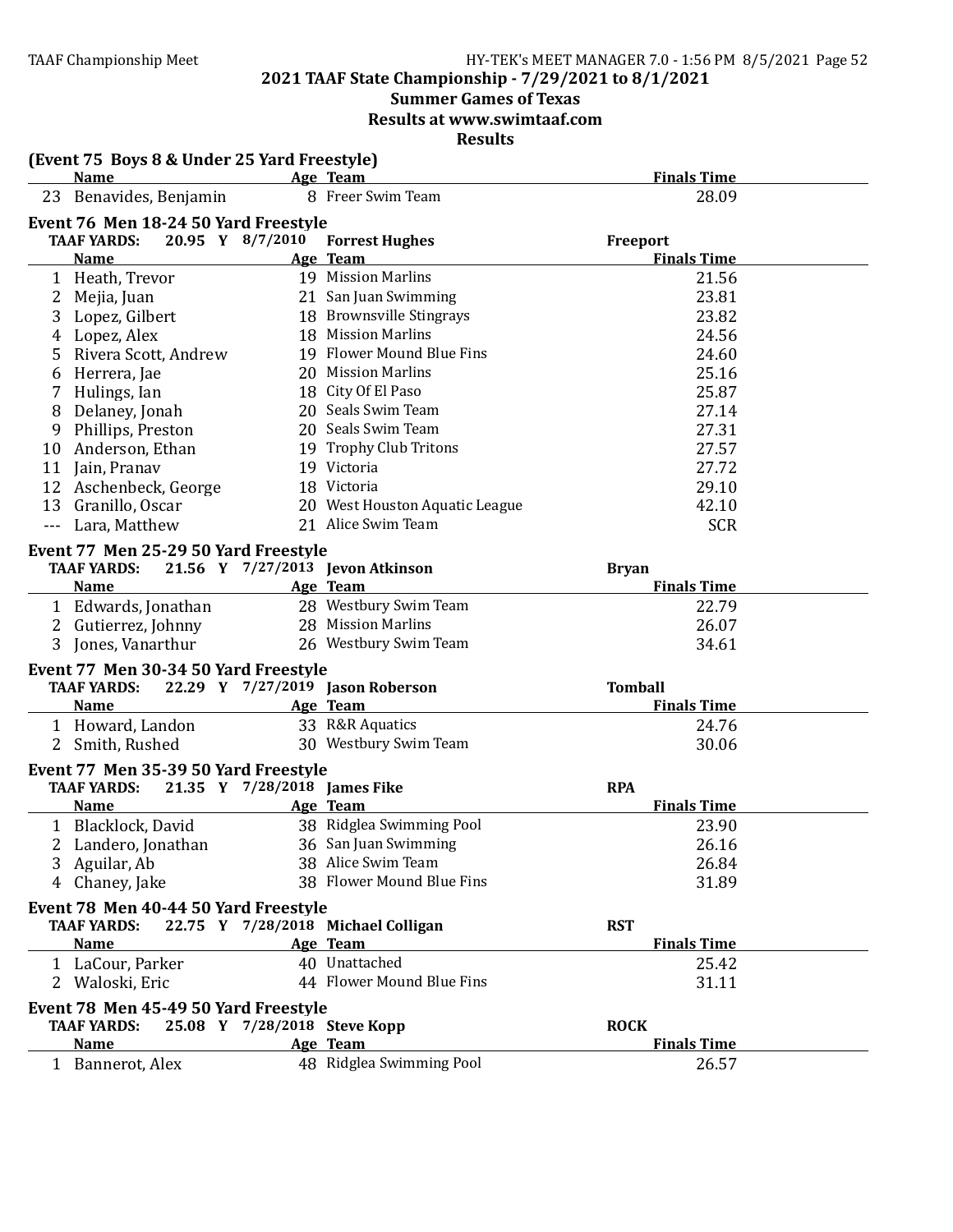## 2021 TAAF State Championship - 7/29/2021 to 8/1/2021

## Summer Games of Texas

## Results at www.swimtaaf.com

## Results

### (Event 75 Boys 8 & Under 25 Yard Freestyle)

| | Name | Age | Team | Finals Time |
|---|---|---|---|---|
| 23 | Benavides, Benjamin | 8 | Freer Swim Team | 28.09 |

### Event 76 Men 18-24 50 Yard Freestyle

**TAAF YARDS: 20.95 Y 8/7/2010 Forrest Hughes Freeport**

| | Name | Age | Team | Finals Time |
|---|---|---|---|---|
| 1 | Heath, Trevor | 19 | Mission Marlins | 21.56 |
| 2 | Mejia, Juan | 21 | San Juan Swimming | 23.81 |
| 3 | Lopez, Gilbert | 18 | Brownsville Stingrays | 23.82 |
| 4 | Lopez, Alex | 18 | Mission Marlins | 24.56 |
| 5 | Rivera Scott, Andrew | 19 | Flower Mound Blue Fins | 24.60 |
| 6 | Herrera, Jae | 20 | Mission Marlins | 25.16 |
| 7 | Hulings, Ian | 18 | City Of El Paso | 25.87 |
| 8 | Delaney, Jonah | 20 | Seals Swim Team | 27.14 |
| 9 | Phillips, Preston | 20 | Seals Swim Team | 27.31 |
| 10 | Anderson, Ethan | 19 | Trophy Club Tritons | 27.57 |
| 11 | Jain, Pranav | 19 | Victoria | 27.72 |
| 12 | Aschenbeck, George | 18 | Victoria | 29.10 |
| 13 | Granillo, Oscar | 20 | West Houston Aquatic League | 42.10 |
| --- | Lara, Matthew | 21 | Alice Swim Team | SCR |

### Event 77 Men 25-29 50 Yard Freestyle

**TAAF YARDS: 21.56 Y 7/27/2013 Jevon Atkinson Bryan**

| | Name | Age | Team | Finals Time |
|---|---|---|---|---|
| 1 | Edwards, Jonathan | 28 | Westbury Swim Team | 22.79 |
| 2 | Gutierrez, Johnny | 28 | Mission Marlins | 26.07 |
| 3 | Jones, Vanarthur | 26 | Westbury Swim Team | 34.61 |

### Event 77 Men 30-34 50 Yard Freestyle

**TAAF YARDS: 22.29 Y 7/27/2019 Jason Roberson Tomball**

| | Name | Age | Team | Finals Time |
|---|---|---|---|---|
| 1 | Howard, Landon | 33 | R&R Aquatics | 24.76 |
| 2 | Smith, Rushed | 30 | Westbury Swim Team | 30.06 |

### Event 77 Men 35-39 50 Yard Freestyle

**TAAF YARDS: 21.35 Y 7/28/2018 James Fike RPA**

| | Name | Age | Team | Finals Time |
|---|---|---|---|---|
| 1 | Blacklock, David | 38 | Ridglea Swimming Pool | 23.90 |
| 2 | Landero, Jonathan | 36 | San Juan Swimming | 26.16 |
| 3 | Aguilar, Ab | 38 | Alice Swim Team | 26.84 |
| 4 | Chaney, Jake | 38 | Flower Mound Blue Fins | 31.89 |

### Event 78 Men 40-44 50 Yard Freestyle

**TAAF YARDS: 22.75 Y 7/28/2018 Michael Colligan RST**

| | Name | Age | Team | Finals Time |
|---|---|---|---|---|
| 1 | LaCour, Parker | 40 | Unattached | 25.42 |
| 2 | Waloski, Eric | 44 | Flower Mound Blue Fins | 31.11 |

### Event 78 Men 45-49 50 Yard Freestyle

**TAAF YARDS: 25.08 Y 7/28/2018 Steve Kopp ROCK**

| | Name | Age | Team | Finals Time |
|---|---|---|---|---|
| 1 | Bannerot, Alex | 48 | Ridglea Swimming Pool | 26.57 |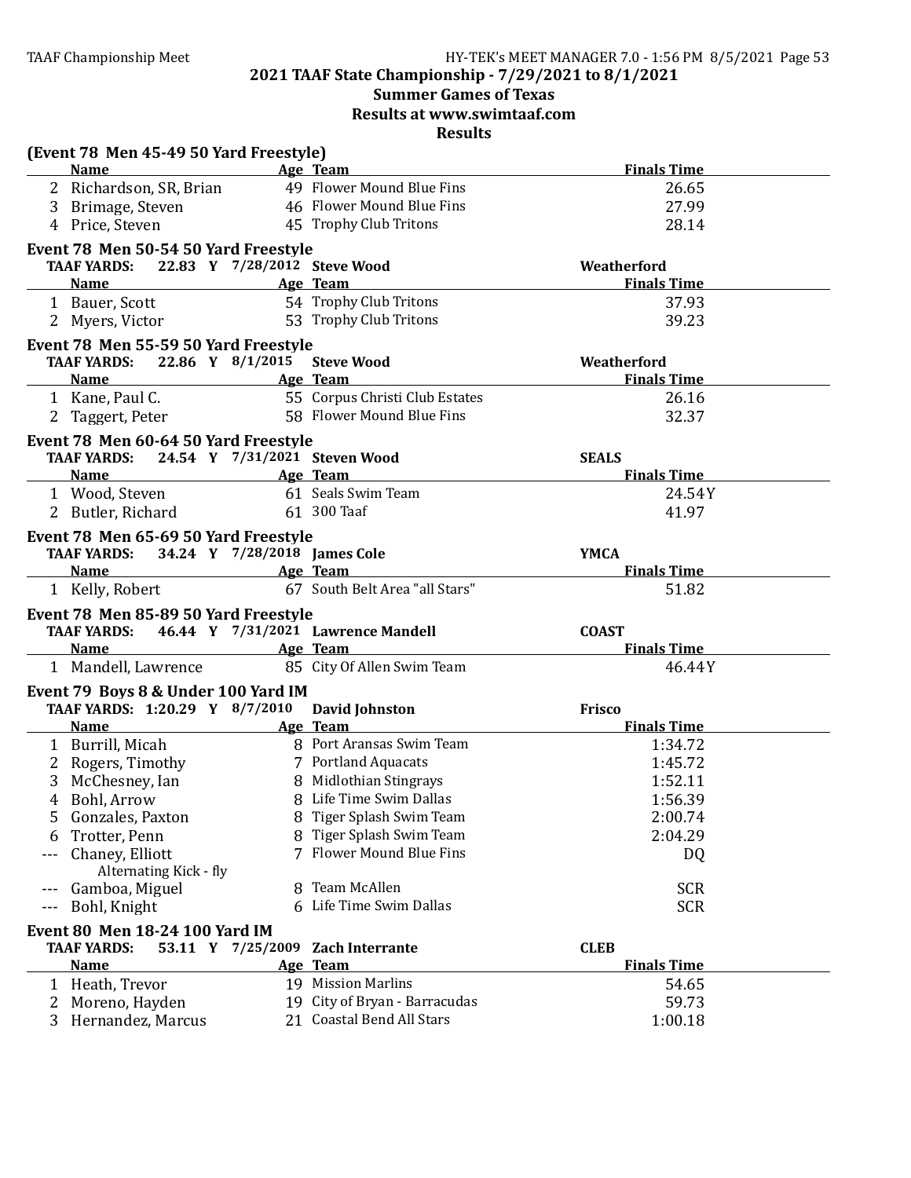## 2021 TAAF State Championship - 7/29/2021 to 8/1/2021

## Summer Games of Texas

## Results at www.swimtaaf.com

## Results

### (Event 78 Men 45-49 50 Yard Freestyle)

| | Name | Age | Team | Finals Time |
|---|---|---|---|---|
| 2 | Richardson, SR, Brian | 49 | Flower Mound Blue Fins | 26.65 |
| 3 | Brimage, Steven | 46 | Flower Mound Blue Fins | 27.99 |
| 4 | Price, Steven | 45 | Trophy Club Tritons | 28.14 |

### Event 78 Men 50-54 50 Yard Freestyle

TAAF YARDS: 22.83 Y 7/28/2012 Steve Wood — Weatherford

| | Name | Age | Team | Finals Time |
|---|---|---|---|---|
| 1 | Bauer, Scott | 54 | Trophy Club Tritons | 37.93 |
| 2 | Myers, Victor | 53 | Trophy Club Tritons | 39.23 |

### Event 78 Men 55-59 50 Yard Freestyle

TAAF YARDS: 22.86 Y 8/1/2015 Steve Wood — Weatherford

| | Name | Age | Team | Finals Time |
|---|---|---|---|---|
| 1 | Kane, Paul C. | 55 | Corpus Christi Club Estates | 26.16 |
| 2 | Taggert, Peter | 58 | Flower Mound Blue Fins | 32.37 |

### Event 78 Men 60-64 50 Yard Freestyle

TAAF YARDS: 24.54 Y 7/31/2021 Steven Wood — SEALS

| | Name | Age | Team | Finals Time |
|---|---|---|---|---|
| 1 | Wood, Steven | 61 | Seals Swim Team | 24.54Y |
| 2 | Butler, Richard | 61 | 300 Taaf | 41.97 |

### Event 78 Men 65-69 50 Yard Freestyle

TAAF YARDS: 34.24 Y 7/28/2018 James Cole — YMCA

| | Name | Age | Team | Finals Time |
|---|---|---|---|---|
| 1 | Kelly, Robert | 67 | South Belt Area "all Stars" | 51.82 |

### Event 78 Men 85-89 50 Yard Freestyle

TAAF YARDS: 46.44 Y 7/31/2021 Lawrence Mandell — COAST

| | Name | Age | Team | Finals Time |
|---|---|---|---|---|
| 1 | Mandell, Lawrence | 85 | City Of Allen Swim Team | 46.44Y |

### Event 79 Boys 8 & Under 100 Yard IM

TAAF YARDS: 1:20.29 Y 8/7/2010 David Johnston — Frisco

| | Name | Age | Team | Finals Time |
|---|---|---|---|---|
| 1 | Burrill, Micah | 8 | Port Aransas Swim Team | 1:34.72 |
| 2 | Rogers, Timothy | 7 | Portland Aquacats | 1:45.72 |
| 3 | McChesney, Ian | 8 | Midlothian Stingrays | 1:52.11 |
| 4 | Bohl, Arrow | 8 | Life Time Swim Dallas | 1:56.39 |
| 5 | Gonzales, Paxton | 8 | Tiger Splash Swim Team | 2:00.74 |
| 6 | Trotter, Penn | 8 | Tiger Splash Swim Team | 2:04.29 |
| --- | Chaney, Elliott | 7 | Flower Mound Blue Fins | DQ |
| | Alternating Kick - fly | | | |
| --- | Gamboa, Miguel | 8 | Team McAllen | SCR |
| --- | Bohl, Knight | 6 | Life Time Swim Dallas | SCR |

### Event 80 Men 18-24 100 Yard IM

TAAF YARDS: 53.11 Y 7/25/2009 Zach Interrante — CLEB

| | Name | Age | Team | Finals Time |
|---|---|---|---|---|
| 1 | Heath, Trevor | 19 | Mission Marlins | 54.65 |
| 2 | Moreno, Hayden | 19 | City of Bryan - Barracudas | 59.73 |
| 3 | Hernandez, Marcus | 21 | Coastal Bend All Stars | 1:00.18 |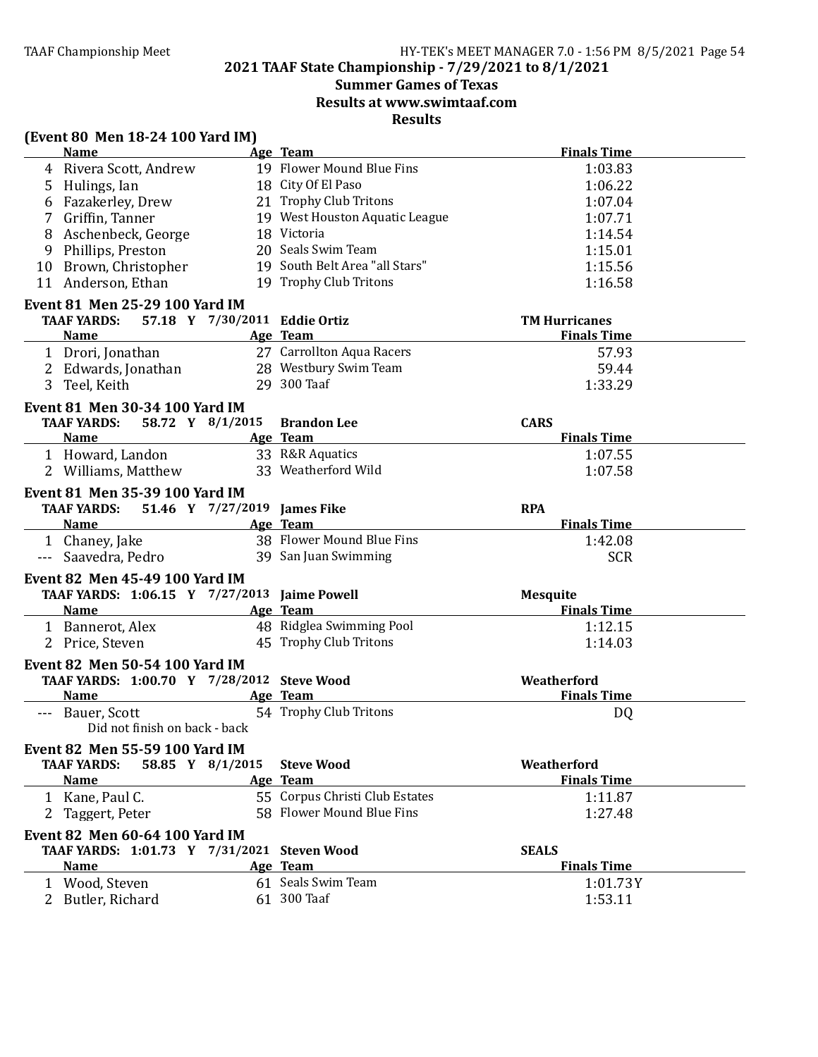## 2021 TAAF State Championship - 7/29/2021 to 8/1/2021

## Summer Games of Texas

## Results at www.swimtaaf.com

## Results

### (Event 80 Men 18-24 100 Yard IM)

| | Name | Age | Team | Finals Time |
|---|---|---|---|---|
| 4 | Rivera Scott, Andrew | 19 | Flower Mound Blue Fins | 1:03.83 |
| 5 | Hulings, Ian | 18 | City Of El Paso | 1:06.22 |
| 6 | Fazakerley, Drew | 21 | Trophy Club Tritons | 1:07.04 |
| 7 | Griffin, Tanner | 19 | West Houston Aquatic League | 1:07.71 |
| 8 | Aschenbeck, George | 18 | Victoria | 1:14.54 |
| 9 | Phillips, Preston | 20 | Seals Swim Team | 1:15.01 |
| 10 | Brown, Christopher | 19 | South Belt Area "all Stars" | 1:15.56 |
| 11 | Anderson, Ethan | 19 | Trophy Club Tritons | 1:16.58 |

### Event 81 Men 25-29 100 Yard IM

TAAF YARDS: 57.18 Y 7/30/2011 Eddie Ortiz — TM Hurricanes

| | Name | Age | Team | Finals Time |
|---|---|---|---|---|
| 1 | Drori, Jonathan | 27 | Carrollton Aqua Racers | 57.93 |
| 2 | Edwards, Jonathan | 28 | Westbury Swim Team | 59.44 |
| 3 | Teel, Keith | 29 | 300 Taaf | 1:33.29 |

### Event 81 Men 30-34 100 Yard IM

TAAF YARDS: 58.72 Y 8/1/2015 Brandon Lee — CARS

| | Name | Age | Team | Finals Time |
|---|---|---|---|---|
| 1 | Howard, Landon | 33 | R&R Aquatics | 1:07.55 |
| 2 | Williams, Matthew | 33 | Weatherford Wild | 1:07.58 |

### Event 81 Men 35-39 100 Yard IM

TAAF YARDS: 51.46 Y 7/27/2019 James Fike — RPA

| | Name | Age | Team | Finals Time |
|---|---|---|---|---|
| 1 | Chaney, Jake | 38 | Flower Mound Blue Fins | 1:42.08 |
| --- | Saavedra, Pedro | 39 | San Juan Swimming | SCR |

### Event 82 Men 45-49 100 Yard IM

TAAF YARDS: 1:06.15 Y 7/27/2013 Jaime Powell — Mesquite

| | Name | Age | Team | Finals Time |
|---|---|---|---|---|
| 1 | Bannerot, Alex | 48 | Ridglea Swimming Pool | 1:12.15 |
| 2 | Price, Steven | 45 | Trophy Club Tritons | 1:14.03 |

### Event 82 Men 50-54 100 Yard IM

TAAF YARDS: 1:00.70 Y 7/28/2012 Steve Wood — Weatherford

| | Name | Age | Team | Finals Time |
|---|---|---|---|---|
| --- | Bauer, Scott | 54 | Trophy Club Tritons | DQ |
| | Did not finish on back - back | | | |

### Event 82 Men 55-59 100 Yard IM

TAAF YARDS: 58.85 Y 8/1/2015 Steve Wood — Weatherford

| | Name | Age | Team | Finals Time |
|---|---|---|---|---|
| 1 | Kane, Paul C. | 55 | Corpus Christi Club Estates | 1:11.87 |
| 2 | Taggert, Peter | 58 | Flower Mound Blue Fins | 1:27.48 |

### Event 82 Men 60-64 100 Yard IM

TAAF YARDS: 1:01.73 Y 7/31/2021 Steven Wood — SEALS

| | Name | Age | Team | Finals Time |
|---|---|---|---|---|
| 1 | Wood, Steven | 61 | Seals Swim Team | 1:01.73Y |
| 2 | Butler, Richard | 61 | 300 Taaf | 1:53.11 |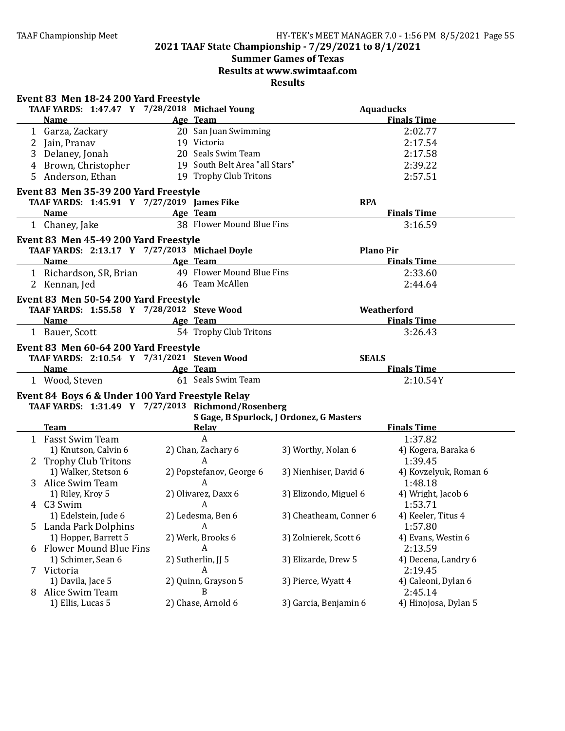## 2021 TAAF State Championship - 7/29/2021 to 8/1/2021

### Summer Games of Texas

### Results at www.swimtaaf.com

### Results

**Event 83 Men 18-24 200 Yard Freestyle**

TAAF YARDS: 1:47.47 Y 7/28/2018 Michael Young — Aquaducks

| | Name | Age | Team | Finals Time |
|---|---|---|---|---|
| 1 | Garza, Zackary | 20 | San Juan Swimming | 2:02.77 |
| 2 | Jain, Pranav | 19 | Victoria | 2:17.54 |
| 3 | Delaney, Jonah | 20 | Seals Swim Team | 2:17.58 |
| 4 | Brown, Christopher | 19 | South Belt Area "all Stars" | 2:39.22 |
| 5 | Anderson, Ethan | 19 | Trophy Club Tritons | 2:57.51 |

**Event 83 Men 35-39 200 Yard Freestyle**

TAAF YARDS: 1:45.91 Y 7/27/2019 James Fike — RPA

| | Name | Age | Team | Finals Time |
|---|---|---|---|---|
| 1 | Chaney, Jake | 38 | Flower Mound Blue Fins | 3:16.59 |

**Event 83 Men 45-49 200 Yard Freestyle**

TAAF YARDS: 2:13.17 Y 7/27/2013 Michael Doyle — Plano Pir

| | Name | Age | Team | Finals Time |
|---|---|---|---|---|
| 1 | Richardson, SR, Brian | 49 | Flower Mound Blue Fins | 2:33.60 |
| 2 | Kennan, Jed | 46 | Team McAllen | 2:44.64 |

**Event 83 Men 50-54 200 Yard Freestyle**

TAAF YARDS: 1:55.58 Y 7/28/2012 Steve Wood — Weatherford

| | Name | Age | Team | Finals Time |
|---|---|---|---|---|
| 1 | Bauer, Scott | 54 | Trophy Club Tritons | 3:26.43 |

**Event 83 Men 60-64 200 Yard Freestyle**

TAAF YARDS: 2:10.54 Y 7/31/2021 Steven Wood — SEALS

| | Name | Age | Team | Finals Time |
|---|---|---|---|---|
| 1 | Wood, Steven | 61 | Seals Swim Team | 2:10.54Y |

**Event 84 Boys 6 & Under 100 Yard Freestyle Relay**

TAAF YARDS: 1:31.49 Y 7/27/2013 Richmond/Rosenberg — S Gage, B Spurlock, J Ordonez, G Masters

| | Team | Relay | | | Finals Time |
|---|---|---|---|---|---|
| 1 | Fasst Swim Team | A | | | 1:37.82 |
| | 1) Knutson, Calvin 6 | 2) Chan, Zachary 6 | 3) Worthy, Nolan 6 | 4) Kogera, Baraka 6 | |
| 2 | Trophy Club Tritons | A | | | 1:39.45 |
| | 1) Walker, Stetson 6 | 2) Popstefanov, George 6 | 3) Nienhiser, David 6 | 4) Kovzelyuk, Roman 6 | |
| 3 | Alice Swim Team | A | | | 1:48.18 |
| | 1) Riley, Kroy 5 | 2) Olivarez, Daxx 6 | 3) Elizondo, Miguel 6 | 4) Wright, Jacob 6 | |
| 4 | C3 Swim | A | | | 1:53.71 |
| | 1) Edelstein, Jude 6 | 2) Ledesma, Ben 6 | 3) Cheatheam, Conner 6 | 4) Keeler, Titus 4 | |
| 5 | Landa Park Dolphins | A | | | 1:57.80 |
| | 1) Hopper, Barrett 5 | 2) Werk, Brooks 6 | 3) Zolnierek, Scott 6 | 4) Evans, Westin 6 | |
| 6 | Flower Mound Blue Fins | A | | | 2:13.59 |
| | 1) Schimer, Sean 6 | 2) Sutherlin, JJ 5 | 3) Elizarde, Drew 5 | 4) Decena, Landry 6 | |
| 7 | Victoria | A | | | 2:19.45 |
| | 1) Davila, Jace 5 | 2) Quinn, Grayson 5 | 3) Pierce, Wyatt 4 | 4) Caleoni, Dylan 6 | |
| 8 | Alice Swim Team | B | | | 2:45.14 |
| | 1) Ellis, Lucas 5 | 2) Chase, Arnold 6 | 3) Garcia, Benjamin 6 | 4) Hinojosa, Dylan 5 | |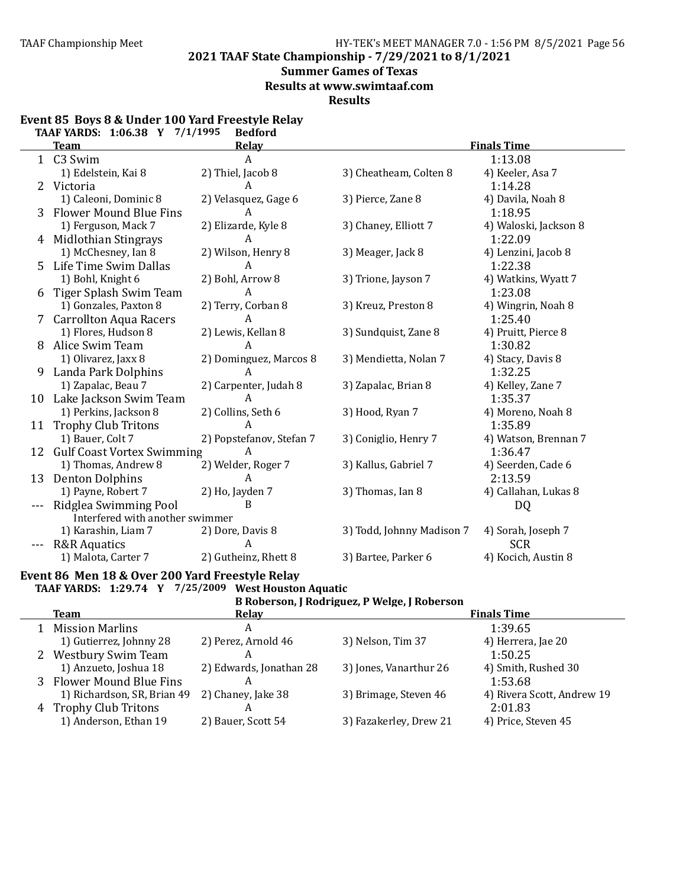## 2021 TAAF State Championship - 7/29/2021 to 8/1/2021

### Summer Games of Texas

### Results at www.swimtaaf.com

### Results

#### Event 85 Boys 8 & Under 100 Yard Freestyle Relay

**TAAF YARDS: 1:06.38 Y 7/1/1995 Bedford**

| | Team | Relay | | Finals Time |
|---|---|---|---|---|
| 1 | C3 Swim | A | | 1:13.08 |
| | 1) Edelstein, Kai 8 | 2) Thiel, Jacob 8 | 3) Cheatheam, Colten 8 | 4) Keeler, Asa 7 |
| 2 | Victoria | A | | 1:14.28 |
| | 1) Caleoni, Dominic 8 | 2) Velasquez, Gage 6 | 3) Pierce, Zane 8 | 4) Davila, Noah 8 |
| 3 | Flower Mound Blue Fins | A | | 1:18.95 |
| | 1) Ferguson, Mack 7 | 2) Elizarde, Kyle 8 | 3) Chaney, Elliott 7 | 4) Waloski, Jackson 8 |
| 4 | Midlothian Stingrays | A | | 1:22.09 |
| | 1) McChesney, Ian 8 | 2) Wilson, Henry 8 | 3) Meager, Jack 8 | 4) Lenzini, Jacob 8 |
| 5 | Life Time Swim Dallas | A | | 1:22.38 |
| | 1) Bohl, Knight 6 | 2) Bohl, Arrow 8 | 3) Trione, Jayson 7 | 4) Watkins, Wyatt 7 |
| 6 | Tiger Splash Swim Team | A | | 1:23.08 |
| | 1) Gonzales, Paxton 8 | 2) Terry, Corban 8 | 3) Kreuz, Preston 8 | 4) Wingrin, Noah 8 |
| 7 | Carrollton Aqua Racers | A | | 1:25.40 |
| | 1) Flores, Hudson 8 | 2) Lewis, Kellan 8 | 3) Sundquist, Zane 8 | 4) Pruitt, Pierce 8 |
| 8 | Alice Swim Team | A | | 1:30.82 |
| | 1) Olivarez, Jaxx 8 | 2) Dominguez, Marcos 8 | 3) Mendietta, Nolan 7 | 4) Stacy, Davis 8 |
| 9 | Landa Park Dolphins | A | | 1:32.25 |
| | 1) Zapalac, Beau 7 | 2) Carpenter, Judah 8 | 3) Zapalac, Brian 8 | 4) Kelley, Zane 7 |
| 10 | Lake Jackson Swim Team | A | | 1:35.37 |
| | 1) Perkins, Jackson 8 | 2) Collins, Seth 6 | 3) Hood, Ryan 7 | 4) Moreno, Noah 8 |
| 11 | Trophy Club Tritons | A | | 1:35.89 |
| | 1) Bauer, Colt 7 | 2) Popstefanov, Stefan 7 | 3) Coniglio, Henry 7 | 4) Watson, Brennan 7 |
| 12 | Gulf Coast Vortex Swimming | A | | 1:36.47 |
| | 1) Thomas, Andrew 8 | 2) Welder, Roger 7 | 3) Kallus, Gabriel 7 | 4) Seerden, Cade 6 |
| 13 | Denton Dolphins | A | | 2:13.59 |
| | 1) Payne, Robert 7 | 2) Ho, Jayden 7 | 3) Thomas, Ian 8 | 4) Callahan, Lukas 8 |
| --- | Ridglea Swimming Pool | B | | DQ |
| | Interfered with another swimmer | | | |
| | 1) Karashin, Liam 7 | 2) Dore, Davis 8 | 3) Todd, Johnny Madison 7 | 4) Sorah, Joseph 7 |
| --- | R&R Aquatics | A | | SCR |
| | 1) Malota, Carter 7 | 2) Gutheinz, Rhett 8 | 3) Bartee, Parker 6 | 4) Kocich, Austin 8 |

#### Event 86 Men 18 & Over 200 Yard Freestyle Relay

**TAAF YARDS: 1:29.74 Y 7/25/2009 West Houston Aquatic**

**B Roberson, J Rodriguez, P Welge, J Roberson**

| | Team | Relay | | Finals Time |
|---|---|---|---|---|
| 1 | Mission Marlins | A | | 1:39.65 |
| | 1) Gutierrez, Johnny 28 | 2) Perez, Arnold 46 | 3) Nelson, Tim 37 | 4) Herrera, Jae 20 |
| 2 | Westbury Swim Team | A | | 1:50.25 |
| | 1) Anzueto, Joshua 18 | 2) Edwards, Jonathan 28 | 3) Jones, Vanarthur 26 | 4) Smith, Rushed 30 |
| 3 | Flower Mound Blue Fins | A | | 1:53.68 |
| | 1) Richardson, SR, Brian 49 | 2) Chaney, Jake 38 | 3) Brimage, Steven 46 | 4) Rivera Scott, Andrew 19 |
| 4 | Trophy Club Tritons | A | | 2:01.83 |
| | 1) Anderson, Ethan 19 | 2) Bauer, Scott 54 | 3) Fazakerley, Drew 21 | 4) Price, Steven 45 |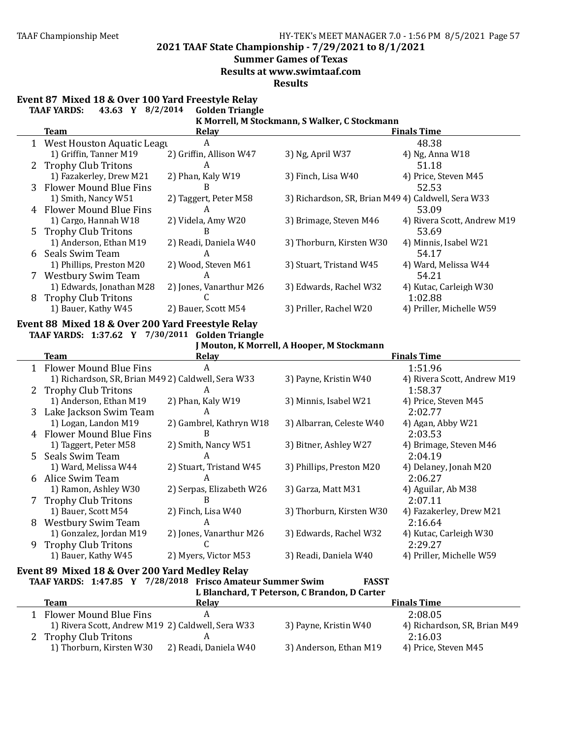## 2021 TAAF State Championship - 7/29/2021 to 8/1/2021

### Summer Games of Texas

### Results at www.swimtaaf.com

### Results

**Event 87 Mixed 18 & Over 100 Yard Freestyle Relay**

**TAAF YARDS: 43.63 Y 8/2/2014 Golden Triangle**
**K Morrell, M Stockmann, S Walker, C Stockmann**

| | Team | Relay | | Finals Time |
|---|---|---|---|---|
| 1 | West Houston Aquatic Leagu | A | | 48.38 |
| | 1) Griffin, Tanner M19 | 2) Griffin, Allison W47 | 3) Ng, April W37 | 4) Ng, Anna W18 |
| 2 | Trophy Club Tritons | A | | 51.18 |
| | 1) Fazakerley, Drew M21 | 2) Phan, Kaly W19 | 3) Finch, Lisa W40 | 4) Price, Steven M45 |
| 3 | Flower Mound Blue Fins | B | | 52.53 |
| | 1) Smith, Nancy W51 | 2) Taggert, Peter M58 | 3) Richardson, SR, Brian M49 | 4) Caldwell, Sera W33 |
| 4 | Flower Mound Blue Fins | A | | 53.09 |
| | 1) Cargo, Hannah W18 | 2) Videla, Amy W20 | 3) Brimage, Steven M46 | 4) Rivera Scott, Andrew M19 |
| 5 | Trophy Club Tritons | B | | 53.69 |
| | 1) Anderson, Ethan M19 | 2) Readi, Daniela W40 | 3) Thorburn, Kirsten W30 | 4) Minnis, Isabel W21 |
| 6 | Seals Swim Team | A | | 54.17 |
| | 1) Phillips, Preston M20 | 2) Wood, Steven M61 | 3) Stuart, Tristand W45 | 4) Ward, Melissa W44 |
| 7 | Westbury Swim Team | A | | 54.21 |
| | 1) Edwards, Jonathan M28 | 2) Jones, Vanarthur M26 | 3) Edwards, Rachel W32 | 4) Kutac, Carleigh W30 |
| 8 | Trophy Club Tritons | C | | 1:02.88 |
| | 1) Bauer, Kathy W45 | 2) Bauer, Scott M54 | 3) Priller, Rachel W20 | 4) Priller, Michelle W59 |

**Event 88 Mixed 18 & Over 200 Yard Freestyle Relay**

**TAAF YARDS: 1:37.62 Y 7/30/2011 Golden Triangle**
**J Mouton, K Morrell, A Hooper, M Stockmann**

| | Team | Relay | | Finals Time |
|---|---|---|---|---|
| 1 | Flower Mound Blue Fins | A | | 1:51.96 |
| | 1) Richardson, SR, Brian M49 | 2) Caldwell, Sera W33 | 3) Payne, Kristin W40 | 4) Rivera Scott, Andrew M19 |
| 2 | Trophy Club Tritons | A | | 1:58.37 |
| | 1) Anderson, Ethan M19 | 2) Phan, Kaly W19 | 3) Minnis, Isabel W21 | 4) Price, Steven M45 |
| 3 | Lake Jackson Swim Team | A | | 2:02.77 |
| | 1) Logan, Landon M19 | 2) Gambrel, Kathryn W18 | 3) Albarran, Celeste W40 | 4) Agan, Abby W21 |
| 4 | Flower Mound Blue Fins | B | | 2:03.53 |
| | 1) Taggert, Peter M58 | 2) Smith, Nancy W51 | 3) Bitner, Ashley W27 | 4) Brimage, Steven M46 |
| 5 | Seals Swim Team | A | | 2:04.19 |
| | 1) Ward, Melissa W44 | 2) Stuart, Tristand W45 | 3) Phillips, Preston M20 | 4) Delaney, Jonah M20 |
| 6 | Alice Swim Team | A | | 2:06.27 |
| | 1) Ramon, Ashley W30 | 2) Serpas, Elizabeth W26 | 3) Garza, Matt M31 | 4) Aguilar, Ab M38 |
| 7 | Trophy Club Tritons | B | | 2:07.11 |
| | 1) Bauer, Scott M54 | 2) Finch, Lisa W40 | 3) Thorburn, Kirsten W30 | 4) Fazakerley, Drew M21 |
| 8 | Westbury Swim Team | A | | 2:16.64 |
| | 1) Gonzalez, Jordan M19 | 2) Jones, Vanarthur M26 | 3) Edwards, Rachel W32 | 4) Kutac, Carleigh W30 |
| 9 | Trophy Club Tritons | C | | 2:29.27 |
| | 1) Bauer, Kathy W45 | 2) Myers, Victor M53 | 3) Readi, Daniela W40 | 4) Priller, Michelle W59 |

**Event 89 Mixed 18 & Over 200 Yard Medley Relay**

**TAAF YARDS: 1:47.85 Y 7/28/2018 Frisco Amateur Summer Swim FASST**
**L Blanchard, T Peterson, C Brandon, D Carter**

| | Team | Relay | | Finals Time |
|---|---|---|---|---|
| 1 | Flower Mound Blue Fins | A | | 2:08.05 |
| | 1) Rivera Scott, Andrew M19 | 2) Caldwell, Sera W33 | 3) Payne, Kristin W40 | 4) Richardson, SR, Brian M49 |
| 2 | Trophy Club Tritons | A | | 2:16.03 |
| | 1) Thorburn, Kirsten W30 | 2) Readi, Daniela W40 | 3) Anderson, Ethan M19 | 4) Price, Steven M45 |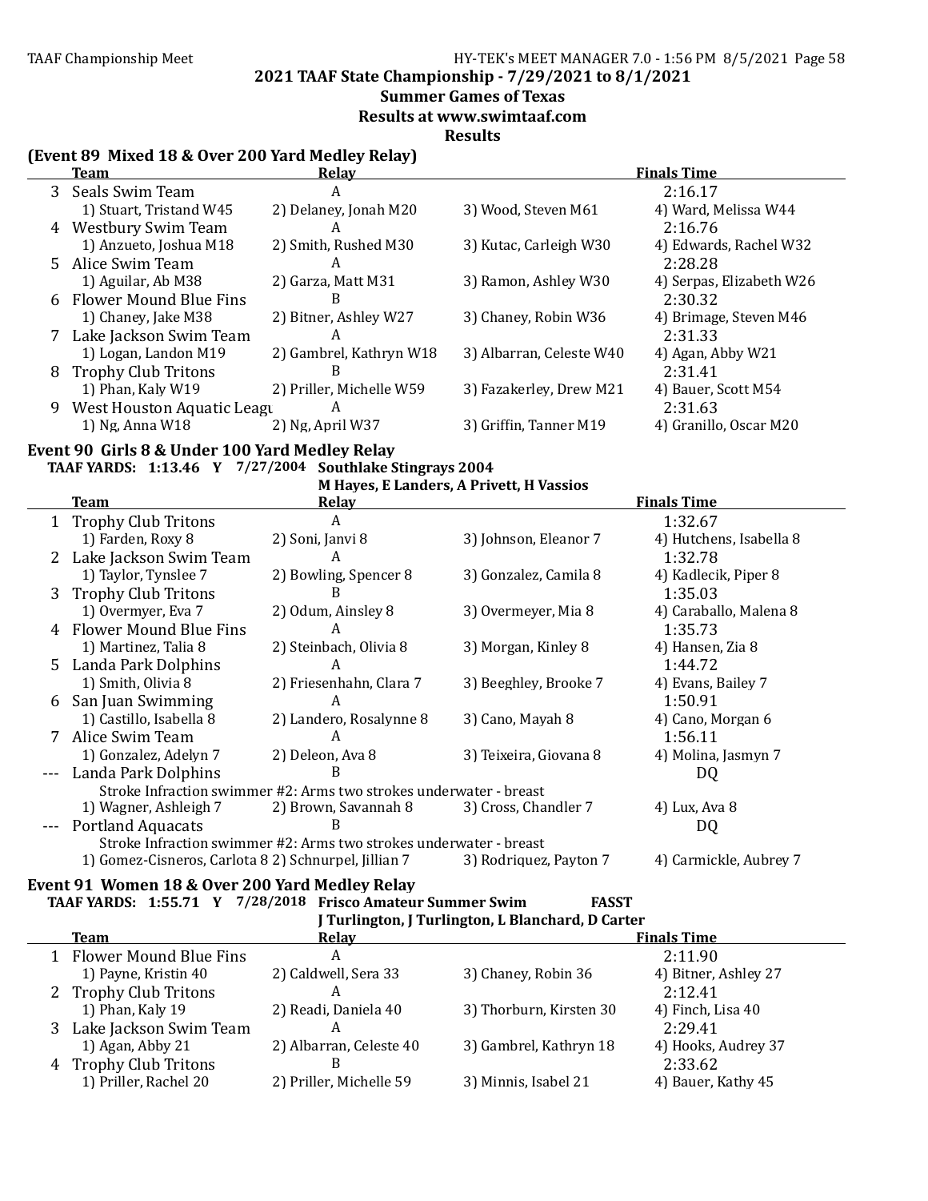## 2021 TAAF State Championship - 7/29/2021 to 8/1/2021

**Summer Games of Texas**

**Results at www.swimtaaf.com**

**Results**

### (Event 89 Mixed 18 & Over 200 Yard Medley Relay)

| | Team | Relay | | Finals Time |
|---|---|---|---|---|
| 3 | Seals Swim Team | A | | 2:16.17 |
| | 1) Stuart, Tristand W45 | 2) Delaney, Jonah M20 | 3) Wood, Steven M61 | 4) Ward, Melissa W44 |
| 4 | Westbury Swim Team | A | | 2:16.76 |
| | 1) Anzueto, Joshua M18 | 2) Smith, Rushed M30 | 3) Kutac, Carleigh W30 | 4) Edwards, Rachel W32 |
| 5 | Alice Swim Team | A | | 2:28.28 |
| | 1) Aguilar, Ab M38 | 2) Garza, Matt M31 | 3) Ramon, Ashley W30 | 4) Serpas, Elizabeth W26 |
| 6 | Flower Mound Blue Fins | B | | 2:30.32 |
| | 1) Chaney, Jake M38 | 2) Bitner, Ashley W27 | 3) Chaney, Robin W36 | 4) Brimage, Steven M46 |
| 7 | Lake Jackson Swim Team | A | | 2:31.33 |
| | 1) Logan, Landon M19 | 2) Gambrel, Kathryn W18 | 3) Albarran, Celeste W40 | 4) Agan, Abby W21 |
| 8 | Trophy Club Tritons | B | | 2:31.41 |
| | 1) Phan, Kaly W19 | 2) Priller, Michelle W59 | 3) Fazakerley, Drew M21 | 4) Bauer, Scott M54 |
| 9 | West Houston Aquatic Leagu | A | | 2:31.63 |
| | 1) Ng, Anna W18 | 2) Ng, April W37 | 3) Griffin, Tanner M19 | 4) Granillo, Oscar M20 |

### Event 90 Girls 8 & Under 100 Yard Medley Relay

**TAAF YARDS: 1:13.46 Y 7/27/2004 Southlake Stingrays 2004**
**M Hayes, E Landers, A Privett, H Vassios**

| | Team | Relay | | Finals Time |
|---|---|---|---|---|
| 1 | Trophy Club Tritons | A | | 1:32.67 |
| | 1) Farden, Roxy 8 | 2) Soni, Janvi 8 | 3) Johnson, Eleanor 7 | 4) Hutchens, Isabella 8 |
| 2 | Lake Jackson Swim Team | A | | 1:32.78 |
| | 1) Taylor, Tynslee 7 | 2) Bowling, Spencer 8 | 3) Gonzalez, Camila 8 | 4) Kadlecik, Piper 8 |
| 3 | Trophy Club Tritons | B | | 1:35.03 |
| | 1) Overmyer, Eva 7 | 2) Odum, Ainsley 8 | 3) Overmeyer, Mia 8 | 4) Caraballo, Malena 8 |
| 4 | Flower Mound Blue Fins | A | | 1:35.73 |
| | 1) Martinez, Talia 8 | 2) Steinbach, Olivia 8 | 3) Morgan, Kinley 8 | 4) Hansen, Zia 8 |
| 5 | Landa Park Dolphins | A | | 1:44.72 |
| | 1) Smith, Olivia 8 | 2) Friesenhahn, Clara 7 | 3) Beeghley, Brooke 7 | 4) Evans, Bailey 7 |
| 6 | San Juan Swimming | A | | 1:50.91 |
| | 1) Castillo, Isabella 8 | 2) Landero, Rosalynne 8 | 3) Cano, Mayah 8 | 4) Cano, Morgan 6 |
| 7 | Alice Swim Team | A | | 1:56.11 |
| | 1) Gonzalez, Adelyn 7 | 2) Deleon, Ava 8 | 3) Teixeira, Giovana 8 | 4) Molina, Jasmyn 7 |
| --- | Landa Park Dolphins | B | | DQ |
| | Stroke Infraction swimmer #2: Arms two strokes underwater - breast | | | |
| | 1) Wagner, Ashleigh 7 | 2) Brown, Savannah 8 | 3) Cross, Chandler 7 | 4) Lux, Ava 8 |
| --- | Portland Aquacats | B | | DQ |
| | Stroke Infraction swimmer #2: Arms two strokes underwater - breast | | | |
| | 1) Gomez-Cisneros, Carlota 8 | 2) Schnurpel, Jillian 7 | 3) Rodriquez, Payton 7 | 4) Carmickle, Aubrey 7 |

### Event 91 Women 18 & Over 200 Yard Medley Relay

**TAAF YARDS: 1:55.71 Y 7/28/2018 Frisco Amateur Summer Swim FASST**
**J Turlington, J Turlington, L Blanchard, D Carter**

| | Team | Relay | | Finals Time |
|---|---|---|---|---|
| 1 | Flower Mound Blue Fins | A | | 2:11.90 |
| | 1) Payne, Kristin 40 | 2) Caldwell, Sera 33 | 3) Chaney, Robin 36 | 4) Bitner, Ashley 27 |
| 2 | Trophy Club Tritons | A | | 2:12.41 |
| | 1) Phan, Kaly 19 | 2) Readi, Daniela 40 | 3) Thorburn, Kirsten 30 | 4) Finch, Lisa 40 |
| 3 | Lake Jackson Swim Team | A | | 2:29.41 |
| | 1) Agan, Abby 21 | 2) Albarran, Celeste 40 | 3) Gambrel, Kathryn 18 | 4) Hooks, Audrey 37 |
| 4 | Trophy Club Tritons | B | | 2:33.62 |
| | 1) Priller, Rachel 20 | 2) Priller, Michelle 59 | 3) Minnis, Isabel 21 | 4) Bauer, Kathy 45 |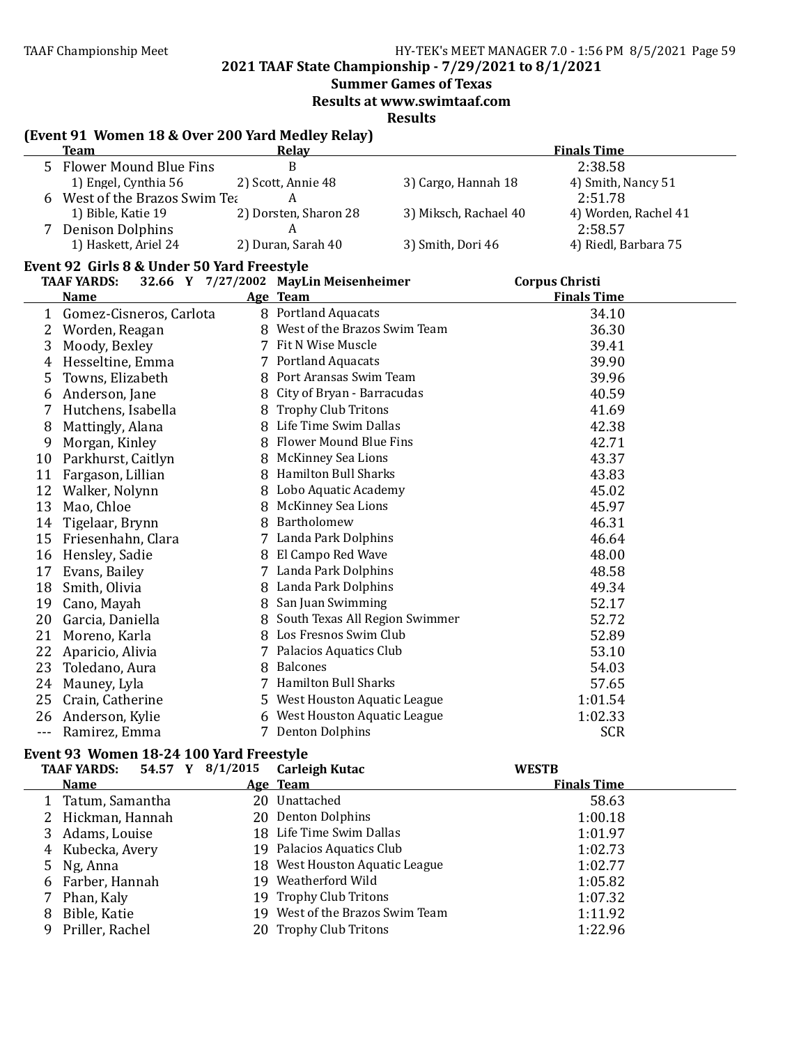## 2021 TAAF State Championship - 7/29/2021 to 8/1/2021

### Summer Games of Texas

### Results at www.swimtaaf.com

### Results

**(Event 91 Women 18 & Over 200 Yard Medley Relay)**

| | Team | Relay | | Finals Time |
|---|---|---|---|---|
| 5 | Flower Mound Blue Fins | B | | 2:38.58 |
| | 1) Engel, Cynthia 56 | 2) Scott, Annie 48 | 3) Cargo, Hannah 18 | 4) Smith, Nancy 51 |
| 6 | West of the Brazos Swim Tea | A | | 2:51.78 |
| | 1) Bible, Katie 19 | 2) Dorsten, Sharon 28 | 3) Miksch, Rachael 40 | 4) Worden, Rachel 41 |
| 7 | Denison Dolphins | A | | 2:58.57 |
| | 1) Haskett, Ariel 24 | 2) Duran, Sarah 40 | 3) Smith, Dori 46 | 4) Riedl, Barbara 75 |

**Event 92 Girls 8 & Under 50 Yard Freestyle**

TAAF YARDS: 32.66 Y 7/27/2002 MayLin Meisenheimer — Corpus Christi

| | Name | Age | Team | Finals Time |
|---|---|---|---|---|
| 1 | Gomez-Cisneros, Carlota | 8 | Portland Aquacats | 34.10 |
| 2 | Worden, Reagan | 8 | West of the Brazos Swim Team | 36.30 |
| 3 | Moody, Bexley | 7 | Fit N Wise Muscle | 39.41 |
| 4 | Hesseltine, Emma | 7 | Portland Aquacats | 39.90 |
| 5 | Towns, Elizabeth | 8 | Port Aransas Swim Team | 39.96 |
| 6 | Anderson, Jane | 8 | City of Bryan - Barracudas | 40.59 |
| 7 | Hutchens, Isabella | 8 | Trophy Club Tritons | 41.69 |
| 8 | Mattingly, Alana | 8 | Life Time Swim Dallas | 42.38 |
| 9 | Morgan, Kinley | 8 | Flower Mound Blue Fins | 42.71 |
| 10 | Parkhurst, Caitlyn | 8 | McKinney Sea Lions | 43.37 |
| 11 | Fargason, Lillian | 8 | Hamilton Bull Sharks | 43.83 |
| 12 | Walker, Nolynn | 8 | Lobo Aquatic Academy | 45.02 |
| 13 | Mao, Chloe | 8 | McKinney Sea Lions | 45.97 |
| 14 | Tigelaar, Brynn | 8 | Bartholomew | 46.31 |
| 15 | Friesenhahn, Clara | 7 | Landa Park Dolphins | 46.64 |
| 16 | Hensley, Sadie | 8 | El Campo Red Wave | 48.00 |
| 17 | Evans, Bailey | 7 | Landa Park Dolphins | 48.58 |
| 18 | Smith, Olivia | 8 | Landa Park Dolphins | 49.34 |
| 19 | Cano, Mayah | 8 | San Juan Swimming | 52.17 |
| 20 | Garcia, Daniella | 8 | South Texas All Region Swimmer | 52.72 |
| 21 | Moreno, Karla | 8 | Los Fresnos Swim Club | 52.89 |
| 22 | Aparicio, Alivia | 7 | Palacios Aquatics Club | 53.10 |
| 23 | Toledano, Aura | 8 | Balcones | 54.03 |
| 24 | Mauney, Lyla | 7 | Hamilton Bull Sharks | 57.65 |
| 25 | Crain, Catherine | 5 | West Houston Aquatic League | 1:01.54 |
| 26 | Anderson, Kylie | 6 | West Houston Aquatic League | 1:02.33 |
| --- | Ramirez, Emma | 7 | Denton Dolphins | SCR |

**Event 93 Women 18-24 100 Yard Freestyle**

TAAF YARDS: 54.57 Y 8/1/2015 Carleigh Kutac — WESTB

| | Name | Age | Team | Finals Time |
|---|---|---|---|---|
| 1 | Tatum, Samantha | 20 | Unattached | 58.63 |
| 2 | Hickman, Hannah | 20 | Denton Dolphins | 1:00.18 |
| 3 | Adams, Louise | 18 | Life Time Swim Dallas | 1:01.97 |
| 4 | Kubecka, Avery | 19 | Palacios Aquatics Club | 1:02.73 |
| 5 | Ng, Anna | 18 | West Houston Aquatic League | 1:02.77 |
| 6 | Farber, Hannah | 19 | Weatherford Wild | 1:05.82 |
| 7 | Phan, Kaly | 19 | Trophy Club Tritons | 1:07.32 |
| 8 | Bible, Katie | 19 | West of the Brazos Swim Team | 1:11.92 |
| 9 | Priller, Rachel | 20 | Trophy Club Tritons | 1:22.96 |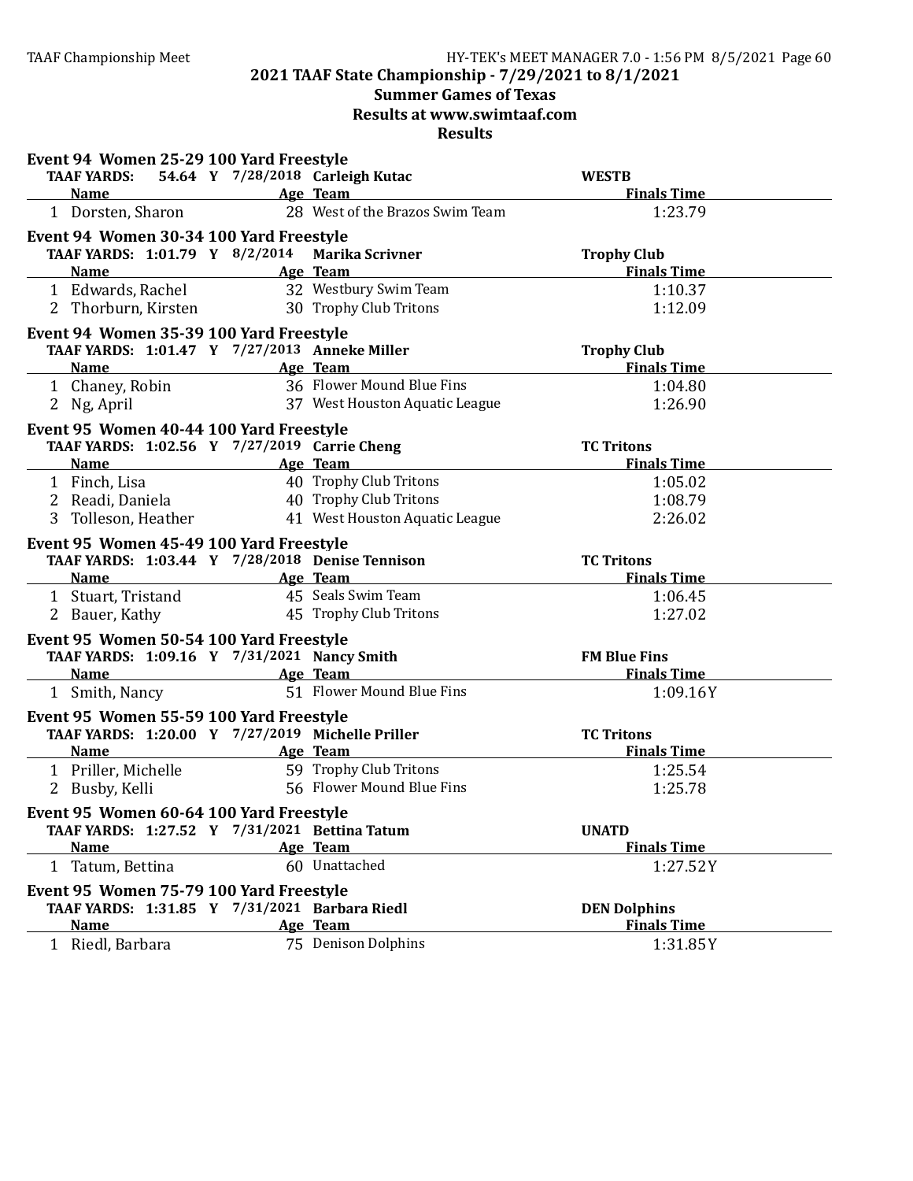## 2021 TAAF State Championship - 7/29/2021 to 8/1/2021

### Summer Games of Texas

### Results at www.swimtaaf.com

### Results

**Event 94 Women 25-29 100 Yard Freestyle**

TAAF YARDS: 54.64 Y 7/28/2018 Carleigh Kutac WESTB

| | Name | Age | Team | Finals Time |
|---|---|---|---|---|
| 1 | Dorsten, Sharon | 28 | West of the Brazos Swim Team | 1:23.79 |

**Event 94 Women 30-34 100 Yard Freestyle**

TAAF YARDS: 1:01.79 Y 8/2/2014 Marika Scrivner Trophy Club

| | Name | Age | Team | Finals Time |
|---|---|---|---|---|
| 1 | Edwards, Rachel | 32 | Westbury Swim Team | 1:10.37 |
| 2 | Thorburn, Kirsten | 30 | Trophy Club Tritons | 1:12.09 |

**Event 94 Women 35-39 100 Yard Freestyle**

TAAF YARDS: 1:01.47 Y 7/27/2013 Anneke Miller Trophy Club

| | Name | Age | Team | Finals Time |
|---|---|---|---|---|
| 1 | Chaney, Robin | 36 | Flower Mound Blue Fins | 1:04.80 |
| 2 | Ng, April | 37 | West Houston Aquatic League | 1:26.90 |

**Event 95 Women 40-44 100 Yard Freestyle**

TAAF YARDS: 1:02.56 Y 7/27/2019 Carrie Cheng TC Tritons

| | Name | Age | Team | Finals Time |
|---|---|---|---|---|
| 1 | Finch, Lisa | 40 | Trophy Club Tritons | 1:05.02 |
| 2 | Readi, Daniela | 40 | Trophy Club Tritons | 1:08.79 |
| 3 | Tolleson, Heather | 41 | West Houston Aquatic League | 2:26.02 |

**Event 95 Women 45-49 100 Yard Freestyle**

TAAF YARDS: 1:03.44 Y 7/28/2018 Denise Tennison TC Tritons

| | Name | Age | Team | Finals Time |
|---|---|---|---|---|
| 1 | Stuart, Tristand | 45 | Seals Swim Team | 1:06.45 |
| 2 | Bauer, Kathy | 45 | Trophy Club Tritons | 1:27.02 |

**Event 95 Women 50-54 100 Yard Freestyle**

TAAF YARDS: 1:09.16 Y 7/31/2021 Nancy Smith FM Blue Fins

| | Name | Age | Team | Finals Time |
|---|---|---|---|---|
| 1 | Smith, Nancy | 51 | Flower Mound Blue Fins | 1:09.16Y |

**Event 95 Women 55-59 100 Yard Freestyle**

TAAF YARDS: 1:20.00 Y 7/27/2019 Michelle Priller TC Tritons

| | Name | Age | Team | Finals Time |
|---|---|---|---|---|
| 1 | Priller, Michelle | 59 | Trophy Club Tritons | 1:25.54 |
| 2 | Busby, Kelli | 56 | Flower Mound Blue Fins | 1:25.78 |

**Event 95 Women 60-64 100 Yard Freestyle**

TAAF YARDS: 1:27.52 Y 7/31/2021 Bettina Tatum UNATD

| | Name | Age | Team | Finals Time |
|---|---|---|---|---|
| 1 | Tatum, Bettina | 60 | Unattached | 1:27.52Y |

**Event 95 Women 75-79 100 Yard Freestyle**

TAAF YARDS: 1:31.85 Y 7/31/2021 Barbara Riedl DEN Dolphins

| | Name | Age | Team | Finals Time |
|---|---|---|---|---|
| 1 | Riedl, Barbara | 75 | Denison Dolphins | 1:31.85Y |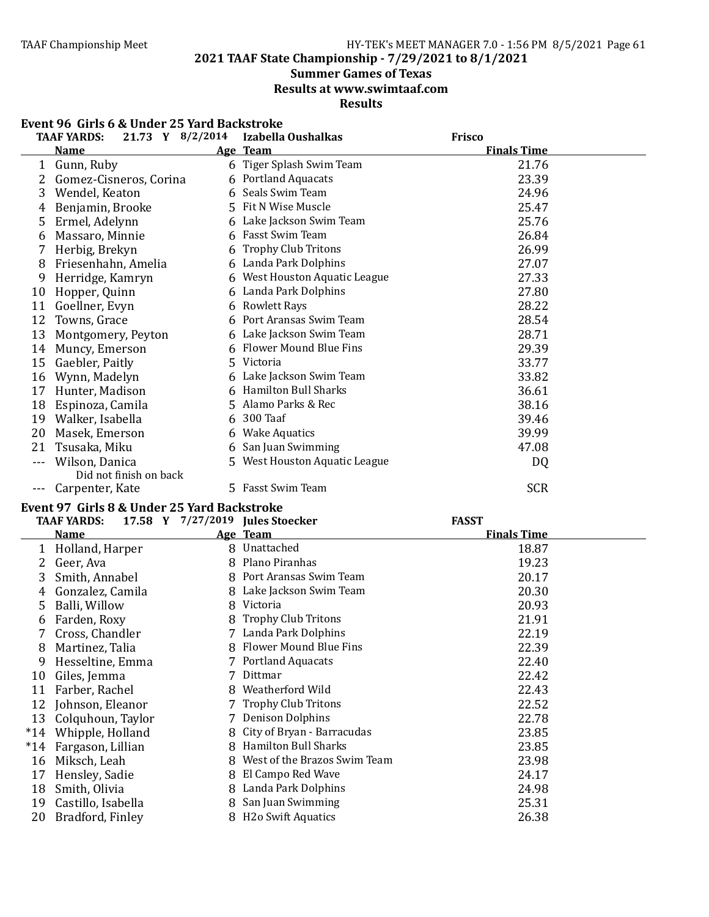## 2021 TAAF State Championship - 7/29/2021 to 8/1/2021

### Summer Games of Texas

### Results at www.swimtaaf.com

### Results

#### Event 96 Girls 6 & Under 25 Yard Backstroke

TAAF YARDS: 21.73 Y 8/2/2014 Izabella Oushalkas Frisco

| | Name | Age | Team | Finals Time |
|---|---|---|---|---|
| 1 | Gunn, Ruby | 6 | Tiger Splash Swim Team | 21.76 |
| 2 | Gomez-Cisneros, Corina | 6 | Portland Aquacats | 23.39 |
| 3 | Wendel, Keaton | 6 | Seals Swim Team | 24.96 |
| 4 | Benjamin, Brooke | 5 | Fit N Wise Muscle | 25.47 |
| 5 | Ermel, Adelynn | 6 | Lake Jackson Swim Team | 25.76 |
| 6 | Massaro, Minnie | 6 | Fasst Swim Team | 26.84 |
| 7 | Herbig, Brekyn | 6 | Trophy Club Tritons | 26.99 |
| 8 | Friesenhahn, Amelia | 6 | Landa Park Dolphins | 27.07 |
| 9 | Herridge, Kamryn | 6 | West Houston Aquatic League | 27.33 |
| 10 | Hopper, Quinn | 6 | Landa Park Dolphins | 27.80 |
| 11 | Goellner, Evyn | 6 | Rowlett Rays | 28.22 |
| 12 | Towns, Grace | 6 | Port Aransas Swim Team | 28.54 |
| 13 | Montgomery, Peyton | 6 | Lake Jackson Swim Team | 28.71 |
| 14 | Muncy, Emerson | 6 | Flower Mound Blue Fins | 29.39 |
| 15 | Gaebler, Paitly | 5 | Victoria | 33.77 |
| 16 | Wynn, Madelyn | 6 | Lake Jackson Swim Team | 33.82 |
| 17 | Hunter, Madison | 6 | Hamilton Bull Sharks | 36.61 |
| 18 | Espinoza, Camila | 5 | Alamo Parks & Rec | 38.16 |
| 19 | Walker, Isabella | 6 | 300 Taaf | 39.46 |
| 20 | Masek, Emerson | 6 | Wake Aquatics | 39.99 |
| 21 | Tsusaka, Miku | 6 | San Juan Swimming | 47.08 |
| --- | Wilson, Danica | 5 | West Houston Aquatic League | DQ |
| | Did not finish on back | | | |
| --- | Carpenter, Kate | 5 | Fasst Swim Team | SCR |

#### Event 97 Girls 8 & Under 25 Yard Backstroke

TAAF YARDS: 17.58 Y 7/27/2019 Jules Stoecker FASST

| | Name | Age | Team | Finals Time |
|---|---|---|---|---|
| 1 | Holland, Harper | 8 | Unattached | 18.87 |
| 2 | Geer, Ava | 8 | Plano Piranhas | 19.23 |
| 3 | Smith, Annabel | 8 | Port Aransas Swim Team | 20.17 |
| 4 | Gonzalez, Camila | 8 | Lake Jackson Swim Team | 20.30 |
| 5 | Balli, Willow | 8 | Victoria | 20.93 |
| 6 | Farden, Roxy | 8 | Trophy Club Tritons | 21.91 |
| 7 | Cross, Chandler | 7 | Landa Park Dolphins | 22.19 |
| 8 | Martinez, Talia | 8 | Flower Mound Blue Fins | 22.39 |
| 9 | Hesseltine, Emma | 7 | Portland Aquacats | 22.40 |
| 10 | Giles, Jemma | 7 | Dittmar | 22.42 |
| 11 | Farber, Rachel | 8 | Weatherford Wild | 22.43 |
| 12 | Johnson, Eleanor | 7 | Trophy Club Tritons | 22.52 |
| 13 | Colquhoun, Taylor | 7 | Denison Dolphins | 22.78 |
| *14 | Whipple, Holland | 8 | City of Bryan - Barracudas | 23.85 |
| *14 | Fargason, Lillian | 8 | Hamilton Bull Sharks | 23.85 |
| 16 | Miksch, Leah | 8 | West of the Brazos Swim Team | 23.98 |
| 17 | Hensley, Sadie | 8 | El Campo Red Wave | 24.17 |
| 18 | Smith, Olivia | 8 | Landa Park Dolphins | 24.98 |
| 19 | Castillo, Isabella | 8 | San Juan Swimming | 25.31 |
| 20 | Bradford, Finley | 8 | H2o Swift Aquatics | 26.38 |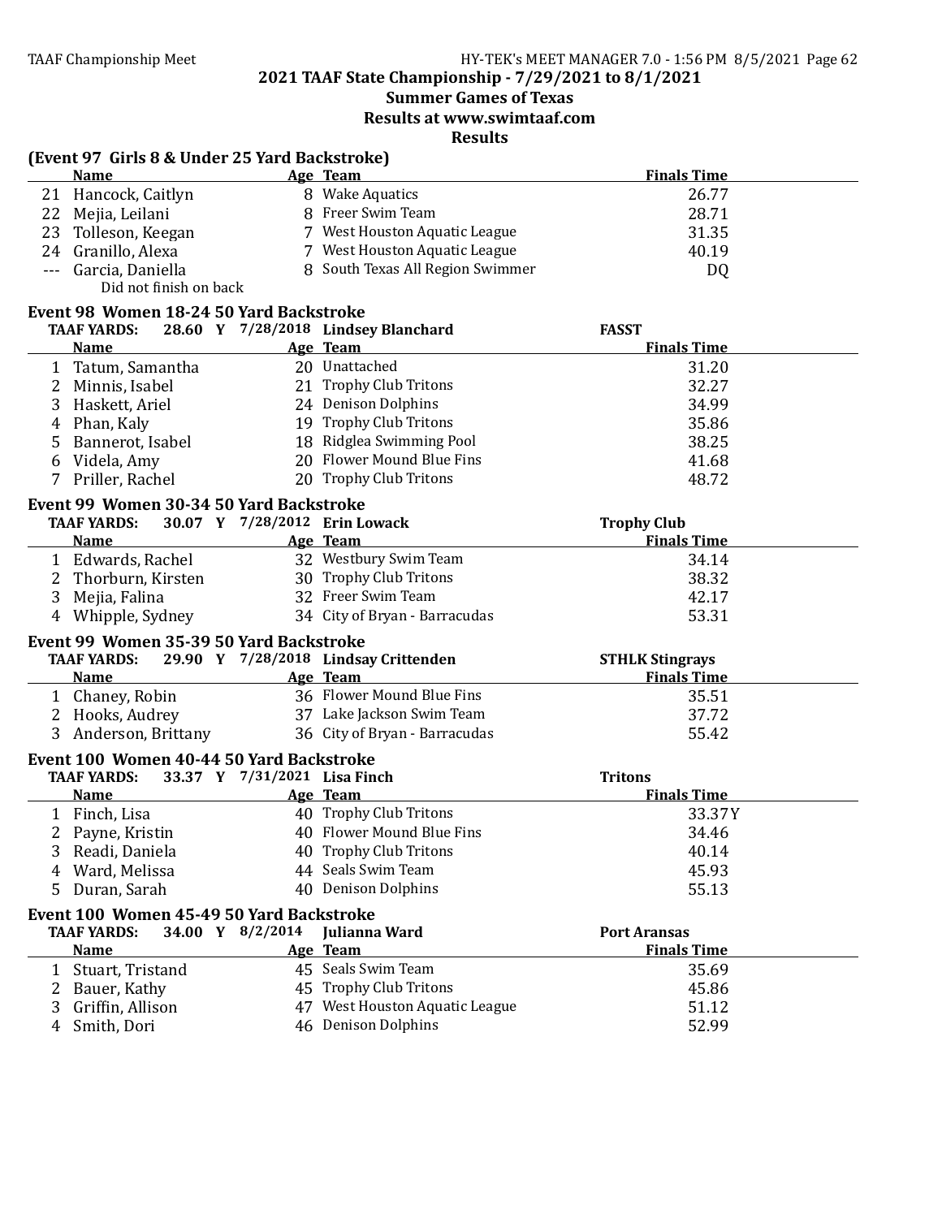## 2021 TAAF State Championship - 7/29/2021 to 8/1/2021

### Summer Games of Texas

### Results at www.swimtaaf.com

### Results

#### (Event 97 Girls 8 & Under 25 Yard Backstroke)

| | Name | Age | Team | Finals Time |
|---|---|---|---|---|
| 21 | Hancock, Caitlyn | 8 | Wake Aquatics | 26.77 |
| 22 | Mejia, Leilani | 8 | Freer Swim Team | 28.71 |
| 23 | Tolleson, Keegan | 7 | West Houston Aquatic League | 31.35 |
| 24 | Granillo, Alexa | 7 | West Houston Aquatic League | 40.19 |
| --- | Garcia, Daniella | 8 | South Texas All Region Swimmer | DQ |
| | Did not finish on back | | | |

#### Event 98 Women 18-24 50 Yard Backstroke

TAAF YARDS: 28.60 Y 7/28/2018 Lindsey Blanchard FASST

| | Name | Age | Team | Finals Time |
|---|---|---|---|---|
| 1 | Tatum, Samantha | 20 | Unattached | 31.20 |
| 2 | Minnis, Isabel | 21 | Trophy Club Tritons | 32.27 |
| 3 | Haskett, Ariel | 24 | Denison Dolphins | 34.99 |
| 4 | Phan, Kaly | 19 | Trophy Club Tritons | 35.86 |
| 5 | Bannerot, Isabel | 18 | Ridglea Swimming Pool | 38.25 |
| 6 | Videla, Amy | 20 | Flower Mound Blue Fins | 41.68 |
| 7 | Priller, Rachel | 20 | Trophy Club Tritons | 48.72 |

#### Event 99 Women 30-34 50 Yard Backstroke

TAAF YARDS: 30.07 Y 7/28/2012 Erin Lowack Trophy Club

| | Name | Age | Team | Finals Time |
|---|---|---|---|---|
| 1 | Edwards, Rachel | 32 | Westbury Swim Team | 34.14 |
| 2 | Thorburn, Kirsten | 30 | Trophy Club Tritons | 38.32 |
| 3 | Mejia, Falina | 32 | Freer Swim Team | 42.17 |
| 4 | Whipple, Sydney | 34 | City of Bryan - Barracudas | 53.31 |

#### Event 99 Women 35-39 50 Yard Backstroke

TAAF YARDS: 29.90 Y 7/28/2018 Lindsay Crittenden STHLK Stingrays

| | Name | Age | Team | Finals Time |
|---|---|---|---|---|
| 1 | Chaney, Robin | 36 | Flower Mound Blue Fins | 35.51 |
| 2 | Hooks, Audrey | 37 | Lake Jackson Swim Team | 37.72 |
| 3 | Anderson, Brittany | 36 | City of Bryan - Barracudas | 55.42 |

#### Event 100 Women 40-44 50 Yard Backstroke

TAAF YARDS: 33.37 Y 7/31/2021 Lisa Finch Tritons

| | Name | Age | Team | Finals Time |
|---|---|---|---|---|
| 1 | Finch, Lisa | 40 | Trophy Club Tritons | 33.37Y |
| 2 | Payne, Kristin | 40 | Flower Mound Blue Fins | 34.46 |
| 3 | Readi, Daniela | 40 | Trophy Club Tritons | 40.14 |
| 4 | Ward, Melissa | 44 | Seals Swim Team | 45.93 |
| 5 | Duran, Sarah | 40 | Denison Dolphins | 55.13 |

#### Event 100 Women 45-49 50 Yard Backstroke

TAAF YARDS: 34.00 Y 8/2/2014 Julianna Ward Port Aransas

| | Name | Age | Team | Finals Time |
|---|---|---|---|---|
| 1 | Stuart, Tristand | 45 | Seals Swim Team | 35.69 |
| 2 | Bauer, Kathy | 45 | Trophy Club Tritons | 45.86 |
| 3 | Griffin, Allison | 47 | West Houston Aquatic League | 51.12 |
| 4 | Smith, Dori | 46 | Denison Dolphins | 52.99 |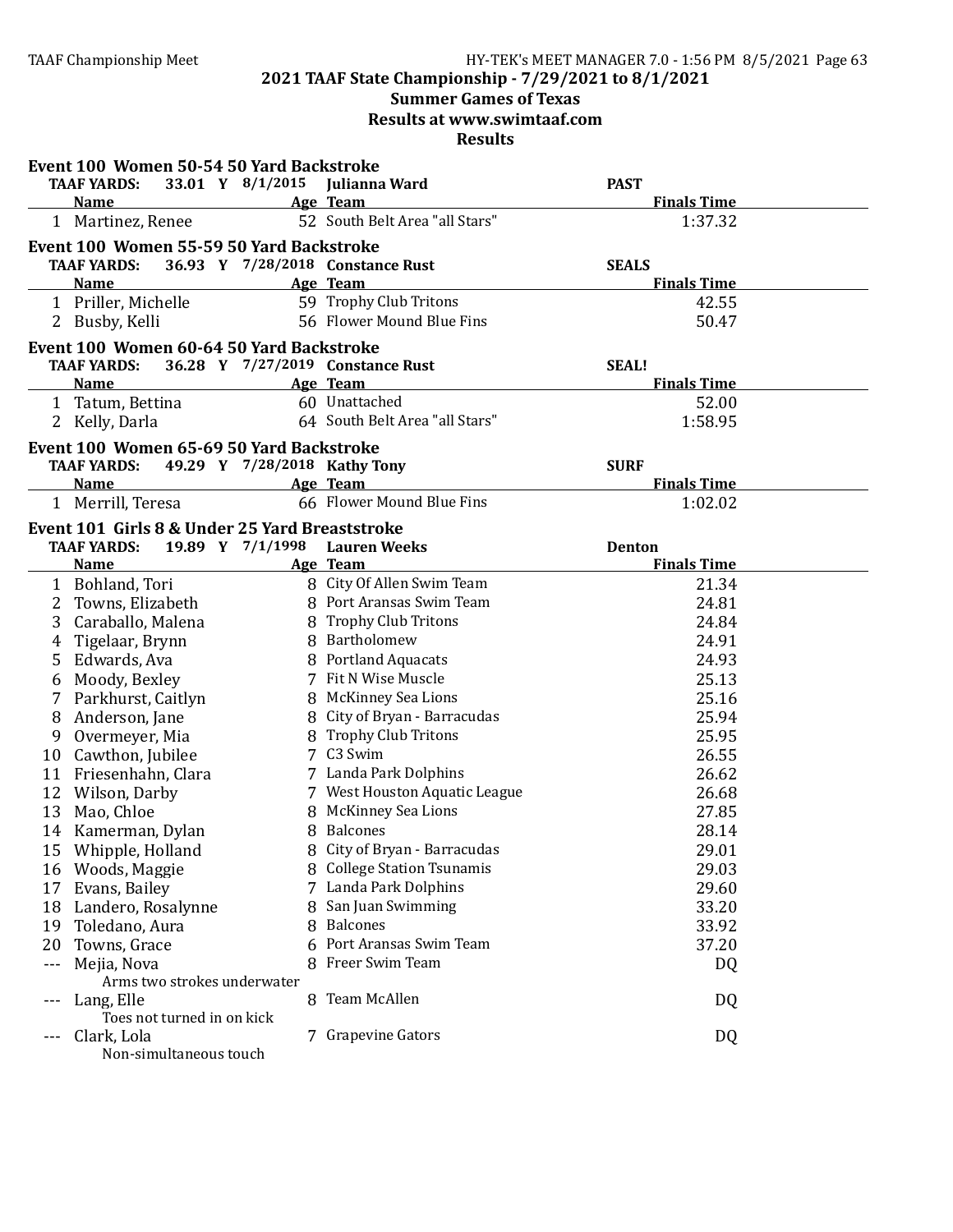## 2021 TAAF State Championship - 7/29/2021 to 8/1/2021

### Summer Games of Texas

### Results at www.swimtaaf.com

### Results

**Event 100 Women 50-54 50 Yard Backstroke**

TAAF YARDS: 33.01 Y 8/1/2015 Julianna Ward PAST

| | Name | Age | Team | Finals Time |
|---|---|---|---|---|
| 1 | Martinez, Renee | 52 | South Belt Area "all Stars" | 1:37.32 |

**Event 100 Women 55-59 50 Yard Backstroke**

TAAF YARDS: 36.93 Y 7/28/2018 Constance Rust SEALS

| | Name | Age | Team | Finals Time |
|---|---|---|---|---|
| 1 | Priller, Michelle | 59 | Trophy Club Tritons | 42.55 |
| 2 | Busby, Kelli | 56 | Flower Mound Blue Fins | 50.47 |

**Event 100 Women 60-64 50 Yard Backstroke**

TAAF YARDS: 36.28 Y 7/27/2019 Constance Rust SEAL!

| | Name | Age | Team | Finals Time |
|---|---|---|---|---|
| 1 | Tatum, Bettina | 60 | Unattached | 52.00 |
| 2 | Kelly, Darla | 64 | South Belt Area "all Stars" | 1:58.95 |

**Event 100 Women 65-69 50 Yard Backstroke**

TAAF YARDS: 49.29 Y 7/28/2018 Kathy Tony SURF

| | Name | Age | Team | Finals Time |
|---|---|---|---|---|
| 1 | Merrill, Teresa | 66 | Flower Mound Blue Fins | 1:02.02 |

**Event 101 Girls 8 & Under 25 Yard Breaststroke**

TAAF YARDS: 19.89 Y 7/1/1998 Lauren Weeks Denton

| | Name | Age | Team | Finals Time |
|---|---|---|---|---|
| 1 | Bohland, Tori | 8 | City Of Allen Swim Team | 21.34 |
| 2 | Towns, Elizabeth | 8 | Port Aransas Swim Team | 24.81 |
| 3 | Caraballo, Malena | 8 | Trophy Club Tritons | 24.84 |
| 4 | Tigelaar, Brynn | 8 | Bartholomew | 24.91 |
| 5 | Edwards, Ava | 8 | Portland Aquacats | 24.93 |
| 6 | Moody, Bexley | 7 | Fit N Wise Muscle | 25.13 |
| 7 | Parkhurst, Caitlyn | 8 | McKinney Sea Lions | 25.16 |
| 8 | Anderson, Jane | 8 | City of Bryan - Barracudas | 25.94 |
| 9 | Overmeyer, Mia | 8 | Trophy Club Tritons | 25.95 |
| 10 | Cawthon, Jubilee | 7 | C3 Swim | 26.55 |
| 11 | Friesenhahn, Clara | 7 | Landa Park Dolphins | 26.62 |
| 12 | Wilson, Darby | 7 | West Houston Aquatic League | 26.68 |
| 13 | Mao, Chloe | 8 | McKinney Sea Lions | 27.85 |
| 14 | Kamerman, Dylan | 8 | Balcones | 28.14 |
| 15 | Whipple, Holland | 8 | City of Bryan - Barracudas | 29.01 |
| 16 | Woods, Maggie | 8 | College Station Tsunamis | 29.03 |
| 17 | Evans, Bailey | 7 | Landa Park Dolphins | 29.60 |
| 18 | Landero, Rosalynne | 8 | San Juan Swimming | 33.20 |
| 19 | Toledano, Aura | 8 | Balcones | 33.92 |
| 20 | Towns, Grace | 6 | Port Aransas Swim Team | 37.20 |
| --- | Mejia, Nova<br>Arms two strokes underwater | 8 | Freer Swim Team | DQ |
| --- | Lang, Elle<br>Toes not turned in on kick | 8 | Team McAllen | DQ |
| --- | Clark, Lola<br>Non-simultaneous touch | 7 | Grapevine Gators | DQ |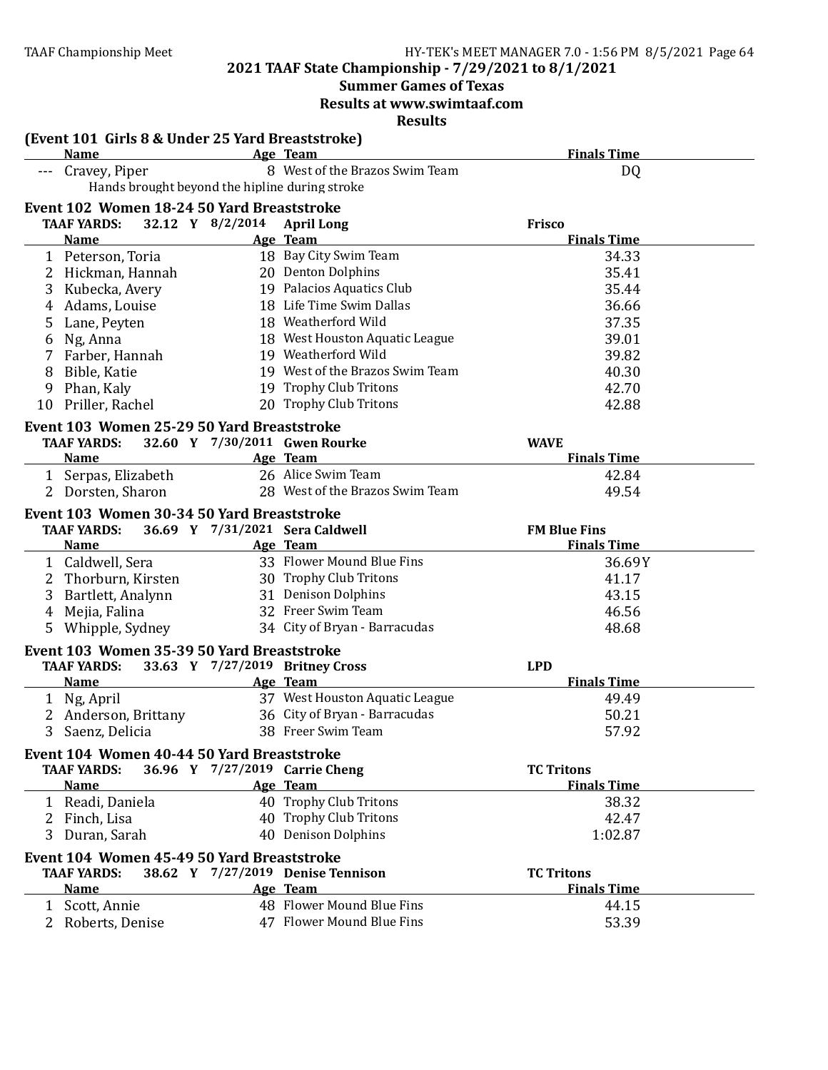## 2021 TAAF State Championship - 7/29/2021 to 8/1/2021

### Summer Games of Texas

### Results at www.swimtaaf.com

### Results

**(Event 101 Girls 8 & Under 25 Yard Breaststroke)**

| | Name | Age | Team | Finals Time |
|---|---|---|---|---|
| --- | Cravey, Piper | 8 | West of the Brazos Swim Team | DQ |
| | Hands brought beyond the hipline during stroke | | | |

**Event 102 Women 18-24 50 Yard Breaststroke**

TAAF YARDS: 32.12 Y 8/2/2014 April Long — Frisco

| | Name | Age | Team | Finals Time |
|---|---|---|---|---|
| 1 | Peterson, Toria | 18 | Bay City Swim Team | 34.33 |
| 2 | Hickman, Hannah | 20 | Denton Dolphins | 35.41 |
| 3 | Kubecka, Avery | 19 | Palacios Aquatics Club | 35.44 |
| 4 | Adams, Louise | 18 | Life Time Swim Dallas | 36.66 |
| 5 | Lane, Peyten | 18 | Weatherford Wild | 37.35 |
| 6 | Ng, Anna | 18 | West Houston Aquatic League | 39.01 |
| 7 | Farber, Hannah | 19 | Weatherford Wild | 39.82 |
| 8 | Bible, Katie | 19 | West of the Brazos Swim Team | 40.30 |
| 9 | Phan, Kaly | 19 | Trophy Club Tritons | 42.70 |
| 10 | Priller, Rachel | 20 | Trophy Club Tritons | 42.88 |

**Event 103 Women 25-29 50 Yard Breaststroke**

TAAF YARDS: 32.60 Y 7/30/2011 Gwen Rourke — WAVE

| | Name | Age | Team | Finals Time |
|---|---|---|---|---|
| 1 | Serpas, Elizabeth | 26 | Alice Swim Team | 42.84 |
| 2 | Dorsten, Sharon | 28 | West of the Brazos Swim Team | 49.54 |

**Event 103 Women 30-34 50 Yard Breaststroke**

TAAF YARDS: 36.69 Y 7/31/2021 Sera Caldwell — FM Blue Fins

| | Name | Age | Team | Finals Time |
|---|---|---|---|---|
| 1 | Caldwell, Sera | 33 | Flower Mound Blue Fins | 36.69Y |
| 2 | Thorburn, Kirsten | 30 | Trophy Club Tritons | 41.17 |
| 3 | Bartlett, Analynn | 31 | Denison Dolphins | 43.15 |
| 4 | Mejia, Falina | 32 | Freer Swim Team | 46.56 |
| 5 | Whipple, Sydney | 34 | City of Bryan - Barracudas | 48.68 |

**Event 103 Women 35-39 50 Yard Breaststroke**

TAAF YARDS: 33.63 Y 7/27/2019 Britney Cross — LPD

| | Name | Age | Team | Finals Time |
|---|---|---|---|---|
| 1 | Ng, April | 37 | West Houston Aquatic League | 49.49 |
| 2 | Anderson, Brittany | 36 | City of Bryan - Barracudas | 50.21 |
| 3 | Saenz, Delicia | 38 | Freer Swim Team | 57.92 |

**Event 104 Women 40-44 50 Yard Breaststroke**

TAAF YARDS: 36.96 Y 7/27/2019 Carrie Cheng — TC Tritons

| | Name | Age | Team | Finals Time |
|---|---|---|---|---|
| 1 | Readi, Daniela | 40 | Trophy Club Tritons | 38.32 |
| 2 | Finch, Lisa | 40 | Trophy Club Tritons | 42.47 |
| 3 | Duran, Sarah | 40 | Denison Dolphins | 1:02.87 |

**Event 104 Women 45-49 50 Yard Breaststroke**

TAAF YARDS: 38.62 Y 7/27/2019 Denise Tennison — TC Tritons

| | Name | Age | Team | Finals Time |
|---|---|---|---|---|
| 1 | Scott, Annie | 48 | Flower Mound Blue Fins | 44.15 |
| 2 | Roberts, Denise | 47 | Flower Mound Blue Fins | 53.39 |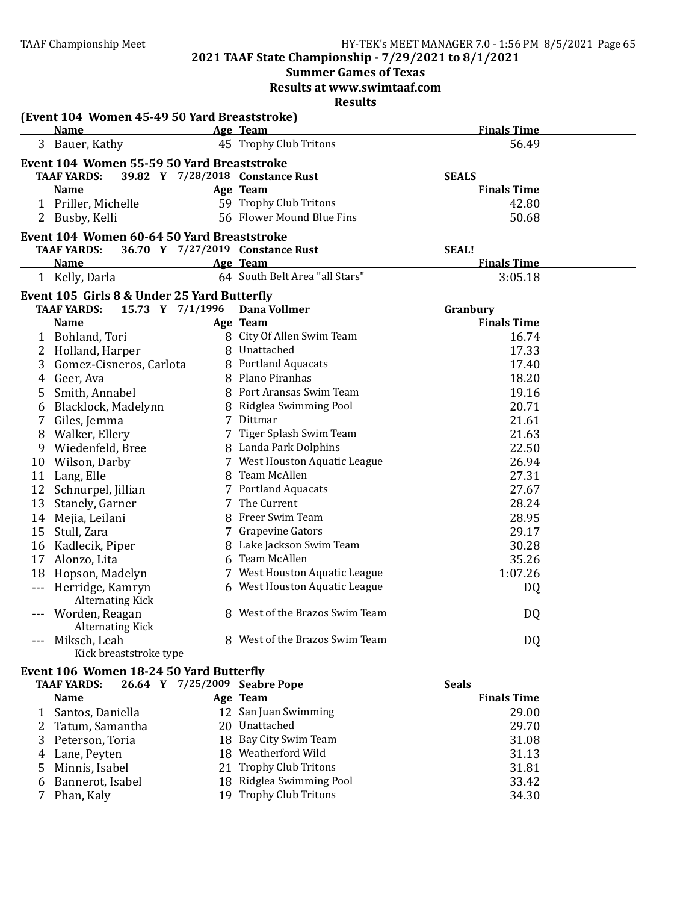## 2021 TAAF State Championship - 7/29/2021 to 8/1/2021

### Summer Games of Texas

### Results at www.swimtaaf.com

### Results

**(Event 104 Women 45-49 50 Yard Breaststroke)**

| | Name | Age | Team | Finals Time |
|---|---|---|---|---|
| 3 | Bauer, Kathy | 45 | Trophy Club Tritons | 56.49 |

**Event 104 Women 55-59 50 Yard Breaststroke**

TAAF YARDS: 39.82 Y 7/28/2018 Constance Rust SEALS

| | Name | Age | Team | Finals Time |
|---|---|---|---|---|
| 1 | Priller, Michelle | 59 | Trophy Club Tritons | 42.80 |
| 2 | Busby, Kelli | 56 | Flower Mound Blue Fins | 50.68 |

**Event 104 Women 60-64 50 Yard Breaststroke**

TAAF YARDS: 36.70 Y 7/27/2019 Constance Rust SEAL!

| | Name | Age | Team | Finals Time |
|---|---|---|---|---|
| 1 | Kelly, Darla | 64 | South Belt Area "all Stars" | 3:05.18 |

**Event 105 Girls 8 & Under 25 Yard Butterfly**

TAAF YARDS: 15.73 Y 7/1/1996 Dana Vollmer Granbury

| | Name | Age | Team | Finals Time |
|---|---|---|---|---|
| 1 | Bohland, Tori | 8 | City Of Allen Swim Team | 16.74 |
| 2 | Holland, Harper | 8 | Unattached | 17.33 |
| 3 | Gomez-Cisneros, Carlota | 8 | Portland Aquacats | 17.40 |
| 4 | Geer, Ava | 8 | Plano Piranhas | 18.20 |
| 5 | Smith, Annabel | 8 | Port Aransas Swim Team | 19.16 |
| 6 | Blacklock, Madelynn | 8 | Ridglea Swimming Pool | 20.71 |
| 7 | Giles, Jemma | 7 | Dittmar | 21.61 |
| 8 | Walker, Ellery | 7 | Tiger Splash Swim Team | 21.63 |
| 9 | Wiedenfeld, Bree | 8 | Landa Park Dolphins | 22.50 |
| 10 | Wilson, Darby | 7 | West Houston Aquatic League | 26.94 |
| 11 | Lang, Elle | 8 | Team McAllen | 27.31 |
| 12 | Schnurpel, Jillian | 7 | Portland Aquacats | 27.67 |
| 13 | Stanely, Garner | 7 | The Current | 28.24 |
| 14 | Mejia, Leilani | 8 | Freer Swim Team | 28.95 |
| 15 | Stull, Zara | 7 | Grapevine Gators | 29.17 |
| 16 | Kadlecik, Piper | 8 | Lake Jackson Swim Team | 30.28 |
| 17 | Alonzo, Lita | 6 | Team McAllen | 35.26 |
| 18 | Hopson, Madelyn | 7 | West Houston Aquatic League | 1:07.26 |
| --- | Herridge, Kamryn<br>Alternating Kick | 6 | West Houston Aquatic League | DQ |
| --- | Worden, Reagan<br>Alternating Kick | 8 | West of the Brazos Swim Team | DQ |
| --- | Miksch, Leah<br>Kick breaststroke type | 8 | West of the Brazos Swim Team | DQ |

**Event 106 Women 18-24 50 Yard Butterfly**

TAAF YARDS: 26.64 Y 7/25/2009 Seabre Pope Seals

| | Name | Age | Team | Finals Time |
|---|---|---|---|---|
| 1 | Santos, Daniella | 12 | San Juan Swimming | 29.00 |
| 2 | Tatum, Samantha | 20 | Unattached | 29.70 |
| 3 | Peterson, Toria | 18 | Bay City Swim Team | 31.08 |
| 4 | Lane, Peyten | 18 | Weatherford Wild | 31.13 |
| 5 | Minnis, Isabel | 21 | Trophy Club Tritons | 31.81 |
| 6 | Bannerot, Isabel | 18 | Ridglea Swimming Pool | 33.42 |
| 7 | Phan, Kaly | 19 | Trophy Club Tritons | 34.30 |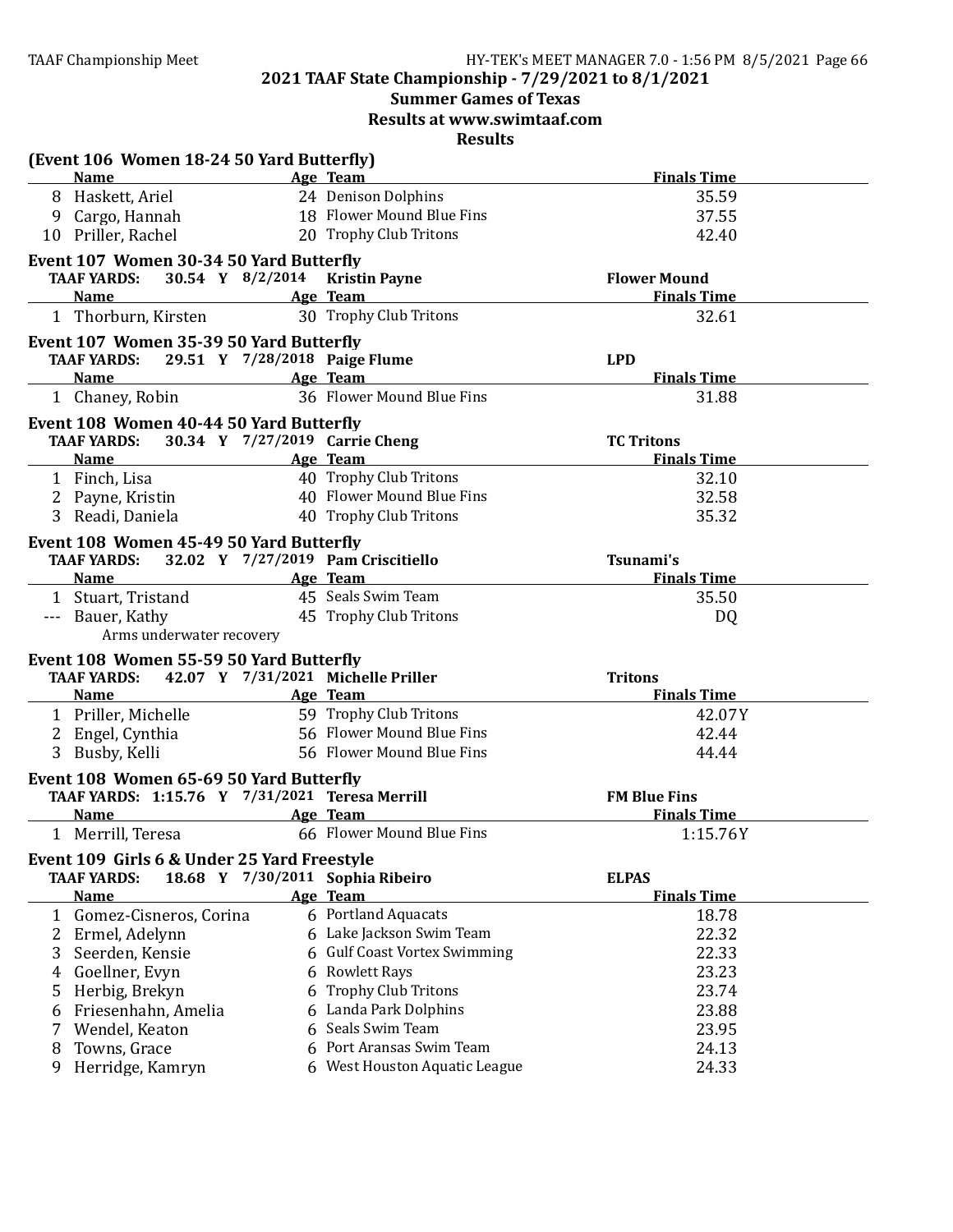## 2021 TAAF State Championship - 7/29/2021 to 8/1/2021

### Summer Games of Texas

### Results at www.swimtaaf.com

### Results

**(Event 106 Women 18-24 50 Yard Butterfly)**

| | Name | Age | Team | Finals Time |
|---|---|---|---|---|
| 8 | Haskett, Ariel | 24 | Denison Dolphins | 35.59 |
| 9 | Cargo, Hannah | 18 | Flower Mound Blue Fins | 37.55 |
| 10 | Priller, Rachel | 20 | Trophy Club Tritons | 42.40 |

**Event 107 Women 30-34 50 Yard Butterfly**

TAAF YARDS: 30.54 Y 8/2/2014 Kristin Payne — Flower Mound

| | Name | Age | Team | Finals Time |
|---|---|---|---|---|
| 1 | Thorburn, Kirsten | 30 | Trophy Club Tritons | 32.61 |

**Event 107 Women 35-39 50 Yard Butterfly**

TAAF YARDS: 29.51 Y 7/28/2018 Paige Flume — LPD

| | Name | Age | Team | Finals Time |
|---|---|---|---|---|
| 1 | Chaney, Robin | 36 | Flower Mound Blue Fins | 31.88 |

**Event 108 Women 40-44 50 Yard Butterfly**

TAAF YARDS: 30.34 Y 7/27/2019 Carrie Cheng — TC Tritons

| | Name | Age | Team | Finals Time |
|---|---|---|---|---|
| 1 | Finch, Lisa | 40 | Trophy Club Tritons | 32.10 |
| 2 | Payne, Kristin | 40 | Flower Mound Blue Fins | 32.58 |
| 3 | Readi, Daniela | 40 | Trophy Club Tritons | 35.32 |

**Event 108 Women 45-49 50 Yard Butterfly**

TAAF YARDS: 32.02 Y 7/27/2019 Pam Criscitiello — Tsunami's

| | Name | Age | Team | Finals Time |
|---|---|---|---|---|
| 1 | Stuart, Tristand | 45 | Seals Swim Team | 35.50 |
| --- | Bauer, Kathy | 45 | Trophy Club Tritons | DQ |
| | Arms underwater recovery | | | |

**Event 108 Women 55-59 50 Yard Butterfly**

TAAF YARDS: 42.07 Y 7/31/2021 Michelle Priller — Tritons

| | Name | Age | Team | Finals Time |
|---|---|---|---|---|
| 1 | Priller, Michelle | 59 | Trophy Club Tritons | 42.07Y |
| 2 | Engel, Cynthia | 56 | Flower Mound Blue Fins | 42.44 |
| 3 | Busby, Kelli | 56 | Flower Mound Blue Fins | 44.44 |

**Event 108 Women 65-69 50 Yard Butterfly**

TAAF YARDS: 1:15.76 Y 7/31/2021 Teresa Merrill — FM Blue Fins

| | Name | Age | Team | Finals Time |
|---|---|---|---|---|
| 1 | Merrill, Teresa | 66 | Flower Mound Blue Fins | 1:15.76Y |

**Event 109 Girls 6 & Under 25 Yard Freestyle**

TAAF YARDS: 18.68 Y 7/30/2011 Sophia Ribeiro — ELPAS

| | Name | Age | Team | Finals Time |
|---|---|---|---|---|
| 1 | Gomez-Cisneros, Corina | 6 | Portland Aquacats | 18.78 |
| 2 | Ermel, Adelynn | 6 | Lake Jackson Swim Team | 22.32 |
| 3 | Seerden, Kensie | 6 | Gulf Coast Vortex Swimming | 22.33 |
| 4 | Goellner, Evyn | 6 | Rowlett Rays | 23.23 |
| 5 | Herbig, Brekyn | 6 | Trophy Club Tritons | 23.74 |
| 6 | Friesenhahn, Amelia | 6 | Landa Park Dolphins | 23.88 |
| 7 | Wendel, Keaton | 6 | Seals Swim Team | 23.95 |
| 8 | Towns, Grace | 6 | Port Aransas Swim Team | 24.13 |
| 9 | Herridge, Kamryn | 6 | West Houston Aquatic League | 24.33 |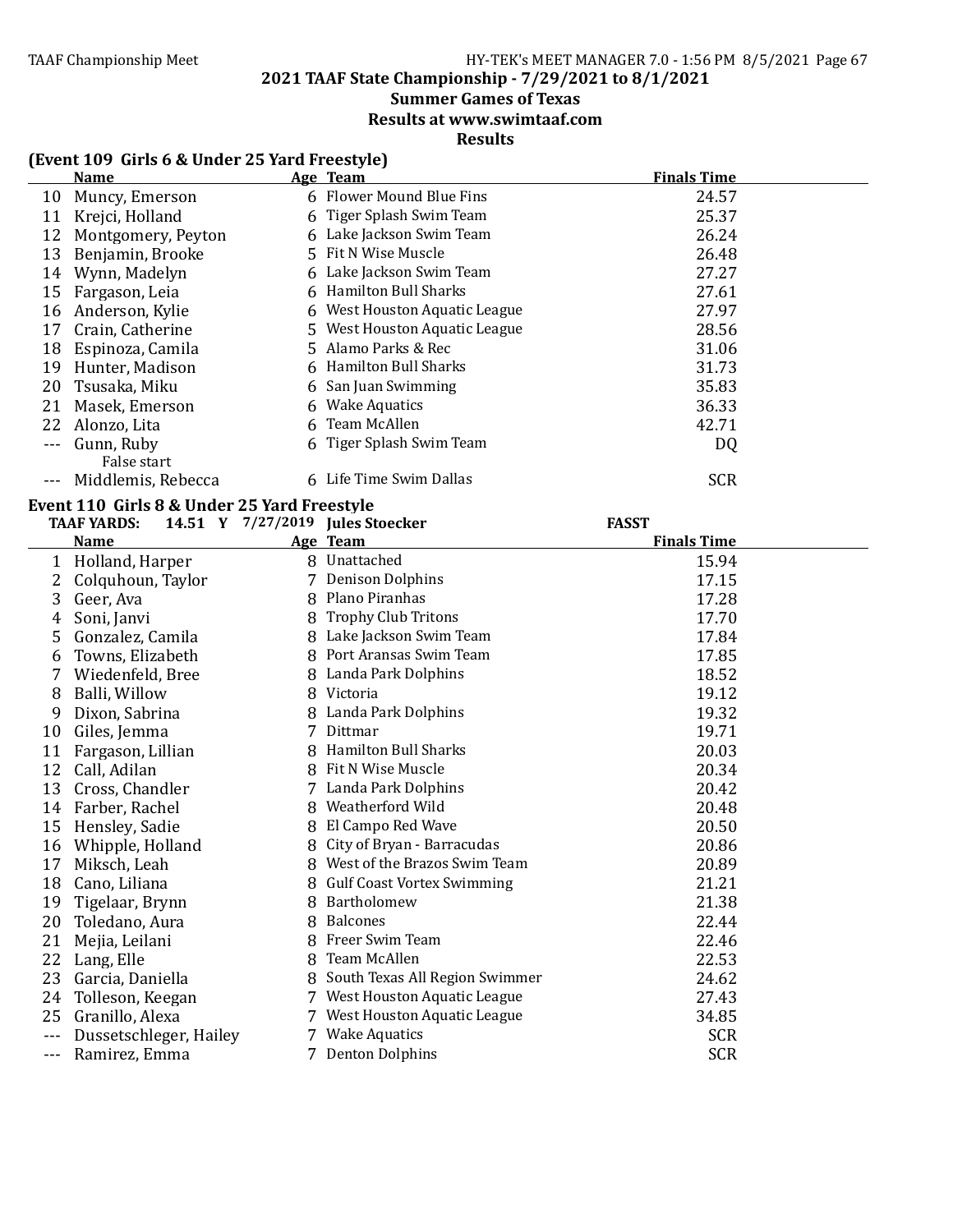## 2021 TAAF State Championship - 7/29/2021 to 8/1/2021

**Summer Games of Texas**

**Results at www.swimtaaf.com**

**Results**

### (Event 109 Girls 6 & Under 25 Yard Freestyle)

| | Name | Age | Team | Finals Time |
|---|---|---|---|---|
| 10 | Muncy, Emerson | 6 | Flower Mound Blue Fins | 24.57 |
| 11 | Krejci, Holland | 6 | Tiger Splash Swim Team | 25.37 |
| 12 | Montgomery, Peyton | 6 | Lake Jackson Swim Team | 26.24 |
| 13 | Benjamin, Brooke | 5 | Fit N Wise Muscle | 26.48 |
| 14 | Wynn, Madelyn | 6 | Lake Jackson Swim Team | 27.27 |
| 15 | Fargason, Leia | 6 | Hamilton Bull Sharks | 27.61 |
| 16 | Anderson, Kylie | 6 | West Houston Aquatic League | 27.97 |
| 17 | Crain, Catherine | 5 | West Houston Aquatic League | 28.56 |
| 18 | Espinoza, Camila | 5 | Alamo Parks & Rec | 31.06 |
| 19 | Hunter, Madison | 6 | Hamilton Bull Sharks | 31.73 |
| 20 | Tsusaka, Miku | 6 | San Juan Swimming | 35.83 |
| 21 | Masek, Emerson | 6 | Wake Aquatics | 36.33 |
| 22 | Alonzo, Lita | 6 | Team McAllen | 42.71 |
| --- | Gunn, Ruby | 6 | Tiger Splash Swim Team | DQ |
| | False start | | | |
| --- | Middlemis, Rebecca | 6 | Life Time Swim Dallas | SCR |

### Event 110 Girls 8 & Under 25 Yard Freestyle

**TAAF YARDS:** 14.51 Y 7/27/2019 **Jules Stoecker** **FASST**

| | Name | Age | Team | Finals Time |
|---|---|---|---|---|
| 1 | Holland, Harper | 8 | Unattached | 15.94 |
| 2 | Colquhoun, Taylor | 7 | Denison Dolphins | 17.15 |
| 3 | Geer, Ava | 8 | Plano Piranhas | 17.28 |
| 4 | Soni, Janvi | 8 | Trophy Club Tritons | 17.70 |
| 5 | Gonzalez, Camila | 8 | Lake Jackson Swim Team | 17.84 |
| 6 | Towns, Elizabeth | 8 | Port Aransas Swim Team | 17.85 |
| 7 | Wiedenfeld, Bree | 8 | Landa Park Dolphins | 18.52 |
| 8 | Balli, Willow | 8 | Victoria | 19.12 |
| 9 | Dixon, Sabrina | 8 | Landa Park Dolphins | 19.32 |
| 10 | Giles, Jemma | 7 | Dittmar | 19.71 |
| 11 | Fargason, Lillian | 8 | Hamilton Bull Sharks | 20.03 |
| 12 | Call, Adilan | 8 | Fit N Wise Muscle | 20.34 |
| 13 | Cross, Chandler | 7 | Landa Park Dolphins | 20.42 |
| 14 | Farber, Rachel | 8 | Weatherford Wild | 20.48 |
| 15 | Hensley, Sadie | 8 | El Campo Red Wave | 20.50 |
| 16 | Whipple, Holland | 8 | City of Bryan - Barracudas | 20.86 |
| 17 | Miksch, Leah | 8 | West of the Brazos Swim Team | 20.89 |
| 18 | Cano, Liliana | 8 | Gulf Coast Vortex Swimming | 21.21 |
| 19 | Tigelaar, Brynn | 8 | Bartholomew | 21.38 |
| 20 | Toledano, Aura | 8 | Balcones | 22.44 |
| 21 | Mejia, Leilani | 8 | Freer Swim Team | 22.46 |
| 22 | Lang, Elle | 8 | Team McAllen | 22.53 |
| 23 | Garcia, Daniella | 8 | South Texas All Region Swimmer | 24.62 |
| 24 | Tolleson, Keegan | 7 | West Houston Aquatic League | 27.43 |
| 25 | Granillo, Alexa | 7 | West Houston Aquatic League | 34.85 |
| --- | Dussetschleger, Hailey | 7 | Wake Aquatics | SCR |
| --- | Ramirez, Emma | 7 | Denton Dolphins | SCR |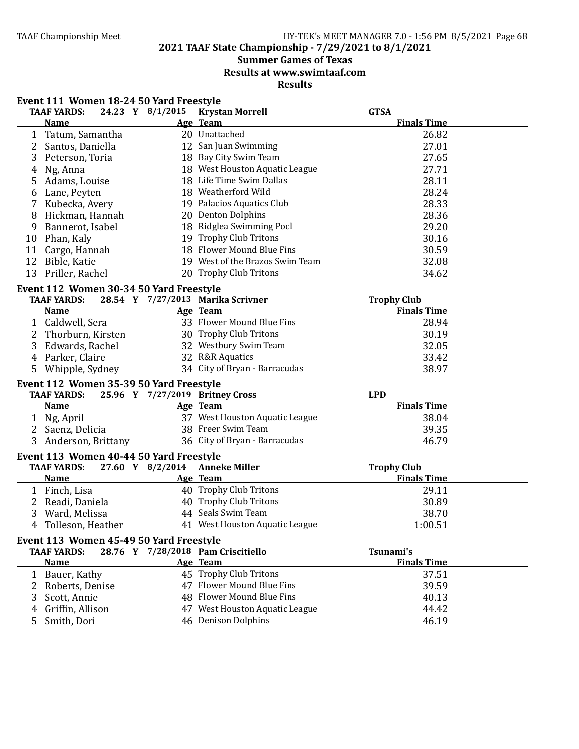# 2021 TAAF State Championship - 7/29/2021 to 8/1/2021

## Summer Games of Texas

### Results at www.swimtaaf.com

### Results

#### Event 111 Women 18-24 50 Yard Freestyle

TAAF YARDS: 24.23 Y 8/1/2015 Krystan Morrell GTSA

| | Name | Age | Team | Finals Time |
|---|---|---|---|---|
| 1 | Tatum, Samantha | 20 | Unattached | 26.82 |
| 2 | Santos, Daniella | 12 | San Juan Swimming | 27.01 |
| 3 | Peterson, Toria | 18 | Bay City Swim Team | 27.65 |
| 4 | Ng, Anna | 18 | West Houston Aquatic League | 27.71 |
| 5 | Adams, Louise | 18 | Life Time Swim Dallas | 28.11 |
| 6 | Lane, Peyten | 18 | Weatherford Wild | 28.24 |
| 7 | Kubecka, Avery | 19 | Palacios Aquatics Club | 28.33 |
| 8 | Hickman, Hannah | 20 | Denton Dolphins | 28.36 |
| 9 | Bannerot, Isabel | 18 | Ridglea Swimming Pool | 29.20 |
| 10 | Phan, Kaly | 19 | Trophy Club Tritons | 30.16 |
| 11 | Cargo, Hannah | 18 | Flower Mound Blue Fins | 30.59 |
| 12 | Bible, Katie | 19 | West of the Brazos Swim Team | 32.08 |
| 13 | Priller, Rachel | 20 | Trophy Club Tritons | 34.62 |

#### Event 112 Women 30-34 50 Yard Freestyle

TAAF YARDS: 28.54 Y 7/27/2013 Marika Scrivner Trophy Club

| | Name | Age | Team | Finals Time |
|---|---|---|---|---|
| 1 | Caldwell, Sera | 33 | Flower Mound Blue Fins | 28.94 |
| 2 | Thorburn, Kirsten | 30 | Trophy Club Tritons | 30.19 |
| 3 | Edwards, Rachel | 32 | Westbury Swim Team | 32.05 |
| 4 | Parker, Claire | 32 | R&R Aquatics | 33.42 |
| 5 | Whipple, Sydney | 34 | City of Bryan - Barracudas | 38.97 |

#### Event 112 Women 35-39 50 Yard Freestyle

TAAF YARDS: 25.96 Y 7/27/2019 Britney Cross LPD

| | Name | Age | Team | Finals Time |
|---|---|---|---|---|
| 1 | Ng, April | 37 | West Houston Aquatic League | 38.04 |
| 2 | Saenz, Delicia | 38 | Freer Swim Team | 39.35 |
| 3 | Anderson, Brittany | 36 | City of Bryan - Barracudas | 46.79 |

#### Event 113 Women 40-44 50 Yard Freestyle

TAAF YARDS: 27.60 Y 8/2/2014 Anneke Miller Trophy Club

| | Name | Age | Team | Finals Time |
|---|---|---|---|---|
| 1 | Finch, Lisa | 40 | Trophy Club Tritons | 29.11 |
| 2 | Readi, Daniela | 40 | Trophy Club Tritons | 30.89 |
| 3 | Ward, Melissa | 44 | Seals Swim Team | 38.70 |
| 4 | Tolleson, Heather | 41 | West Houston Aquatic League | 1:00.51 |

#### Event 113 Women 45-49 50 Yard Freestyle

TAAF YARDS: 28.76 Y 7/28/2018 Pam Criscitiello Tsunami's

| | Name | Age | Team | Finals Time |
|---|---|---|---|---|
| 1 | Bauer, Kathy | 45 | Trophy Club Tritons | 37.51 |
| 2 | Roberts, Denise | 47 | Flower Mound Blue Fins | 39.59 |
| 3 | Scott, Annie | 48 | Flower Mound Blue Fins | 40.13 |
| 4 | Griffin, Allison | 47 | West Houston Aquatic League | 44.42 |
| 5 | Smith, Dori | 46 | Denison Dolphins | 46.19 |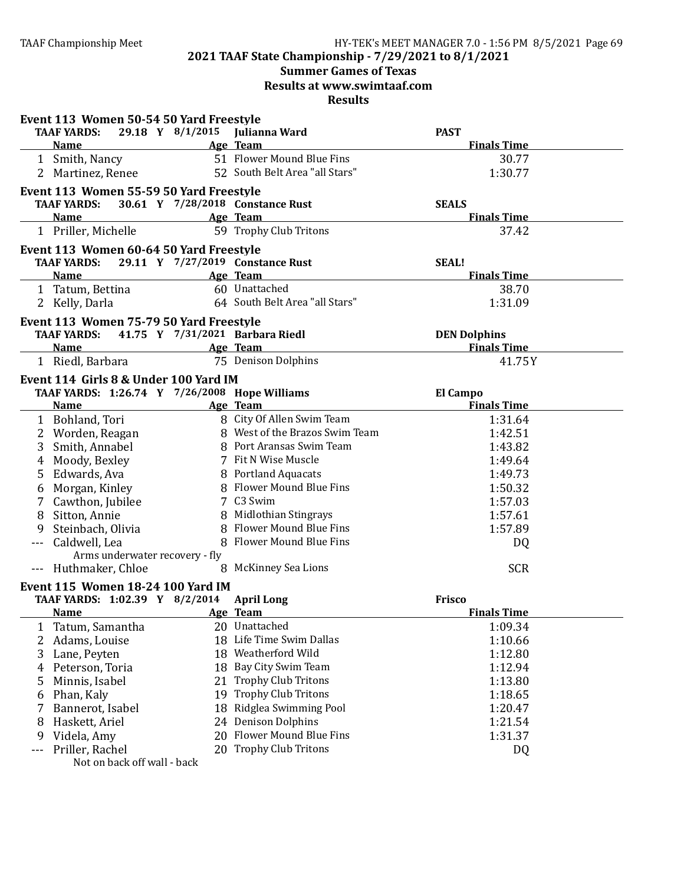## 2021 TAAF State Championship - 7/29/2021 to 8/1/2021

## Summer Games of Texas

## Results at www.swimtaaf.com

## Results

### Event 113 Women 50-54 50 Yard Freestyle

TAAF YARDS: 29.18 Y 8/1/2015 Julianna Ward PAST

| | Name | Age | Team | Finals Time |
|---|---|---|---|---|
| 1 | Smith, Nancy | 51 | Flower Mound Blue Fins | 30.77 |
| 2 | Martinez, Renee | 52 | South Belt Area "all Stars" | 1:30.77 |

### Event 113 Women 55-59 50 Yard Freestyle

TAAF YARDS: 30.61 Y 7/28/2018 Constance Rust SEALS

| | Name | Age | Team | Finals Time |
|---|---|---|---|---|
| 1 | Priller, Michelle | 59 | Trophy Club Tritons | 37.42 |

### Event 113 Women 60-64 50 Yard Freestyle

TAAF YARDS: 29.11 Y 7/27/2019 Constance Rust SEAL!

| | Name | Age | Team | Finals Time |
|---|---|---|---|---|
| 1 | Tatum, Bettina | 60 | Unattached | 38.70 |
| 2 | Kelly, Darla | 64 | South Belt Area "all Stars" | 1:31.09 |

### Event 113 Women 75-79 50 Yard Freestyle

TAAF YARDS: 41.75 Y 7/31/2021 Barbara Riedl DEN Dolphins

| | Name | Age | Team | Finals Time |
|---|---|---|---|---|
| 1 | Riedl, Barbara | 75 | Denison Dolphins | 41.75Y |

### Event 114 Girls 8 & Under 100 Yard IM

TAAF YARDS: 1:26.74 Y 7/26/2008 Hope Williams El Campo

| | Name | Age | Team | Finals Time |
|---|---|---|---|---|
| 1 | Bohland, Tori | 8 | City Of Allen Swim Team | 1:31.64 |
| 2 | Worden, Reagan | 8 | West of the Brazos Swim Team | 1:42.51 |
| 3 | Smith, Annabel | 8 | Port Aransas Swim Team | 1:43.82 |
| 4 | Moody, Bexley | 7 | Fit N Wise Muscle | 1:49.64 |
| 5 | Edwards, Ava | 8 | Portland Aquacats | 1:49.73 |
| 6 | Morgan, Kinley | 8 | Flower Mound Blue Fins | 1:50.32 |
| 7 | Cawthon, Jubilee | 7 | C3 Swim | 1:57.03 |
| 8 | Sitton, Annie | 8 | Midlothian Stingrays | 1:57.61 |
| 9 | Steinbach, Olivia | 8 | Flower Mound Blue Fins | 1:57.89 |
| --- | Caldwell, Lea | 8 | Flower Mound Blue Fins | DQ |
| | Arms underwater recovery - fly | | | |
| --- | Huthmaker, Chloe | 8 | McKinney Sea Lions | SCR |

### Event 115 Women 18-24 100 Yard IM

TAAF YARDS: 1:02.39 Y 8/2/2014 April Long Frisco

| | Name | Age | Team | Finals Time |
|---|---|---|---|---|
| 1 | Tatum, Samantha | 20 | Unattached | 1:09.34 |
| 2 | Adams, Louise | 18 | Life Time Swim Dallas | 1:10.66 |
| 3 | Lane, Peyten | 18 | Weatherford Wild | 1:12.80 |
| 4 | Peterson, Toria | 18 | Bay City Swim Team | 1:12.94 |
| 5 | Minnis, Isabel | 21 | Trophy Club Tritons | 1:13.80 |
| 6 | Phan, Kaly | 19 | Trophy Club Tritons | 1:18.65 |
| 7 | Bannerot, Isabel | 18 | Ridglea Swimming Pool | 1:20.47 |
| 8 | Haskett, Ariel | 24 | Denison Dolphins | 1:21.54 |
| 9 | Videla, Amy | 20 | Flower Mound Blue Fins | 1:31.37 |
| --- | Priller, Rachel | 20 | Trophy Club Tritons | DQ |
| | Not on back off wall - back | | | |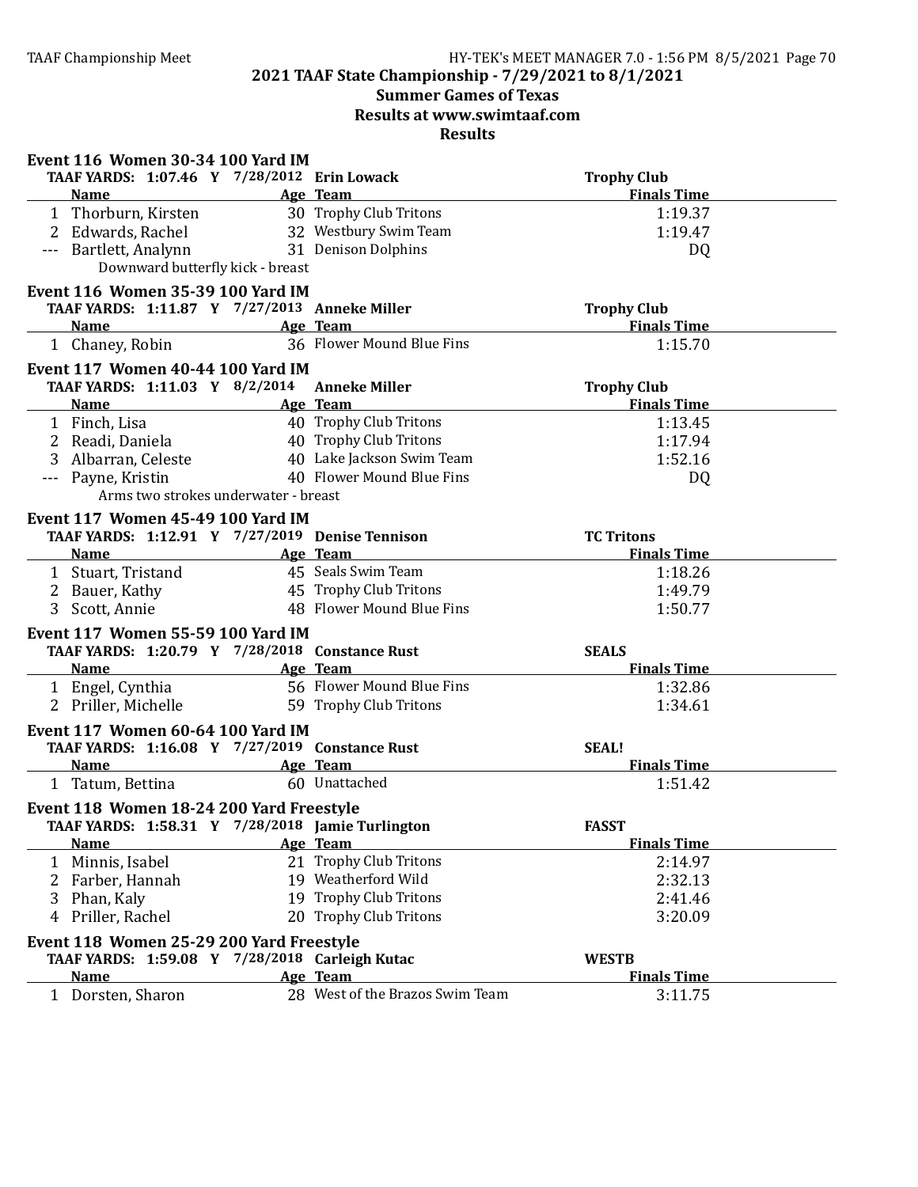## 2021 TAAF State Championship - 7/29/2021 to 8/1/2021

### Summer Games of Texas

### Results at www.swimtaaf.com

### Results

**Event 116 Women 30-34 100 Yard IM**

TAAF YARDS: 1:07.46 Y 7/28/2012 Erin Lowack — Trophy Club

| | Name | Age | Team | Finals Time |
|---|---|---|---|---|
| 1 | Thorburn, Kirsten | 30 | Trophy Club Tritons | 1:19.37 |
| 2 | Edwards, Rachel | 32 | Westbury Swim Team | 1:19.47 |
| --- | Bartlett, Analynn | 31 | Denison Dolphins | DQ |

Downward butterfly kick - breast

**Event 116 Women 35-39 100 Yard IM**

TAAF YARDS: 1:11.87 Y 7/27/2013 Anneke Miller — Trophy Club

| | Name | Age | Team | Finals Time |
|---|---|---|---|---|
| 1 | Chaney, Robin | 36 | Flower Mound Blue Fins | 1:15.70 |

**Event 117 Women 40-44 100 Yard IM**

TAAF YARDS: 1:11.03 Y 8/2/2014 Anneke Miller — Trophy Club

| | Name | Age | Team | Finals Time |
|---|---|---|---|---|
| 1 | Finch, Lisa | 40 | Trophy Club Tritons | 1:13.45 |
| 2 | Readi, Daniela | 40 | Trophy Club Tritons | 1:17.94 |
| 3 | Albarran, Celeste | 40 | Lake Jackson Swim Team | 1:52.16 |
| --- | Payne, Kristin | 40 | Flower Mound Blue Fins | DQ |

Arms two strokes underwater - breast

**Event 117 Women 45-49 100 Yard IM**

TAAF YARDS: 1:12.91 Y 7/27/2019 Denise Tennison — TC Tritons

| | Name | Age | Team | Finals Time |
|---|---|---|---|---|
| 1 | Stuart, Tristand | 45 | Seals Swim Team | 1:18.26 |
| 2 | Bauer, Kathy | 45 | Trophy Club Tritons | 1:49.79 |
| 3 | Scott, Annie | 48 | Flower Mound Blue Fins | 1:50.77 |

**Event 117 Women 55-59 100 Yard IM**

TAAF YARDS: 1:20.79 Y 7/28/2018 Constance Rust — SEALS

| | Name | Age | Team | Finals Time |
|---|---|---|---|---|
| 1 | Engel, Cynthia | 56 | Flower Mound Blue Fins | 1:32.86 |
| 2 | Priller, Michelle | 59 | Trophy Club Tritons | 1:34.61 |

**Event 117 Women 60-64 100 Yard IM**

TAAF YARDS: 1:16.08 Y 7/27/2019 Constance Rust — SEAL!

| | Name | Age | Team | Finals Time |
|---|---|---|---|---|
| 1 | Tatum, Bettina | 60 | Unattached | 1:51.42 |

**Event 118 Women 18-24 200 Yard Freestyle**

TAAF YARDS: 1:58.31 Y 7/28/2018 Jamie Turlington — FASST

| | Name | Age | Team | Finals Time |
|---|---|---|---|---|
| 1 | Minnis, Isabel | 21 | Trophy Club Tritons | 2:14.97 |
| 2 | Farber, Hannah | 19 | Weatherford Wild | 2:32.13 |
| 3 | Phan, Kaly | 19 | Trophy Club Tritons | 2:41.46 |
| 4 | Priller, Rachel | 20 | Trophy Club Tritons | 3:20.09 |

**Event 118 Women 25-29 200 Yard Freestyle**

TAAF YARDS: 1:59.08 Y 7/28/2018 Carleigh Kutac — WESTB

| | Name | Age | Team | Finals Time |
|---|---|---|---|---|
| 1 | Dorsten, Sharon | 28 | West of the Brazos Swim Team | 3:11.75 |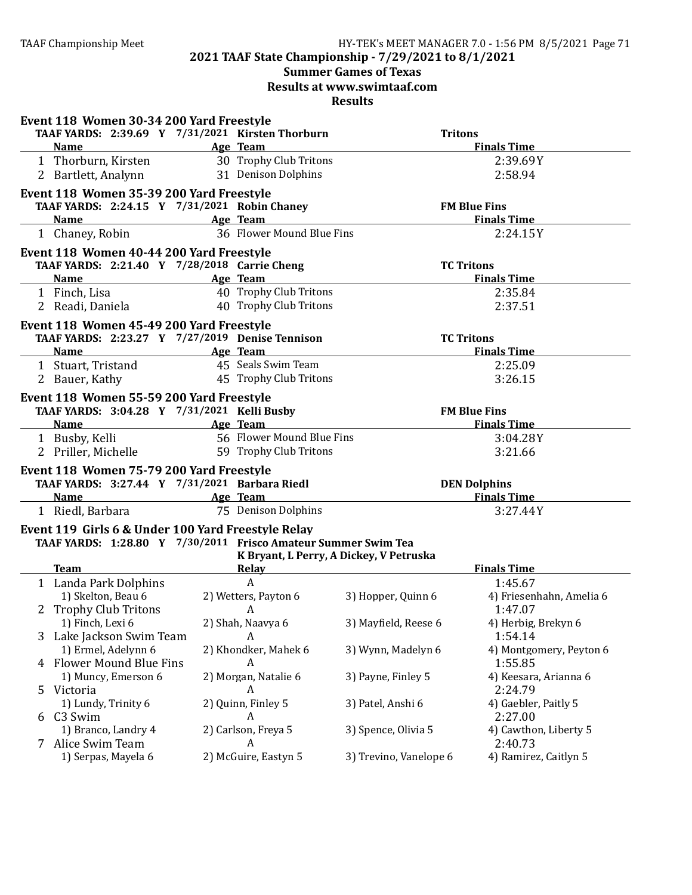## 2021 TAAF State Championship - 7/29/2021 to 8/1/2021

### Summer Games of Texas

### Results at www.swimtaaf.com

### Results

**Event 118 Women 30-34 200 Yard Freestyle**

**TAAF YARDS: 2:39.69 Y 7/31/2021 Kirsten Thorburn — Tritons**

| | Name | Age | Team | Finals Time |
|---|---|---|---|---|
| 1 | Thorburn, Kirsten | 30 | Trophy Club Tritons | 2:39.69Y |
| 2 | Bartlett, Analynn | 31 | Denison Dolphins | 2:58.94 |

**Event 118 Women 35-39 200 Yard Freestyle**

**TAAF YARDS: 2:24.15 Y 7/31/2021 Robin Chaney — FM Blue Fins**

| | Name | Age | Team | Finals Time |
|---|---|---|---|---|
| 1 | Chaney, Robin | 36 | Flower Mound Blue Fins | 2:24.15Y |

**Event 118 Women 40-44 200 Yard Freestyle**

**TAAF YARDS: 2:21.40 Y 7/28/2018 Carrie Cheng — TC Tritons**

| | Name | Age | Team | Finals Time |
|---|---|---|---|---|
| 1 | Finch, Lisa | 40 | Trophy Club Tritons | 2:35.84 |
| 2 | Readi, Daniela | 40 | Trophy Club Tritons | 2:37.51 |

**Event 118 Women 45-49 200 Yard Freestyle**

**TAAF YARDS: 2:23.27 Y 7/27/2019 Denise Tennison — TC Tritons**

| | Name | Age | Team | Finals Time |
|---|---|---|---|---|
| 1 | Stuart, Tristand | 45 | Seals Swim Team | 2:25.09 |
| 2 | Bauer, Kathy | 45 | Trophy Club Tritons | 3:26.15 |

**Event 118 Women 55-59 200 Yard Freestyle**

**TAAF YARDS: 3:04.28 Y 7/31/2021 Kelli Busby — FM Blue Fins**

| | Name | Age | Team | Finals Time |
|---|---|---|---|---|
| 1 | Busby, Kelli | 56 | Flower Mound Blue Fins | 3:04.28Y |
| 2 | Priller, Michelle | 59 | Trophy Club Tritons | 3:21.66 |

**Event 118 Women 75-79 200 Yard Freestyle**

**TAAF YARDS: 3:27.44 Y 7/31/2021 Barbara Riedl — DEN Dolphins**

| | Name | Age | Team | Finals Time |
|---|---|---|---|---|
| 1 | Riedl, Barbara | 75 | Denison Dolphins | 3:27.44Y |

**Event 119 Girls 6 & Under 100 Yard Freestyle Relay**

**TAAF YARDS: 1:28.80 Y 7/30/2011 Frisco Amateur Summer Swim Tea**
**K Bryant, L Perry, A Dickey, V Petruska**

| | Team | Relay | | Finals Time |
|---|---|---|---|---|
| 1 | Landa Park Dolphins | A | | 1:45.67 |
| | 1) Skelton, Beau 6 | 2) Wetters, Payton 6 | 3) Hopper, Quinn 6 | 4) Friesenhahn, Amelia 6 |
| 2 | Trophy Club Tritons | A | | 1:47.07 |
| | 1) Finch, Lexi 6 | 2) Shah, Naavya 6 | 3) Mayfield, Reese 6 | 4) Herbig, Brekyn 6 |
| 3 | Lake Jackson Swim Team | A | | 1:54.14 |
| | 1) Ermel, Adelynn 6 | 2) Khondker, Mahek 6 | 3) Wynn, Madelyn 6 | 4) Montgomery, Peyton 6 |
| 4 | Flower Mound Blue Fins | A | | 1:55.85 |
| | 1) Muncy, Emerson 6 | 2) Morgan, Natalie 6 | 3) Payne, Finley 5 | 4) Keesara, Arianna 6 |
| 5 | Victoria | A | | 2:24.79 |
| | 1) Lundy, Trinity 6 | 2) Quinn, Finley 5 | 3) Patel, Anshi 6 | 4) Gaebler, Paitly 5 |
| 6 | C3 Swim | A | | 2:27.00 |
| | 1) Branco, Landry 4 | 2) Carlson, Freya 5 | 3) Spence, Olivia 5 | 4) Cawthon, Liberty 5 |
| 7 | Alice Swim Team | A | | 2:40.73 |
| | 1) Serpas, Mayela 6 | 2) McGuire, Eastyn 5 | 3) Trevino, Vanelope 6 | 4) Ramirez, Caitlyn 5 |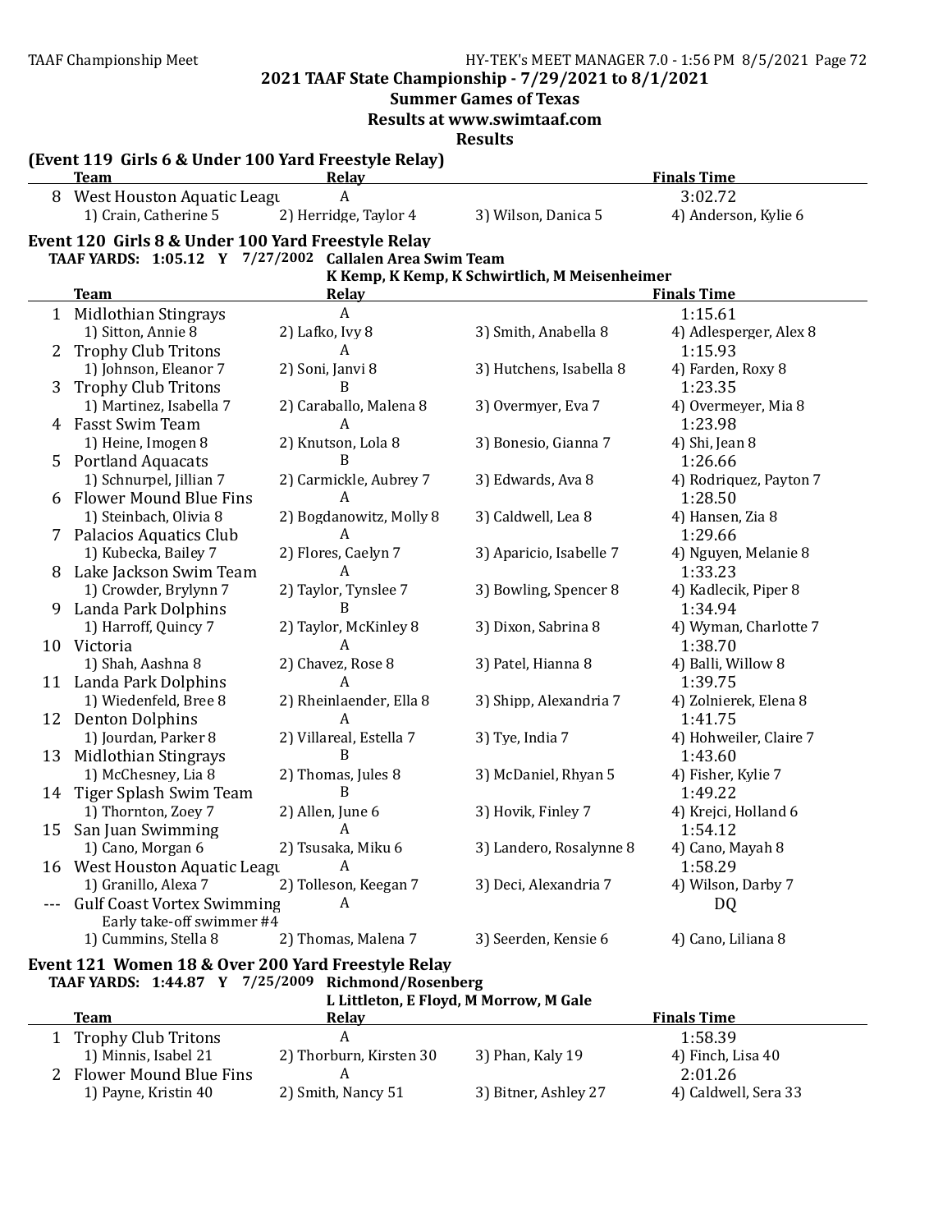2021 TAAF State Championship - 7/29/2021 to 8/1/2021

Summer Games of Texas

Results at www.swimtaaf.com

Results

### (Event 119 Girls 6 & Under 100 Yard Freestyle Relay)

| | Team | Relay | | Finals Time |
|---|---|---|---|---|
| 8 | West Houston Aquatic Leagu | A | | 3:02.72 |
| | 1) Crain, Catherine 5 | 2) Herridge, Taylor 4 | 3) Wilson, Danica 5 | 4) Anderson, Kylie 6 |

### Event 120 Girls 8 & Under 100 Yard Freestyle Relay

**TAAF YARDS: 1:05.12 Y 7/27/2002 Callalen Area Swim Team**
**K Kemp, K Kemp, K Schwirtlich, M Meisenheimer**

| | Team | Relay | | Finals Time |
|---|---|---|---|---|
| 1 | Midlothian Stingrays | A | | 1:15.61 |
| | 1) Sitton, Annie 8 | 2) Lafko, Ivy 8 | 3) Smith, Anabella 8 | 4) Adlesperger, Alex 8 |
| 2 | Trophy Club Tritons | A | | 1:15.93 |
| | 1) Johnson, Eleanor 7 | 2) Soni, Janvi 8 | 3) Hutchens, Isabella 8 | 4) Farden, Roxy 8 |
| 3 | Trophy Club Tritons | B | | 1:23.35 |
| | 1) Martinez, Isabella 7 | 2) Caraballo, Malena 8 | 3) Overmyer, Eva 7 | 4) Overmeyer, Mia 8 |
| 4 | Fasst Swim Team | A | | 1:23.98 |
| | 1) Heine, Imogen 8 | 2) Knutson, Lola 8 | 3) Bonesio, Gianna 7 | 4) Shi, Jean 8 |
| 5 | Portland Aquacats | B | | 1:26.66 |
| | 1) Schnurpel, Jillian 7 | 2) Carmickle, Aubrey 7 | 3) Edwards, Ava 8 | 4) Rodriquez, Payton 7 |
| 6 | Flower Mound Blue Fins | A | | 1:28.50 |
| | 1) Steinbach, Olivia 8 | 2) Bogdanowitz, Molly 8 | 3) Caldwell, Lea 8 | 4) Hansen, Zia 8 |
| 7 | Palacios Aquatics Club | A | | 1:29.66 |
| | 1) Kubecka, Bailey 7 | 2) Flores, Caelyn 7 | 3) Aparicio, Isabelle 7 | 4) Nguyen, Melanie 8 |
| 8 | Lake Jackson Swim Team | A | | 1:33.23 |
| | 1) Crowder, Brylynn 7 | 2) Taylor, Tynslee 7 | 3) Bowling, Spencer 8 | 4) Kadlecik, Piper 8 |
| 9 | Landa Park Dolphins | B | | 1:34.94 |
| | 1) Harroff, Quincy 7 | 2) Taylor, McKinley 8 | 3) Dixon, Sabrina 8 | 4) Wyman, Charlotte 7 |
| 10 | Victoria | A | | 1:38.70 |
| | 1) Shah, Aashna 8 | 2) Chavez, Rose 8 | 3) Patel, Hianna 8 | 4) Balli, Willow 8 |
| 11 | Landa Park Dolphins | A | | 1:39.75 |
| | 1) Wiedenfeld, Bree 8 | 2) Rheinlaender, Ella 8 | 3) Shipp, Alexandria 7 | 4) Zolnierek, Elena 8 |
| 12 | Denton Dolphins | A | | 1:41.75 |
| | 1) Jourdan, Parker 8 | 2) Villareal, Estella 7 | 3) Tye, India 7 | 4) Hohweiler, Claire 7 |
| 13 | Midlothian Stingrays | B | | 1:43.60 |
| | 1) McChesney, Lia 8 | 2) Thomas, Jules 8 | 3) McDaniel, Rhyan 5 | 4) Fisher, Kylie 7 |
| 14 | Tiger Splash Swim Team | B | | 1:49.22 |
| | 1) Thornton, Zoey 7 | 2) Allen, June 6 | 3) Hovik, Finley 7 | 4) Krejci, Holland 6 |
| 15 | San Juan Swimming | A | | 1:54.12 |
| | 1) Cano, Morgan 6 | 2) Tsusaka, Miku 6 | 3) Landero, Rosalynne 8 | 4) Cano, Mayah 8 |
| 16 | West Houston Aquatic Leagu | A | | 1:58.29 |
| | 1) Granillo, Alexa 7 | 2) Tolleson, Keegan 7 | 3) Deci, Alexandria 7 | 4) Wilson, Darby 7 |
| --- | Gulf Coast Vortex Swimming | A | | DQ |
| | Early take-off swimmer #4 | | | |
| | 1) Cummins, Stella 8 | 2) Thomas, Malena 7 | 3) Seerden, Kensie 6 | 4) Cano, Liliana 8 |

### Event 121 Women 18 & Over 200 Yard Freestyle Relay

**TAAF YARDS: 1:44.87 Y 7/25/2009 Richmond/Rosenberg**
**L Littleton, E Floyd, M Morrow, M Gale**

| | Team | Relay | | Finals Time |
|---|---|---|---|---|
| 1 | Trophy Club Tritons | A | | 1:58.39 |
| | 1) Minnis, Isabel 21 | 2) Thorburn, Kirsten 30 | 3) Phan, Kaly 19 | 4) Finch, Lisa 40 |
| 2 | Flower Mound Blue Fins | A | | 2:01.26 |
| | 1) Payne, Kristin 40 | 2) Smith, Nancy 51 | 3) Bitner, Ashley 27 | 4) Caldwell, Sera 33 |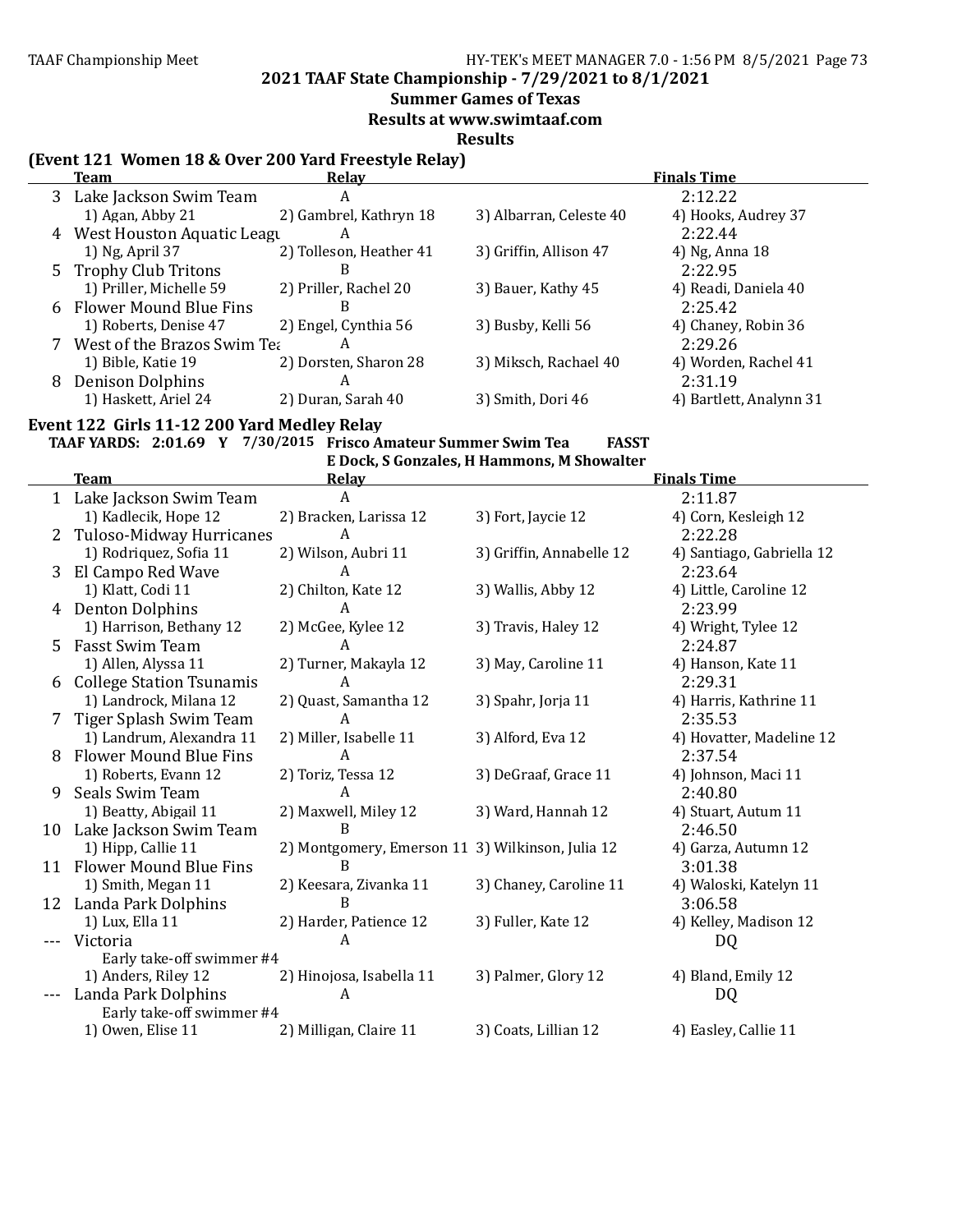## 2021 TAAF State Championship - 7/29/2021 to 8/1/2021

### Summer Games of Texas

### Results at www.swimtaaf.com

### Results

**(Event 121 Women 18 & Over 200 Yard Freestyle Relay)**

| | Team | Relay | | Finals Time |
|---|---|---|---|---|
| 3 | Lake Jackson Swim Team | A | | 2:12.22 |
| | 1) Agan, Abby 21 | 2) Gambrel, Kathryn 18 | 3) Albarran, Celeste 40 | 4) Hooks, Audrey 37 |
| 4 | West Houston Aquatic Leagu | A | | 2:22.44 |
| | 1) Ng, April 37 | 2) Tolleson, Heather 41 | 3) Griffin, Allison 47 | 4) Ng, Anna 18 |
| 5 | Trophy Club Tritons | B | | 2:22.95 |
| | 1) Priller, Michelle 59 | 2) Priller, Rachel 20 | 3) Bauer, Kathy 45 | 4) Readi, Daniela 40 |
| 6 | Flower Mound Blue Fins | B | | 2:25.42 |
| | 1) Roberts, Denise 47 | 2) Engel, Cynthia 56 | 3) Busby, Kelli 56 | 4) Chaney, Robin 36 |
| 7 | West of the Brazos Swim Tea | A | | 2:29.26 |
| | 1) Bible, Katie 19 | 2) Dorsten, Sharon 28 | 3) Miksch, Rachael 40 | 4) Worden, Rachel 41 |
| 8 | Denison Dolphins | A | | 2:31.19 |
| | 1) Haskett, Ariel 24 | 2) Duran, Sarah 40 | 3) Smith, Dori 46 | 4) Bartlett, Analynn 31 |

**Event 122 Girls 11-12 200 Yard Medley Relay**

**TAAF YARDS: 2:01.69 Y 7/30/2015 Frisco Amateur Summer Swim Tea FASST**
**E Dock, S Gonzales, H Hammons, M Showalter**

| | Team | Relay | | Finals Time |
|---|---|---|---|---|
| 1 | Lake Jackson Swim Team | A | | 2:11.87 |
| | 1) Kadlecik, Hope 12 | 2) Bracken, Larissa 12 | 3) Fort, Jaycie 12 | 4) Corn, Kesleigh 12 |
| 2 | Tuloso-Midway Hurricanes | A | | 2:22.28 |
| | 1) Rodriquez, Sofia 11 | 2) Wilson, Aubri 11 | 3) Griffin, Annabelle 12 | 4) Santiago, Gabriella 12 |
| 3 | El Campo Red Wave | A | | 2:23.64 |
| | 1) Klatt, Codi 11 | 2) Chilton, Kate 12 | 3) Wallis, Abby 12 | 4) Little, Caroline 12 |
| 4 | Denton Dolphins | A | | 2:23.99 |
| | 1) Harrison, Bethany 12 | 2) McGee, Kylee 12 | 3) Travis, Haley 12 | 4) Wright, Tylee 12 |
| 5 | Fasst Swim Team | A | | 2:24.87 |
| | 1) Allen, Alyssa 11 | 2) Turner, Makayla 12 | 3) May, Caroline 11 | 4) Hanson, Kate 11 |
| 6 | College Station Tsunamis | A | | 2:29.31 |
| | 1) Landrock, Milana 12 | 2) Quast, Samantha 12 | 3) Spahr, Jorja 11 | 4) Harris, Kathrine 11 |
| 7 | Tiger Splash Swim Team | A | | 2:35.53 |
| | 1) Landrum, Alexandra 11 | 2) Miller, Isabelle 11 | 3) Alford, Eva 12 | 4) Hovatter, Madeline 12 |
| 8 | Flower Mound Blue Fins | A | | 2:37.54 |
| | 1) Roberts, Evann 12 | 2) Toriz, Tessa 12 | 3) DeGraaf, Grace 11 | 4) Johnson, Maci 11 |
| 9 | Seals Swim Team | A | | 2:40.80 |
| | 1) Beatty, Abigail 11 | 2) Maxwell, Miley 12 | 3) Ward, Hannah 12 | 4) Stuart, Autum 11 |
| 10 | Lake Jackson Swim Team | B | | 2:46.50 |
| | 1) Hipp, Callie 11 | 2) Montgomery, Emerson 11 | 3) Wilkinson, Julia 12 | 4) Garza, Autumn 12 |
| 11 | Flower Mound Blue Fins | B | | 3:01.38 |
| | 1) Smith, Megan 11 | 2) Keesara, Zivanka 11 | 3) Chaney, Caroline 11 | 4) Waloski, Katelyn 11 |
| 12 | Landa Park Dolphins | B | | 3:06.58 |
| | 1) Lux, Ella 11 | 2) Harder, Patience 12 | 3) Fuller, Kate 12 | 4) Kelley, Madison 12 |
| --- | Victoria | A | | DQ |
| | Early take-off swimmer #4 | | | |
| | 1) Anders, Riley 12 | 2) Hinojosa, Isabella 11 | 3) Palmer, Glory 12 | 4) Bland, Emily 12 |
| --- | Landa Park Dolphins | A | | DQ |
| | Early take-off swimmer #4 | | | |
| | 1) Owen, Elise 11 | 2) Milligan, Claire 11 | 3) Coats, Lillian 12 | 4) Easley, Callie 11 |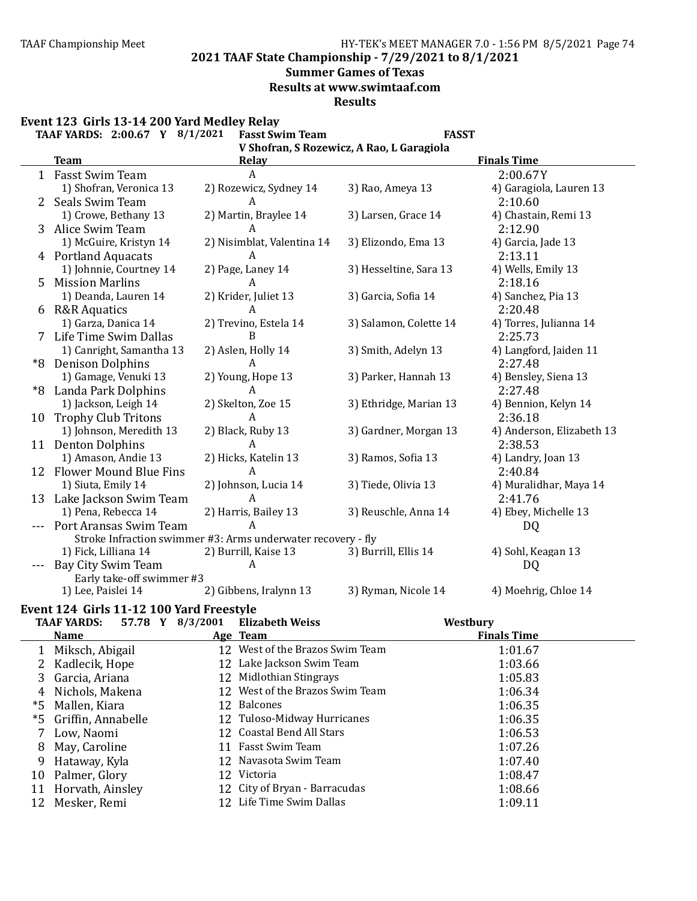## 2021 TAAF State Championship - 7/29/2021 to 8/1/2021
### Summer Games of Texas
### Results at www.swimtaaf.com
### Results

#### Event 123 Girls 13-14 200 Yard Medley Relay

TAAF YARDS: 2:00.67 Y 8/1/2021 Fasst Swim Team FASST
V Shofran, S Rozewicz, A Rao, L Garagiola

| | Team | Relay | | Finals Time |
|---|---|---|---|---|
| 1 | Fasst Swim Team | A | | 2:00.67Y |
| | 1) Shofran, Veronica 13 | 2) Rozewicz, Sydney 14 | 3) Rao, Ameya 13 | 4) Garagiola, Lauren 13 |
| 2 | Seals Swim Team | A | | 2:10.60 |
| | 1) Crowe, Bethany 13 | 2) Martin, Braylee 14 | 3) Larsen, Grace 14 | 4) Chastain, Remi 13 |
| 3 | Alice Swim Team | A | | 2:12.90 |
| | 1) McGuire, Kristyn 14 | 2) Nisimblat, Valentina 14 | 3) Elizondo, Ema 13 | 4) Garcia, Jade 13 |
| 4 | Portland Aquacats | A | | 2:13.11 |
| | 1) Johnnie, Courtney 14 | 2) Page, Laney 14 | 3) Hesseltine, Sara 13 | 4) Wells, Emily 13 |
| 5 | Mission Marlins | A | | 2:18.16 |
| | 1) Deanda, Lauren 14 | 2) Krider, Juliet 13 | 3) Garcia, Sofia 14 | 4) Sanchez, Pia 13 |
| 6 | R&R Aquatics | A | | 2:20.48 |
| | 1) Garza, Danica 14 | 2) Trevino, Estela 14 | 3) Salamon, Colette 14 | 4) Torres, Julianna 14 |
| 7 | Life Time Swim Dallas | B | | 2:25.73 |
| | 1) Canright, Samantha 13 | 2) Aslen, Holly 14 | 3) Smith, Adelyn 13 | 4) Langford, Jaiden 11 |
| *8 | Denison Dolphins | A | | 2:27.48 |
| | 1) Gamage, Venuki 13 | 2) Young, Hope 13 | 3) Parker, Hannah 13 | 4) Bensley, Siena 13 |
| *8 | Landa Park Dolphins | A | | 2:27.48 |
| | 1) Jackson, Leigh 14 | 2) Skelton, Zoe 15 | 3) Ethridge, Marian 13 | 4) Bennion, Kelyn 14 |
| 10 | Trophy Club Tritons | A | | 2:36.18 |
| | 1) Johnson, Meredith 13 | 2) Black, Ruby 13 | 3) Gardner, Morgan 13 | 4) Anderson, Elizabeth 13 |
| 11 | Denton Dolphins | A | | 2:38.53 |
| | 1) Amason, Andie 13 | 2) Hicks, Katelin 13 | 3) Ramos, Sofia 13 | 4) Landry, Joan 13 |
| 12 | Flower Mound Blue Fins | A | | 2:40.84 |
| | 1) Siuta, Emily 14 | 2) Johnson, Lucia 14 | 3) Tiede, Olivia 13 | 4) Muralidhar, Maya 14 |
| 13 | Lake Jackson Swim Team | A | | 2:41.76 |
| | 1) Pena, Rebecca 14 | 2) Harris, Bailey 13 | 3) Reuschle, Anna 14 | 4) Ebey, Michelle 13 |
| --- | Port Aransas Swim Team | A | | DQ |
| | Stroke Infraction swimmer #3: Arms underwater recovery - fly | | | |
| | 1) Fick, Lilliana 14 | 2) Burrill, Kaise 13 | 3) Burrill, Ellis 14 | 4) Sohl, Keagan 13 |
| --- | Bay City Swim Team | A | | DQ |
| | Early take-off swimmer #3 | | | |
| | 1) Lee, Paislei 14 | 2) Gibbens, Iralynn 13 | 3) Ryman, Nicole 14 | 4) Moehrig, Chloe 14 |

#### Event 124 Girls 11-12 100 Yard Freestyle

TAAF YARDS: 57.78 Y 8/3/2001 Elizabeth Weiss Westbury

| | Name | Age | Team | Finals Time |
|---|---|---|---|---|
| 1 | Miksch, Abigail | 12 | West of the Brazos Swim Team | 1:01.67 |
| 2 | Kadlecik, Hope | 12 | Lake Jackson Swim Team | 1:03.66 |
| 3 | Garcia, Ariana | 12 | Midlothian Stingrays | 1:05.83 |
| 4 | Nichols, Makena | 12 | West of the Brazos Swim Team | 1:06.34 |
| *5 | Mallen, Kiara | 12 | Balcones | 1:06.35 |
| *5 | Griffin, Annabelle | 12 | Tuloso-Midway Hurricanes | 1:06.35 |
| 7 | Low, Naomi | 12 | Coastal Bend All Stars | 1:06.53 |
| 8 | May, Caroline | 11 | Fasst Swim Team | 1:07.26 |
| 9 | Hataway, Kyla | 12 | Navasota Swim Team | 1:07.40 |
| 10 | Palmer, Glory | 12 | Victoria | 1:08.47 |
| 11 | Horvath, Ainsley | 12 | City of Bryan - Barracudas | 1:08.66 |
| 12 | Mesker, Remi | 12 | Life Time Swim Dallas | 1:09.11 |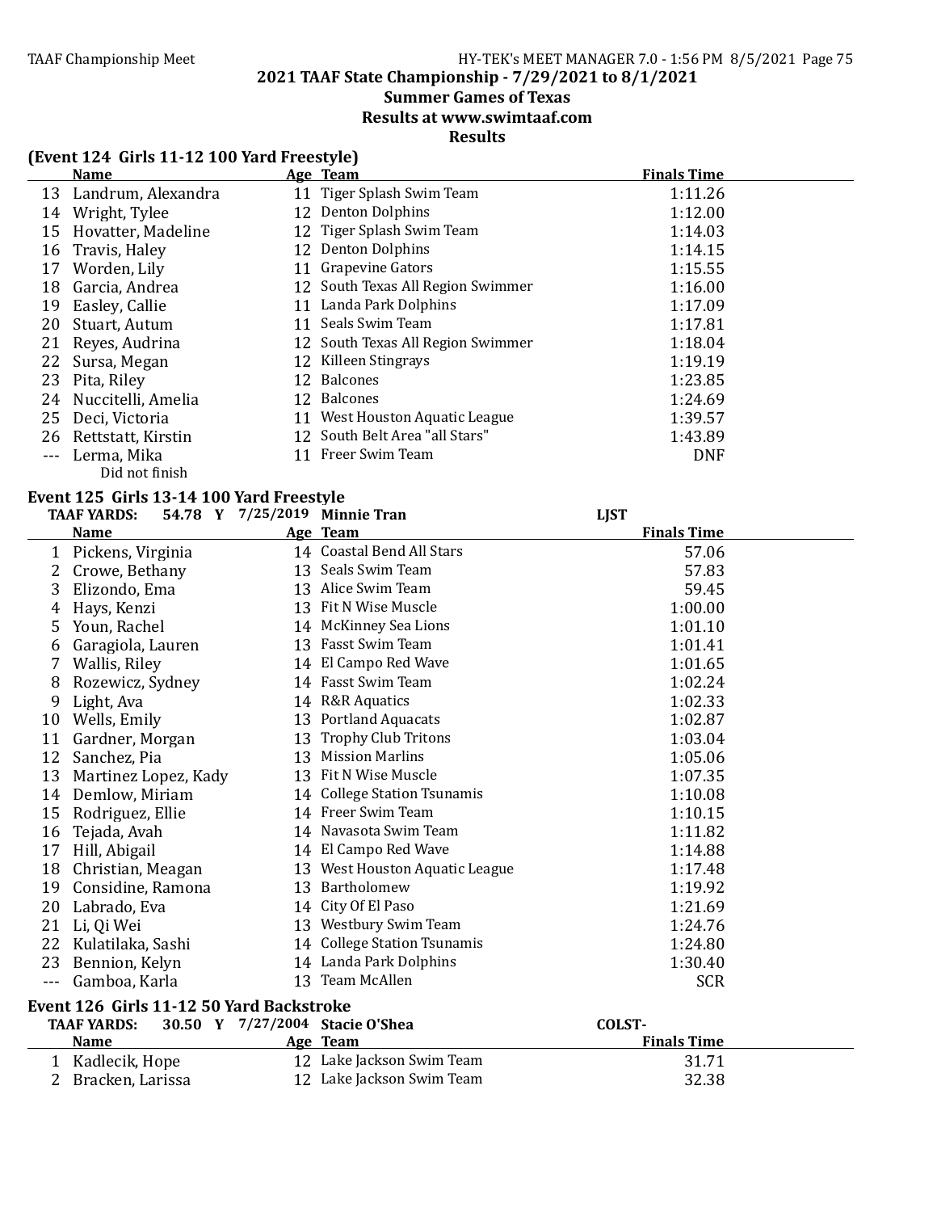**2021 TAAF State Championship - 7/29/2021 to 8/1/2021**
**Summer Games of Texas**
**Results at www.swimtaaf.com**
**Results**

### (Event 124 Girls 11-12 100 Yard Freestyle)

| | Name | Age | Team | Finals Time |
|---|---|---|---|---|
| 13 | Landrum, Alexandra | 11 | Tiger Splash Swim Team | 1:11.26 |
| 14 | Wright, Tylee | 12 | Denton Dolphins | 1:12.00 |
| 15 | Hovatter, Madeline | 12 | Tiger Splash Swim Team | 1:14.03 |
| 16 | Travis, Haley | 12 | Denton Dolphins | 1:14.15 |
| 17 | Worden, Lily | 11 | Grapevine Gators | 1:15.55 |
| 18 | Garcia, Andrea | 12 | South Texas All Region Swimmer | 1:16.00 |
| 19 | Easley, Callie | 11 | Landa Park Dolphins | 1:17.09 |
| 20 | Stuart, Autum | 11 | Seals Swim Team | 1:17.81 |
| 21 | Reyes, Audrina | 12 | South Texas All Region Swimmer | 1:18.04 |
| 22 | Sursa, Megan | 12 | Killeen Stingrays | 1:19.19 |
| 23 | Pita, Riley | 12 | Balcones | 1:23.85 |
| 24 | Nuccitelli, Amelia | 12 | Balcones | 1:24.69 |
| 25 | Deci, Victoria | 11 | West Houston Aquatic League | 1:39.57 |
| 26 | Rettstatt, Kirstin | 12 | South Belt Area "all Stars" | 1:43.89 |
| --- | Lerma, Mika | 11 | Freer Swim Team | DNF |
| | Did not finish | | | |

### Event 125 Girls 13-14 100 Yard Freestyle

TAAF YARDS: 54.78 Y 7/25/2019 Minnie Tran LJST

| | Name | Age | Team | Finals Time |
|---|---|---|---|---|
| 1 | Pickens, Virginia | 14 | Coastal Bend All Stars | 57.06 |
| 2 | Crowe, Bethany | 13 | Seals Swim Team | 57.83 |
| 3 | Elizondo, Ema | 13 | Alice Swim Team | 59.45 |
| 4 | Hays, Kenzi | 13 | Fit N Wise Muscle | 1:00.00 |
| 5 | Youn, Rachel | 14 | McKinney Sea Lions | 1:01.10 |
| 6 | Garagiola, Lauren | 13 | Fasst Swim Team | 1:01.41 |
| 7 | Wallis, Riley | 14 | El Campo Red Wave | 1:01.65 |
| 8 | Rozewicz, Sydney | 14 | Fasst Swim Team | 1:02.24 |
| 9 | Light, Ava | 14 | R&R Aquatics | 1:02.33 |
| 10 | Wells, Emily | 13 | Portland Aquacats | 1:02.87 |
| 11 | Gardner, Morgan | 13 | Trophy Club Tritons | 1:03.04 |
| 12 | Sanchez, Pia | 13 | Mission Marlins | 1:05.06 |
| 13 | Martinez Lopez, Kady | 13 | Fit N Wise Muscle | 1:07.35 |
| 14 | Demlow, Miriam | 14 | College Station Tsunamis | 1:10.08 |
| 15 | Rodriguez, Ellie | 14 | Freer Swim Team | 1:10.15 |
| 16 | Tejada, Avah | 14 | Navasota Swim Team | 1:11.82 |
| 17 | Hill, Abigail | 14 | El Campo Red Wave | 1:14.88 |
| 18 | Christian, Meagan | 13 | West Houston Aquatic League | 1:17.48 |
| 19 | Considine, Ramona | 13 | Bartholomew | 1:19.92 |
| 20 | Labrado, Eva | 14 | City Of El Paso | 1:21.69 |
| 21 | Li, Qi Wei | 13 | Westbury Swim Team | 1:24.76 |
| 22 | Kulatilaka, Sashi | 14 | College Station Tsunamis | 1:24.80 |
| 23 | Bennion, Kelyn | 14 | Landa Park Dolphins | 1:30.40 |
| --- | Gamboa, Karla | 13 | Team McAllen | SCR |

### Event 126 Girls 11-12 50 Yard Backstroke

TAAF YARDS: 30.50 Y 7/27/2004 Stacie O'Shea COLST-

| | Name | Age | Team | Finals Time |
|---|---|---|---|---|
| 1 | Kadlecik, Hope | 12 | Lake Jackson Swim Team | 31.71 |
| 2 | Bracken, Larissa | 12 | Lake Jackson Swim Team | 32.38 |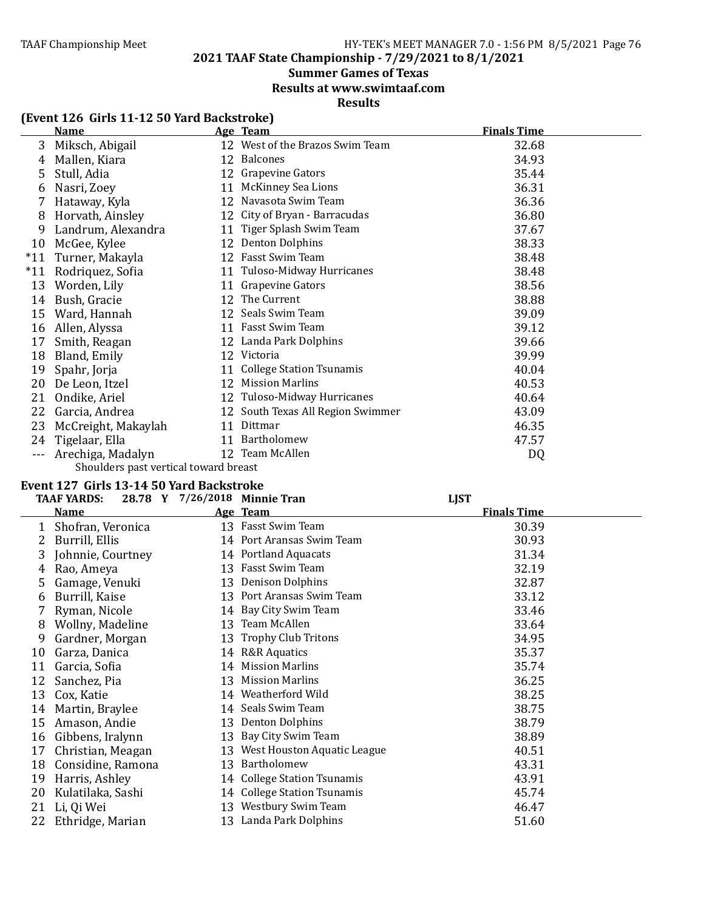## 2021 TAAF State Championship - 7/29/2021 to 8/1/2021

## Summer Games of Texas

## Results at www.swimtaaf.com

## Results

### (Event 126 Girls 11-12 50 Yard Backstroke)

| | Name | Age | Team | Finals Time |
|---|---|---|---|---|
| 3 | Miksch, Abigail | 12 | West of the Brazos Swim Team | 32.68 |
| 4 | Mallen, Kiara | 12 | Balcones | 34.93 |
| 5 | Stull, Adia | 12 | Grapevine Gators | 35.44 |
| 6 | Nasri, Zoey | 11 | McKinney Sea Lions | 36.31 |
| 7 | Hataway, Kyla | 12 | Navasota Swim Team | 36.36 |
| 8 | Horvath, Ainsley | 12 | City of Bryan - Barracudas | 36.80 |
| 9 | Landrum, Alexandra | 11 | Tiger Splash Swim Team | 37.67 |
| 10 | McGee, Kylee | 12 | Denton Dolphins | 38.33 |
| *11 | Turner, Makayla | 12 | Fasst Swim Team | 38.48 |
| *11 | Rodriquez, Sofia | 11 | Tuloso-Midway Hurricanes | 38.48 |
| 13 | Worden, Lily | 11 | Grapevine Gators | 38.56 |
| 14 | Bush, Gracie | 12 | The Current | 38.88 |
| 15 | Ward, Hannah | 12 | Seals Swim Team | 39.09 |
| 16 | Allen, Alyssa | 11 | Fasst Swim Team | 39.12 |
| 17 | Smith, Reagan | 12 | Landa Park Dolphins | 39.66 |
| 18 | Bland, Emily | 12 | Victoria | 39.99 |
| 19 | Spahr, Jorja | 11 | College Station Tsunamis | 40.04 |
| 20 | De Leon, Itzel | 12 | Mission Marlins | 40.53 |
| 21 | Ondike, Ariel | 12 | Tuloso-Midway Hurricanes | 40.64 |
| 22 | Garcia, Andrea | 12 | South Texas All Region Swimmer | 43.09 |
| 23 | McCreight, Makaylah | 11 | Dittmar | 46.35 |
| 24 | Tigelaar, Ella | 11 | Bartholomew | 47.57 |
| --- | Arechiga, Madalyn | 12 | Team McAllen | DQ |

Shoulders past vertical toward breast

### Event 127 Girls 13-14 50 Yard Backstroke

TAAF YARDS: 28.78 Y 7/26/2018 Minnie Tran LJST

| | Name | Age | Team | Finals Time |
|---|---|---|---|---|
| 1 | Shofran, Veronica | 13 | Fasst Swim Team | 30.39 |
| 2 | Burrill, Ellis | 14 | Port Aransas Swim Team | 30.93 |
| 3 | Johnnie, Courtney | 14 | Portland Aquacats | 31.34 |
| 4 | Rao, Ameya | 13 | Fasst Swim Team | 32.19 |
| 5 | Gamage, Venuki | 13 | Denison Dolphins | 32.87 |
| 6 | Burrill, Kaise | 13 | Port Aransas Swim Team | 33.12 |
| 7 | Ryman, Nicole | 14 | Bay City Swim Team | 33.46 |
| 8 | Wollny, Madeline | 13 | Team McAllen | 33.64 |
| 9 | Gardner, Morgan | 13 | Trophy Club Tritons | 34.95 |
| 10 | Garza, Danica | 14 | R&R Aquatics | 35.37 |
| 11 | Garcia, Sofia | 14 | Mission Marlins | 35.74 |
| 12 | Sanchez, Pia | 13 | Mission Marlins | 36.25 |
| 13 | Cox, Katie | 14 | Weatherford Wild | 38.25 |
| 14 | Martin, Braylee | 14 | Seals Swim Team | 38.75 |
| 15 | Amason, Andie | 13 | Denton Dolphins | 38.79 |
| 16 | Gibbens, Iralynn | 13 | Bay City Swim Team | 38.89 |
| 17 | Christian, Meagan | 13 | West Houston Aquatic League | 40.51 |
| 18 | Considine, Ramona | 13 | Bartholomew | 43.31 |
| 19 | Harris, Ashley | 14 | College Station Tsunamis | 43.91 |
| 20 | Kulatilaka, Sashi | 14 | College Station Tsunamis | 45.74 |
| 21 | Li, Qi Wei | 13 | Westbury Swim Team | 46.47 |
| 22 | Ethridge, Marian | 13 | Landa Park Dolphins | 51.60 |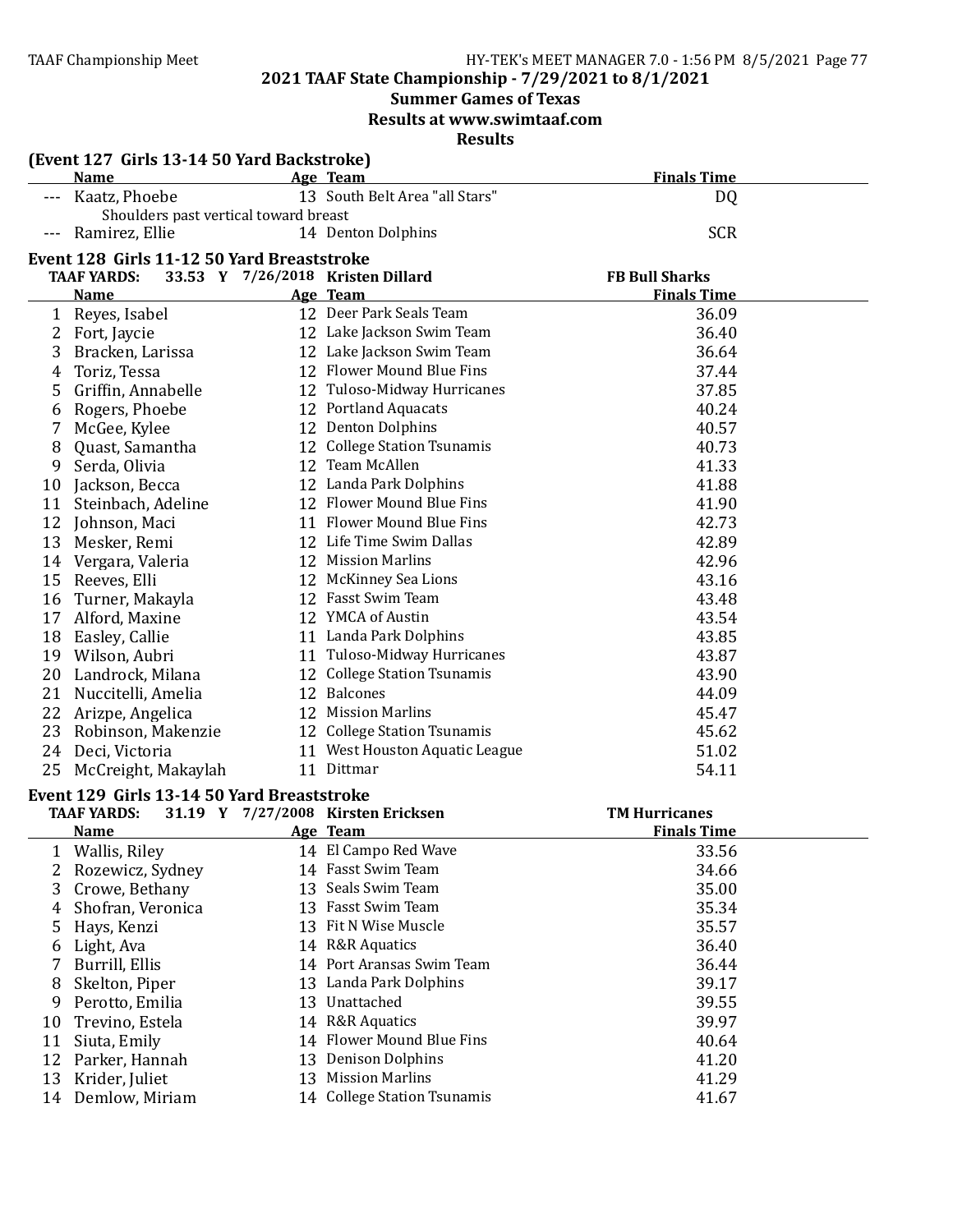## 2021 TAAF State Championship - 7/29/2021 to 8/1/2021

**Summer Games of Texas**

**Results at www.swimtaaf.com**

**Results**

### (Event 127 Girls 13-14 50 Yard Backstroke)

| | Name | Age | Team | Finals Time |
|---|---|---|---|---|
| --- | Kaatz, Phoebe | 13 | South Belt Area "all Stars" | DQ |
| | Shoulders past vertical toward breast | | | |
| --- | Ramirez, Ellie | 14 | Denton Dolphins | SCR |

### Event 128 Girls 11-12 50 Yard Breaststroke

TAAF YARDS: 33.53 Y 7/26/2018 Kristen Dillard FB Bull Sharks

| | Name | Age | Team | Finals Time |
|---|---|---|---|---|
| 1 | Reyes, Isabel | 12 | Deer Park Seals Team | 36.09 |
| 2 | Fort, Jaycie | 12 | Lake Jackson Swim Team | 36.40 |
| 3 | Bracken, Larissa | 12 | Lake Jackson Swim Team | 36.64 |
| 4 | Toriz, Tessa | 12 | Flower Mound Blue Fins | 37.44 |
| 5 | Griffin, Annabelle | 12 | Tuloso-Midway Hurricanes | 37.85 |
| 6 | Rogers, Phoebe | 12 | Portland Aquacats | 40.24 |
| 7 | McGee, Kylee | 12 | Denton Dolphins | 40.57 |
| 8 | Quast, Samantha | 12 | College Station Tsunamis | 40.73 |
| 9 | Serda, Olivia | 12 | Team McAllen | 41.33 |
| 10 | Jackson, Becca | 12 | Landa Park Dolphins | 41.88 |
| 11 | Steinbach, Adeline | 12 | Flower Mound Blue Fins | 41.90 |
| 12 | Johnson, Maci | 11 | Flower Mound Blue Fins | 42.73 |
| 13 | Mesker, Remi | 12 | Life Time Swim Dallas | 42.89 |
| 14 | Vergara, Valeria | 12 | Mission Marlins | 42.96 |
| 15 | Reeves, Elli | 12 | McKinney Sea Lions | 43.16 |
| 16 | Turner, Makayla | 12 | Fasst Swim Team | 43.48 |
| 17 | Alford, Maxine | 12 | YMCA of Austin | 43.54 |
| 18 | Easley, Callie | 11 | Landa Park Dolphins | 43.85 |
| 19 | Wilson, Aubri | 11 | Tuloso-Midway Hurricanes | 43.87 |
| 20 | Landrock, Milana | 12 | College Station Tsunamis | 43.90 |
| 21 | Nuccitelli, Amelia | 12 | Balcones | 44.09 |
| 22 | Arizpe, Angelica | 12 | Mission Marlins | 45.47 |
| 23 | Robinson, Makenzie | 12 | College Station Tsunamis | 45.62 |
| 24 | Deci, Victoria | 11 | West Houston Aquatic League | 51.02 |
| 25 | McCreight, Makaylah | 11 | Dittmar | 54.11 |

### Event 129 Girls 13-14 50 Yard Breaststroke

TAAF YARDS: 31.19 Y 7/27/2008 Kirsten Ericksen TM Hurricanes

| | Name | Age | Team | Finals Time |
|---|---|---|---|---|
| 1 | Wallis, Riley | 14 | El Campo Red Wave | 33.56 |
| 2 | Rozewicz, Sydney | 14 | Fasst Swim Team | 34.66 |
| 3 | Crowe, Bethany | 13 | Seals Swim Team | 35.00 |
| 4 | Shofran, Veronica | 13 | Fasst Swim Team | 35.34 |
| 5 | Hays, Kenzi | 13 | Fit N Wise Muscle | 35.57 |
| 6 | Light, Ava | 14 | R&R Aquatics | 36.40 |
| 7 | Burrill, Ellis | 14 | Port Aransas Swim Team | 36.44 |
| 8 | Skelton, Piper | 13 | Landa Park Dolphins | 39.17 |
| 9 | Perotto, Emilia | 13 | Unattached | 39.55 |
| 10 | Trevino, Estela | 14 | R&R Aquatics | 39.97 |
| 11 | Siuta, Emily | 14 | Flower Mound Blue Fins | 40.64 |
| 12 | Parker, Hannah | 13 | Denison Dolphins | 41.20 |
| 13 | Krider, Juliet | 13 | Mission Marlins | 41.29 |
| 14 | Demlow, Miriam | 14 | College Station Tsunamis | 41.67 |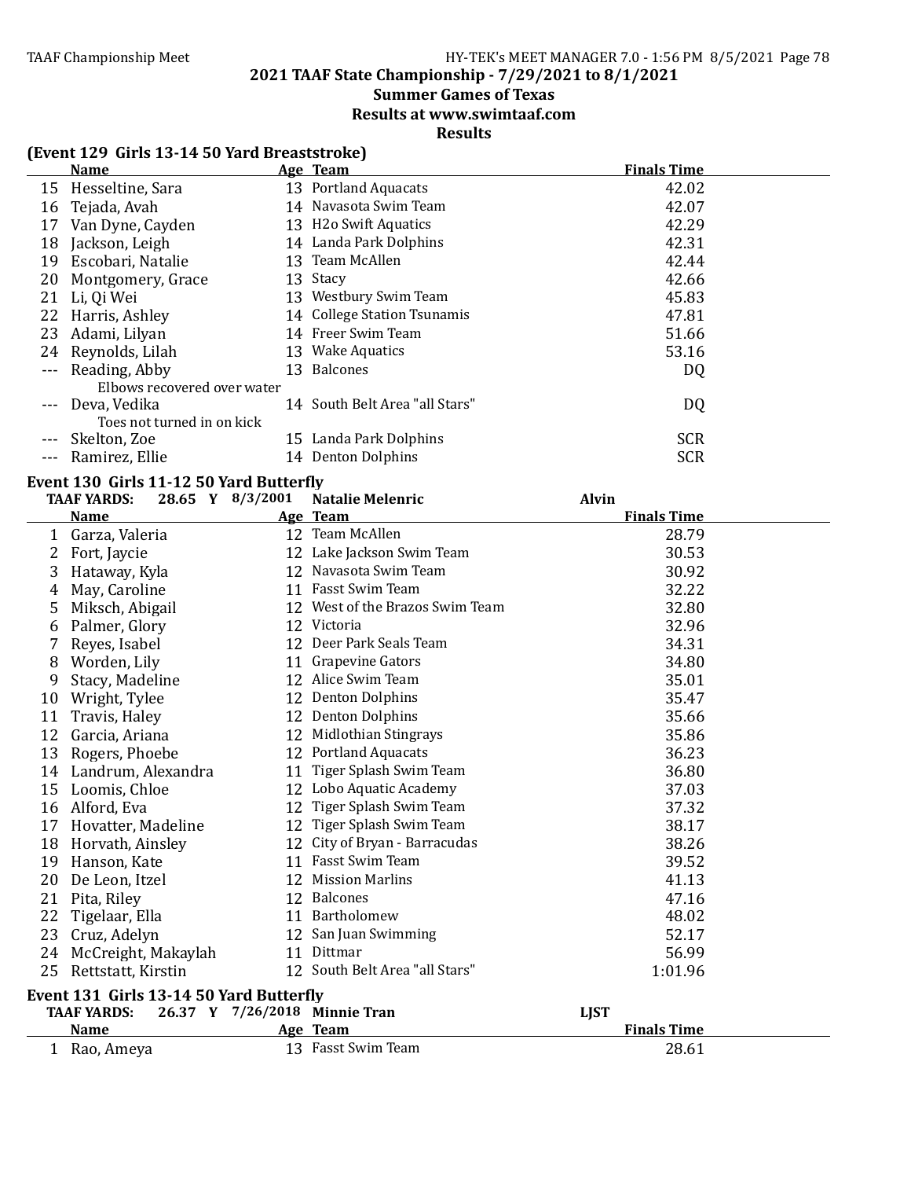**2021 TAAF State Championship - 7/29/2021 to 8/1/2021**

**Summer Games of Texas**

**Results at www.swimtaaf.com**

**Results**

### (Event 129 Girls 13-14 50 Yard Breaststroke)

| | Name | Age | Team | Finals Time |
|---|---|---|---|---|
| 15 | Hesseltine, Sara | 13 | Portland Aquacats | 42.02 |
| 16 | Tejada, Avah | 14 | Navasota Swim Team | 42.07 |
| 17 | Van Dyne, Cayden | 13 | H2o Swift Aquatics | 42.29 |
| 18 | Jackson, Leigh | 14 | Landa Park Dolphins | 42.31 |
| 19 | Escobari, Natalie | 13 | Team McAllen | 42.44 |
| 20 | Montgomery, Grace | 13 | Stacy | 42.66 |
| 21 | Li, Qi Wei | 13 | Westbury Swim Team | 45.83 |
| 22 | Harris, Ashley | 14 | College Station Tsunamis | 47.81 |
| 23 | Adami, Lilyan | 14 | Freer Swim Team | 51.66 |
| 24 | Reynolds, Lilah | 13 | Wake Aquatics | 53.16 |
| --- | Reading, Abby | 13 | Balcones | DQ |
| | Elbows recovered over water | | | |
| --- | Deva, Vedika | 14 | South Belt Area "all Stars" | DQ |
| | Toes not turned in on kick | | | |
| --- | Skelton, Zoe | 15 | Landa Park Dolphins | SCR |
| --- | Ramirez, Ellie | 14 | Denton Dolphins | SCR |

### Event 130 Girls 11-12 50 Yard Butterfly

**TAAF YARDS: 28.65 Y 8/3/2001 Natalie Melenric Alvin**

| | Name | Age | Team | Finals Time |
|---|---|---|---|---|
| 1 | Garza, Valeria | 12 | Team McAllen | 28.79 |
| 2 | Fort, Jaycie | 12 | Lake Jackson Swim Team | 30.53 |
| 3 | Hataway, Kyla | 12 | Navasota Swim Team | 30.92 |
| 4 | May, Caroline | 11 | Fasst Swim Team | 32.22 |
| 5 | Miksch, Abigail | 12 | West of the Brazos Swim Team | 32.80 |
| 6 | Palmer, Glory | 12 | Victoria | 32.96 |
| 7 | Reyes, Isabel | 12 | Deer Park Seals Team | 34.31 |
| 8 | Worden, Lily | 11 | Grapevine Gators | 34.80 |
| 9 | Stacy, Madeline | 12 | Alice Swim Team | 35.01 |
| 10 | Wright, Tylee | 12 | Denton Dolphins | 35.47 |
| 11 | Travis, Haley | 12 | Denton Dolphins | 35.66 |
| 12 | Garcia, Ariana | 12 | Midlothian Stingrays | 35.86 |
| 13 | Rogers, Phoebe | 12 | Portland Aquacats | 36.23 |
| 14 | Landrum, Alexandra | 11 | Tiger Splash Swim Team | 36.80 |
| 15 | Loomis, Chloe | 12 | Lobo Aquatic Academy | 37.03 |
| 16 | Alford, Eva | 12 | Tiger Splash Swim Team | 37.32 |
| 17 | Hovatter, Madeline | 12 | Tiger Splash Swim Team | 38.17 |
| 18 | Horvath, Ainsley | 12 | City of Bryan - Barracudas | 38.26 |
| 19 | Hanson, Kate | 11 | Fasst Swim Team | 39.52 |
| 20 | De Leon, Itzel | 12 | Mission Marlins | 41.13 |
| 21 | Pita, Riley | 12 | Balcones | 47.16 |
| 22 | Tigelaar, Ella | 11 | Bartholomew | 48.02 |
| 23 | Cruz, Adelyn | 12 | San Juan Swimming | 52.17 |
| 24 | McCreight, Makaylah | 11 | Dittmar | 56.99 |
| 25 | Rettstatt, Kirstin | 12 | South Belt Area "all Stars" | 1:01.96 |

### Event 131 Girls 13-14 50 Yard Butterfly

**TAAF YARDS: 26.37 Y 7/26/2018 Minnie Tran LJST**

| | Name | Age | Team | Finals Time |
|---|---|---|---|---|
| 1 | Rao, Ameya | 13 | Fasst Swim Team | 28.61 |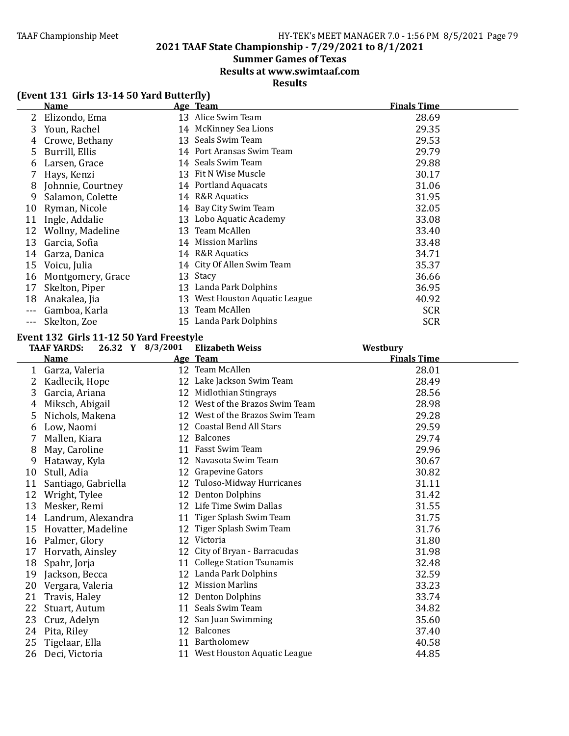## 2021 TAAF State Championship - 7/29/2021 to 8/1/2021

### Summer Games of Texas

### Results at www.swimtaaf.com

### Results

**(Event 131 Girls 13-14 50 Yard Butterfly)**

| | Name | Age | Team | Finals Time |
|---|---|---|---|---|
| 2 | Elizondo, Ema | 13 | Alice Swim Team | 28.69 |
| 3 | Youn, Rachel | 14 | McKinney Sea Lions | 29.35 |
| 4 | Crowe, Bethany | 13 | Seals Swim Team | 29.53 |
| 5 | Burrill, Ellis | 14 | Port Aransas Swim Team | 29.79 |
| 6 | Larsen, Grace | 14 | Seals Swim Team | 29.88 |
| 7 | Hays, Kenzi | 13 | Fit N Wise Muscle | 30.17 |
| 8 | Johnnie, Courtney | 14 | Portland Aquacats | 31.06 |
| 9 | Salamon, Colette | 14 | R&R Aquatics | 31.95 |
| 10 | Ryman, Nicole | 14 | Bay City Swim Team | 32.05 |
| 11 | Ingle, Addalie | 13 | Lobo Aquatic Academy | 33.08 |
| 12 | Wollny, Madeline | 13 | Team McAllen | 33.40 |
| 13 | Garcia, Sofia | 14 | Mission Marlins | 33.48 |
| 14 | Garza, Danica | 14 | R&R Aquatics | 34.71 |
| 15 | Voicu, Julia | 14 | City Of Allen Swim Team | 35.37 |
| 16 | Montgomery, Grace | 13 | Stacy | 36.66 |
| 17 | Skelton, Piper | 13 | Landa Park Dolphins | 36.95 |
| 18 | Anakalea, Jia | 13 | West Houston Aquatic League | 40.92 |
| --- | Gamboa, Karla | 13 | Team McAllen | SCR |
| --- | Skelton, Zoe | 15 | Landa Park Dolphins | SCR |

**Event 132 Girls 11-12 50 Yard Freestyle**

TAAF YARDS: 26.32 Y 8/3/2001 Elizabeth Weiss Westbury

| | Name | Age | Team | Finals Time |
|---|---|---|---|---|
| 1 | Garza, Valeria | 12 | Team McAllen | 28.01 |
| 2 | Kadlecik, Hope | 12 | Lake Jackson Swim Team | 28.49 |
| 3 | Garcia, Ariana | 12 | Midlothian Stingrays | 28.56 |
| 4 | Miksch, Abigail | 12 | West of the Brazos Swim Team | 28.98 |
| 5 | Nichols, Makena | 12 | West of the Brazos Swim Team | 29.28 |
| 6 | Low, Naomi | 12 | Coastal Bend All Stars | 29.59 |
| 7 | Mallen, Kiara | 12 | Balcones | 29.74 |
| 8 | May, Caroline | 11 | Fasst Swim Team | 29.96 |
| 9 | Hataway, Kyla | 12 | Navasota Swim Team | 30.67 |
| 10 | Stull, Adia | 12 | Grapevine Gators | 30.82 |
| 11 | Santiago, Gabriella | 12 | Tuloso-Midway Hurricanes | 31.11 |
| 12 | Wright, Tylee | 12 | Denton Dolphins | 31.42 |
| 13 | Mesker, Remi | 12 | Life Time Swim Dallas | 31.55 |
| 14 | Landrum, Alexandra | 11 | Tiger Splash Swim Team | 31.75 |
| 15 | Hovatter, Madeline | 12 | Tiger Splash Swim Team | 31.76 |
| 16 | Palmer, Glory | 12 | Victoria | 31.80 |
| 17 | Horvath, Ainsley | 12 | City of Bryan - Barracudas | 31.98 |
| 18 | Spahr, Jorja | 11 | College Station Tsunamis | 32.48 |
| 19 | Jackson, Becca | 12 | Landa Park Dolphins | 32.59 |
| 20 | Vergara, Valeria | 12 | Mission Marlins | 33.23 |
| 21 | Travis, Haley | 12 | Denton Dolphins | 33.74 |
| 22 | Stuart, Autum | 11 | Seals Swim Team | 34.82 |
| 23 | Cruz, Adelyn | 12 | San Juan Swimming | 35.60 |
| 24 | Pita, Riley | 12 | Balcones | 37.40 |
| 25 | Tigelaar, Ella | 11 | Bartholomew | 40.58 |
| 26 | Deci, Victoria | 11 | West Houston Aquatic League | 44.85 |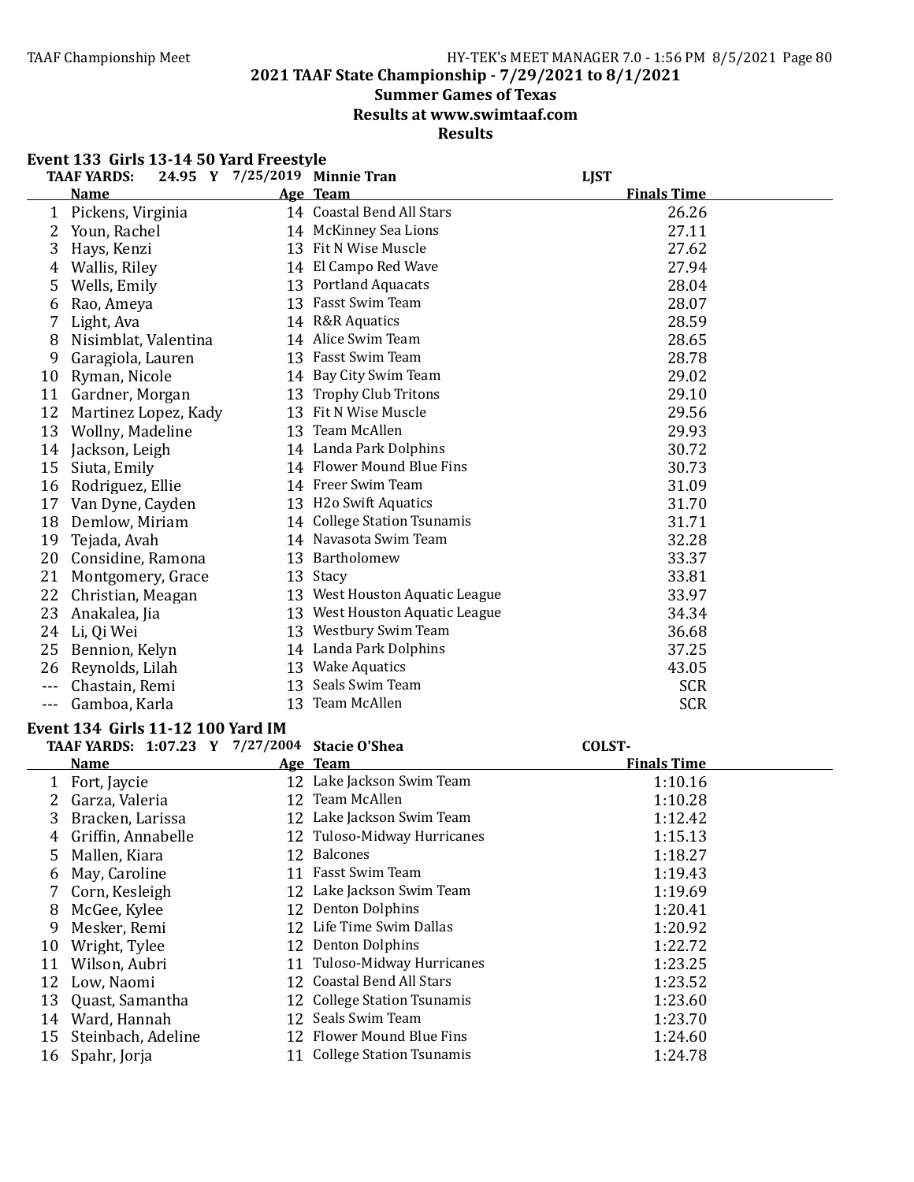## 2021 TAAF State Championship - 7/29/2021 to 8/1/2021

### Summer Games of Texas

### Results at www.swimtaaf.com

### Results

#### Event 133 Girls 13-14 50 Yard Freestyle

TAAF YARDS: 24.95 Y 7/25/2019 Minnie Tran LJST

| | Name | Age | Team | Finals Time |
|---|---|---|---|---|
| 1 | Pickens, Virginia | 14 | Coastal Bend All Stars | 26.26 |
| 2 | Youn, Rachel | 14 | McKinney Sea Lions | 27.11 |
| 3 | Hays, Kenzi | 13 | Fit N Wise Muscle | 27.62 |
| 4 | Wallis, Riley | 14 | El Campo Red Wave | 27.94 |
| 5 | Wells, Emily | 13 | Portland Aquacats | 28.04 |
| 6 | Rao, Ameya | 13 | Fasst Swim Team | 28.07 |
| 7 | Light, Ava | 14 | R&R Aquatics | 28.59 |
| 8 | Nisimblat, Valentina | 14 | Alice Swim Team | 28.65 |
| 9 | Garagiola, Lauren | 13 | Fasst Swim Team | 28.78 |
| 10 | Ryman, Nicole | 14 | Bay City Swim Team | 29.02 |
| 11 | Gardner, Morgan | 13 | Trophy Club Tritons | 29.10 |
| 12 | Martinez Lopez, Kady | 13 | Fit N Wise Muscle | 29.56 |
| 13 | Wollny, Madeline | 13 | Team McAllen | 29.93 |
| 14 | Jackson, Leigh | 14 | Landa Park Dolphins | 30.72 |
| 15 | Siuta, Emily | 14 | Flower Mound Blue Fins | 30.73 |
| 16 | Rodriguez, Ellie | 14 | Freer Swim Team | 31.09 |
| 17 | Van Dyne, Cayden | 13 | H2o Swift Aquatics | 31.70 |
| 18 | Demlow, Miriam | 14 | College Station Tsunamis | 31.71 |
| 19 | Tejada, Avah | 14 | Navasota Swim Team | 32.28 |
| 20 | Considine, Ramona | 13 | Bartholomew | 33.37 |
| 21 | Montgomery, Grace | 13 | Stacy | 33.81 |
| 22 | Christian, Meagan | 13 | West Houston Aquatic League | 33.97 |
| 23 | Anakalea, Jia | 13 | West Houston Aquatic League | 34.34 |
| 24 | Li, Qi Wei | 13 | Westbury Swim Team | 36.68 |
| 25 | Bennion, Kelyn | 14 | Landa Park Dolphins | 37.25 |
| 26 | Reynolds, Lilah | 13 | Wake Aquatics | 43.05 |
| --- | Chastain, Remi | 13 | Seals Swim Team | SCR |
| --- | Gamboa, Karla | 13 | Team McAllen | SCR |

#### Event 134 Girls 11-12 100 Yard IM

TAAF YARDS: 1:07.23 Y 7/27/2004 Stacie O'Shea COLST-

| | Name | Age | Team | Finals Time |
|---|---|---|---|---|
| 1 | Fort, Jaycie | 12 | Lake Jackson Swim Team | 1:10.16 |
| 2 | Garza, Valeria | 12 | Team McAllen | 1:10.28 |
| 3 | Bracken, Larissa | 12 | Lake Jackson Swim Team | 1:12.42 |
| 4 | Griffin, Annabelle | 12 | Tuloso-Midway Hurricanes | 1:15.13 |
| 5 | Mallen, Kiara | 12 | Balcones | 1:18.27 |
| 6 | May, Caroline | 11 | Fasst Swim Team | 1:19.43 |
| 7 | Corn, Kesleigh | 12 | Lake Jackson Swim Team | 1:19.69 |
| 8 | McGee, Kylee | 12 | Denton Dolphins | 1:20.41 |
| 9 | Mesker, Remi | 12 | Life Time Swim Dallas | 1:20.92 |
| 10 | Wright, Tylee | 12 | Denton Dolphins | 1:22.72 |
| 11 | Wilson, Aubri | 11 | Tuloso-Midway Hurricanes | 1:23.25 |
| 12 | Low, Naomi | 12 | Coastal Bend All Stars | 1:23.52 |
| 13 | Quast, Samantha | 12 | College Station Tsunamis | 1:23.60 |
| 14 | Ward, Hannah | 12 | Seals Swim Team | 1:23.70 |
| 15 | Steinbach, Adeline | 12 | Flower Mound Blue Fins | 1:24.60 |
| 16 | Spahr, Jorja | 11 | College Station Tsunamis | 1:24.78 |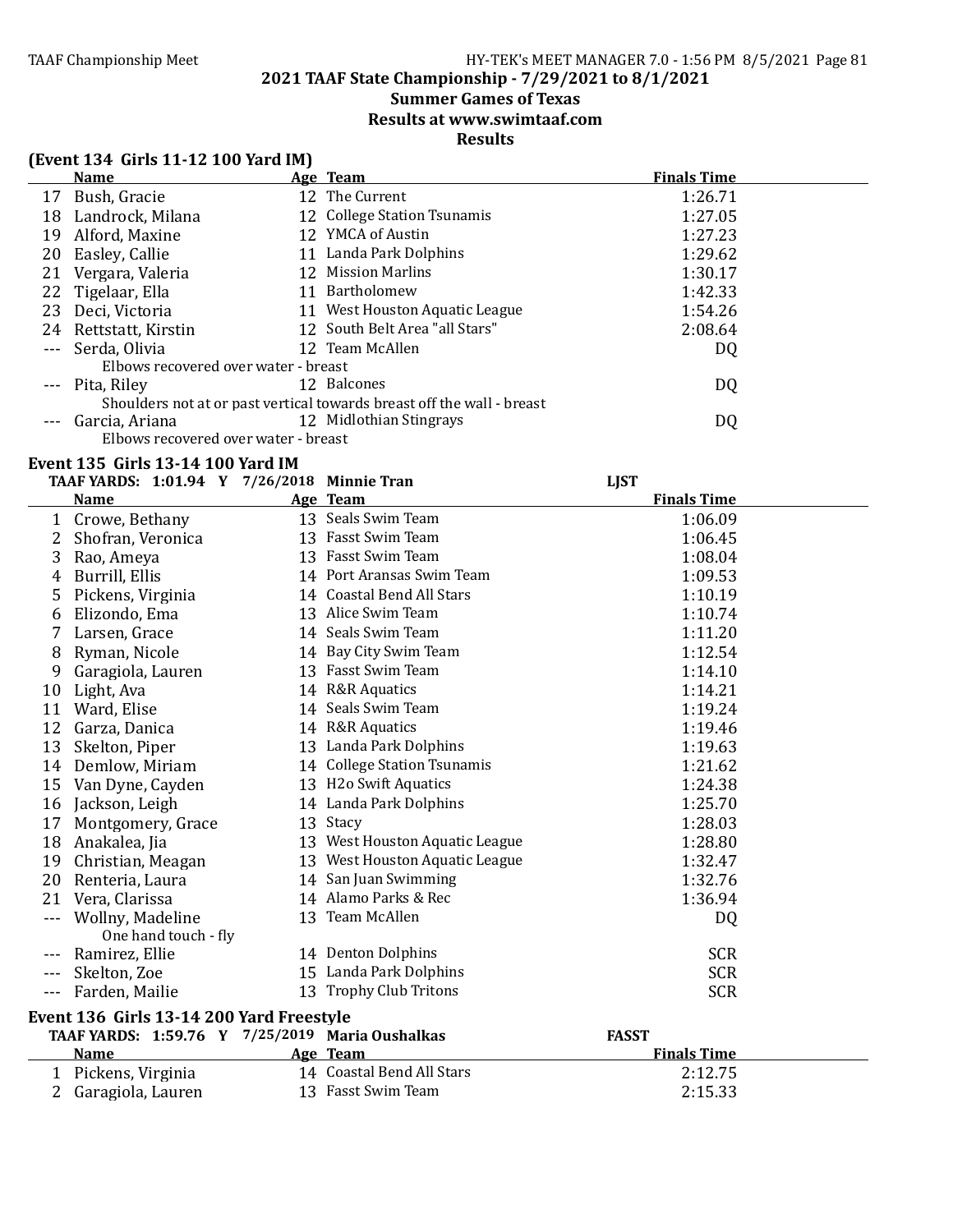## 2021 TAAF State Championship - 7/29/2021 to 8/1/2021

## Summer Games of Texas

## Results at www.swimtaaf.com

## Results

### (Event 134 Girls 11-12 100 Yard IM)

| | Name | Age | Team | Finals Time |
|---|---|---|---|---|
| 17 | Bush, Gracie | 12 | The Current | 1:26.71 |
| 18 | Landrock, Milana | 12 | College Station Tsunamis | 1:27.05 |
| 19 | Alford, Maxine | 12 | YMCA of Austin | 1:27.23 |
| 20 | Easley, Callie | 11 | Landa Park Dolphins | 1:29.62 |
| 21 | Vergara, Valeria | 12 | Mission Marlins | 1:30.17 |
| 22 | Tigelaar, Ella | 11 | Bartholomew | 1:42.33 |
| 23 | Deci, Victoria | 11 | West Houston Aquatic League | 1:54.26 |
| 24 | Rettstatt, Kirstin | 12 | South Belt Area "all Stars" | 2:08.64 |
| --- | Serda, Olivia | 12 | Team McAllen | DQ |
| | Elbows recovered over water - breast | | | |
| --- | Pita, Riley | 12 | Balcones | DQ |
| | Shoulders not at or past vertical towards breast off the wall - breast | | | |
| --- | Garcia, Ariana | 12 | Midlothian Stingrays | DQ |
| | Elbows recovered over water - breast | | | |

### Event 135 Girls 13-14 100 Yard IM

TAAF YARDS: 1:01.94 Y 7/26/2018 Minnie Tran LJST

| | Name | Age | Team | Finals Time |
|---|---|---|---|---|
| 1 | Crowe, Bethany | 13 | Seals Swim Team | 1:06.09 |
| 2 | Shofran, Veronica | 13 | Fasst Swim Team | 1:06.45 |
| 3 | Rao, Ameya | 13 | Fasst Swim Team | 1:08.04 |
| 4 | Burrill, Ellis | 14 | Port Aransas Swim Team | 1:09.53 |
| 5 | Pickens, Virginia | 14 | Coastal Bend All Stars | 1:10.19 |
| 6 | Elizondo, Ema | 13 | Alice Swim Team | 1:10.74 |
| 7 | Larsen, Grace | 14 | Seals Swim Team | 1:11.20 |
| 8 | Ryman, Nicole | 14 | Bay City Swim Team | 1:12.54 |
| 9 | Garagiola, Lauren | 13 | Fasst Swim Team | 1:14.10 |
| 10 | Light, Ava | 14 | R&R Aquatics | 1:14.21 |
| 11 | Ward, Elise | 14 | Seals Swim Team | 1:19.24 |
| 12 | Garza, Danica | 14 | R&R Aquatics | 1:19.46 |
| 13 | Skelton, Piper | 13 | Landa Park Dolphins | 1:19.63 |
| 14 | Demlow, Miriam | 14 | College Station Tsunamis | 1:21.62 |
| 15 | Van Dyne, Cayden | 13 | H2o Swift Aquatics | 1:24.38 |
| 16 | Jackson, Leigh | 14 | Landa Park Dolphins | 1:25.70 |
| 17 | Montgomery, Grace | 13 | Stacy | 1:28.03 |
| 18 | Anakalea, Jia | 13 | West Houston Aquatic League | 1:28.80 |
| 19 | Christian, Meagan | 13 | West Houston Aquatic League | 1:32.47 |
| 20 | Renteria, Laura | 14 | San Juan Swimming | 1:32.76 |
| 21 | Vera, Clarissa | 14 | Alamo Parks & Rec | 1:36.94 |
| --- | Wollny, Madeline | 13 | Team McAllen | DQ |
| | One hand touch - fly | | | |
| --- | Ramirez, Ellie | 14 | Denton Dolphins | SCR |
| --- | Skelton, Zoe | 15 | Landa Park Dolphins | SCR |
| --- | Farden, Mailie | 13 | Trophy Club Tritons | SCR |

### Event 136 Girls 13-14 200 Yard Freestyle

TAAF YARDS: 1:59.76 Y 7/25/2019 Maria Oushalkas FASST

| | Name | Age | Team | Finals Time |
|---|---|---|---|---|
| 1 | Pickens, Virginia | 14 | Coastal Bend All Stars | 2:12.75 |
| 2 | Garagiola, Lauren | 13 | Fasst Swim Team | 2:15.33 |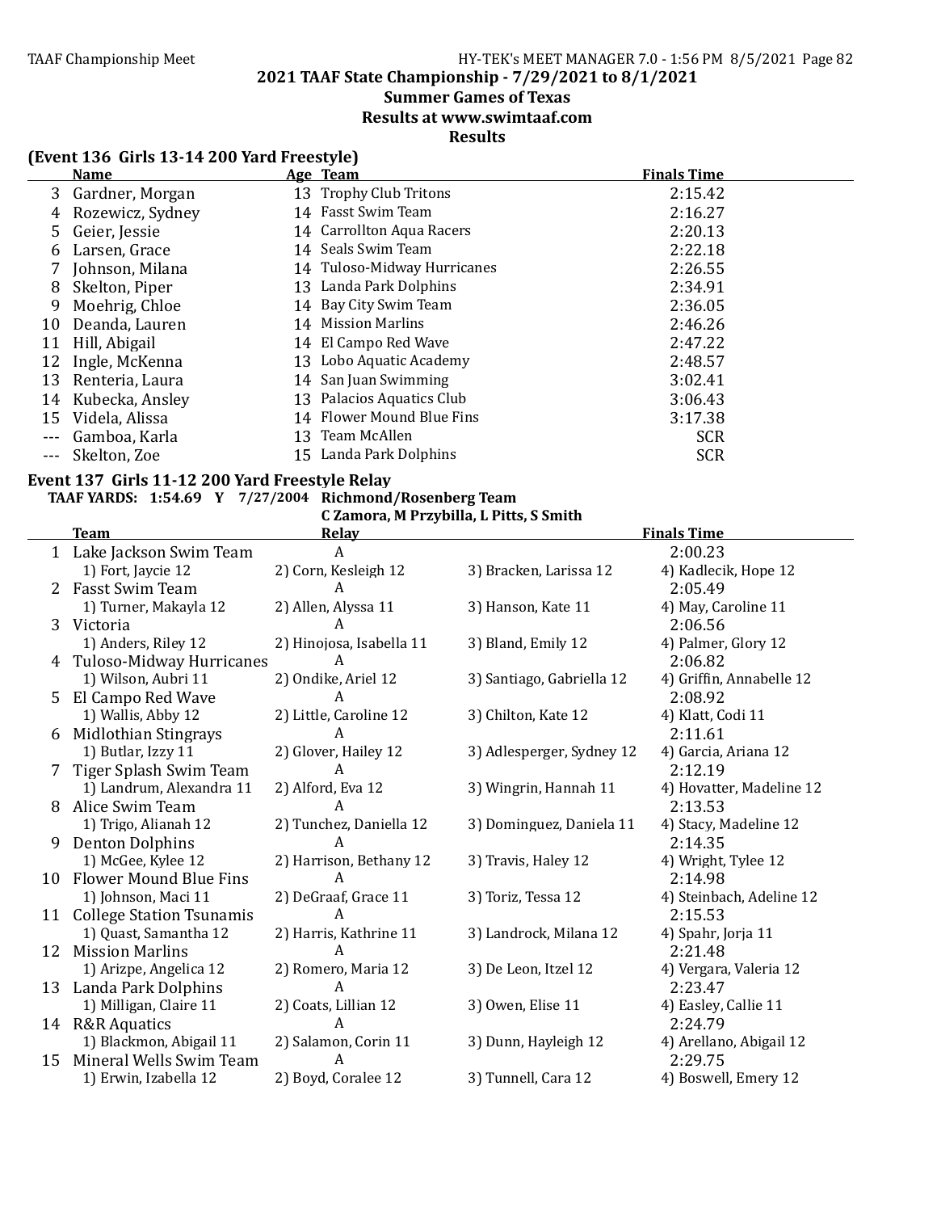## 2021 TAAF State Championship - 7/29/2021 to 8/1/2021

### Summer Games of Texas

### Results at www.swimtaaf.com

### Results

**(Event 136 Girls 13-14 200 Yard Freestyle)**

| | Name | Age | Team | Finals Time |
|---|---|---|---|---|
| 3 | Gardner, Morgan | 13 | Trophy Club Tritons | 2:15.42 |
| 4 | Rozewicz, Sydney | 14 | Fasst Swim Team | 2:16.27 |
| 5 | Geier, Jessie | 14 | Carrollton Aqua Racers | 2:20.13 |
| 6 | Larsen, Grace | 14 | Seals Swim Team | 2:22.18 |
| 7 | Johnson, Milana | 14 | Tuloso-Midway Hurricanes | 2:26.55 |
| 8 | Skelton, Piper | 13 | Landa Park Dolphins | 2:34.91 |
| 9 | Moehrig, Chloe | 14 | Bay City Swim Team | 2:36.05 |
| 10 | Deanda, Lauren | 14 | Mission Marlins | 2:46.26 |
| 11 | Hill, Abigail | 14 | El Campo Red Wave | 2:47.22 |
| 12 | Ingle, McKenna | 13 | Lobo Aquatic Academy | 2:48.57 |
| 13 | Renteria, Laura | 14 | San Juan Swimming | 3:02.41 |
| 14 | Kubecka, Ansley | 13 | Palacios Aquatics Club | 3:06.43 |
| 15 | Videla, Alissa | 14 | Flower Mound Blue Fins | 3:17.38 |
| --- | Gamboa, Karla | 13 | Team McAllen | SCR |
| --- | Skelton, Zoe | 15 | Landa Park Dolphins | SCR |

**Event 137 Girls 11-12 200 Yard Freestyle Relay**

TAAF YARDS: 1:54.69 Y 7/27/2004 Richmond/Rosenberg Team
C Zamora, M Przybilla, L Pitts, S Smith

| | Team | Relay | | Finals Time |
|---|---|---|---|---|
| 1 | Lake Jackson Swim Team | A | | 2:00.23 |
| | 1) Fort, Jaycie 12 | 2) Corn, Kesleigh 12 | 3) Bracken, Larissa 12 | 4) Kadlecik, Hope 12 |
| 2 | Fasst Swim Team | A | | 2:05.49 |
| | 1) Turner, Makayla 12 | 2) Allen, Alyssa 11 | 3) Hanson, Kate 11 | 4) May, Caroline 11 |
| 3 | Victoria | A | | 2:06.56 |
| | 1) Anders, Riley 12 | 2) Hinojosa, Isabella 11 | 3) Bland, Emily 12 | 4) Palmer, Glory 12 |
| 4 | Tuloso-Midway Hurricanes | A | | 2:06.82 |
| | 1) Wilson, Aubri 11 | 2) Ondike, Ariel 12 | 3) Santiago, Gabriella 12 | 4) Griffin, Annabelle 12 |
| 5 | El Campo Red Wave | A | | 2:08.92 |
| | 1) Wallis, Abby 12 | 2) Little, Caroline 12 | 3) Chilton, Kate 12 | 4) Klatt, Codi 11 |
| 6 | Midlothian Stingrays | A | | 2:11.61 |
| | 1) Butlar, Izzy 11 | 2) Glover, Hailey 12 | 3) Adlesperger, Sydney 12 | 4) Garcia, Ariana 12 |
| 7 | Tiger Splash Swim Team | A | | 2:12.19 |
| | 1) Landrum, Alexandra 11 | 2) Alford, Eva 12 | 3) Wingrin, Hannah 11 | 4) Hovatter, Madeline 12 |
| 8 | Alice Swim Team | A | | 2:13.53 |
| | 1) Trigo, Alianah 12 | 2) Tunchez, Daniella 12 | 3) Dominguez, Daniela 11 | 4) Stacy, Madeline 12 |
| 9 | Denton Dolphins | A | | 2:14.35 |
| | 1) McGee, Kylee 12 | 2) Harrison, Bethany 12 | 3) Travis, Haley 12 | 4) Wright, Tylee 12 |
| 10 | Flower Mound Blue Fins | A | | 2:14.98 |
| | 1) Johnson, Maci 11 | 2) DeGraaf, Grace 11 | 3) Toriz, Tessa 12 | 4) Steinbach, Adeline 12 |
| 11 | College Station Tsunamis | A | | 2:15.53 |
| | 1) Quast, Samantha 12 | 2) Harris, Kathrine 11 | 3) Landrock, Milana 12 | 4) Spahr, Jorja 11 |
| 12 | Mission Marlins | A | | 2:21.48 |
| | 1) Arizpe, Angelica 12 | 2) Romero, Maria 12 | 3) De Leon, Itzel 12 | 4) Vergara, Valeria 12 |
| 13 | Landa Park Dolphins | A | | 2:23.47 |
| | 1) Milligan, Claire 11 | 2) Coats, Lillian 12 | 3) Owen, Elise 11 | 4) Easley, Callie 11 |
| 14 | R&R Aquatics | A | | 2:24.79 |
| | 1) Blackmon, Abigail 11 | 2) Salamon, Corin 11 | 3) Dunn, Hayleigh 12 | 4) Arellano, Abigail 12 |
| 15 | Mineral Wells Swim Team | A | | 2:29.75 |
| | 1) Erwin, Izabella 12 | 2) Boyd, Coralee 12 | 3) Tunnell, Cara 12 | 4) Boswell, Emery 12 |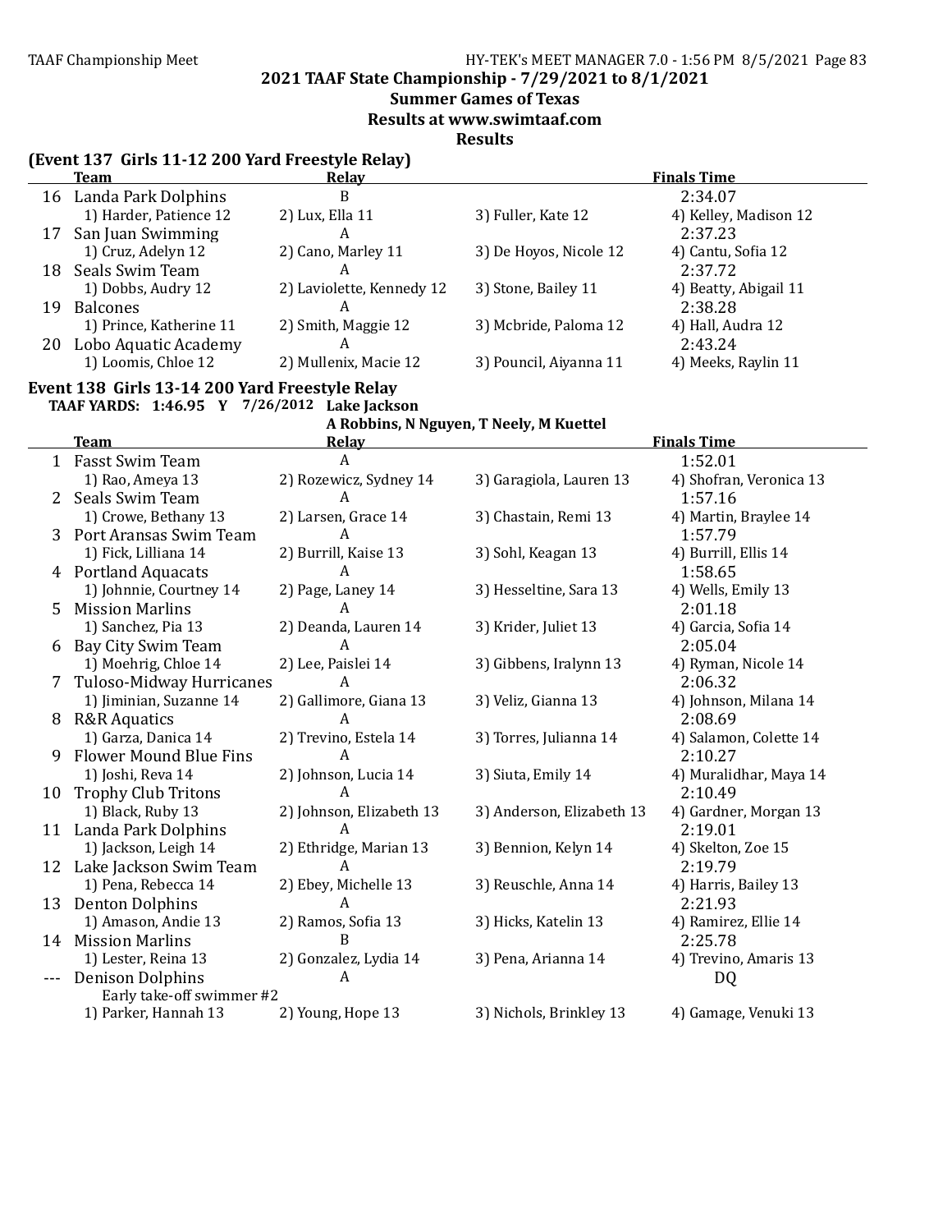## 2021 TAAF State Championship - 7/29/2021 to 8/1/2021

### Summer Games of Texas

### Results at www.swimtaaf.com

### Results

**(Event 137 Girls 11-12 200 Yard Freestyle Relay)**

| | Team | Relay | | Finals Time |
|---|---|---|---|---|
| 16 | Landa Park Dolphins | B | | 2:34.07 |
| | 1) Harder, Patience 12 | 2) Lux, Ella 11 | 3) Fuller, Kate 12 | 4) Kelley, Madison 12 |
| 17 | San Juan Swimming | A | | 2:37.23 |
| | 1) Cruz, Adelyn 12 | 2) Cano, Marley 11 | 3) De Hoyos, Nicole 12 | 4) Cantu, Sofia 12 |
| 18 | Seals Swim Team | A | | 2:37.72 |
| | 1) Dobbs, Audry 12 | 2) Laviolette, Kennedy 12 | 3) Stone, Bailey 11 | 4) Beatty, Abigail 11 |
| 19 | Balcones | A | | 2:38.28 |
| | 1) Prince, Katherine 11 | 2) Smith, Maggie 12 | 3) Mcbride, Paloma 12 | 4) Hall, Audra 12 |
| 20 | Lobo Aquatic Academy | A | | 2:43.24 |
| | 1) Loomis, Chloe 12 | 2) Mullenix, Macie 12 | 3) Pouncil, Aiyanna 11 | 4) Meeks, Raylin 11 |

**Event 138 Girls 13-14 200 Yard Freestyle Relay**

**TAAF YARDS: 1:46.95 Y 7/26/2012 Lake Jackson**

**A Robbins, N Nguyen, T Neely, M Kuettel**

| | Team | Relay | | Finals Time |
|---|---|---|---|---|
| 1 | Fasst Swim Team | A | | 1:52.01 |
| | 1) Rao, Ameya 13 | 2) Rozewicz, Sydney 14 | 3) Garagiola, Lauren 13 | 4) Shofran, Veronica 13 |
| 2 | Seals Swim Team | A | | 1:57.16 |
| | 1) Crowe, Bethany 13 | 2) Larsen, Grace 14 | 3) Chastain, Remi 13 | 4) Martin, Braylee 14 |
| 3 | Port Aransas Swim Team | A | | 1:57.79 |
| | 1) Fick, Lilliana 14 | 2) Burrill, Kaise 13 | 3) Sohl, Keagan 13 | 4) Burrill, Ellis 14 |
| 4 | Portland Aquacats | A | | 1:58.65 |
| | 1) Johnnie, Courtney 14 | 2) Page, Laney 14 | 3) Hesseltine, Sara 13 | 4) Wells, Emily 13 |
| 5 | Mission Marlins | A | | 2:01.18 |
| | 1) Sanchez, Pia 13 | 2) Deanda, Lauren 14 | 3) Krider, Juliet 13 | 4) Garcia, Sofia 14 |
| 6 | Bay City Swim Team | A | | 2:05.04 |
| | 1) Moehrig, Chloe 14 | 2) Lee, Paislei 14 | 3) Gibbens, Iralynn 13 | 4) Ryman, Nicole 14 |
| 7 | Tuloso-Midway Hurricanes | A | | 2:06.32 |
| | 1) Jiminian, Suzanne 14 | 2) Gallimore, Giana 13 | 3) Veliz, Gianna 13 | 4) Johnson, Milana 14 |
| 8 | R&R Aquatics | A | | 2:08.69 |
| | 1) Garza, Danica 14 | 2) Trevino, Estela 14 | 3) Torres, Julianna 14 | 4) Salamon, Colette 14 |
| 9 | Flower Mound Blue Fins | A | | 2:10.27 |
| | 1) Joshi, Reva 14 | 2) Johnson, Lucia 14 | 3) Siuta, Emily 14 | 4) Muralidhar, Maya 14 |
| 10 | Trophy Club Tritons | A | | 2:10.49 |
| | 1) Black, Ruby 13 | 2) Johnson, Elizabeth 13 | 3) Anderson, Elizabeth 13 | 4) Gardner, Morgan 13 |
| 11 | Landa Park Dolphins | A | | 2:19.01 |
| | 1) Jackson, Leigh 14 | 2) Ethridge, Marian 13 | 3) Bennion, Kelyn 14 | 4) Skelton, Zoe 15 |
| 12 | Lake Jackson Swim Team | A | | 2:19.79 |
| | 1) Pena, Rebecca 14 | 2) Ebey, Michelle 13 | 3) Reuschle, Anna 14 | 4) Harris, Bailey 13 |
| 13 | Denton Dolphins | A | | 2:21.93 |
| | 1) Amason, Andie 13 | 2) Ramos, Sofia 13 | 3) Hicks, Katelin 13 | 4) Ramirez, Ellie 14 |
| 14 | Mission Marlins | B | | 2:25.78 |
| | 1) Lester, Reina 13 | 2) Gonzalez, Lydia 14 | 3) Pena, Arianna 14 | 4) Trevino, Amaris 13 |
| --- | Denison Dolphins | A | | DQ |
| | Early take-off swimmer #2 | | | |
| | 1) Parker, Hannah 13 | 2) Young, Hope 13 | 3) Nichols, Brinkley 13 | 4) Gamage, Venuki 13 |